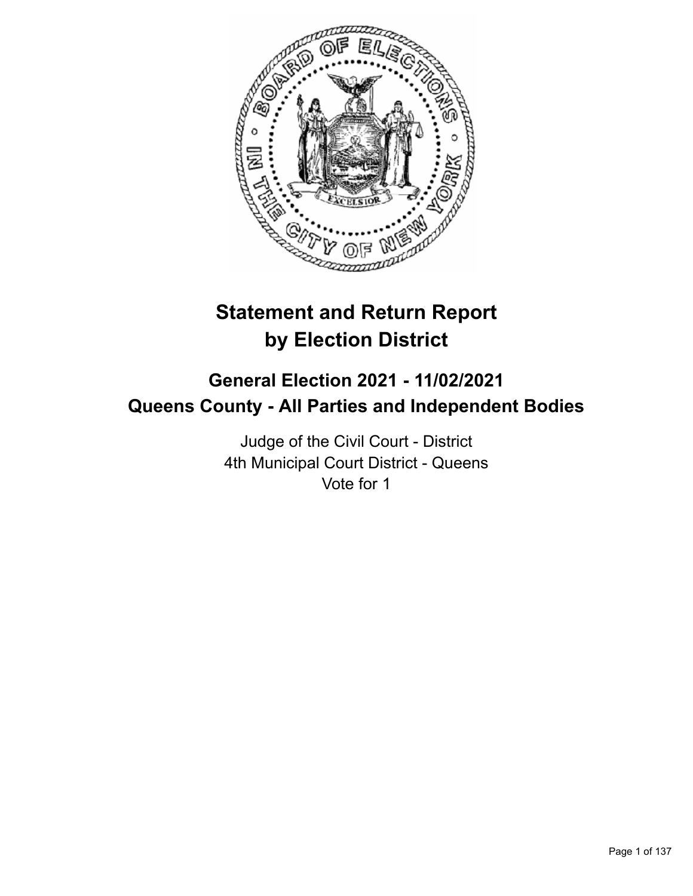# Statement and Return Report by Election District

## General Election 2021 - 11/02/2021
## Queens County - All Parties and Independent Bodies

Judge of the Civil Court - District
4th Municipal Court District - Queens
Vote for 1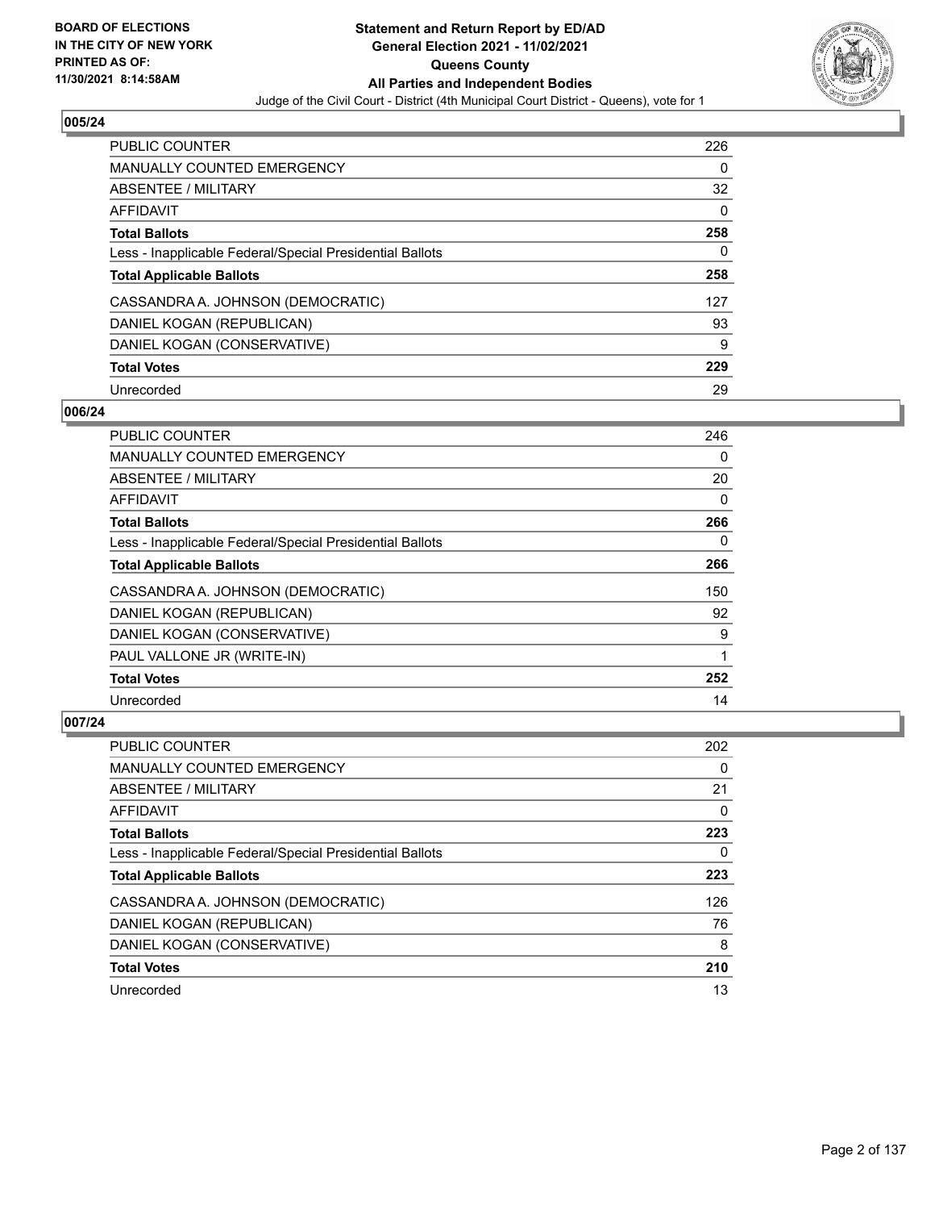**BOARD OF ELECTIONS IN THE CITY OF NEW YORK PRINTED AS OF: 11/30/2021 8:14:58AM**

# Statement and Return Report by ED/AD
## General Election 2021 - 11/02/2021
## Queens County
## All Parties and Independent Bodies

Judge of the Civil Court - District (4th Municipal Court District - Queens), vote for 1

### 005/24

| | |
|---|---|
| PUBLIC COUNTER | 226 |
| MANUALLY COUNTED EMERGENCY | 0 |
| ABSENTEE / MILITARY | 32 |
| AFFIDAVIT | 0 |
| **Total Ballots** | **258** |
| Less - Inapplicable Federal/Special Presidential Ballots | 0 |
| **Total Applicable Ballots** | **258** |
| CASSANDRA A. JOHNSON (DEMOCRATIC) | 127 |
| DANIEL KOGAN (REPUBLICAN) | 93 |
| DANIEL KOGAN (CONSERVATIVE) | 9 |
| **Total Votes** | **229** |
| Unrecorded | 29 |

### 006/24

| | |
|---|---|
| PUBLIC COUNTER | 246 |
| MANUALLY COUNTED EMERGENCY | 0 |
| ABSENTEE / MILITARY | 20 |
| AFFIDAVIT | 0 |
| **Total Ballots** | **266** |
| Less - Inapplicable Federal/Special Presidential Ballots | 0 |
| **Total Applicable Ballots** | **266** |
| CASSANDRA A. JOHNSON (DEMOCRATIC) | 150 |
| DANIEL KOGAN (REPUBLICAN) | 92 |
| DANIEL KOGAN (CONSERVATIVE) | 9 |
| PAUL VALLONE JR (WRITE-IN) | 1 |
| **Total Votes** | **252** |
| Unrecorded | 14 |

### 007/24

| | |
|---|---|
| PUBLIC COUNTER | 202 |
| MANUALLY COUNTED EMERGENCY | 0 |
| ABSENTEE / MILITARY | 21 |
| AFFIDAVIT | 0 |
| **Total Ballots** | **223** |
| Less - Inapplicable Federal/Special Presidential Ballots | 0 |
| **Total Applicable Ballots** | **223** |
| CASSANDRA A. JOHNSON (DEMOCRATIC) | 126 |
| DANIEL KOGAN (REPUBLICAN) | 76 |
| DANIEL KOGAN (CONSERVATIVE) | 8 |
| **Total Votes** | **210** |
| Unrecorded | 13 |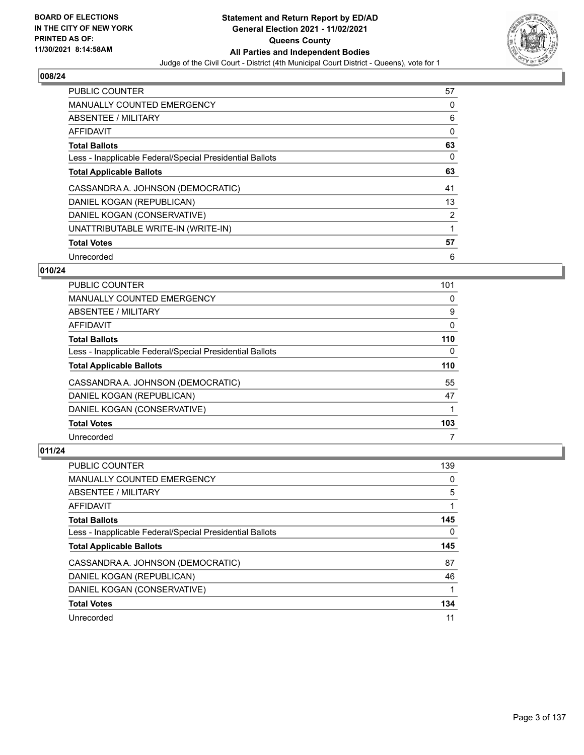BOARD OF ELECTIONS
IN THE CITY OF NEW YORK
PRINTED AS OF:
11/30/2021 8:14:58AM

# Statement and Return Report by ED/AD
## General Election 2021 - 11/02/2021
## Queens County
## All Parties and Independent Bodies
Judge of the Civil Court - District (4th Municipal Court District - Queens), vote for 1

### 008/24

| | |
|---|---|
| PUBLIC COUNTER | 57 |
| MANUALLY COUNTED EMERGENCY | 0 |
| ABSENTEE / MILITARY | 6 |
| AFFIDAVIT | 0 |
| **Total Ballots** | **63** |
| Less - Inapplicable Federal/Special Presidential Ballots | 0 |
| **Total Applicable Ballots** | **63** |
| CASSANDRA A. JOHNSON (DEMOCRATIC) | 41 |
| DANIEL KOGAN (REPUBLICAN) | 13 |
| DANIEL KOGAN (CONSERVATIVE) | 2 |
| UNATTRIBUTABLE WRITE-IN (WRITE-IN) | 1 |
| **Total Votes** | **57** |
| Unrecorded | 6 |

### 010/24

| | |
|---|---|
| PUBLIC COUNTER | 101 |
| MANUALLY COUNTED EMERGENCY | 0 |
| ABSENTEE / MILITARY | 9 |
| AFFIDAVIT | 0 |
| **Total Ballots** | **110** |
| Less - Inapplicable Federal/Special Presidential Ballots | 0 |
| **Total Applicable Ballots** | **110** |
| CASSANDRA A. JOHNSON (DEMOCRATIC) | 55 |
| DANIEL KOGAN (REPUBLICAN) | 47 |
| DANIEL KOGAN (CONSERVATIVE) | 1 |
| **Total Votes** | **103** |
| Unrecorded | 7 |

### 011/24

| | |
|---|---|
| PUBLIC COUNTER | 139 |
| MANUALLY COUNTED EMERGENCY | 0 |
| ABSENTEE / MILITARY | 5 |
| AFFIDAVIT | 1 |
| **Total Ballots** | **145** |
| Less - Inapplicable Federal/Special Presidential Ballots | 0 |
| **Total Applicable Ballots** | **145** |
| CASSANDRA A. JOHNSON (DEMOCRATIC) | 87 |
| DANIEL KOGAN (REPUBLICAN) | 46 |
| DANIEL KOGAN (CONSERVATIVE) | 1 |
| **Total Votes** | **134** |
| Unrecorded | 11 |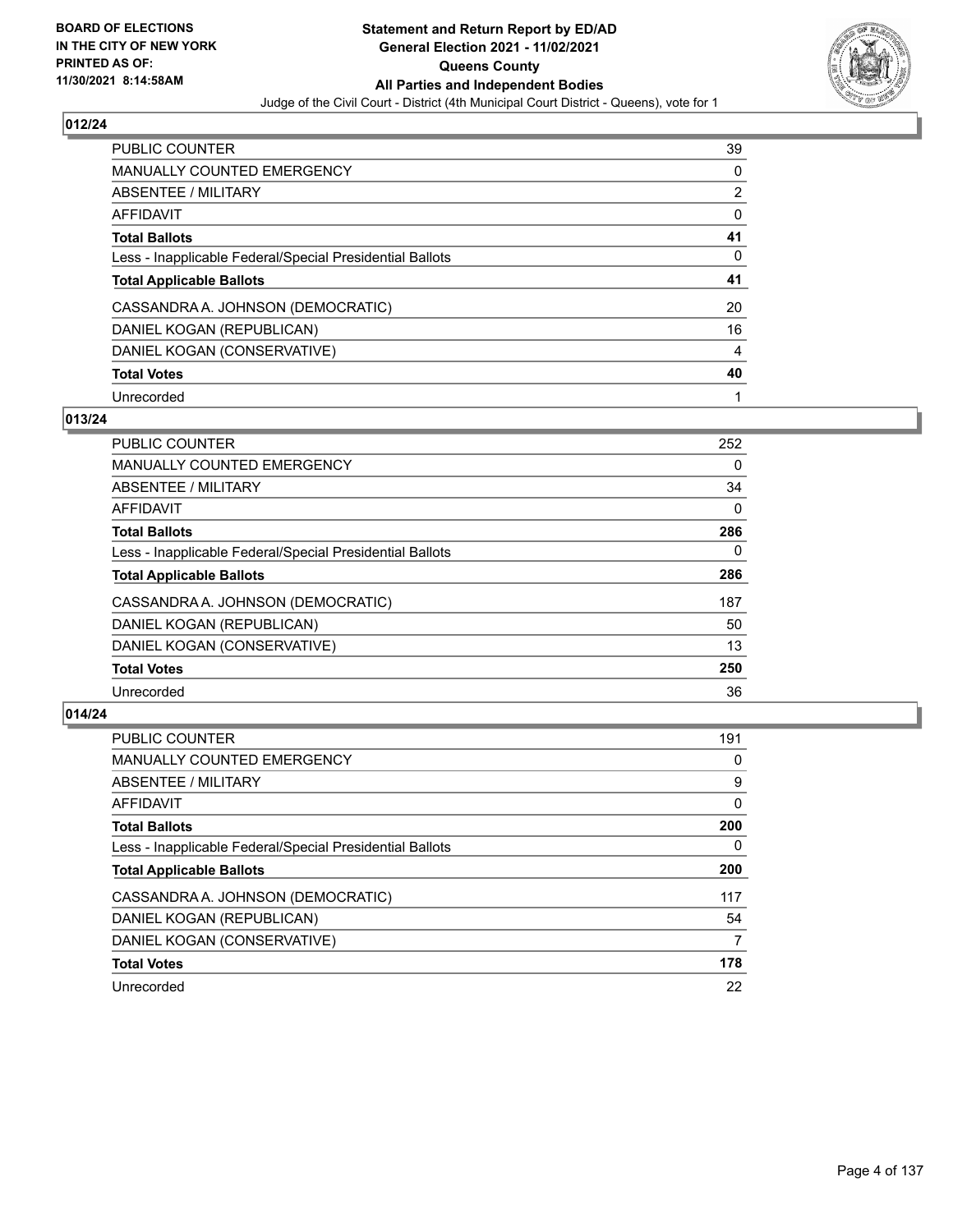## 012/24

| | |
|---|---|
| PUBLIC COUNTER | 39 |
| MANUALLY COUNTED EMERGENCY | 0 |
| ABSENTEE / MILITARY | 2 |
| AFFIDAVIT | 0 |
| **Total Ballots** | **41** |
| Less - Inapplicable Federal/Special Presidential Ballots | 0 |
| **Total Applicable Ballots** | **41** |
| CASSANDRA A. JOHNSON (DEMOCRATIC) | 20 |
| DANIEL KOGAN (REPUBLICAN) | 16 |
| DANIEL KOGAN (CONSERVATIVE) | 4 |
| **Total Votes** | **40** |
| Unrecorded | 1 |

## 013/24

| | |
|---|---|
| PUBLIC COUNTER | 252 |
| MANUALLY COUNTED EMERGENCY | 0 |
| ABSENTEE / MILITARY | 34 |
| AFFIDAVIT | 0 |
| **Total Ballots** | **286** |
| Less - Inapplicable Federal/Special Presidential Ballots | 0 |
| **Total Applicable Ballots** | **286** |
| CASSANDRA A. JOHNSON (DEMOCRATIC) | 187 |
| DANIEL KOGAN (REPUBLICAN) | 50 |
| DANIEL KOGAN (CONSERVATIVE) | 13 |
| **Total Votes** | **250** |
| Unrecorded | 36 |

## 014/24

| | |
|---|---|
| PUBLIC COUNTER | 191 |
| MANUALLY COUNTED EMERGENCY | 0 |
| ABSENTEE / MILITARY | 9 |
| AFFIDAVIT | 0 |
| **Total Ballots** | **200** |
| Less - Inapplicable Federal/Special Presidential Ballots | 0 |
| **Total Applicable Ballots** | **200** |
| CASSANDRA A. JOHNSON (DEMOCRATIC) | 117 |
| DANIEL KOGAN (REPUBLICAN) | 54 |
| DANIEL KOGAN (CONSERVATIVE) | 7 |
| **Total Votes** | **178** |
| Unrecorded | 22 |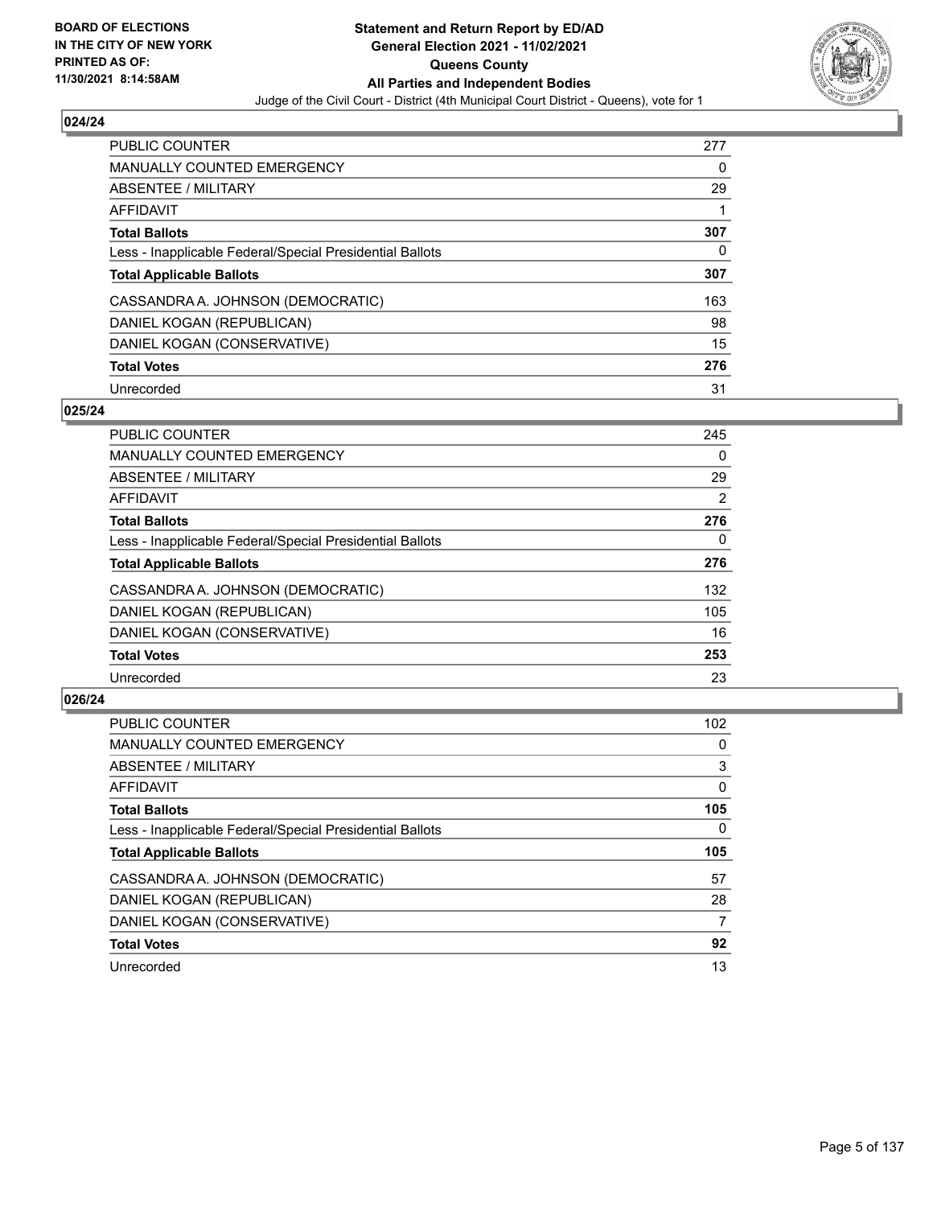**BOARD OF ELECTIONS IN THE CITY OF NEW YORK PRINTED AS OF: 11/30/2021 8:14:58AM**

**Statement and Return Report by ED/AD General Election 2021 - 11/02/2021 Queens County All Parties and Independent Bodies**

Judge of the Civil Court - District (4th Municipal Court District - Queens), vote for 1

## 024/24

| | |
|---|---|
| PUBLIC COUNTER | 277 |
| MANUALLY COUNTED EMERGENCY | 0 |
| ABSENTEE / MILITARY | 29 |
| AFFIDAVIT | 1 |
| **Total Ballots** | **307** |
| Less - Inapplicable Federal/Special Presidential Ballots | 0 |
| **Total Applicable Ballots** | **307** |
| CASSANDRA A. JOHNSON (DEMOCRATIC) | 163 |
| DANIEL KOGAN (REPUBLICAN) | 98 |
| DANIEL KOGAN (CONSERVATIVE) | 15 |
| **Total Votes** | **276** |
| Unrecorded | 31 |

## 025/24

| | |
|---|---|
| PUBLIC COUNTER | 245 |
| MANUALLY COUNTED EMERGENCY | 0 |
| ABSENTEE / MILITARY | 29 |
| AFFIDAVIT | 2 |
| **Total Ballots** | **276** |
| Less - Inapplicable Federal/Special Presidential Ballots | 0 |
| **Total Applicable Ballots** | **276** |
| CASSANDRA A. JOHNSON (DEMOCRATIC) | 132 |
| DANIEL KOGAN (REPUBLICAN) | 105 |
| DANIEL KOGAN (CONSERVATIVE) | 16 |
| **Total Votes** | **253** |
| Unrecorded | 23 |

## 026/24

| | |
|---|---|
| PUBLIC COUNTER | 102 |
| MANUALLY COUNTED EMERGENCY | 0 |
| ABSENTEE / MILITARY | 3 |
| AFFIDAVIT | 0 |
| **Total Ballots** | **105** |
| Less - Inapplicable Federal/Special Presidential Ballots | 0 |
| **Total Applicable Ballots** | **105** |
| CASSANDRA A. JOHNSON (DEMOCRATIC) | 57 |
| DANIEL KOGAN (REPUBLICAN) | 28 |
| DANIEL KOGAN (CONSERVATIVE) | 7 |
| **Total Votes** | **92** |
| Unrecorded | 13 |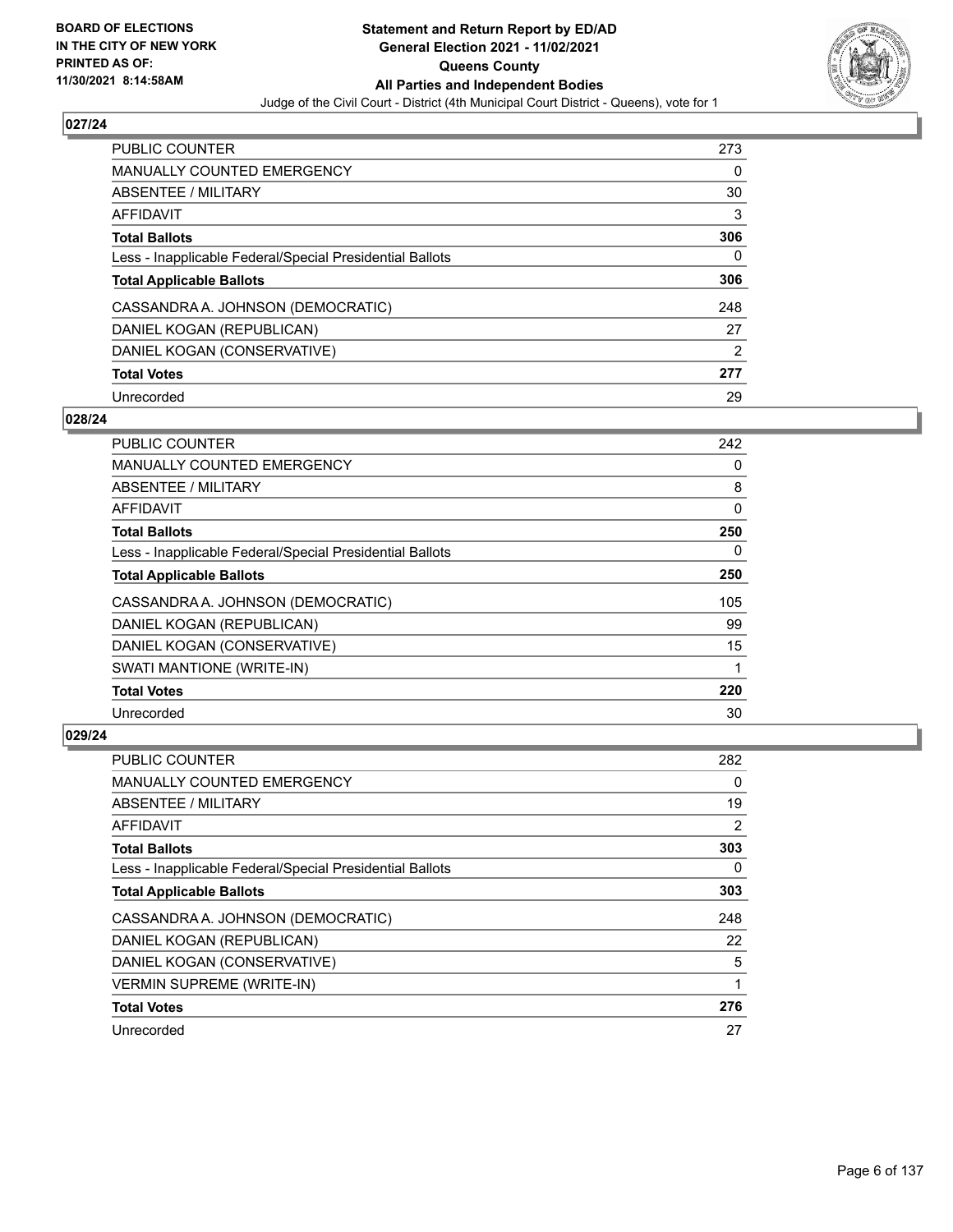**BOARD OF ELECTIONS IN THE CITY OF NEW YORK PRINTED AS OF: 11/30/2021 8:14:58AM**

**Statement and Return Report by ED/AD General Election 2021 - 11/02/2021 Queens County All Parties and Independent Bodies**

Judge of the Civil Court - District (4th Municipal Court District - Queens), vote for 1

## 027/24

| | |
|---|---|
| PUBLIC COUNTER | 273 |
| MANUALLY COUNTED EMERGENCY | 0 |
| ABSENTEE / MILITARY | 30 |
| AFFIDAVIT | 3 |
| **Total Ballots** | **306** |
| Less - Inapplicable Federal/Special Presidential Ballots | 0 |
| **Total Applicable Ballots** | **306** |
| CASSANDRA A. JOHNSON (DEMOCRATIC) | 248 |
| DANIEL KOGAN (REPUBLICAN) | 27 |
| DANIEL KOGAN (CONSERVATIVE) | 2 |
| **Total Votes** | **277** |
| Unrecorded | 29 |

## 028/24

| | |
|---|---|
| PUBLIC COUNTER | 242 |
| MANUALLY COUNTED EMERGENCY | 0 |
| ABSENTEE / MILITARY | 8 |
| AFFIDAVIT | 0 |
| **Total Ballots** | **250** |
| Less - Inapplicable Federal/Special Presidential Ballots | 0 |
| **Total Applicable Ballots** | **250** |
| CASSANDRA A. JOHNSON (DEMOCRATIC) | 105 |
| DANIEL KOGAN (REPUBLICAN) | 99 |
| DANIEL KOGAN (CONSERVATIVE) | 15 |
| SWATI MANTIONE (WRITE-IN) | 1 |
| **Total Votes** | **220** |
| Unrecorded | 30 |

## 029/24

| | |
|---|---|
| PUBLIC COUNTER | 282 |
| MANUALLY COUNTED EMERGENCY | 0 |
| ABSENTEE / MILITARY | 19 |
| AFFIDAVIT | 2 |
| **Total Ballots** | **303** |
| Less - Inapplicable Federal/Special Presidential Ballots | 0 |
| **Total Applicable Ballots** | **303** |
| CASSANDRA A. JOHNSON (DEMOCRATIC) | 248 |
| DANIEL KOGAN (REPUBLICAN) | 22 |
| DANIEL KOGAN (CONSERVATIVE) | 5 |
| VERMIN SUPREME (WRITE-IN) | 1 |
| **Total Votes** | **276** |
| Unrecorded | 27 |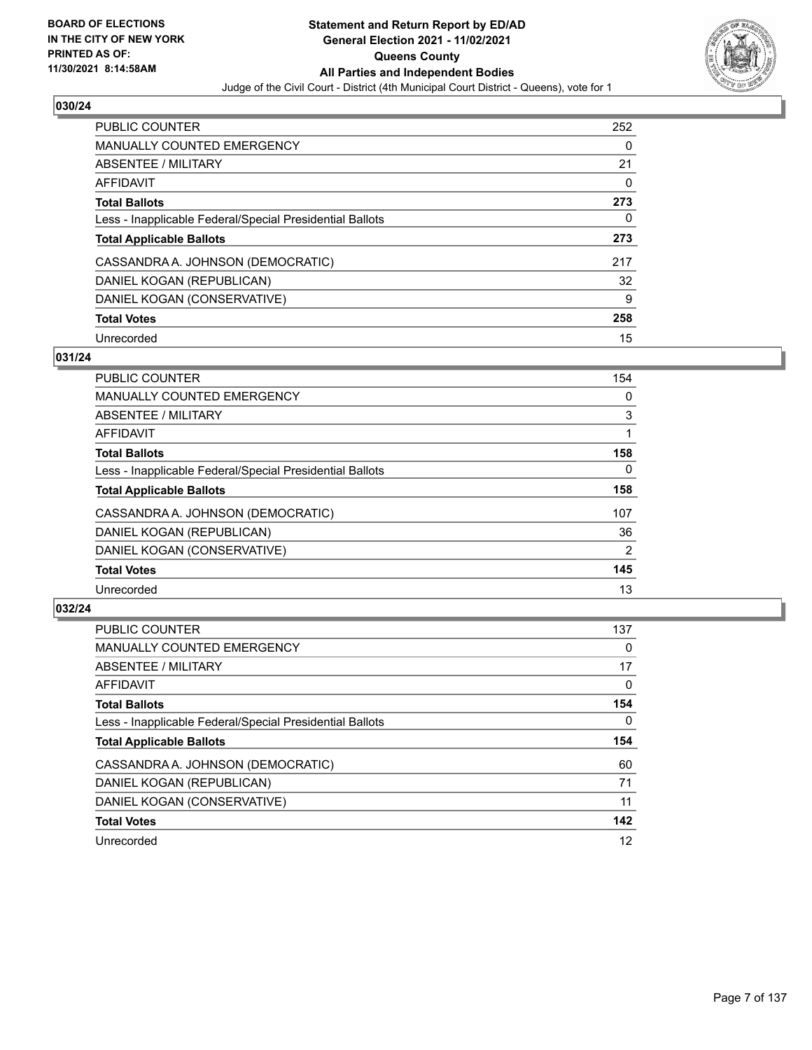## 030/24

| PUBLIC COUNTER | 252 |
|---|---|
| MANUALLY COUNTED EMERGENCY | 0 |
| ABSENTEE / MILITARY | 21 |
| AFFIDAVIT | 0 |
| **Total Ballots** | **273** |
| Less - Inapplicable Federal/Special Presidential Ballots | 0 |
| **Total Applicable Ballots** | **273** |
| CASSANDRA A. JOHNSON (DEMOCRATIC) | 217 |
| DANIEL KOGAN (REPUBLICAN) | 32 |
| DANIEL KOGAN (CONSERVATIVE) | 9 |
| **Total Votes** | **258** |
| Unrecorded | 15 |

## 031/24

| PUBLIC COUNTER | 154 |
|---|---|
| MANUALLY COUNTED EMERGENCY | 0 |
| ABSENTEE / MILITARY | 3 |
| AFFIDAVIT | 1 |
| **Total Ballots** | **158** |
| Less - Inapplicable Federal/Special Presidential Ballots | 0 |
| **Total Applicable Ballots** | **158** |
| CASSANDRA A. JOHNSON (DEMOCRATIC) | 107 |
| DANIEL KOGAN (REPUBLICAN) | 36 |
| DANIEL KOGAN (CONSERVATIVE) | 2 |
| **Total Votes** | **145** |
| Unrecorded | 13 |

## 032/24

| PUBLIC COUNTER | 137 |
|---|---|
| MANUALLY COUNTED EMERGENCY | 0 |
| ABSENTEE / MILITARY | 17 |
| AFFIDAVIT | 0 |
| **Total Ballots** | **154** |
| Less - Inapplicable Federal/Special Presidential Ballots | 0 |
| **Total Applicable Ballots** | **154** |
| CASSANDRA A. JOHNSON (DEMOCRATIC) | 60 |
| DANIEL KOGAN (REPUBLICAN) | 71 |
| DANIEL KOGAN (CONSERVATIVE) | 11 |
| **Total Votes** | **142** |
| Unrecorded | 12 |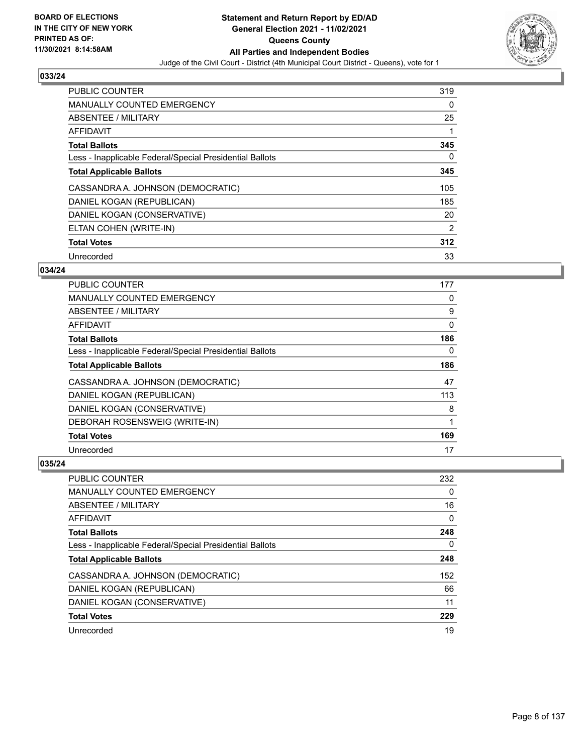**Statement and Return Report by ED/AD**
**General Election 2021 - 11/02/2021**
**Queens County**
**All Parties and Independent Bodies**
Judge of the Civil Court - District (4th Municipal Court District - Queens), vote for 1

BOARD OF ELECTIONS IN THE CITY OF NEW YORK PRINTED AS OF: 11/30/2021 8:14:58AM

### 033/24

| | |
|---|---|
| PUBLIC COUNTER | 319 |
| MANUALLY COUNTED EMERGENCY | 0 |
| ABSENTEE / MILITARY | 25 |
| AFFIDAVIT | 1 |
| **Total Ballots** | **345** |
| Less - Inapplicable Federal/Special Presidential Ballots | 0 |
| **Total Applicable Ballots** | **345** |
| CASSANDRA A. JOHNSON (DEMOCRATIC) | 105 |
| DANIEL KOGAN (REPUBLICAN) | 185 |
| DANIEL KOGAN (CONSERVATIVE) | 20 |
| ELTAN COHEN (WRITE-IN) | 2 |
| **Total Votes** | **312** |
| Unrecorded | 33 |

### 034/24

| | |
|---|---|
| PUBLIC COUNTER | 177 |
| MANUALLY COUNTED EMERGENCY | 0 |
| ABSENTEE / MILITARY | 9 |
| AFFIDAVIT | 0 |
| **Total Ballots** | **186** |
| Less - Inapplicable Federal/Special Presidential Ballots | 0 |
| **Total Applicable Ballots** | **186** |
| CASSANDRA A. JOHNSON (DEMOCRATIC) | 47 |
| DANIEL KOGAN (REPUBLICAN) | 113 |
| DANIEL KOGAN (CONSERVATIVE) | 8 |
| DEBORAH ROSENSWEIG (WRITE-IN) | 1 |
| **Total Votes** | **169** |
| Unrecorded | 17 |

### 035/24

| | |
|---|---|
| PUBLIC COUNTER | 232 |
| MANUALLY COUNTED EMERGENCY | 0 |
| ABSENTEE / MILITARY | 16 |
| AFFIDAVIT | 0 |
| **Total Ballots** | **248** |
| Less - Inapplicable Federal/Special Presidential Ballots | 0 |
| **Total Applicable Ballots** | **248** |
| CASSANDRA A. JOHNSON (DEMOCRATIC) | 152 |
| DANIEL KOGAN (REPUBLICAN) | 66 |
| DANIEL KOGAN (CONSERVATIVE) | 11 |
| **Total Votes** | **229** |
| Unrecorded | 19 |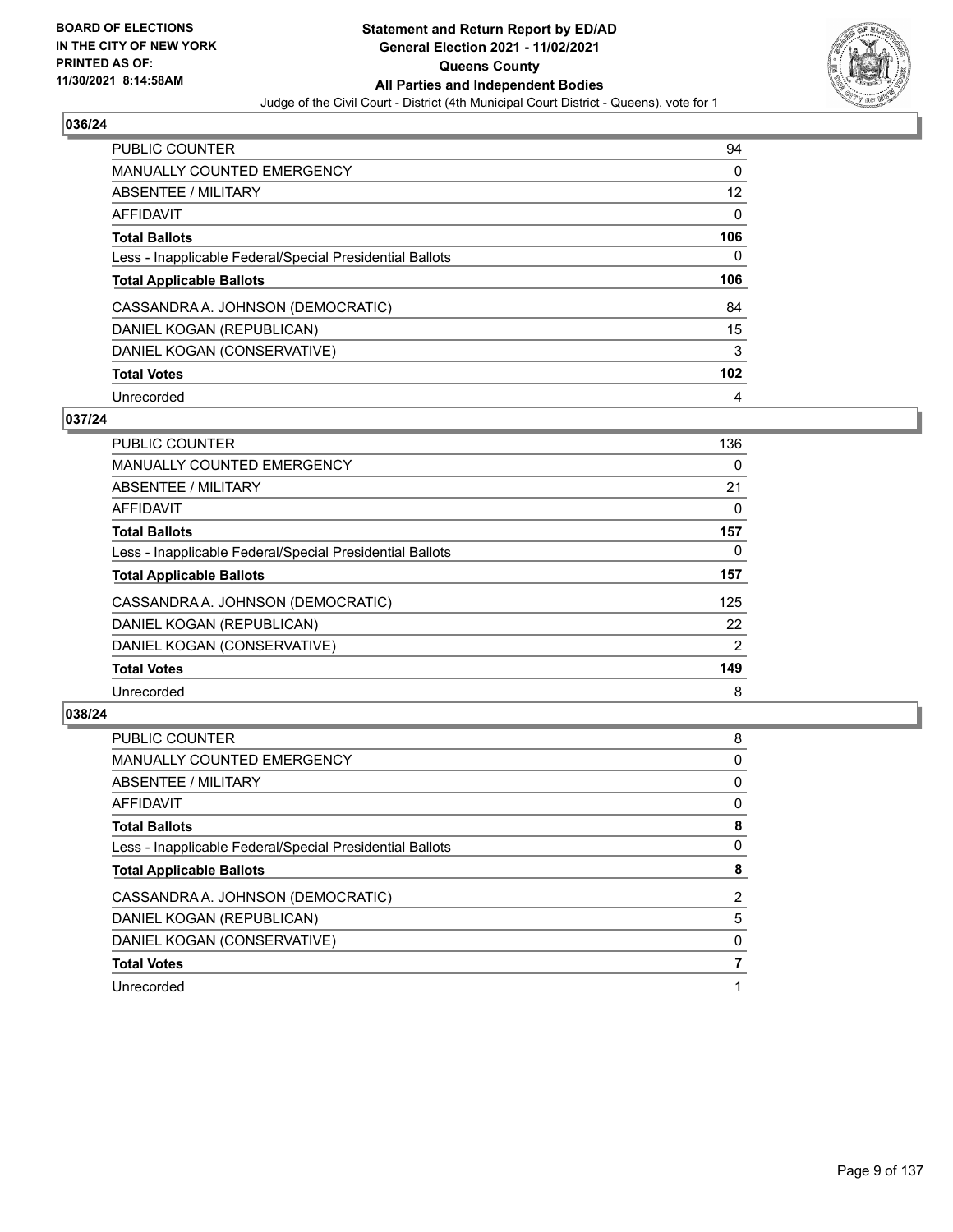## 036/24

| | |
|---|---|
| PUBLIC COUNTER | 94 |
| MANUALLY COUNTED EMERGENCY | 0 |
| ABSENTEE / MILITARY | 12 |
| AFFIDAVIT | 0 |
| **Total Ballots** | **106** |
| Less - Inapplicable Federal/Special Presidential Ballots | 0 |
| **Total Applicable Ballots** | **106** |
| CASSANDRA A. JOHNSON (DEMOCRATIC) | 84 |
| DANIEL KOGAN (REPUBLICAN) | 15 |
| DANIEL KOGAN (CONSERVATIVE) | 3 |
| **Total Votes** | **102** |
| Unrecorded | 4 |

## 037/24

| | |
|---|---|
| PUBLIC COUNTER | 136 |
| MANUALLY COUNTED EMERGENCY | 0 |
| ABSENTEE / MILITARY | 21 |
| AFFIDAVIT | 0 |
| **Total Ballots** | **157** |
| Less - Inapplicable Federal/Special Presidential Ballots | 0 |
| **Total Applicable Ballots** | **157** |
| CASSANDRA A. JOHNSON (DEMOCRATIC) | 125 |
| DANIEL KOGAN (REPUBLICAN) | 22 |
| DANIEL KOGAN (CONSERVATIVE) | 2 |
| **Total Votes** | **149** |
| Unrecorded | 8 |

## 038/24

| | |
|---|---|
| PUBLIC COUNTER | 8 |
| MANUALLY COUNTED EMERGENCY | 0 |
| ABSENTEE / MILITARY | 0 |
| AFFIDAVIT | 0 |
| **Total Ballots** | **8** |
| Less - Inapplicable Federal/Special Presidential Ballots | 0 |
| **Total Applicable Ballots** | **8** |
| CASSANDRA A. JOHNSON (DEMOCRATIC) | 2 |
| DANIEL KOGAN (REPUBLICAN) | 5 |
| DANIEL KOGAN (CONSERVATIVE) | 0 |
| **Total Votes** | **7** |
| Unrecorded | 1 |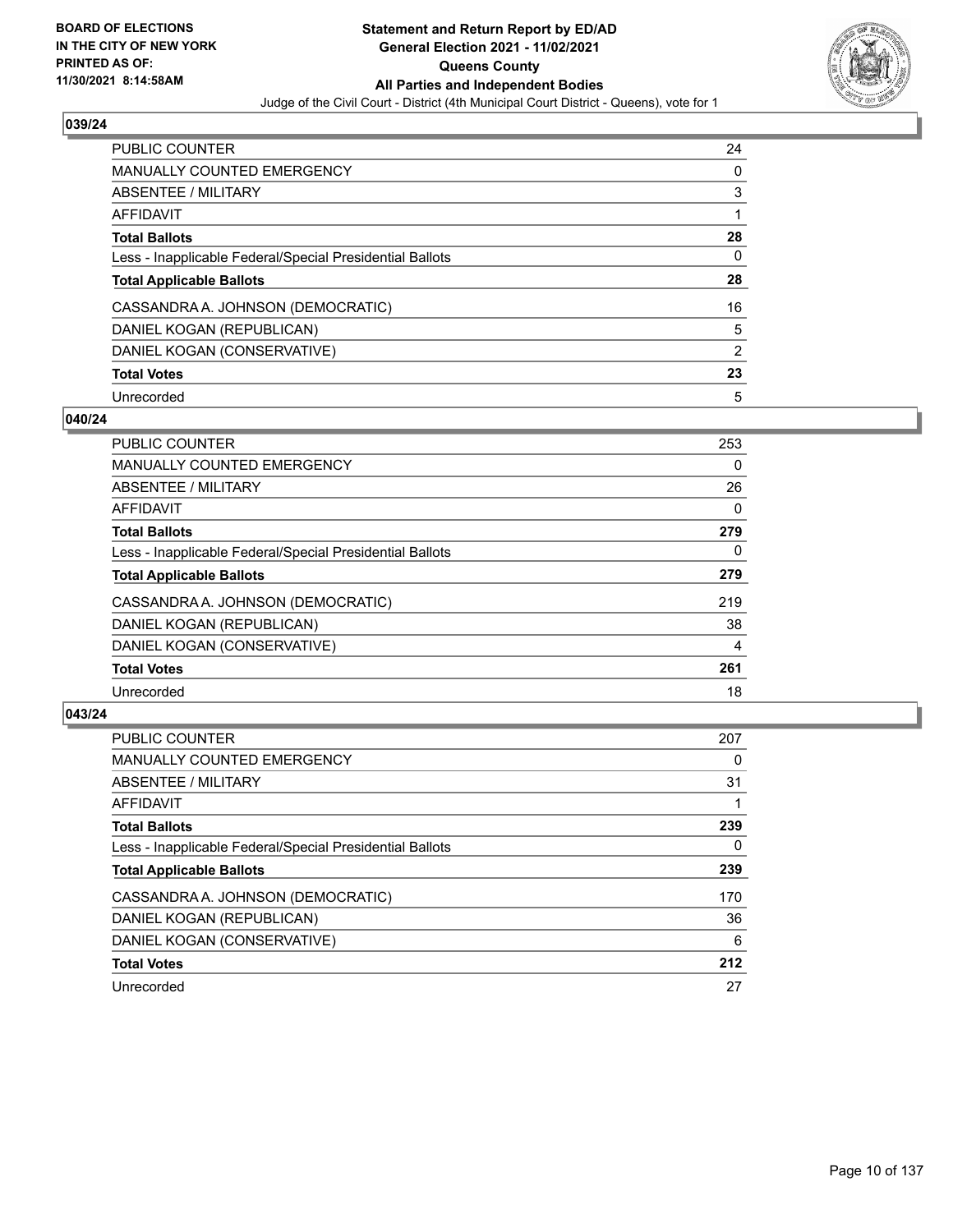**BOARD OF ELECTIONS IN THE CITY OF NEW YORK PRINTED AS OF: 11/30/2021 8:14:58AM**

**Statement and Return Report by ED/AD General Election 2021 - 11/02/2021 Queens County All Parties and Independent Bodies**

Judge of the Civil Court - District (4th Municipal Court District - Queens), vote for 1

## 039/24

| | |
|---|---|
| PUBLIC COUNTER | 24 |
| MANUALLY COUNTED EMERGENCY | 0 |
| ABSENTEE / MILITARY | 3 |
| AFFIDAVIT | 1 |
| **Total Ballots** | **28** |
| Less - Inapplicable Federal/Special Presidential Ballots | 0 |
| **Total Applicable Ballots** | **28** |
| CASSANDRA A. JOHNSON (DEMOCRATIC) | 16 |
| DANIEL KOGAN (REPUBLICAN) | 5 |
| DANIEL KOGAN (CONSERVATIVE) | 2 |
| **Total Votes** | **23** |
| Unrecorded | 5 |

## 040/24

| | |
|---|---|
| PUBLIC COUNTER | 253 |
| MANUALLY COUNTED EMERGENCY | 0 |
| ABSENTEE / MILITARY | 26 |
| AFFIDAVIT | 0 |
| **Total Ballots** | **279** |
| Less - Inapplicable Federal/Special Presidential Ballots | 0 |
| **Total Applicable Ballots** | **279** |
| CASSANDRA A. JOHNSON (DEMOCRATIC) | 219 |
| DANIEL KOGAN (REPUBLICAN) | 38 |
| DANIEL KOGAN (CONSERVATIVE) | 4 |
| **Total Votes** | **261** |
| Unrecorded | 18 |

## 043/24

| | |
|---|---|
| PUBLIC COUNTER | 207 |
| MANUALLY COUNTED EMERGENCY | 0 |
| ABSENTEE / MILITARY | 31 |
| AFFIDAVIT | 1 |
| **Total Ballots** | **239** |
| Less - Inapplicable Federal/Special Presidential Ballots | 0 |
| **Total Applicable Ballots** | **239** |
| CASSANDRA A. JOHNSON (DEMOCRATIC) | 170 |
| DANIEL KOGAN (REPUBLICAN) | 36 |
| DANIEL KOGAN (CONSERVATIVE) | 6 |
| **Total Votes** | **212** |
| Unrecorded | 27 |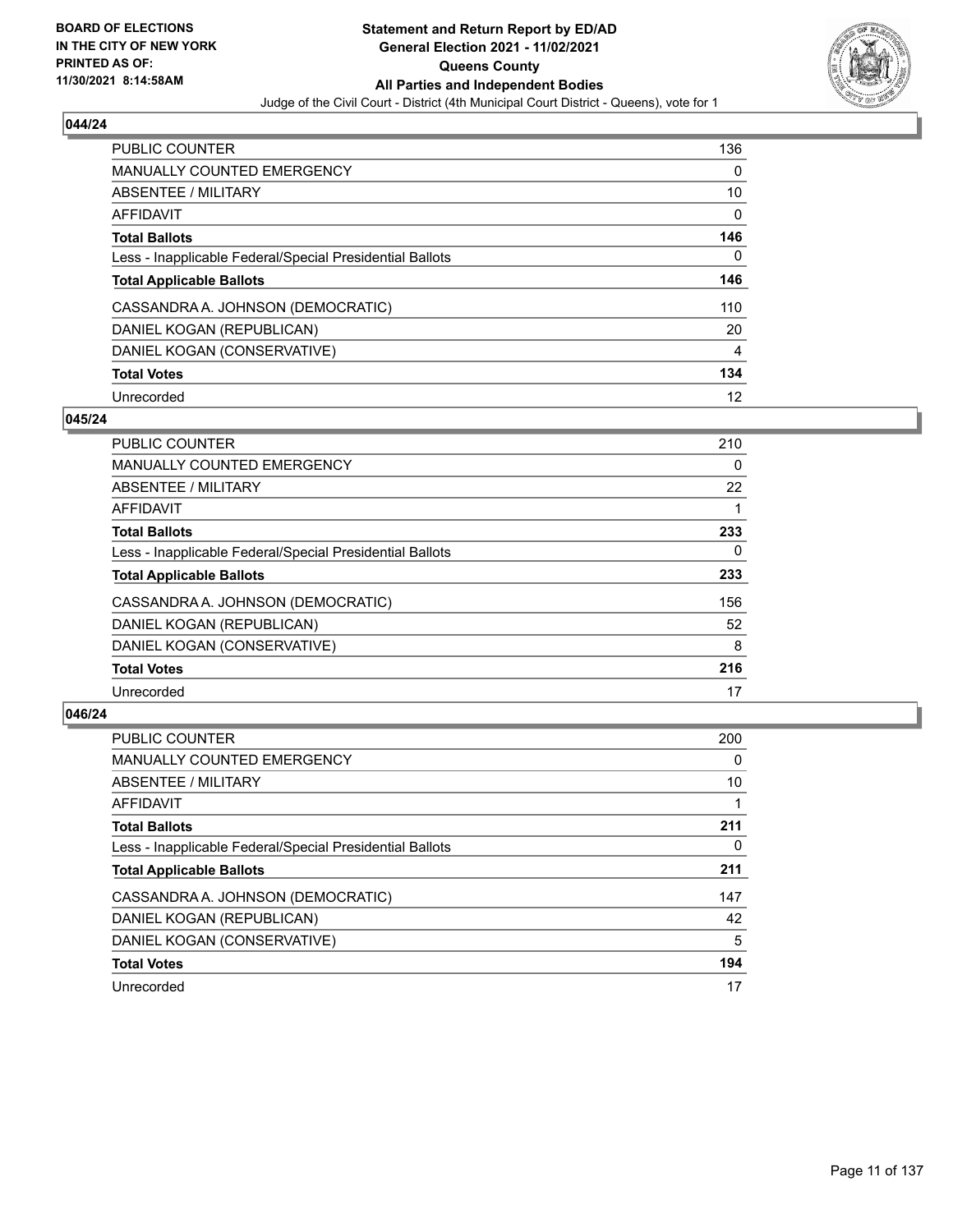**BOARD OF ELECTIONS IN THE CITY OF NEW YORK PRINTED AS OF: 11/30/2021 8:14:58AM**

**Statement and Return Report by ED/AD**
**General Election 2021 - 11/02/2021**
**Queens County**
**All Parties and Independent Bodies**
Judge of the Civil Court - District (4th Municipal Court District - Queens), vote for 1

## 044/24

| | |
|---|---|
| PUBLIC COUNTER | 136 |
| MANUALLY COUNTED EMERGENCY | 0 |
| ABSENTEE / MILITARY | 10 |
| AFFIDAVIT | 0 |
| **Total Ballots** | **146** |
| Less - Inapplicable Federal/Special Presidential Ballots | 0 |
| **Total Applicable Ballots** | **146** |
| CASSANDRA A. JOHNSON (DEMOCRATIC) | 110 |
| DANIEL KOGAN (REPUBLICAN) | 20 |
| DANIEL KOGAN (CONSERVATIVE) | 4 |
| **Total Votes** | **134** |
| Unrecorded | 12 |

## 045/24

| | |
|---|---|
| PUBLIC COUNTER | 210 |
| MANUALLY COUNTED EMERGENCY | 0 |
| ABSENTEE / MILITARY | 22 |
| AFFIDAVIT | 1 |
| **Total Ballots** | **233** |
| Less - Inapplicable Federal/Special Presidential Ballots | 0 |
| **Total Applicable Ballots** | **233** |
| CASSANDRA A. JOHNSON (DEMOCRATIC) | 156 |
| DANIEL KOGAN (REPUBLICAN) | 52 |
| DANIEL KOGAN (CONSERVATIVE) | 8 |
| **Total Votes** | **216** |
| Unrecorded | 17 |

## 046/24

| | |
|---|---|
| PUBLIC COUNTER | 200 |
| MANUALLY COUNTED EMERGENCY | 0 |
| ABSENTEE / MILITARY | 10 |
| AFFIDAVIT | 1 |
| **Total Ballots** | **211** |
| Less - Inapplicable Federal/Special Presidential Ballots | 0 |
| **Total Applicable Ballots** | **211** |
| CASSANDRA A. JOHNSON (DEMOCRATIC) | 147 |
| DANIEL KOGAN (REPUBLICAN) | 42 |
| DANIEL KOGAN (CONSERVATIVE) | 5 |
| **Total Votes** | **194** |
| Unrecorded | 17 |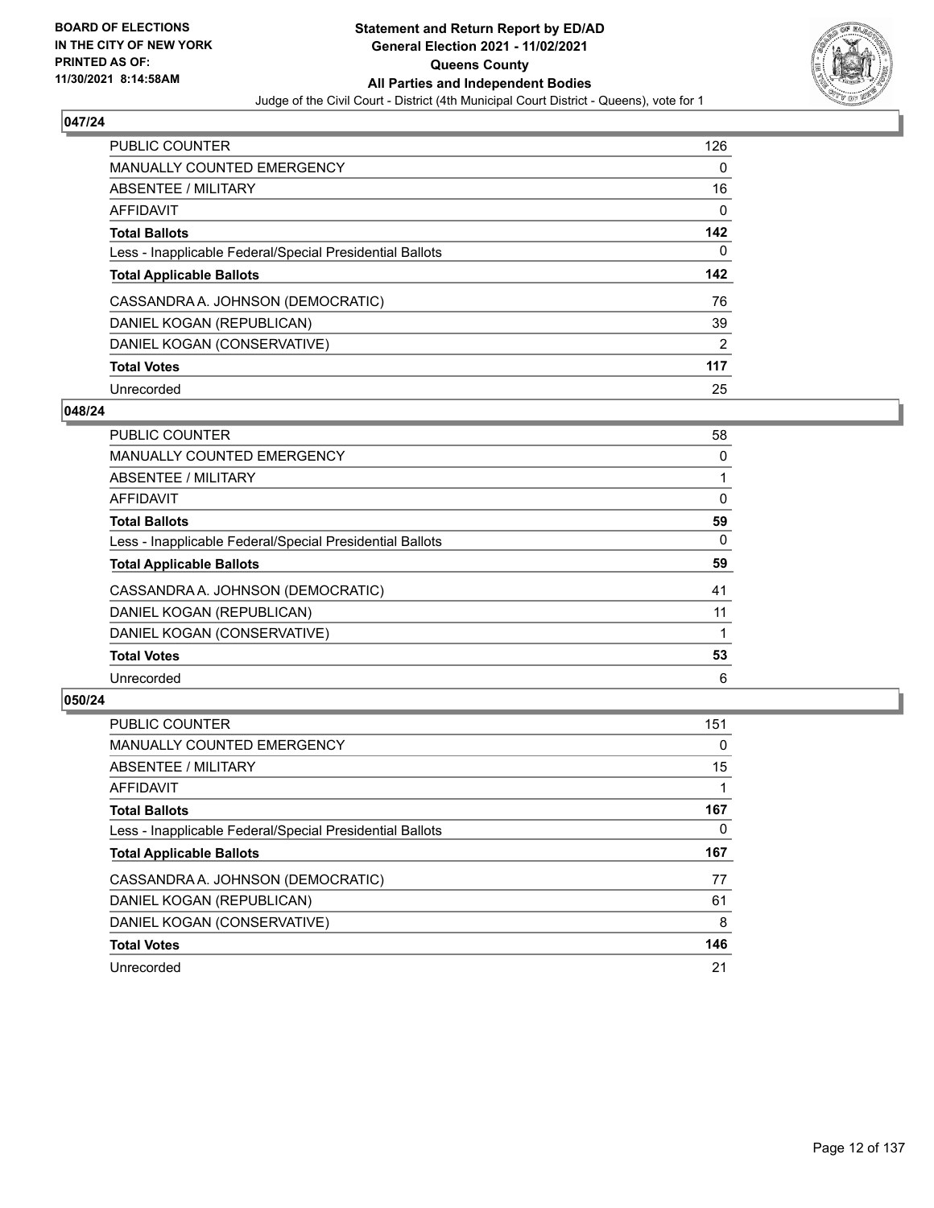**BOARD OF ELECTIONS IN THE CITY OF NEW YORK PRINTED AS OF: 11/30/2021 8:14:58AM**

**Statement and Return Report by ED/AD General Election 2021 - 11/02/2021 Queens County All Parties and Independent Bodies**

Judge of the Civil Court - District (4th Municipal Court District - Queens), vote for 1

### 047/24

| | |
|---|---|
| PUBLIC COUNTER | 126 |
| MANUALLY COUNTED EMERGENCY | 0 |
| ABSENTEE / MILITARY | 16 |
| AFFIDAVIT | 0 |
| **Total Ballots** | **142** |
| Less - Inapplicable Federal/Special Presidential Ballots | 0 |
| **Total Applicable Ballots** | **142** |
| CASSANDRA A. JOHNSON (DEMOCRATIC) | 76 |
| DANIEL KOGAN (REPUBLICAN) | 39 |
| DANIEL KOGAN (CONSERVATIVE) | 2 |
| **Total Votes** | **117** |
| Unrecorded | 25 |

### 048/24

| | |
|---|---|
| PUBLIC COUNTER | 58 |
| MANUALLY COUNTED EMERGENCY | 0 |
| ABSENTEE / MILITARY | 1 |
| AFFIDAVIT | 0 |
| **Total Ballots** | **59** |
| Less - Inapplicable Federal/Special Presidential Ballots | 0 |
| **Total Applicable Ballots** | **59** |
| CASSANDRA A. JOHNSON (DEMOCRATIC) | 41 |
| DANIEL KOGAN (REPUBLICAN) | 11 |
| DANIEL KOGAN (CONSERVATIVE) | 1 |
| **Total Votes** | **53** |
| Unrecorded | 6 |

### 050/24

| | |
|---|---|
| PUBLIC COUNTER | 151 |
| MANUALLY COUNTED EMERGENCY | 0 |
| ABSENTEE / MILITARY | 15 |
| AFFIDAVIT | 1 |
| **Total Ballots** | **167** |
| Less - Inapplicable Federal/Special Presidential Ballots | 0 |
| **Total Applicable Ballots** | **167** |
| CASSANDRA A. JOHNSON (DEMOCRATIC) | 77 |
| DANIEL KOGAN (REPUBLICAN) | 61 |
| DANIEL KOGAN (CONSERVATIVE) | 8 |
| **Total Votes** | **146** |
| Unrecorded | 21 |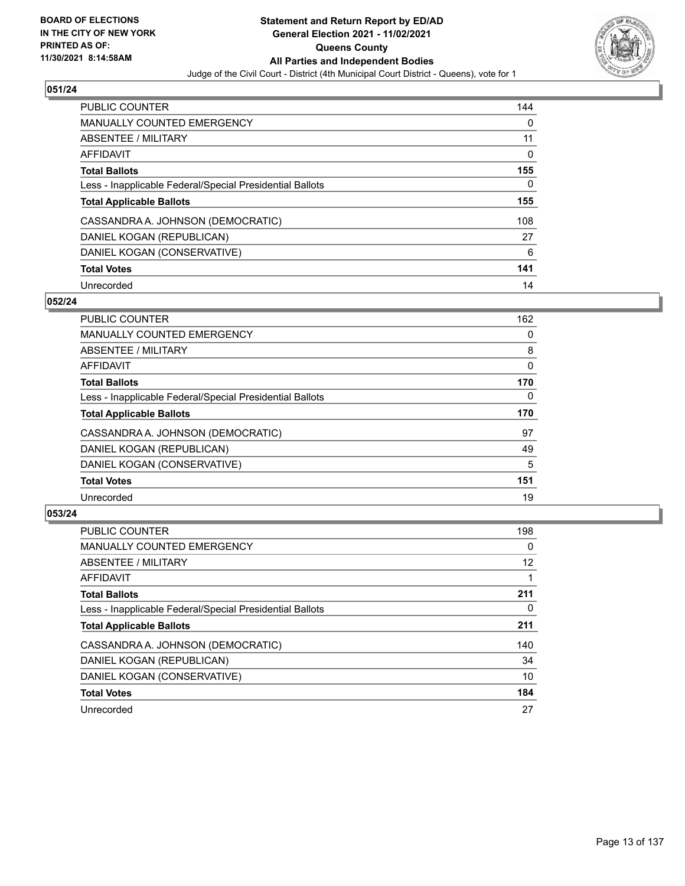BOARD OF ELECTIONS
IN THE CITY OF NEW YORK
PRINTED AS OF:
11/30/2021 8:14:58AM

**Statement and Return Report by ED/AD**
**General Election 2021 - 11/02/2021**
**Queens County**
**All Parties and Independent Bodies**
Judge of the Civil Court - District (4th Municipal Court District - Queens), vote for 1

## 051/24

| | |
|---|---|
| PUBLIC COUNTER | 144 |
| MANUALLY COUNTED EMERGENCY | 0 |
| ABSENTEE / MILITARY | 11 |
| AFFIDAVIT | 0 |
| **Total Ballots** | **155** |
| Less - Inapplicable Federal/Special Presidential Ballots | 0 |
| **Total Applicable Ballots** | **155** |
| CASSANDRA A. JOHNSON (DEMOCRATIC) | 108 |
| DANIEL KOGAN (REPUBLICAN) | 27 |
| DANIEL KOGAN (CONSERVATIVE) | 6 |
| **Total Votes** | **141** |
| Unrecorded | 14 |

## 052/24

| | |
|---|---|
| PUBLIC COUNTER | 162 |
| MANUALLY COUNTED EMERGENCY | 0 |
| ABSENTEE / MILITARY | 8 |
| AFFIDAVIT | 0 |
| **Total Ballots** | **170** |
| Less - Inapplicable Federal/Special Presidential Ballots | 0 |
| **Total Applicable Ballots** | **170** |
| CASSANDRA A. JOHNSON (DEMOCRATIC) | 97 |
| DANIEL KOGAN (REPUBLICAN) | 49 |
| DANIEL KOGAN (CONSERVATIVE) | 5 |
| **Total Votes** | **151** |
| Unrecorded | 19 |

## 053/24

| | |
|---|---|
| PUBLIC COUNTER | 198 |
| MANUALLY COUNTED EMERGENCY | 0 |
| ABSENTEE / MILITARY | 12 |
| AFFIDAVIT | 1 |
| **Total Ballots** | **211** |
| Less - Inapplicable Federal/Special Presidential Ballots | 0 |
| **Total Applicable Ballots** | **211** |
| CASSANDRA A. JOHNSON (DEMOCRATIC) | 140 |
| DANIEL KOGAN (REPUBLICAN) | 34 |
| DANIEL KOGAN (CONSERVATIVE) | 10 |
| **Total Votes** | **184** |
| Unrecorded | 27 |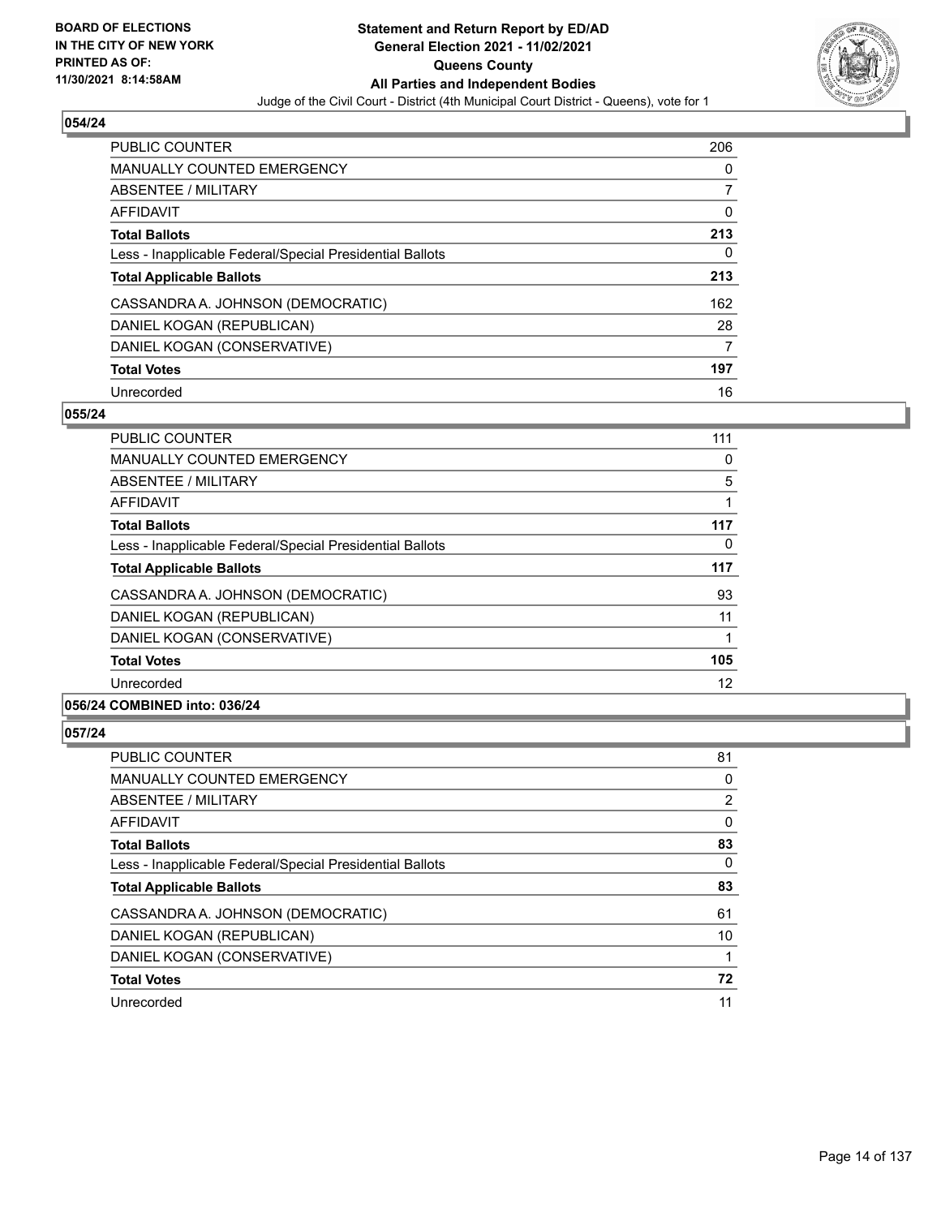## 054/24

| | |
|---|---|
| PUBLIC COUNTER | 206 |
| MANUALLY COUNTED EMERGENCY | 0 |
| ABSENTEE / MILITARY | 7 |
| AFFIDAVIT | 0 |
| **Total Ballots** | **213** |
| Less - Inapplicable Federal/Special Presidential Ballots | 0 |
| **Total Applicable Ballots** | **213** |
| CASSANDRA A. JOHNSON (DEMOCRATIC) | 162 |
| DANIEL KOGAN (REPUBLICAN) | 28 |
| DANIEL KOGAN (CONSERVATIVE) | 7 |
| **Total Votes** | **197** |
| Unrecorded | 16 |

## 055/24

| | |
|---|---|
| PUBLIC COUNTER | 111 |
| MANUALLY COUNTED EMERGENCY | 0 |
| ABSENTEE / MILITARY | 5 |
| AFFIDAVIT | 1 |
| **Total Ballots** | **117** |
| Less - Inapplicable Federal/Special Presidential Ballots | 0 |
| **Total Applicable Ballots** | **117** |
| CASSANDRA A. JOHNSON (DEMOCRATIC) | 93 |
| DANIEL KOGAN (REPUBLICAN) | 11 |
| DANIEL KOGAN (CONSERVATIVE) | 1 |
| **Total Votes** | **105** |
| Unrecorded | 12 |

## 056/24 COMBINED into: 036/24

## 057/24

| | |
|---|---|
| PUBLIC COUNTER | 81 |
| MANUALLY COUNTED EMERGENCY | 0 |
| ABSENTEE / MILITARY | 2 |
| AFFIDAVIT | 0 |
| **Total Ballots** | **83** |
| Less - Inapplicable Federal/Special Presidential Ballots | 0 |
| **Total Applicable Ballots** | **83** |
| CASSANDRA A. JOHNSON (DEMOCRATIC) | 61 |
| DANIEL KOGAN (REPUBLICAN) | 10 |
| DANIEL KOGAN (CONSERVATIVE) | 1 |
| **Total Votes** | **72** |
| Unrecorded | 11 |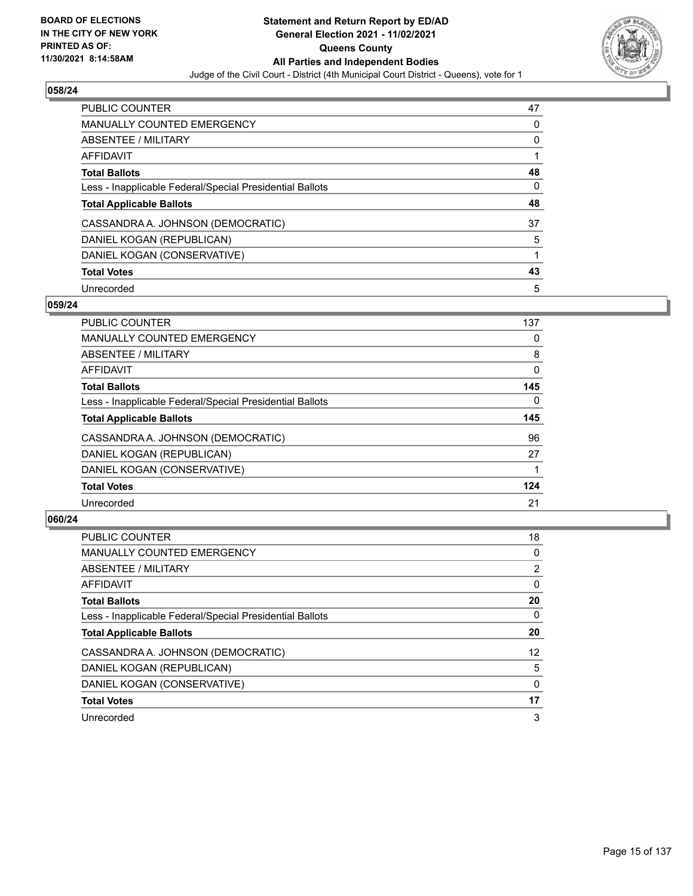BOARD OF ELECTIONS
IN THE CITY OF NEW YORK
PRINTED AS OF:
11/30/2021 8:14:58AM

**Statement and Return Report by ED/AD**
**General Election 2021 - 11/02/2021**
**Queens County**
**All Parties and Independent Bodies**
Judge of the Civil Court - District (4th Municipal Court District - Queens), vote for 1

### 058/24

| | |
|---|---|
| PUBLIC COUNTER | 47 |
| MANUALLY COUNTED EMERGENCY | 0 |
| ABSENTEE / MILITARY | 0 |
| AFFIDAVIT | 1 |
| **Total Ballots** | **48** |
| Less - Inapplicable Federal/Special Presidential Ballots | 0 |
| **Total Applicable Ballots** | **48** |
| CASSANDRA A. JOHNSON (DEMOCRATIC) | 37 |
| DANIEL KOGAN (REPUBLICAN) | 5 |
| DANIEL KOGAN (CONSERVATIVE) | 1 |
| **Total Votes** | **43** |
| Unrecorded | 5 |

### 059/24

| | |
|---|---|
| PUBLIC COUNTER | 137 |
| MANUALLY COUNTED EMERGENCY | 0 |
| ABSENTEE / MILITARY | 8 |
| AFFIDAVIT | 0 |
| **Total Ballots** | **145** |
| Less - Inapplicable Federal/Special Presidential Ballots | 0 |
| **Total Applicable Ballots** | **145** |
| CASSANDRA A. JOHNSON (DEMOCRATIC) | 96 |
| DANIEL KOGAN (REPUBLICAN) | 27 |
| DANIEL KOGAN (CONSERVATIVE) | 1 |
| **Total Votes** | **124** |
| Unrecorded | 21 |

### 060/24

| | |
|---|---|
| PUBLIC COUNTER | 18 |
| MANUALLY COUNTED EMERGENCY | 0 |
| ABSENTEE / MILITARY | 2 |
| AFFIDAVIT | 0 |
| **Total Ballots** | **20** |
| Less - Inapplicable Federal/Special Presidential Ballots | 0 |
| **Total Applicable Ballots** | **20** |
| CASSANDRA A. JOHNSON (DEMOCRATIC) | 12 |
| DANIEL KOGAN (REPUBLICAN) | 5 |
| DANIEL KOGAN (CONSERVATIVE) | 0 |
| **Total Votes** | **17** |
| Unrecorded | 3 |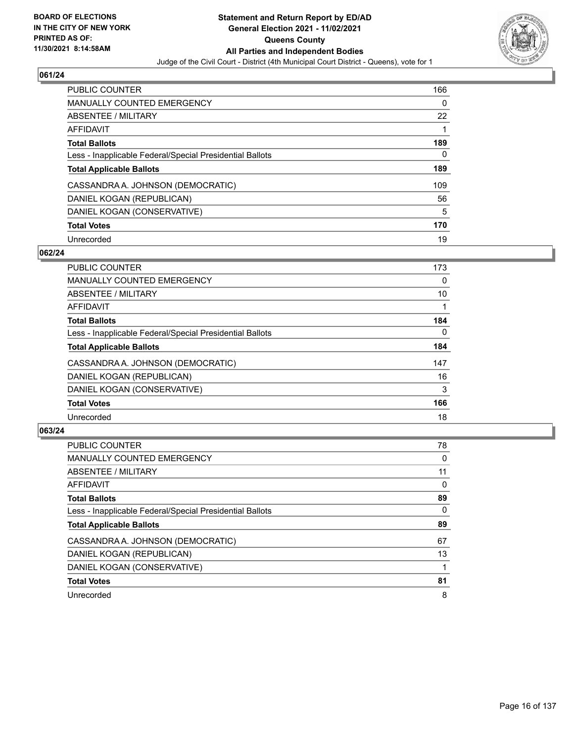## 061/24

| | |
|---|---|
| PUBLIC COUNTER | 166 |
| MANUALLY COUNTED EMERGENCY | 0 |
| ABSENTEE / MILITARY | 22 |
| AFFIDAVIT | 1 |
| **Total Ballots** | **189** |
| Less - Inapplicable Federal/Special Presidential Ballots | 0 |
| **Total Applicable Ballots** | **189** |
| CASSANDRA A. JOHNSON (DEMOCRATIC) | 109 |
| DANIEL KOGAN (REPUBLICAN) | 56 |
| DANIEL KOGAN (CONSERVATIVE) | 5 |
| **Total Votes** | **170** |
| Unrecorded | 19 |

## 062/24

| | |
|---|---|
| PUBLIC COUNTER | 173 |
| MANUALLY COUNTED EMERGENCY | 0 |
| ABSENTEE / MILITARY | 10 |
| AFFIDAVIT | 1 |
| **Total Ballots** | **184** |
| Less - Inapplicable Federal/Special Presidential Ballots | 0 |
| **Total Applicable Ballots** | **184** |
| CASSANDRA A. JOHNSON (DEMOCRATIC) | 147 |
| DANIEL KOGAN (REPUBLICAN) | 16 |
| DANIEL KOGAN (CONSERVATIVE) | 3 |
| **Total Votes** | **166** |
| Unrecorded | 18 |

## 063/24

| | |
|---|---|
| PUBLIC COUNTER | 78 |
| MANUALLY COUNTED EMERGENCY | 0 |
| ABSENTEE / MILITARY | 11 |
| AFFIDAVIT | 0 |
| **Total Ballots** | **89** |
| Less - Inapplicable Federal/Special Presidential Ballots | 0 |
| **Total Applicable Ballots** | **89** |
| CASSANDRA A. JOHNSON (DEMOCRATIC) | 67 |
| DANIEL KOGAN (REPUBLICAN) | 13 |
| DANIEL KOGAN (CONSERVATIVE) | 1 |
| **Total Votes** | **81** |
| Unrecorded | 8 |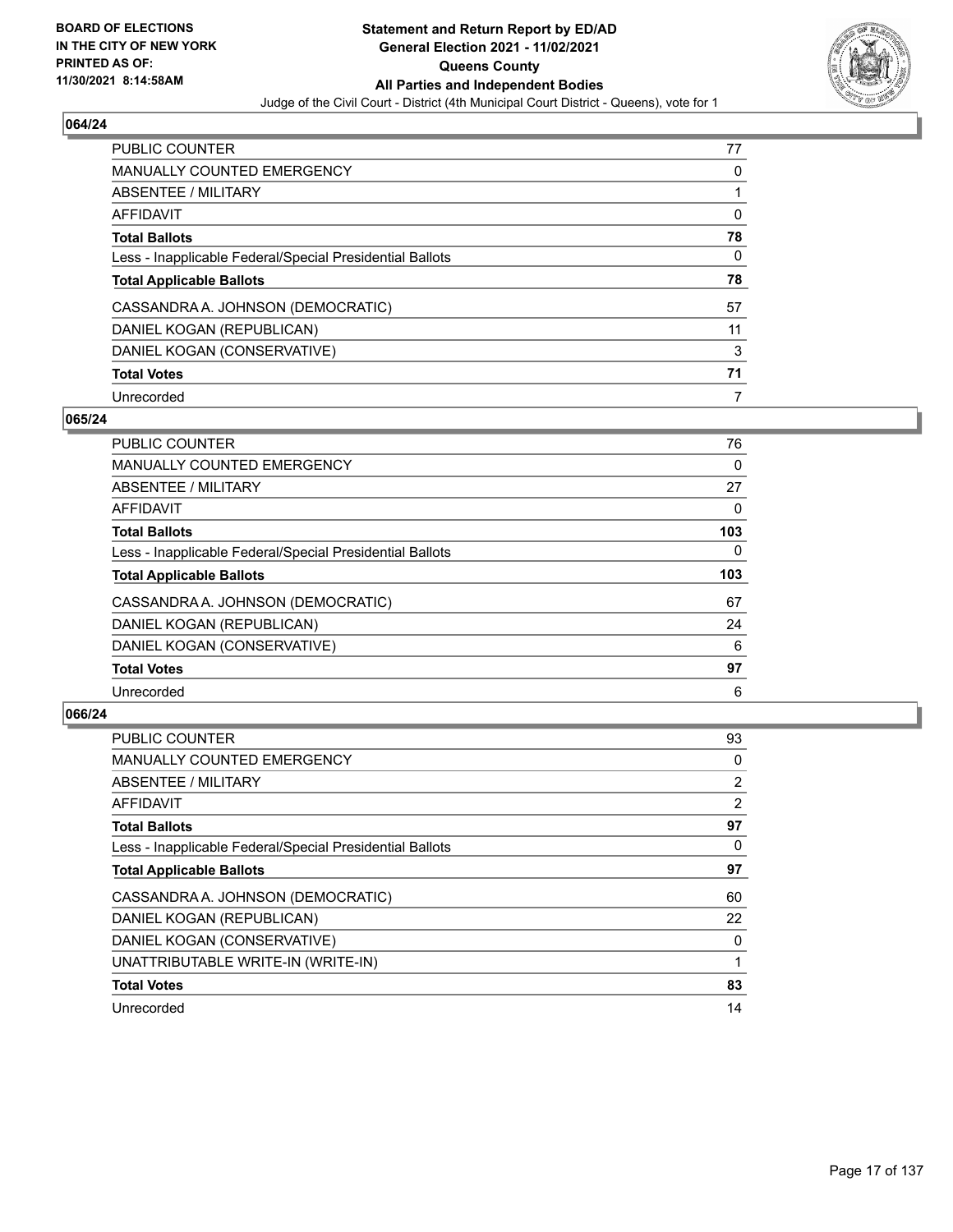BOARD OF ELECTIONS
IN THE CITY OF NEW YORK
PRINTED AS OF:
11/30/2021 8:14:58AM

# Statement and Return Report by ED/AD
## General Election 2021 - 11/02/2021
## Queens County
## All Parties and Independent Bodies

Judge of the Civil Court - District (4th Municipal Court District - Queens), vote for 1

### 064/24

| | |
|---|---|
| PUBLIC COUNTER | 77 |
| MANUALLY COUNTED EMERGENCY | 0 |
| ABSENTEE / MILITARY | 1 |
| AFFIDAVIT | 0 |
| **Total Ballots** | **78** |
| Less - Inapplicable Federal/Special Presidential Ballots | 0 |
| **Total Applicable Ballots** | **78** |
| CASSANDRA A. JOHNSON (DEMOCRATIC) | 57 |
| DANIEL KOGAN (REPUBLICAN) | 11 |
| DANIEL KOGAN (CONSERVATIVE) | 3 |
| **Total Votes** | **71** |
| Unrecorded | 7 |

### 065/24

| | |
|---|---|
| PUBLIC COUNTER | 76 |
| MANUALLY COUNTED EMERGENCY | 0 |
| ABSENTEE / MILITARY | 27 |
| AFFIDAVIT | 0 |
| **Total Ballots** | **103** |
| Less - Inapplicable Federal/Special Presidential Ballots | 0 |
| **Total Applicable Ballots** | **103** |
| CASSANDRA A. JOHNSON (DEMOCRATIC) | 67 |
| DANIEL KOGAN (REPUBLICAN) | 24 |
| DANIEL KOGAN (CONSERVATIVE) | 6 |
| **Total Votes** | **97** |
| Unrecorded | 6 |

### 066/24

| | |
|---|---|
| PUBLIC COUNTER | 93 |
| MANUALLY COUNTED EMERGENCY | 0 |
| ABSENTEE / MILITARY | 2 |
| AFFIDAVIT | 2 |
| **Total Ballots** | **97** |
| Less - Inapplicable Federal/Special Presidential Ballots | 0 |
| **Total Applicable Ballots** | **97** |
| CASSANDRA A. JOHNSON (DEMOCRATIC) | 60 |
| DANIEL KOGAN (REPUBLICAN) | 22 |
| DANIEL KOGAN (CONSERVATIVE) | 0 |
| UNATTRIBUTABLE WRITE-IN (WRITE-IN) | 1 |
| **Total Votes** | **83** |
| Unrecorded | 14 |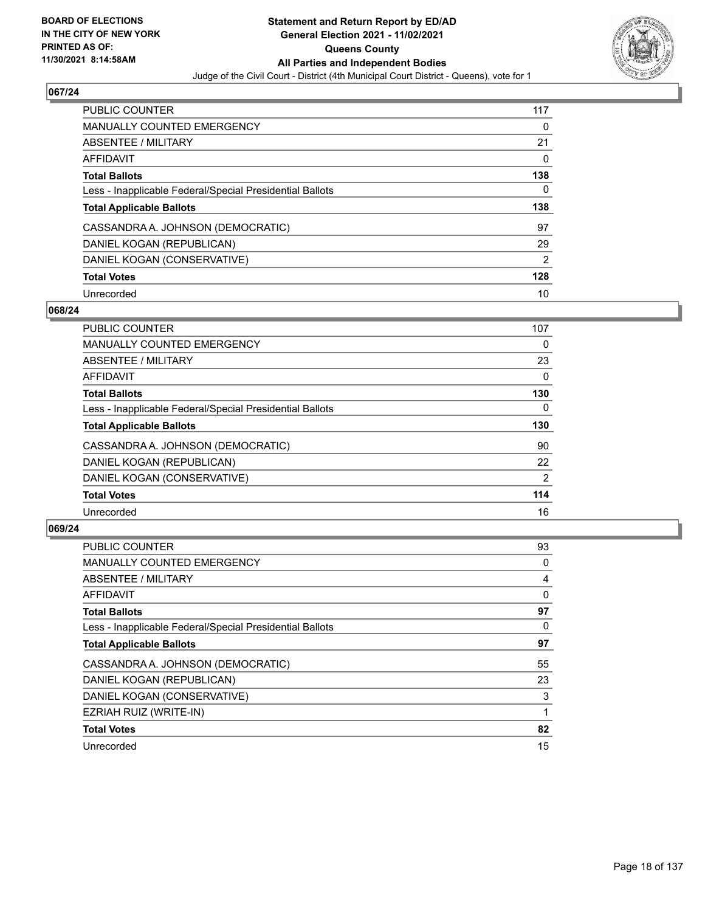## 067/24

| | |
|---|---|
| PUBLIC COUNTER | 117 |
| MANUALLY COUNTED EMERGENCY | 0 |
| ABSENTEE / MILITARY | 21 |
| AFFIDAVIT | 0 |
| **Total Ballots** | **138** |
| Less - Inapplicable Federal/Special Presidential Ballots | 0 |
| **Total Applicable Ballots** | **138** |
| CASSANDRA A. JOHNSON (DEMOCRATIC) | 97 |
| DANIEL KOGAN (REPUBLICAN) | 29 |
| DANIEL KOGAN (CONSERVATIVE) | 2 |
| **Total Votes** | **128** |
| Unrecorded | 10 |

## 068/24

| | |
|---|---|
| PUBLIC COUNTER | 107 |
| MANUALLY COUNTED EMERGENCY | 0 |
| ABSENTEE / MILITARY | 23 |
| AFFIDAVIT | 0 |
| **Total Ballots** | **130** |
| Less - Inapplicable Federal/Special Presidential Ballots | 0 |
| **Total Applicable Ballots** | **130** |
| CASSANDRA A. JOHNSON (DEMOCRATIC) | 90 |
| DANIEL KOGAN (REPUBLICAN) | 22 |
| DANIEL KOGAN (CONSERVATIVE) | 2 |
| **Total Votes** | **114** |
| Unrecorded | 16 |

## 069/24

| | |
|---|---|
| PUBLIC COUNTER | 93 |
| MANUALLY COUNTED EMERGENCY | 0 |
| ABSENTEE / MILITARY | 4 |
| AFFIDAVIT | 0 |
| **Total Ballots** | **97** |
| Less - Inapplicable Federal/Special Presidential Ballots | 0 |
| **Total Applicable Ballots** | **97** |
| CASSANDRA A. JOHNSON (DEMOCRATIC) | 55 |
| DANIEL KOGAN (REPUBLICAN) | 23 |
| DANIEL KOGAN (CONSERVATIVE) | 3 |
| EZRIAH RUIZ (WRITE-IN) | 1 |
| **Total Votes** | **82** |
| Unrecorded | 15 |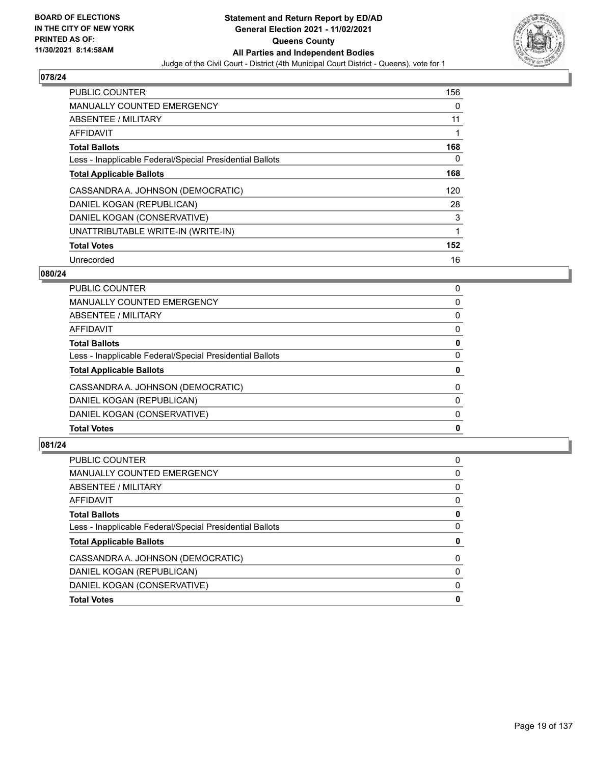**BOARD OF ELECTIONS IN THE CITY OF NEW YORK PRINTED AS OF: 11/30/2021 8:14:58AM**

# Statement and Return Report by ED/AD
## General Election 2021 - 11/02/2021
## Queens County
## All Parties and Independent Bodies

Judge of the Civil Court - District (4th Municipal Court District - Queens), vote for 1

### 078/24

| | |
|---|---|
| PUBLIC COUNTER | 156 |
| MANUALLY COUNTED EMERGENCY | 0 |
| ABSENTEE / MILITARY | 11 |
| AFFIDAVIT | 1 |
| **Total Ballots** | **168** |
| Less - Inapplicable Federal/Special Presidential Ballots | 0 |
| **Total Applicable Ballots** | **168** |
| CASSANDRA A. JOHNSON (DEMOCRATIC) | 120 |
| DANIEL KOGAN (REPUBLICAN) | 28 |
| DANIEL KOGAN (CONSERVATIVE) | 3 |
| UNATTRIBUTABLE WRITE-IN (WRITE-IN) | 1 |
| **Total Votes** | **152** |
| Unrecorded | 16 |

### 080/24

| | |
|---|---|
| PUBLIC COUNTER | 0 |
| MANUALLY COUNTED EMERGENCY | 0 |
| ABSENTEE / MILITARY | 0 |
| AFFIDAVIT | 0 |
| **Total Ballots** | **0** |
| Less - Inapplicable Federal/Special Presidential Ballots | 0 |
| **Total Applicable Ballots** | **0** |
| CASSANDRA A. JOHNSON (DEMOCRATIC) | 0 |
| DANIEL KOGAN (REPUBLICAN) | 0 |
| DANIEL KOGAN (CONSERVATIVE) | 0 |
| **Total Votes** | **0** |

### 081/24

| | |
|---|---|
| PUBLIC COUNTER | 0 |
| MANUALLY COUNTED EMERGENCY | 0 |
| ABSENTEE / MILITARY | 0 |
| AFFIDAVIT | 0 |
| **Total Ballots** | **0** |
| Less - Inapplicable Federal/Special Presidential Ballots | 0 |
| **Total Applicable Ballots** | **0** |
| CASSANDRA A. JOHNSON (DEMOCRATIC) | 0 |
| DANIEL KOGAN (REPUBLICAN) | 0 |
| DANIEL KOGAN (CONSERVATIVE) | 0 |
| **Total Votes** | **0** |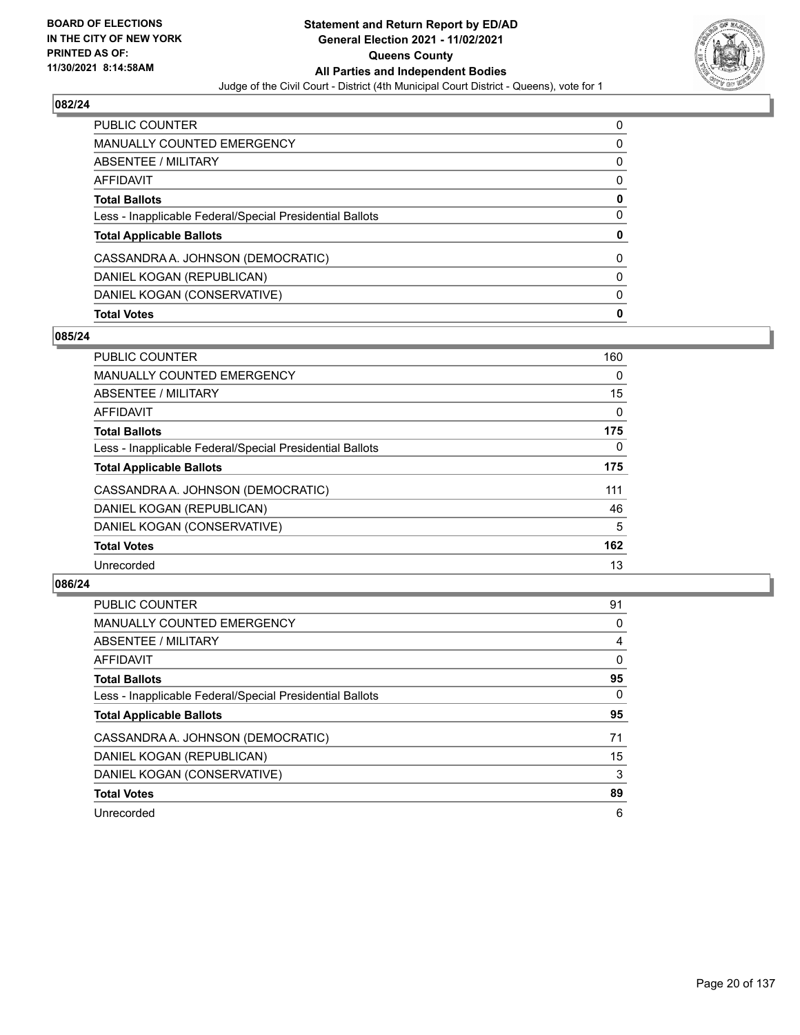BOARD OF ELECTIONS
IN THE CITY OF NEW YORK
PRINTED AS OF:
11/30/2021 8:14:58AM

**Statement and Return Report by ED/AD**
**General Election 2021 - 11/02/2021**
**Queens County**
**All Parties and Independent Bodies**
Judge of the Civil Court - District (4th Municipal Court District - Queens), vote for 1

## 082/24

| | |
|---|---|
| PUBLIC COUNTER | 0 |
| MANUALLY COUNTED EMERGENCY | 0 |
| ABSENTEE / MILITARY | 0 |
| AFFIDAVIT | 0 |
| **Total Ballots** | **0** |
| Less - Inapplicable Federal/Special Presidential Ballots | 0 |
| **Total Applicable Ballots** | **0** |
| CASSANDRA A. JOHNSON (DEMOCRATIC) | 0 |
| DANIEL KOGAN (REPUBLICAN) | 0 |
| DANIEL KOGAN (CONSERVATIVE) | 0 |
| **Total Votes** | **0** |

## 085/24

| | |
|---|---|
| PUBLIC COUNTER | 160 |
| MANUALLY COUNTED EMERGENCY | 0 |
| ABSENTEE / MILITARY | 15 |
| AFFIDAVIT | 0 |
| **Total Ballots** | **175** |
| Less - Inapplicable Federal/Special Presidential Ballots | 0 |
| **Total Applicable Ballots** | **175** |
| CASSANDRA A. JOHNSON (DEMOCRATIC) | 111 |
| DANIEL KOGAN (REPUBLICAN) | 46 |
| DANIEL KOGAN (CONSERVATIVE) | 5 |
| **Total Votes** | **162** |
| Unrecorded | 13 |

## 086/24

| | |
|---|---|
| PUBLIC COUNTER | 91 |
| MANUALLY COUNTED EMERGENCY | 0 |
| ABSENTEE / MILITARY | 4 |
| AFFIDAVIT | 0 |
| **Total Ballots** | **95** |
| Less - Inapplicable Federal/Special Presidential Ballots | 0 |
| **Total Applicable Ballots** | **95** |
| CASSANDRA A. JOHNSON (DEMOCRATIC) | 71 |
| DANIEL KOGAN (REPUBLICAN) | 15 |
| DANIEL KOGAN (CONSERVATIVE) | 3 |
| **Total Votes** | **89** |
| Unrecorded | 6 |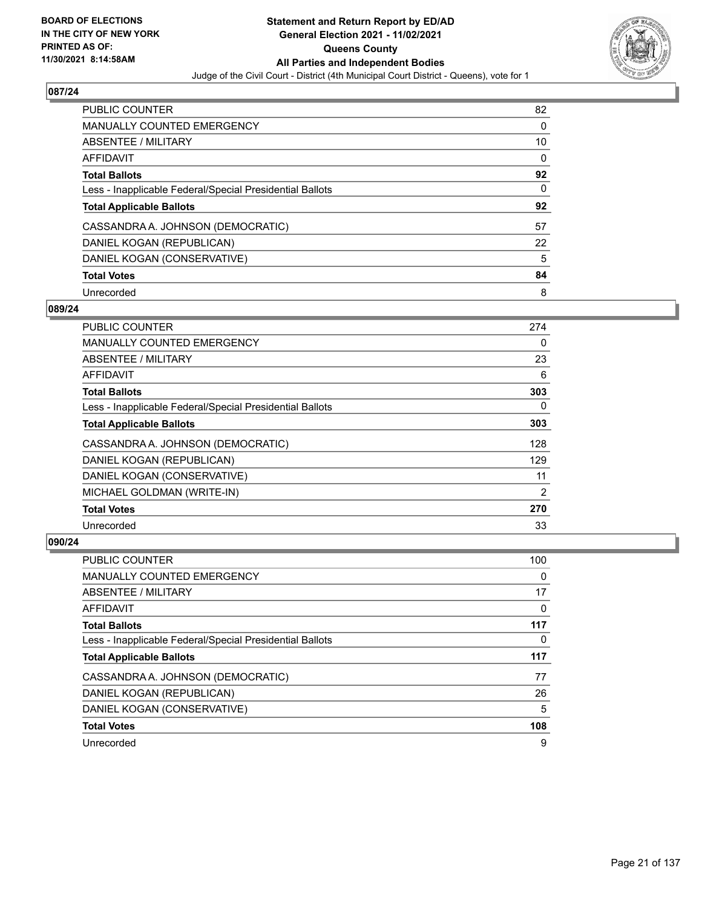BOARD OF ELECTIONS
IN THE CITY OF NEW YORK
PRINTED AS OF:
11/30/2021 8:14:58AM

# Statement and Return Report by ED/AD
## General Election 2021 - 11/02/2021
## Queens County
## All Parties and Independent Bodies

Judge of the Civil Court - District (4th Municipal Court District - Queens), vote for 1

### 087/24

| | |
|---|---|
| PUBLIC COUNTER | 82 |
| MANUALLY COUNTED EMERGENCY | 0 |
| ABSENTEE / MILITARY | 10 |
| AFFIDAVIT | 0 |
| **Total Ballots** | **92** |
| Less - Inapplicable Federal/Special Presidential Ballots | 0 |
| **Total Applicable Ballots** | **92** |
| CASSANDRA A. JOHNSON (DEMOCRATIC) | 57 |
| DANIEL KOGAN (REPUBLICAN) | 22 |
| DANIEL KOGAN (CONSERVATIVE) | 5 |
| **Total Votes** | **84** |
| Unrecorded | 8 |

### 089/24

| | |
|---|---|
| PUBLIC COUNTER | 274 |
| MANUALLY COUNTED EMERGENCY | 0 |
| ABSENTEE / MILITARY | 23 |
| AFFIDAVIT | 6 |
| **Total Ballots** | **303** |
| Less - Inapplicable Federal/Special Presidential Ballots | 0 |
| **Total Applicable Ballots** | **303** |
| CASSANDRA A. JOHNSON (DEMOCRATIC) | 128 |
| DANIEL KOGAN (REPUBLICAN) | 129 |
| DANIEL KOGAN (CONSERVATIVE) | 11 |
| MICHAEL GOLDMAN (WRITE-IN) | 2 |
| **Total Votes** | **270** |
| Unrecorded | 33 |

### 090/24

| | |
|---|---|
| PUBLIC COUNTER | 100 |
| MANUALLY COUNTED EMERGENCY | 0 |
| ABSENTEE / MILITARY | 17 |
| AFFIDAVIT | 0 |
| **Total Ballots** | **117** |
| Less - Inapplicable Federal/Special Presidential Ballots | 0 |
| **Total Applicable Ballots** | **117** |
| CASSANDRA A. JOHNSON (DEMOCRATIC) | 77 |
| DANIEL KOGAN (REPUBLICAN) | 26 |
| DANIEL KOGAN (CONSERVATIVE) | 5 |
| **Total Votes** | **108** |
| Unrecorded | 9 |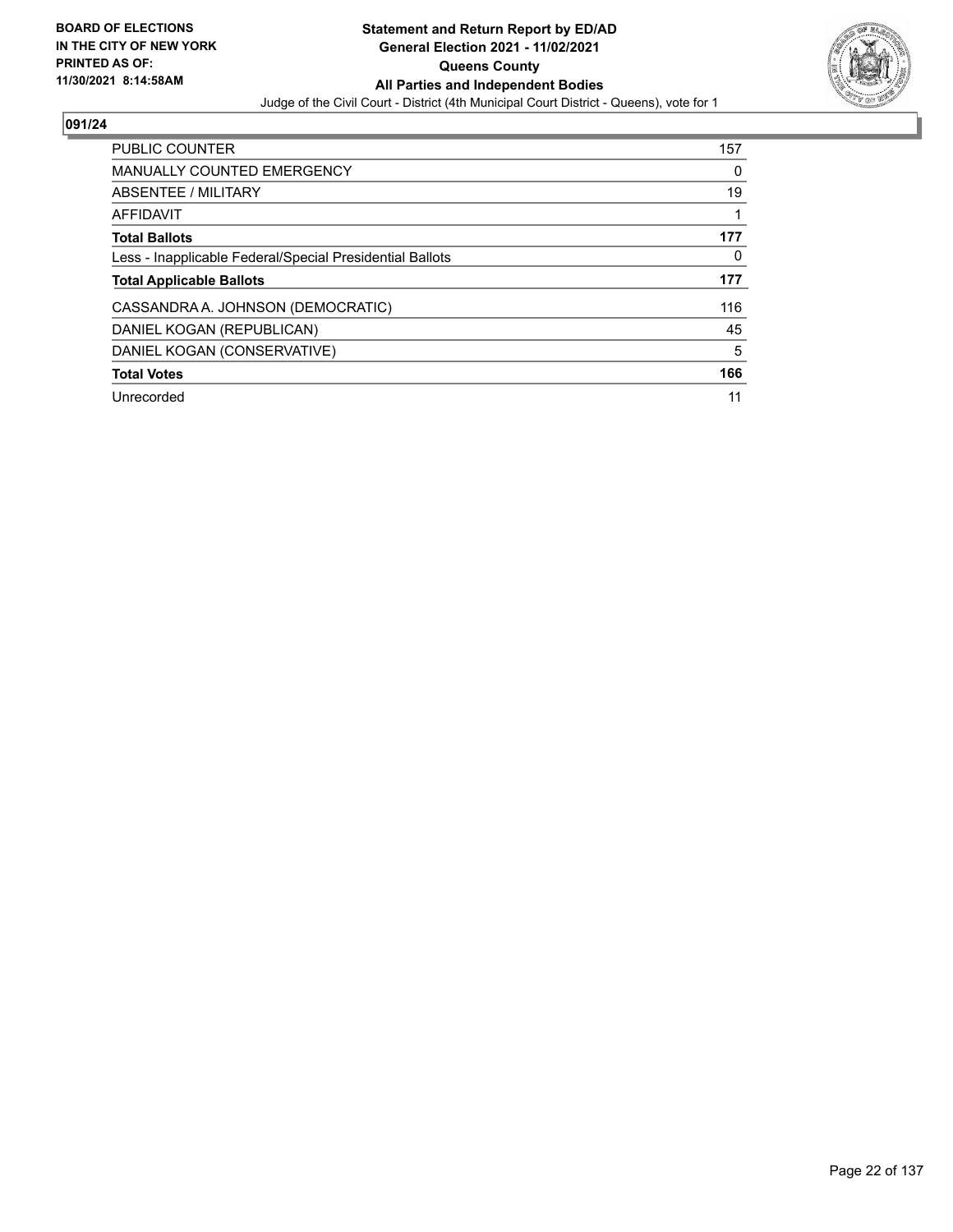**BOARD OF ELECTIONS IN THE CITY OF NEW YORK PRINTED AS OF: 11/30/2021 8:14:58AM**

**Statement and Return Report by ED/AD General Election 2021 - 11/02/2021 Queens County All Parties and Independent Bodies**

Judge of the Civil Court - District (4th Municipal Court District - Queens), vote for 1

## 091/24

| | |
|---|---|
| PUBLIC COUNTER | 157 |
| MANUALLY COUNTED EMERGENCY | 0 |
| ABSENTEE / MILITARY | 19 |
| AFFIDAVIT | 1 |
| **Total Ballots** | **177** |
| Less - Inapplicable Federal/Special Presidential Ballots | 0 |
| **Total Applicable Ballots** | **177** |
| CASSANDRA A. JOHNSON (DEMOCRATIC) | 116 |
| DANIEL KOGAN (REPUBLICAN) | 45 |
| DANIEL KOGAN (CONSERVATIVE) | 5 |
| **Total Votes** | **166** |
| Unrecorded | 11 |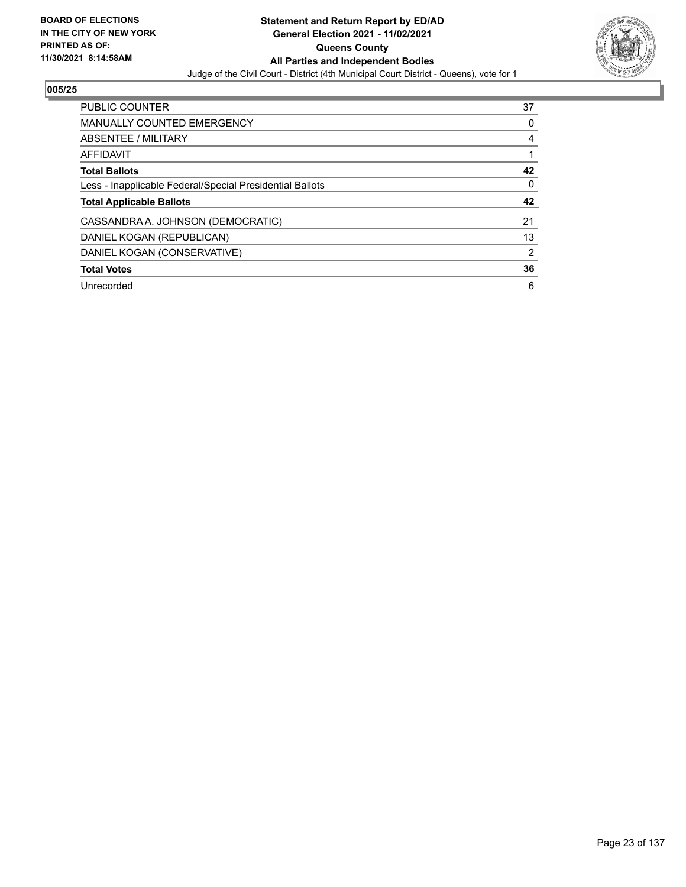**BOARD OF ELECTIONS IN THE CITY OF NEW YORK PRINTED AS OF: 11/30/2021 8:14:58AM**

# Statement and Return Report by ED/AD
## General Election 2021 - 11/02/2021
## Queens County
## All Parties and Independent Bodies

Judge of the Civil Court - District (4th Municipal Court District - Queens), vote for 1

### 005/25

| | |
|---|---|
| PUBLIC COUNTER | 37 |
| MANUALLY COUNTED EMERGENCY | 0 |
| ABSENTEE / MILITARY | 4 |
| AFFIDAVIT | 1 |
| **Total Ballots** | **42** |
| Less - Inapplicable Federal/Special Presidential Ballots | 0 |
| **Total Applicable Ballots** | **42** |
| CASSANDRA A. JOHNSON (DEMOCRATIC) | 21 |
| DANIEL KOGAN (REPUBLICAN) | 13 |
| DANIEL KOGAN (CONSERVATIVE) | 2 |
| **Total Votes** | **36** |
| Unrecorded | 6 |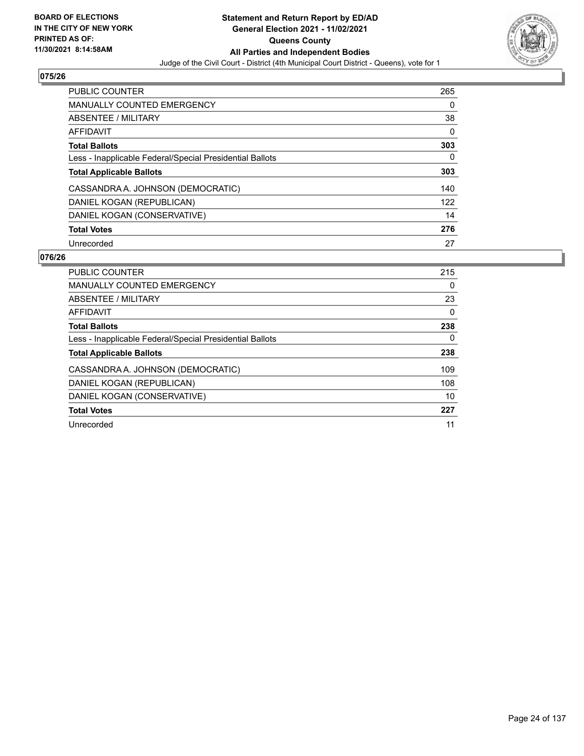**BOARD OF ELECTIONS IN THE CITY OF NEW YORK PRINTED AS OF: 11/30/2021 8:14:58AM**

# Statement and Return Report by ED/AD
## General Election 2021 - 11/02/2021
## Queens County
## All Parties and Independent Bodies

Judge of the Civil Court - District (4th Municipal Court District - Queens), vote for 1

### 075/26

| | |
|---|---|
| PUBLIC COUNTER | 265 |
| MANUALLY COUNTED EMERGENCY | 0 |
| ABSENTEE / MILITARY | 38 |
| AFFIDAVIT | 0 |
| **Total Ballots** | **303** |
| Less - Inapplicable Federal/Special Presidential Ballots | 0 |
| **Total Applicable Ballots** | **303** |
| CASSANDRA A. JOHNSON (DEMOCRATIC) | 140 |
| DANIEL KOGAN (REPUBLICAN) | 122 |
| DANIEL KOGAN (CONSERVATIVE) | 14 |
| **Total Votes** | **276** |
| Unrecorded | 27 |

### 076/26

| | |
|---|---|
| PUBLIC COUNTER | 215 |
| MANUALLY COUNTED EMERGENCY | 0 |
| ABSENTEE / MILITARY | 23 |
| AFFIDAVIT | 0 |
| **Total Ballots** | **238** |
| Less - Inapplicable Federal/Special Presidential Ballots | 0 |
| **Total Applicable Ballots** | **238** |
| CASSANDRA A. JOHNSON (DEMOCRATIC) | 109 |
| DANIEL KOGAN (REPUBLICAN) | 108 |
| DANIEL KOGAN (CONSERVATIVE) | 10 |
| **Total Votes** | **227** |
| Unrecorded | 11 |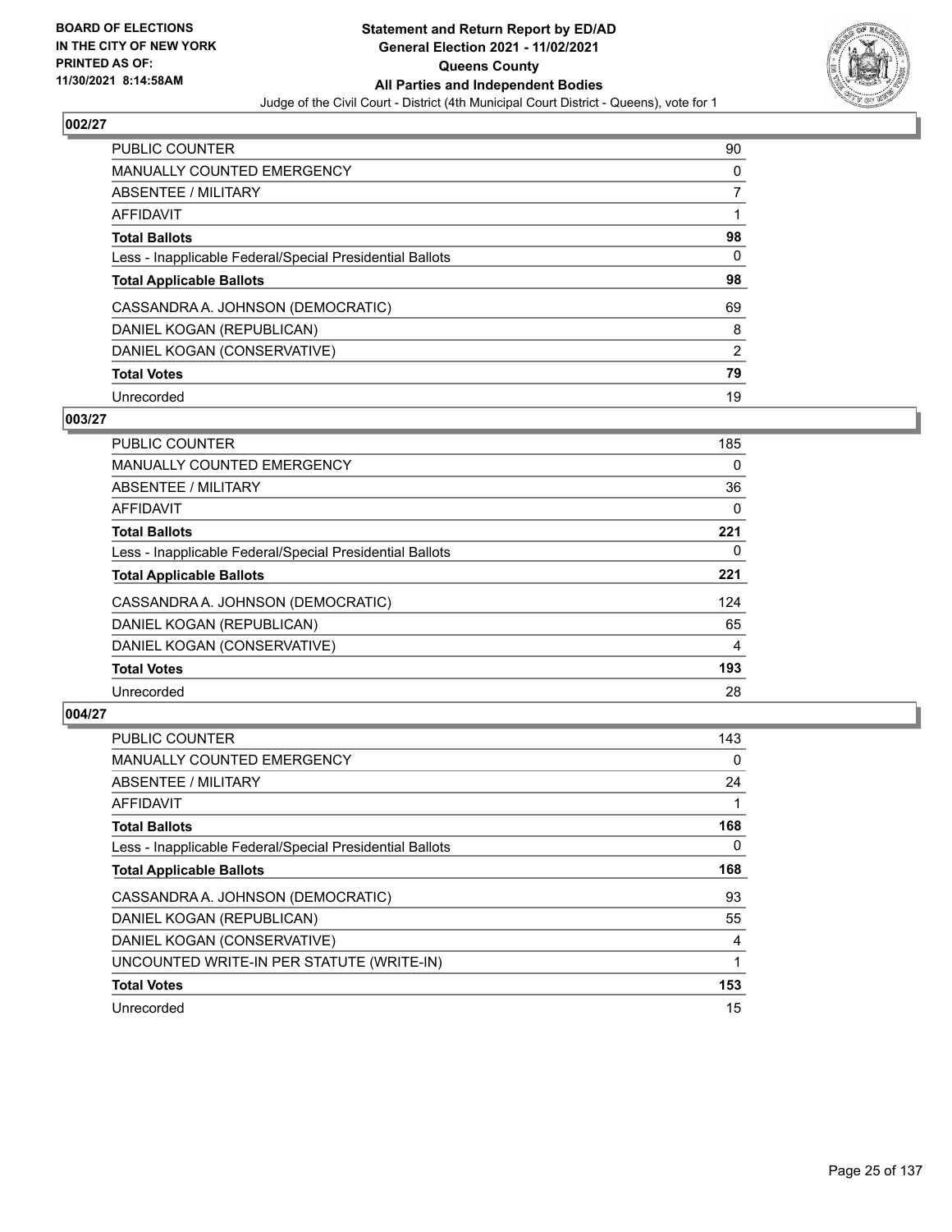**BOARD OF ELECTIONS IN THE CITY OF NEW YORK PRINTED AS OF: 11/30/2021 8:14:58AM**

**Statement and Return Report by ED/AD General Election 2021 - 11/02/2021 Queens County All Parties and Independent Bodies**

Judge of the Civil Court - District (4th Municipal Court District - Queens), vote for 1

## 002/27

| | |
|---|---|
| PUBLIC COUNTER | 90 |
| MANUALLY COUNTED EMERGENCY | 0 |
| ABSENTEE / MILITARY | 7 |
| AFFIDAVIT | 1 |
| **Total Ballots** | **98** |
| Less - Inapplicable Federal/Special Presidential Ballots | 0 |
| **Total Applicable Ballots** | **98** |
| CASSANDRA A. JOHNSON (DEMOCRATIC) | 69 |
| DANIEL KOGAN (REPUBLICAN) | 8 |
| DANIEL KOGAN (CONSERVATIVE) | 2 |
| **Total Votes** | **79** |
| Unrecorded | 19 |

## 003/27

| | |
|---|---|
| PUBLIC COUNTER | 185 |
| MANUALLY COUNTED EMERGENCY | 0 |
| ABSENTEE / MILITARY | 36 |
| AFFIDAVIT | 0 |
| **Total Ballots** | **221** |
| Less - Inapplicable Federal/Special Presidential Ballots | 0 |
| **Total Applicable Ballots** | **221** |
| CASSANDRA A. JOHNSON (DEMOCRATIC) | 124 |
| DANIEL KOGAN (REPUBLICAN) | 65 |
| DANIEL KOGAN (CONSERVATIVE) | 4 |
| **Total Votes** | **193** |
| Unrecorded | 28 |

## 004/27

| | |
|---|---|
| PUBLIC COUNTER | 143 |
| MANUALLY COUNTED EMERGENCY | 0 |
| ABSENTEE / MILITARY | 24 |
| AFFIDAVIT | 1 |
| **Total Ballots** | **168** |
| Less - Inapplicable Federal/Special Presidential Ballots | 0 |
| **Total Applicable Ballots** | **168** |
| CASSANDRA A. JOHNSON (DEMOCRATIC) | 93 |
| DANIEL KOGAN (REPUBLICAN) | 55 |
| DANIEL KOGAN (CONSERVATIVE) | 4 |
| UNCOUNTED WRITE-IN PER STATUTE (WRITE-IN) | 1 |
| **Total Votes** | **153** |
| Unrecorded | 15 |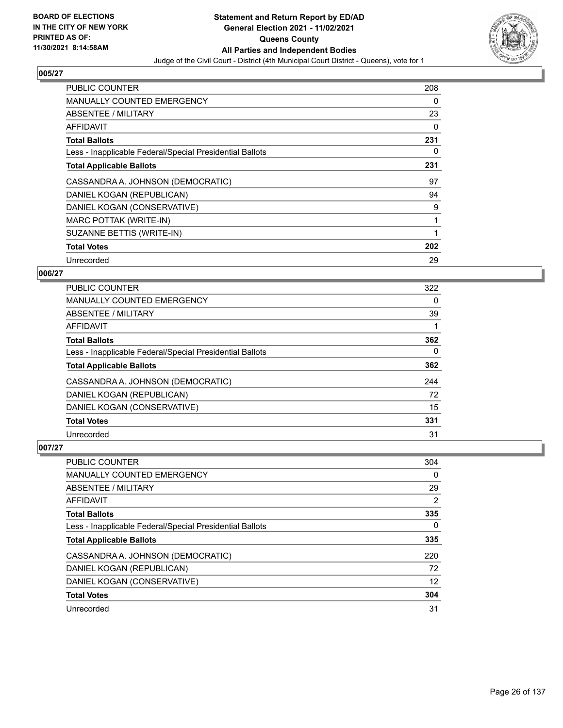**BOARD OF ELECTIONS IN THE CITY OF NEW YORK PRINTED AS OF: 11/30/2021 8:14:58AM**

**Statement and Return Report by ED/AD General Election 2021 - 11/02/2021 Queens County All Parties and Independent Bodies**

Judge of the Civil Court - District (4th Municipal Court District - Queens), vote for 1

## 005/27

| | |
|---|---|
| PUBLIC COUNTER | 208 |
| MANUALLY COUNTED EMERGENCY | 0 |
| ABSENTEE / MILITARY | 23 |
| AFFIDAVIT | 0 |
| **Total Ballots** | **231** |
| Less - Inapplicable Federal/Special Presidential Ballots | 0 |
| **Total Applicable Ballots** | **231** |
| CASSANDRA A. JOHNSON (DEMOCRATIC) | 97 |
| DANIEL KOGAN (REPUBLICAN) | 94 |
| DANIEL KOGAN (CONSERVATIVE) | 9 |
| MARC POTTAK (WRITE-IN) | 1 |
| SUZANNE BETTIS (WRITE-IN) | 1 |
| **Total Votes** | **202** |
| Unrecorded | 29 |

## 006/27

| | |
|---|---|
| PUBLIC COUNTER | 322 |
| MANUALLY COUNTED EMERGENCY | 0 |
| ABSENTEE / MILITARY | 39 |
| AFFIDAVIT | 1 |
| **Total Ballots** | **362** |
| Less - Inapplicable Federal/Special Presidential Ballots | 0 |
| **Total Applicable Ballots** | **362** |
| CASSANDRA A. JOHNSON (DEMOCRATIC) | 244 |
| DANIEL KOGAN (REPUBLICAN) | 72 |
| DANIEL KOGAN (CONSERVATIVE) | 15 |
| **Total Votes** | **331** |
| Unrecorded | 31 |

## 007/27

| | |
|---|---|
| PUBLIC COUNTER | 304 |
| MANUALLY COUNTED EMERGENCY | 0 |
| ABSENTEE / MILITARY | 29 |
| AFFIDAVIT | 2 |
| **Total Ballots** | **335** |
| Less - Inapplicable Federal/Special Presidential Ballots | 0 |
| **Total Applicable Ballots** | **335** |
| CASSANDRA A. JOHNSON (DEMOCRATIC) | 220 |
| DANIEL KOGAN (REPUBLICAN) | 72 |
| DANIEL KOGAN (CONSERVATIVE) | 12 |
| **Total Votes** | **304** |
| Unrecorded | 31 |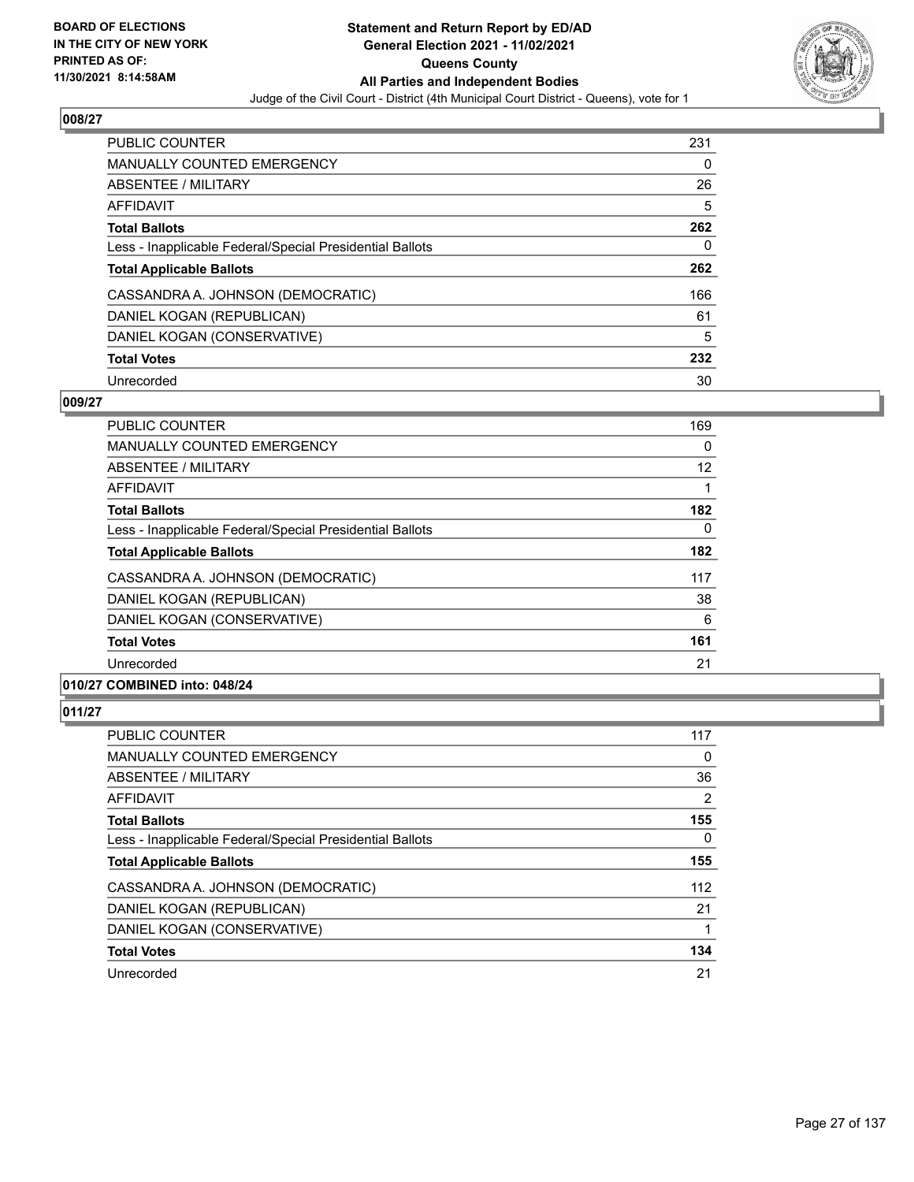**Statement and Return Report by ED/AD**
**General Election 2021 - 11/02/2021**
**Queens County**
**All Parties and Independent Bodies**
Judge of the Civil Court - District (4th Municipal Court District - Queens), vote for 1

BOARD OF ELECTIONS
IN THE CITY OF NEW YORK
PRINTED AS OF:
11/30/2021 8:14:58AM

### 008/27

| | |
|---|---|
| PUBLIC COUNTER | 231 |
| MANUALLY COUNTED EMERGENCY | 0 |
| ABSENTEE / MILITARY | 26 |
| AFFIDAVIT | 5 |
| **Total Ballots** | **262** |
| Less - Inapplicable Federal/Special Presidential Ballots | 0 |
| **Total Applicable Ballots** | **262** |
| CASSANDRA A. JOHNSON (DEMOCRATIC) | 166 |
| DANIEL KOGAN (REPUBLICAN) | 61 |
| DANIEL KOGAN (CONSERVATIVE) | 5 |
| **Total Votes** | **232** |
| Unrecorded | 30 |

### 009/27

| | |
|---|---|
| PUBLIC COUNTER | 169 |
| MANUALLY COUNTED EMERGENCY | 0 |
| ABSENTEE / MILITARY | 12 |
| AFFIDAVIT | 1 |
| **Total Ballots** | **182** |
| Less - Inapplicable Federal/Special Presidential Ballots | 0 |
| **Total Applicable Ballots** | **182** |
| CASSANDRA A. JOHNSON (DEMOCRATIC) | 117 |
| DANIEL KOGAN (REPUBLICAN) | 38 |
| DANIEL KOGAN (CONSERVATIVE) | 6 |
| **Total Votes** | **161** |
| Unrecorded | 21 |

### 010/27 COMBINED into: 048/24

### 011/27

| | |
|---|---|
| PUBLIC COUNTER | 117 |
| MANUALLY COUNTED EMERGENCY | 0 |
| ABSENTEE / MILITARY | 36 |
| AFFIDAVIT | 2 |
| **Total Ballots** | **155** |
| Less - Inapplicable Federal/Special Presidential Ballots | 0 |
| **Total Applicable Ballots** | **155** |
| CASSANDRA A. JOHNSON (DEMOCRATIC) | 112 |
| DANIEL KOGAN (REPUBLICAN) | 21 |
| DANIEL KOGAN (CONSERVATIVE) | 1 |
| **Total Votes** | **134** |
| Unrecorded | 21 |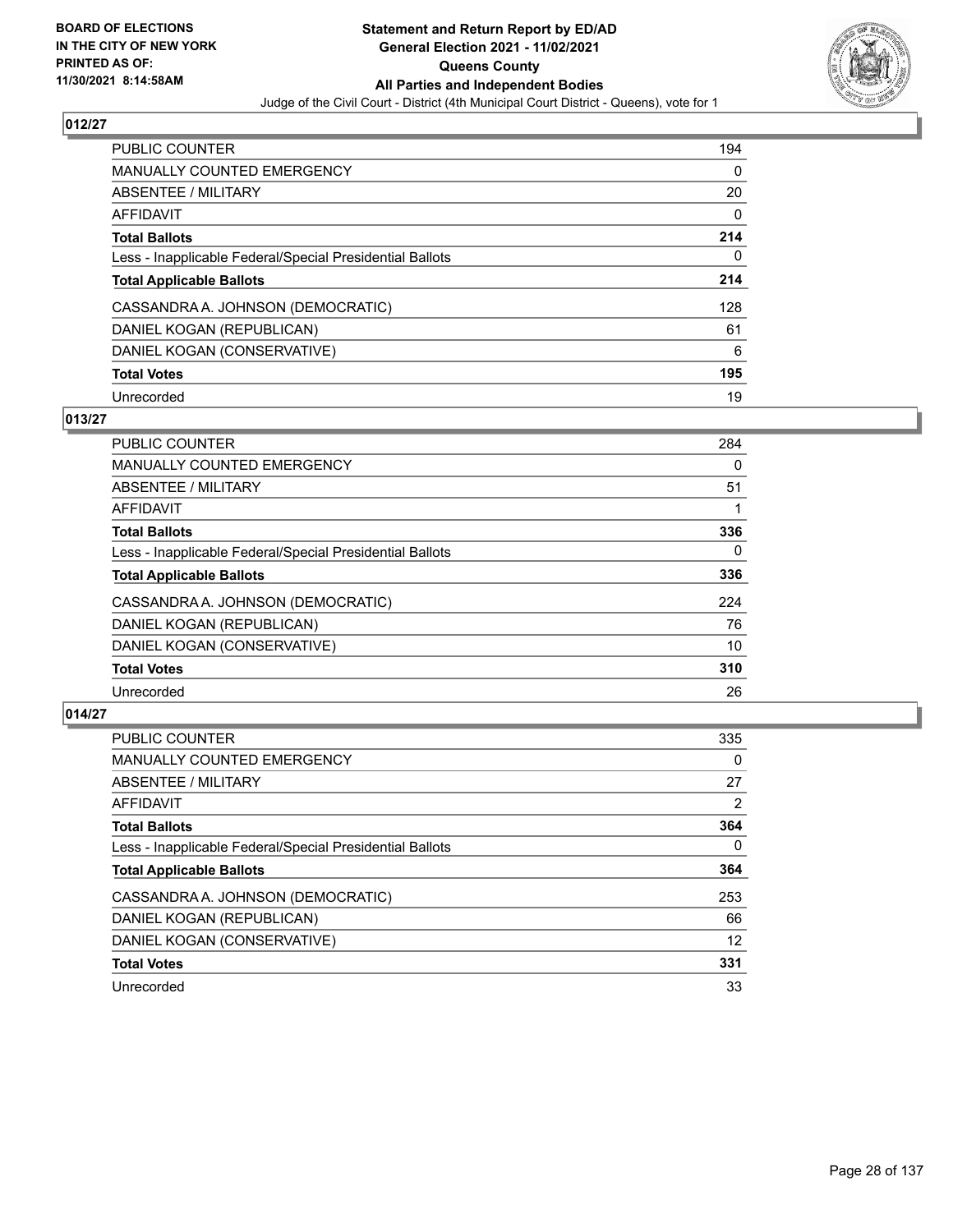## 012/27

| | |
|---|---|
| PUBLIC COUNTER | 194 |
| MANUALLY COUNTED EMERGENCY | 0 |
| ABSENTEE / MILITARY | 20 |
| AFFIDAVIT | 0 |
| **Total Ballots** | **214** |
| Less - Inapplicable Federal/Special Presidential Ballots | 0 |
| **Total Applicable Ballots** | **214** |
| CASSANDRA A. JOHNSON (DEMOCRATIC) | 128 |
| DANIEL KOGAN (REPUBLICAN) | 61 |
| DANIEL KOGAN (CONSERVATIVE) | 6 |
| **Total Votes** | **195** |
| Unrecorded | 19 |

## 013/27

| | |
|---|---|
| PUBLIC COUNTER | 284 |
| MANUALLY COUNTED EMERGENCY | 0 |
| ABSENTEE / MILITARY | 51 |
| AFFIDAVIT | 1 |
| **Total Ballots** | **336** |
| Less - Inapplicable Federal/Special Presidential Ballots | 0 |
| **Total Applicable Ballots** | **336** |
| CASSANDRA A. JOHNSON (DEMOCRATIC) | 224 |
| DANIEL KOGAN (REPUBLICAN) | 76 |
| DANIEL KOGAN (CONSERVATIVE) | 10 |
| **Total Votes** | **310** |
| Unrecorded | 26 |

## 014/27

| | |
|---|---|
| PUBLIC COUNTER | 335 |
| MANUALLY COUNTED EMERGENCY | 0 |
| ABSENTEE / MILITARY | 27 |
| AFFIDAVIT | 2 |
| **Total Ballots** | **364** |
| Less - Inapplicable Federal/Special Presidential Ballots | 0 |
| **Total Applicable Ballots** | **364** |
| CASSANDRA A. JOHNSON (DEMOCRATIC) | 253 |
| DANIEL KOGAN (REPUBLICAN) | 66 |
| DANIEL KOGAN (CONSERVATIVE) | 12 |
| **Total Votes** | **331** |
| Unrecorded | 33 |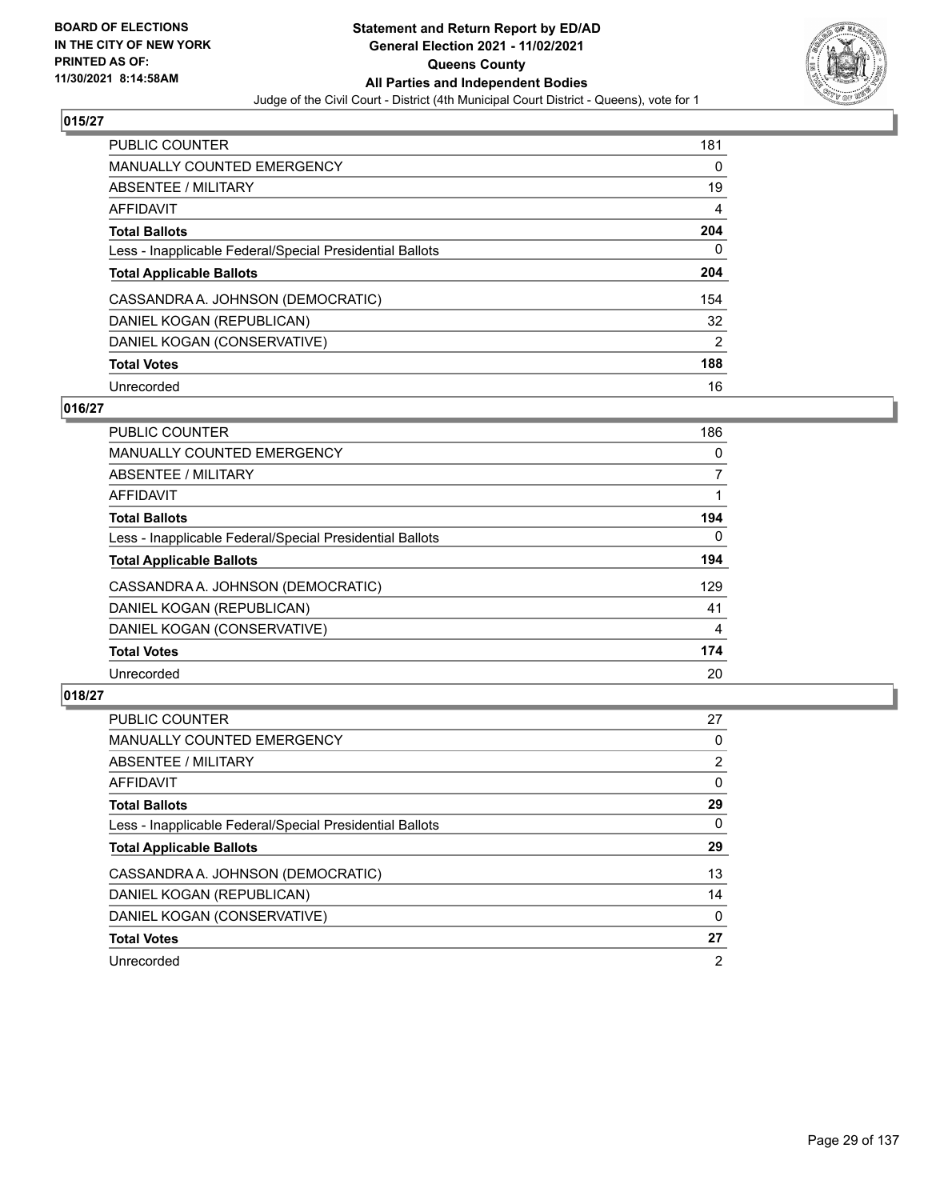**BOARD OF ELECTIONS IN THE CITY OF NEW YORK PRINTED AS OF: 11/30/2021 8:14:58AM**

**Statement and Return Report by ED/AD General Election 2021 - 11/02/2021 Queens County All Parties and Independent Bodies**

Judge of the Civil Court - District (4th Municipal Court District - Queens), vote for 1

## 015/27

| | |
|---|---|
| PUBLIC COUNTER | 181 |
| MANUALLY COUNTED EMERGENCY | 0 |
| ABSENTEE / MILITARY | 19 |
| AFFIDAVIT | 4 |
| **Total Ballots** | **204** |
| Less - Inapplicable Federal/Special Presidential Ballots | 0 |
| **Total Applicable Ballots** | **204** |
| CASSANDRA A. JOHNSON (DEMOCRATIC) | 154 |
| DANIEL KOGAN (REPUBLICAN) | 32 |
| DANIEL KOGAN (CONSERVATIVE) | 2 |
| **Total Votes** | **188** |
| Unrecorded | 16 |

## 016/27

| | |
|---|---|
| PUBLIC COUNTER | 186 |
| MANUALLY COUNTED EMERGENCY | 0 |
| ABSENTEE / MILITARY | 7 |
| AFFIDAVIT | 1 |
| **Total Ballots** | **194** |
| Less - Inapplicable Federal/Special Presidential Ballots | 0 |
| **Total Applicable Ballots** | **194** |
| CASSANDRA A. JOHNSON (DEMOCRATIC) | 129 |
| DANIEL KOGAN (REPUBLICAN) | 41 |
| DANIEL KOGAN (CONSERVATIVE) | 4 |
| **Total Votes** | **174** |
| Unrecorded | 20 |

## 018/27

| | |
|---|---|
| PUBLIC COUNTER | 27 |
| MANUALLY COUNTED EMERGENCY | 0 |
| ABSENTEE / MILITARY | 2 |
| AFFIDAVIT | 0 |
| **Total Ballots** | **29** |
| Less - Inapplicable Federal/Special Presidential Ballots | 0 |
| **Total Applicable Ballots** | **29** |
| CASSANDRA A. JOHNSON (DEMOCRATIC) | 13 |
| DANIEL KOGAN (REPUBLICAN) | 14 |
| DANIEL KOGAN (CONSERVATIVE) | 0 |
| **Total Votes** | **27** |
| Unrecorded | 2 |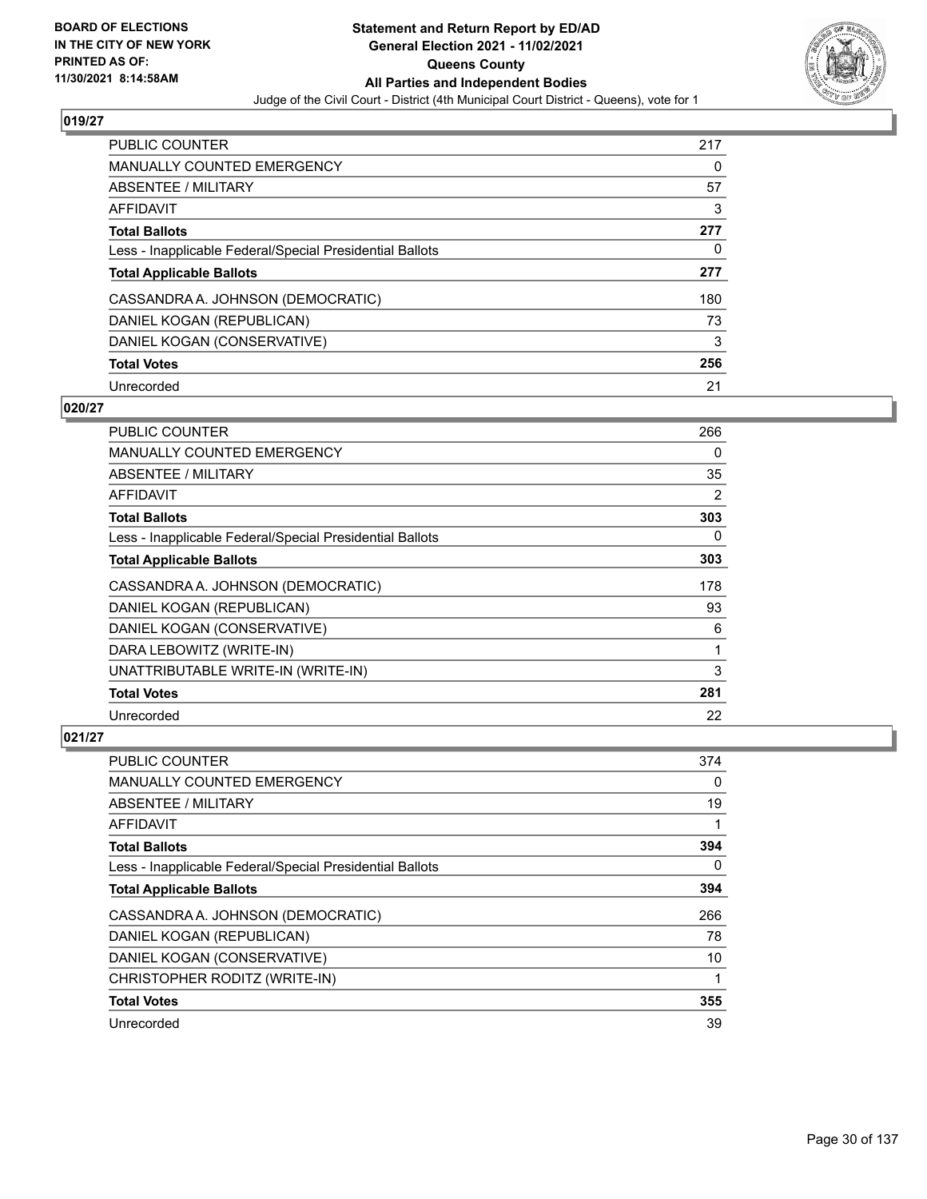## 019/27

| | |
|---|---|
| PUBLIC COUNTER | 217 |
| MANUALLY COUNTED EMERGENCY | 0 |
| ABSENTEE / MILITARY | 57 |
| AFFIDAVIT | 3 |
| **Total Ballots** | **277** |
| Less - Inapplicable Federal/Special Presidential Ballots | 0 |
| **Total Applicable Ballots** | **277** |
| CASSANDRA A. JOHNSON (DEMOCRATIC) | 180 |
| DANIEL KOGAN (REPUBLICAN) | 73 |
| DANIEL KOGAN (CONSERVATIVE) | 3 |
| **Total Votes** | **256** |
| Unrecorded | 21 |

## 020/27

| | |
|---|---|
| PUBLIC COUNTER | 266 |
| MANUALLY COUNTED EMERGENCY | 0 |
| ABSENTEE / MILITARY | 35 |
| AFFIDAVIT | 2 |
| **Total Ballots** | **303** |
| Less - Inapplicable Federal/Special Presidential Ballots | 0 |
| **Total Applicable Ballots** | **303** |
| CASSANDRA A. JOHNSON (DEMOCRATIC) | 178 |
| DANIEL KOGAN (REPUBLICAN) | 93 |
| DANIEL KOGAN (CONSERVATIVE) | 6 |
| DARA LEBOWITZ (WRITE-IN) | 1 |
| UNATTRIBUTABLE WRITE-IN (WRITE-IN) | 3 |
| **Total Votes** | **281** |
| Unrecorded | 22 |

## 021/27

| | |
|---|---|
| PUBLIC COUNTER | 374 |
| MANUALLY COUNTED EMERGENCY | 0 |
| ABSENTEE / MILITARY | 19 |
| AFFIDAVIT | 1 |
| **Total Ballots** | **394** |
| Less - Inapplicable Federal/Special Presidential Ballots | 0 |
| **Total Applicable Ballots** | **394** |
| CASSANDRA A. JOHNSON (DEMOCRATIC) | 266 |
| DANIEL KOGAN (REPUBLICAN) | 78 |
| DANIEL KOGAN (CONSERVATIVE) | 10 |
| CHRISTOPHER RODITZ (WRITE-IN) | 1 |
| **Total Votes** | **355** |
| Unrecorded | 39 |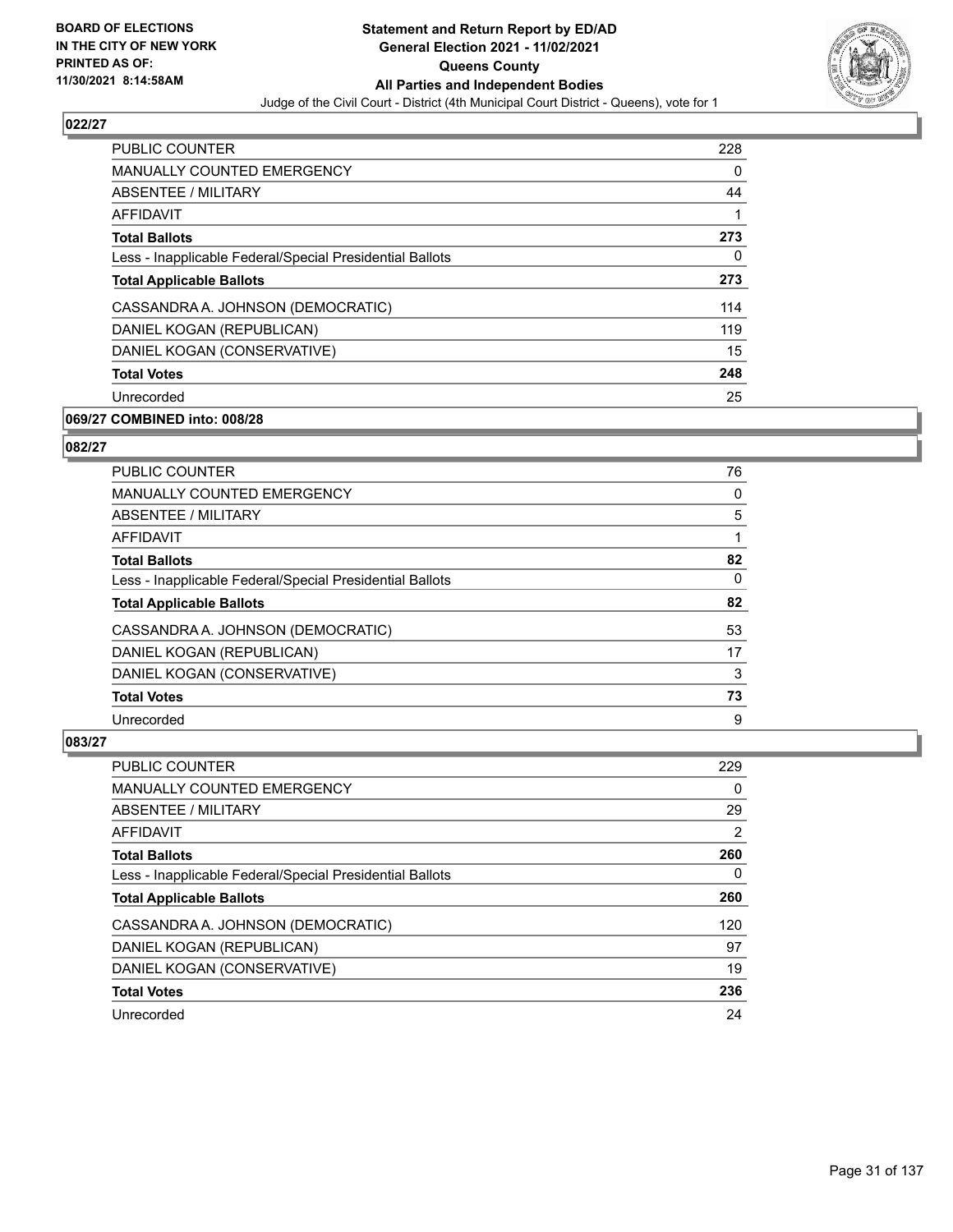**Statement and Return Report by ED/AD**
**General Election 2021 - 11/02/2021**
**Queens County**
**All Parties and Independent Bodies**
Judge of the Civil Court - District (4th Municipal Court District - Queens), vote for 1

BOARD OF ELECTIONS IN THE CITY OF NEW YORK PRINTED AS OF: 11/30/2021 8:14:58AM

### 022/27

| | |
|---|---|
| PUBLIC COUNTER | 228 |
| MANUALLY COUNTED EMERGENCY | 0 |
| ABSENTEE / MILITARY | 44 |
| AFFIDAVIT | 1 |
| **Total Ballots** | **273** |
| Less - Inapplicable Federal/Special Presidential Ballots | 0 |
| **Total Applicable Ballots** | **273** |
| CASSANDRA A. JOHNSON (DEMOCRATIC) | 114 |
| DANIEL KOGAN (REPUBLICAN) | 119 |
| DANIEL KOGAN (CONSERVATIVE) | 15 |
| **Total Votes** | **248** |
| Unrecorded | 25 |

### 069/27 COMBINED into: 008/28

### 082/27

| | |
|---|---|
| PUBLIC COUNTER | 76 |
| MANUALLY COUNTED EMERGENCY | 0 |
| ABSENTEE / MILITARY | 5 |
| AFFIDAVIT | 1 |
| **Total Ballots** | **82** |
| Less - Inapplicable Federal/Special Presidential Ballots | 0 |
| **Total Applicable Ballots** | **82** |
| CASSANDRA A. JOHNSON (DEMOCRATIC) | 53 |
| DANIEL KOGAN (REPUBLICAN) | 17 |
| DANIEL KOGAN (CONSERVATIVE) | 3 |
| **Total Votes** | **73** |
| Unrecorded | 9 |

### 083/27

| | |
|---|---|
| PUBLIC COUNTER | 229 |
| MANUALLY COUNTED EMERGENCY | 0 |
| ABSENTEE / MILITARY | 29 |
| AFFIDAVIT | 2 |
| **Total Ballots** | **260** |
| Less - Inapplicable Federal/Special Presidential Ballots | 0 |
| **Total Applicable Ballots** | **260** |
| CASSANDRA A. JOHNSON (DEMOCRATIC) | 120 |
| DANIEL KOGAN (REPUBLICAN) | 97 |
| DANIEL KOGAN (CONSERVATIVE) | 19 |
| **Total Votes** | **236** |
| Unrecorded | 24 |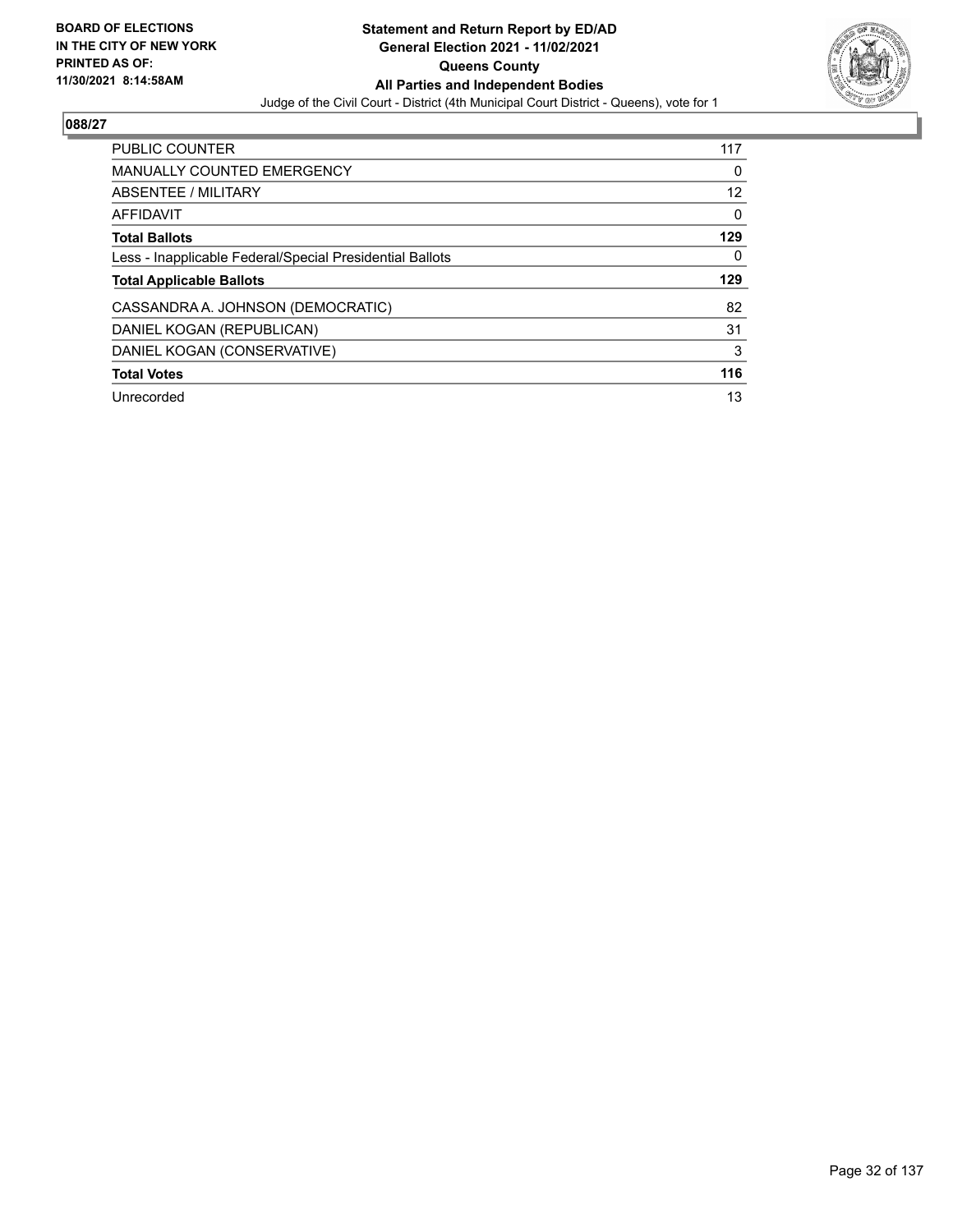BOARD OF ELECTIONS
IN THE CITY OF NEW YORK
PRINTED AS OF:
11/30/2021 8:14:58AM

**Statement and Return Report by ED/AD**
**General Election 2021 - 11/02/2021**
**Queens County**
**All Parties and Independent Bodies**
Judge of the Civil Court - District (4th Municipal Court District - Queens), vote for 1

## 088/27

| | |
|---|---|
| PUBLIC COUNTER | 117 |
| MANUALLY COUNTED EMERGENCY | 0 |
| ABSENTEE / MILITARY | 12 |
| AFFIDAVIT | 0 |
| **Total Ballots** | **129** |
| Less - Inapplicable Federal/Special Presidential Ballots | 0 |
| **Total Applicable Ballots** | **129** |
| CASSANDRA A. JOHNSON (DEMOCRATIC) | 82 |
| DANIEL KOGAN (REPUBLICAN) | 31 |
| DANIEL KOGAN (CONSERVATIVE) | 3 |
| **Total Votes** | **116** |
| Unrecorded | 13 |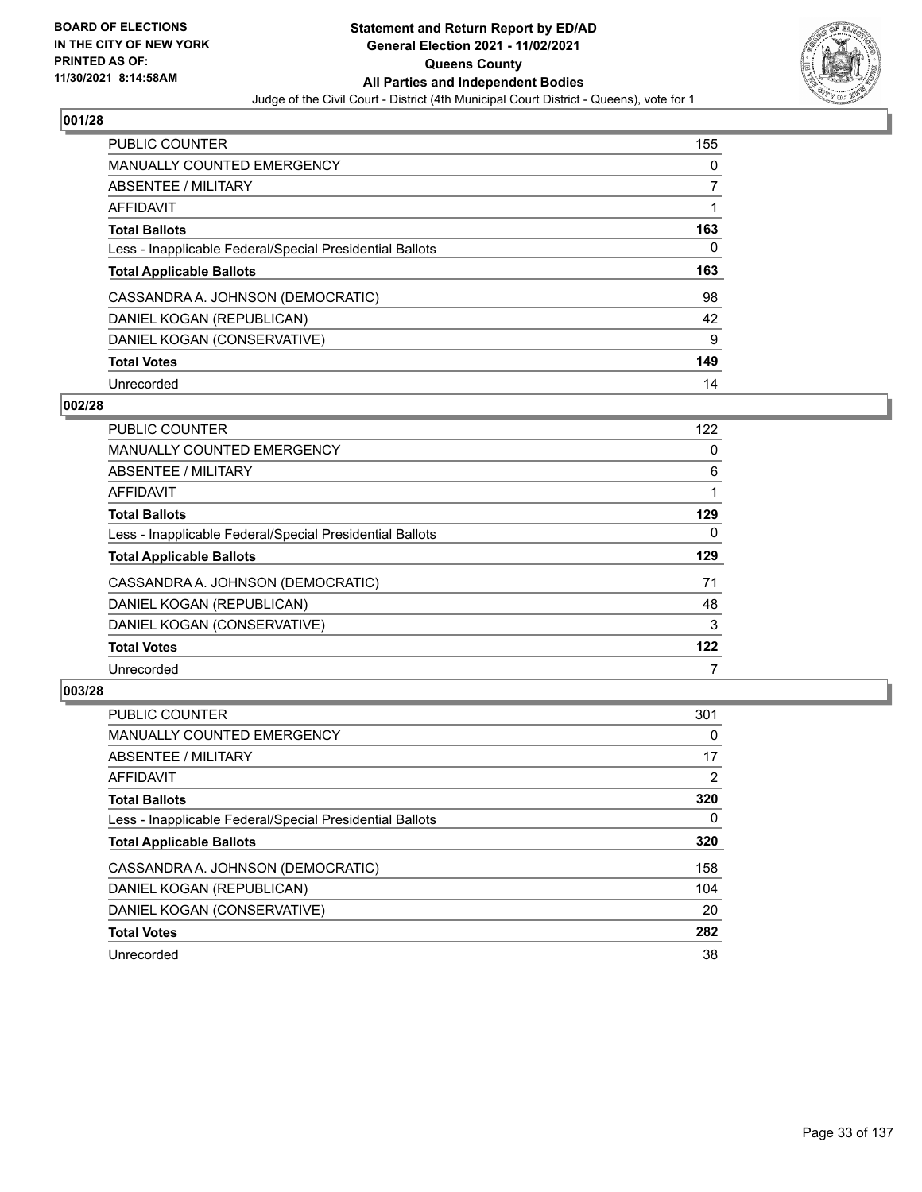**BOARD OF ELECTIONS IN THE CITY OF NEW YORK PRINTED AS OF: 11/30/2021 8:14:58AM**

**Statement and Return Report by ED/AD General Election 2021 - 11/02/2021 Queens County All Parties and Independent Bodies**

Judge of the Civil Court - District (4th Municipal Court District - Queens), vote for 1

## 001/28

| | |
|---|---|
| PUBLIC COUNTER | 155 |
| MANUALLY COUNTED EMERGENCY | 0 |
| ABSENTEE / MILITARY | 7 |
| AFFIDAVIT | 1 |
| **Total Ballots** | **163** |
| Less - Inapplicable Federal/Special Presidential Ballots | 0 |
| **Total Applicable Ballots** | **163** |
| CASSANDRA A. JOHNSON (DEMOCRATIC) | 98 |
| DANIEL KOGAN (REPUBLICAN) | 42 |
| DANIEL KOGAN (CONSERVATIVE) | 9 |
| **Total Votes** | **149** |
| Unrecorded | 14 |

## 002/28

| | |
|---|---|
| PUBLIC COUNTER | 122 |
| MANUALLY COUNTED EMERGENCY | 0 |
| ABSENTEE / MILITARY | 6 |
| AFFIDAVIT | 1 |
| **Total Ballots** | **129** |
| Less - Inapplicable Federal/Special Presidential Ballots | 0 |
| **Total Applicable Ballots** | **129** |
| CASSANDRA A. JOHNSON (DEMOCRATIC) | 71 |
| DANIEL KOGAN (REPUBLICAN) | 48 |
| DANIEL KOGAN (CONSERVATIVE) | 3 |
| **Total Votes** | **122** |
| Unrecorded | 7 |

## 003/28

| | |
|---|---|
| PUBLIC COUNTER | 301 |
| MANUALLY COUNTED EMERGENCY | 0 |
| ABSENTEE / MILITARY | 17 |
| AFFIDAVIT | 2 |
| **Total Ballots** | **320** |
| Less - Inapplicable Federal/Special Presidential Ballots | 0 |
| **Total Applicable Ballots** | **320** |
| CASSANDRA A. JOHNSON (DEMOCRATIC) | 158 |
| DANIEL KOGAN (REPUBLICAN) | 104 |
| DANIEL KOGAN (CONSERVATIVE) | 20 |
| **Total Votes** | **282** |
| Unrecorded | 38 |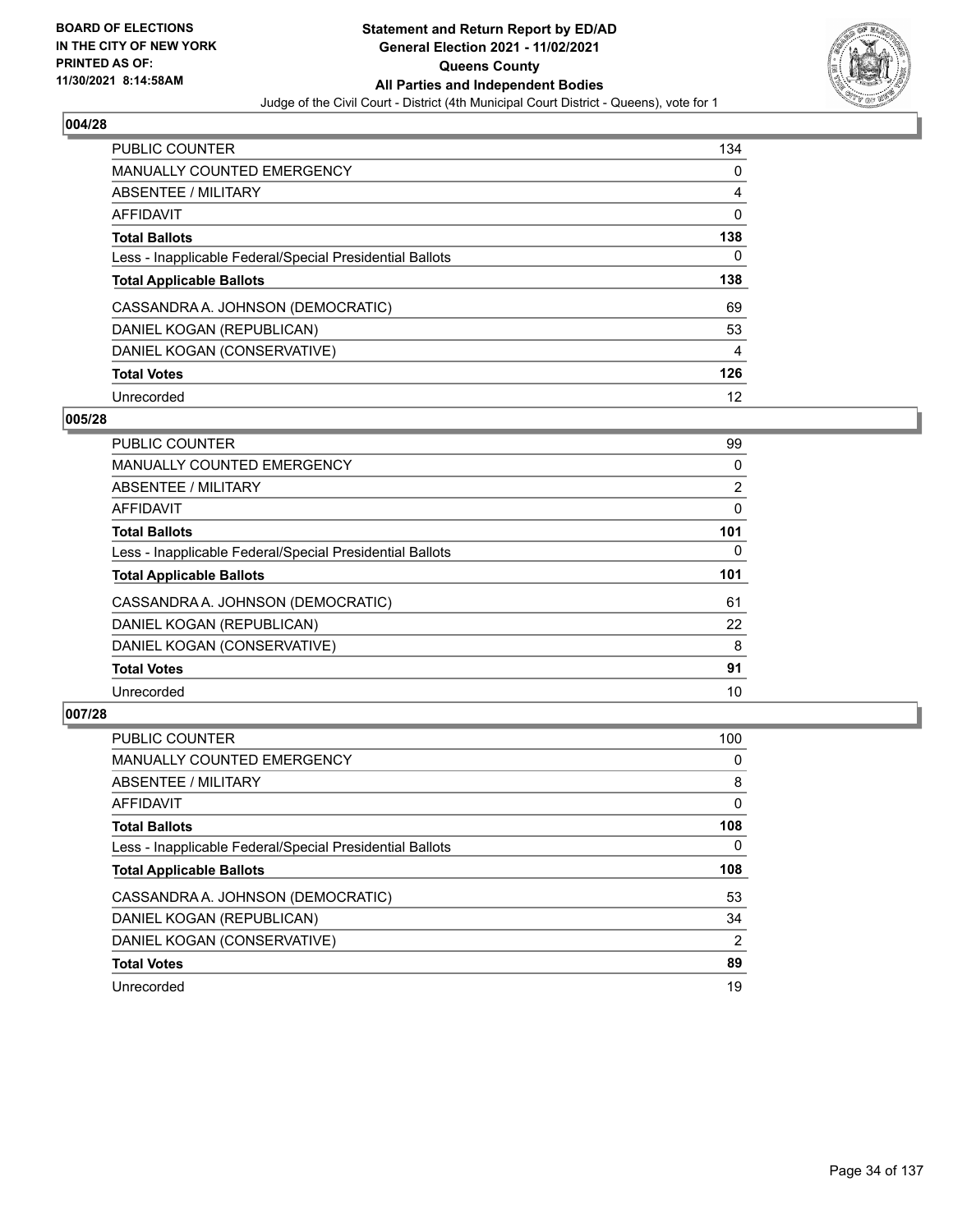## 004/28

| | |
|---|---|
| PUBLIC COUNTER | 134 |
| MANUALLY COUNTED EMERGENCY | 0 |
| ABSENTEE / MILITARY | 4 |
| AFFIDAVIT | 0 |
| **Total Ballots** | **138** |
| Less - Inapplicable Federal/Special Presidential Ballots | 0 |
| **Total Applicable Ballots** | **138** |
| CASSANDRA A. JOHNSON (DEMOCRATIC) | 69 |
| DANIEL KOGAN (REPUBLICAN) | 53 |
| DANIEL KOGAN (CONSERVATIVE) | 4 |
| **Total Votes** | **126** |
| Unrecorded | 12 |

## 005/28

| | |
|---|---|
| PUBLIC COUNTER | 99 |
| MANUALLY COUNTED EMERGENCY | 0 |
| ABSENTEE / MILITARY | 2 |
| AFFIDAVIT | 0 |
| **Total Ballots** | **101** |
| Less - Inapplicable Federal/Special Presidential Ballots | 0 |
| **Total Applicable Ballots** | **101** |
| CASSANDRA A. JOHNSON (DEMOCRATIC) | 61 |
| DANIEL KOGAN (REPUBLICAN) | 22 |
| DANIEL KOGAN (CONSERVATIVE) | 8 |
| **Total Votes** | **91** |
| Unrecorded | 10 |

## 007/28

| | |
|---|---|
| PUBLIC COUNTER | 100 |
| MANUALLY COUNTED EMERGENCY | 0 |
| ABSENTEE / MILITARY | 8 |
| AFFIDAVIT | 0 |
| **Total Ballots** | **108** |
| Less - Inapplicable Federal/Special Presidential Ballots | 0 |
| **Total Applicable Ballots** | **108** |
| CASSANDRA A. JOHNSON (DEMOCRATIC) | 53 |
| DANIEL KOGAN (REPUBLICAN) | 34 |
| DANIEL KOGAN (CONSERVATIVE) | 2 |
| **Total Votes** | **89** |
| Unrecorded | 19 |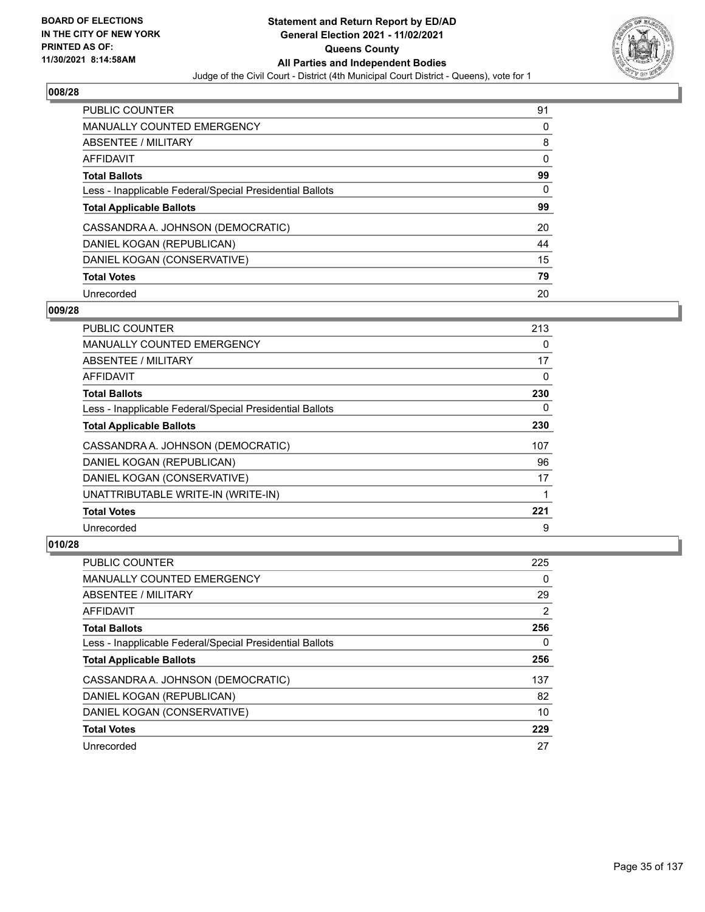## 008/28

| | |
|---|---|
| PUBLIC COUNTER | 91 |
| MANUALLY COUNTED EMERGENCY | 0 |
| ABSENTEE / MILITARY | 8 |
| AFFIDAVIT | 0 |
| **Total Ballots** | **99** |
| Less - Inapplicable Federal/Special Presidential Ballots | 0 |
| **Total Applicable Ballots** | **99** |
| CASSANDRA A. JOHNSON (DEMOCRATIC) | 20 |
| DANIEL KOGAN (REPUBLICAN) | 44 |
| DANIEL KOGAN (CONSERVATIVE) | 15 |
| **Total Votes** | **79** |
| Unrecorded | 20 |

## 009/28

| | |
|---|---|
| PUBLIC COUNTER | 213 |
| MANUALLY COUNTED EMERGENCY | 0 |
| ABSENTEE / MILITARY | 17 |
| AFFIDAVIT | 0 |
| **Total Ballots** | **230** |
| Less - Inapplicable Federal/Special Presidential Ballots | 0 |
| **Total Applicable Ballots** | **230** |
| CASSANDRA A. JOHNSON (DEMOCRATIC) | 107 |
| DANIEL KOGAN (REPUBLICAN) | 96 |
| DANIEL KOGAN (CONSERVATIVE) | 17 |
| UNATTRIBUTABLE WRITE-IN (WRITE-IN) | 1 |
| **Total Votes** | **221** |
| Unrecorded | 9 |

## 010/28

| | |
|---|---|
| PUBLIC COUNTER | 225 |
| MANUALLY COUNTED EMERGENCY | 0 |
| ABSENTEE / MILITARY | 29 |
| AFFIDAVIT | 2 |
| **Total Ballots** | **256** |
| Less - Inapplicable Federal/Special Presidential Ballots | 0 |
| **Total Applicable Ballots** | **256** |
| CASSANDRA A. JOHNSON (DEMOCRATIC) | 137 |
| DANIEL KOGAN (REPUBLICAN) | 82 |
| DANIEL KOGAN (CONSERVATIVE) | 10 |
| **Total Votes** | **229** |
| Unrecorded | 27 |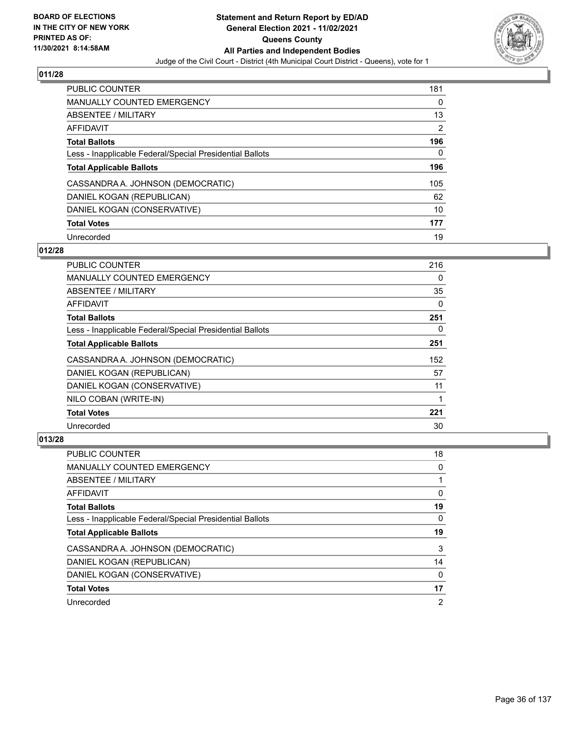BOARD OF ELECTIONS
IN THE CITY OF NEW YORK
PRINTED AS OF:
11/30/2021 8:14:58AM

**Statement and Return Report by ED/AD**
**General Election 2021 - 11/02/2021**
**Queens County**
**All Parties and Independent Bodies**
Judge of the Civil Court - District (4th Municipal Court District - Queens), vote for 1

## 011/28

| | |
|---|---|
| PUBLIC COUNTER | 181 |
| MANUALLY COUNTED EMERGENCY | 0 |
| ABSENTEE / MILITARY | 13 |
| AFFIDAVIT | 2 |
| **Total Ballots** | **196** |
| Less - Inapplicable Federal/Special Presidential Ballots | 0 |
| **Total Applicable Ballots** | **196** |
| CASSANDRA A. JOHNSON (DEMOCRATIC) | 105 |
| DANIEL KOGAN (REPUBLICAN) | 62 |
| DANIEL KOGAN (CONSERVATIVE) | 10 |
| **Total Votes** | **177** |
| Unrecorded | 19 |

## 012/28

| | |
|---|---|
| PUBLIC COUNTER | 216 |
| MANUALLY COUNTED EMERGENCY | 0 |
| ABSENTEE / MILITARY | 35 |
| AFFIDAVIT | 0 |
| **Total Ballots** | **251** |
| Less - Inapplicable Federal/Special Presidential Ballots | 0 |
| **Total Applicable Ballots** | **251** |
| CASSANDRA A. JOHNSON (DEMOCRATIC) | 152 |
| DANIEL KOGAN (REPUBLICAN) | 57 |
| DANIEL KOGAN (CONSERVATIVE) | 11 |
| NILO COBAN (WRITE-IN) | 1 |
| **Total Votes** | **221** |
| Unrecorded | 30 |

## 013/28

| | |
|---|---|
| PUBLIC COUNTER | 18 |
| MANUALLY COUNTED EMERGENCY | 0 |
| ABSENTEE / MILITARY | 1 |
| AFFIDAVIT | 0 |
| **Total Ballots** | **19** |
| Less - Inapplicable Federal/Special Presidential Ballots | 0 |
| **Total Applicable Ballots** | **19** |
| CASSANDRA A. JOHNSON (DEMOCRATIC) | 3 |
| DANIEL KOGAN (REPUBLICAN) | 14 |
| DANIEL KOGAN (CONSERVATIVE) | 0 |
| **Total Votes** | **17** |
| Unrecorded | 2 |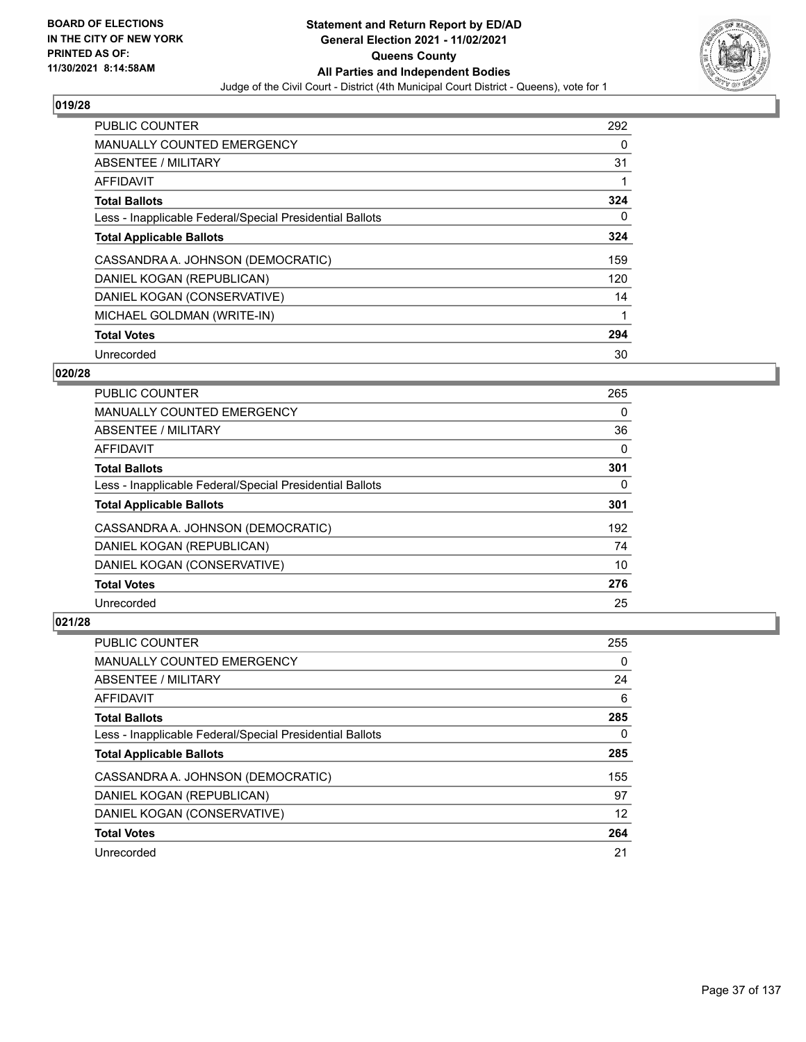### 019/28

| | |
|---|---|
| PUBLIC COUNTER | 292 |
| MANUALLY COUNTED EMERGENCY | 0 |
| ABSENTEE / MILITARY | 31 |
| AFFIDAVIT | 1 |
| **Total Ballots** | **324** |
| Less - Inapplicable Federal/Special Presidential Ballots | 0 |
| **Total Applicable Ballots** | **324** |
| CASSANDRA A. JOHNSON (DEMOCRATIC) | 159 |
| DANIEL KOGAN (REPUBLICAN) | 120 |
| DANIEL KOGAN (CONSERVATIVE) | 14 |
| MICHAEL GOLDMAN (WRITE-IN) | 1 |
| **Total Votes** | **294** |
| Unrecorded | 30 |

### 020/28

| | |
|---|---|
| PUBLIC COUNTER | 265 |
| MANUALLY COUNTED EMERGENCY | 0 |
| ABSENTEE / MILITARY | 36 |
| AFFIDAVIT | 0 |
| **Total Ballots** | **301** |
| Less - Inapplicable Federal/Special Presidential Ballots | 0 |
| **Total Applicable Ballots** | **301** |
| CASSANDRA A. JOHNSON (DEMOCRATIC) | 192 |
| DANIEL KOGAN (REPUBLICAN) | 74 |
| DANIEL KOGAN (CONSERVATIVE) | 10 |
| **Total Votes** | **276** |
| Unrecorded | 25 |

### 021/28

| | |
|---|---|
| PUBLIC COUNTER | 255 |
| MANUALLY COUNTED EMERGENCY | 0 |
| ABSENTEE / MILITARY | 24 |
| AFFIDAVIT | 6 |
| **Total Ballots** | **285** |
| Less - Inapplicable Federal/Special Presidential Ballots | 0 |
| **Total Applicable Ballots** | **285** |
| CASSANDRA A. JOHNSON (DEMOCRATIC) | 155 |
| DANIEL KOGAN (REPUBLICAN) | 97 |
| DANIEL KOGAN (CONSERVATIVE) | 12 |
| **Total Votes** | **264** |
| Unrecorded | 21 |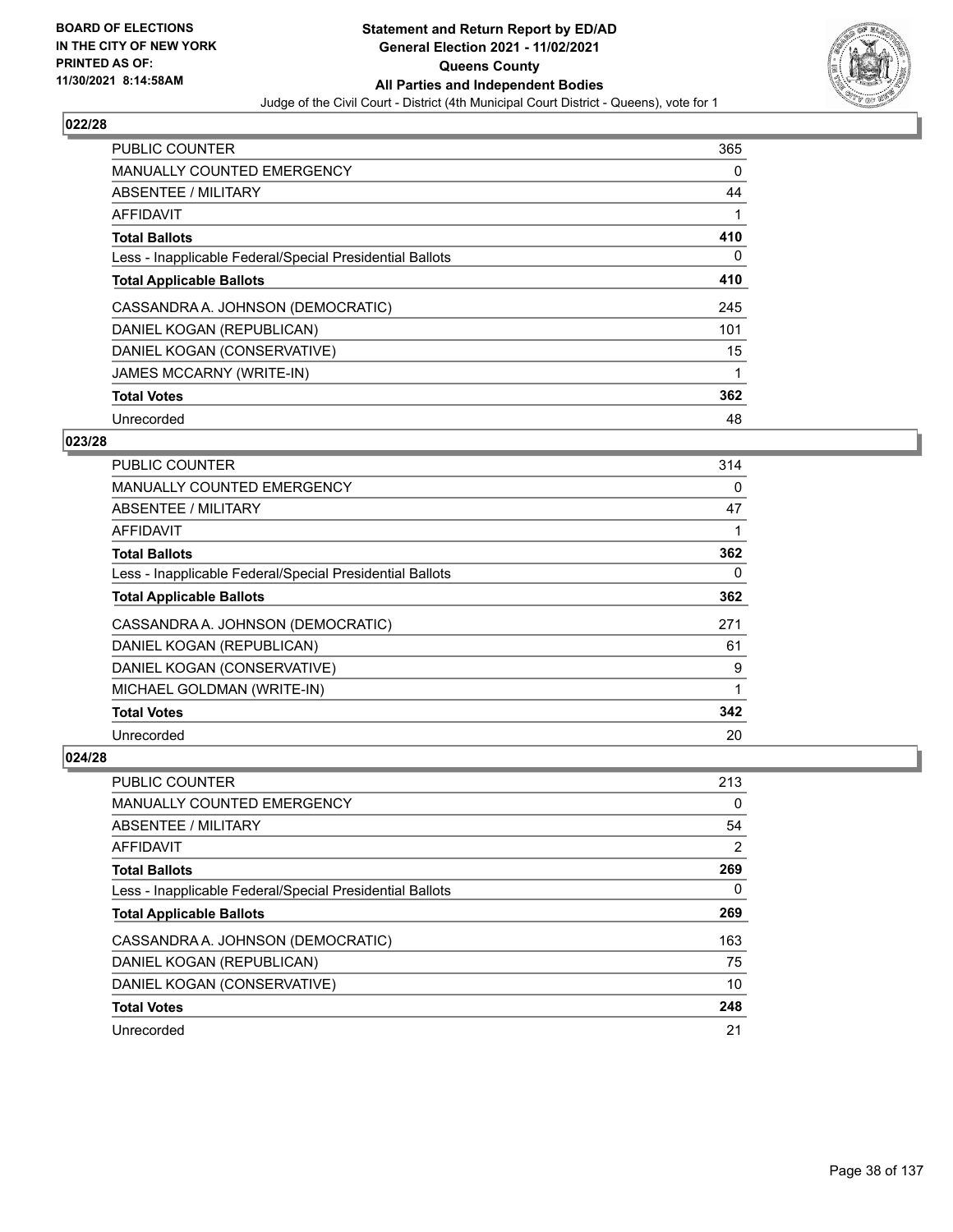### 022/28

| | |
|---|---|
| PUBLIC COUNTER | 365 |
| MANUALLY COUNTED EMERGENCY | 0 |
| ABSENTEE / MILITARY | 44 |
| AFFIDAVIT | 1 |
| **Total Ballots** | **410** |
| Less - Inapplicable Federal/Special Presidential Ballots | 0 |
| **Total Applicable Ballots** | **410** |
| CASSANDRA A. JOHNSON (DEMOCRATIC) | 245 |
| DANIEL KOGAN (REPUBLICAN) | 101 |
| DANIEL KOGAN (CONSERVATIVE) | 15 |
| JAMES MCCARNY (WRITE-IN) | 1 |
| **Total Votes** | **362** |
| Unrecorded | 48 |

### 023/28

| | |
|---|---|
| PUBLIC COUNTER | 314 |
| MANUALLY COUNTED EMERGENCY | 0 |
| ABSENTEE / MILITARY | 47 |
| AFFIDAVIT | 1 |
| **Total Ballots** | **362** |
| Less - Inapplicable Federal/Special Presidential Ballots | 0 |
| **Total Applicable Ballots** | **362** |
| CASSANDRA A. JOHNSON (DEMOCRATIC) | 271 |
| DANIEL KOGAN (REPUBLICAN) | 61 |
| DANIEL KOGAN (CONSERVATIVE) | 9 |
| MICHAEL GOLDMAN (WRITE-IN) | 1 |
| **Total Votes** | **342** |
| Unrecorded | 20 |

### 024/28

| | |
|---|---|
| PUBLIC COUNTER | 213 |
| MANUALLY COUNTED EMERGENCY | 0 |
| ABSENTEE / MILITARY | 54 |
| AFFIDAVIT | 2 |
| **Total Ballots** | **269** |
| Less - Inapplicable Federal/Special Presidential Ballots | 0 |
| **Total Applicable Ballots** | **269** |
| CASSANDRA A. JOHNSON (DEMOCRATIC) | 163 |
| DANIEL KOGAN (REPUBLICAN) | 75 |
| DANIEL KOGAN (CONSERVATIVE) | 10 |
| **Total Votes** | **248** |
| Unrecorded | 21 |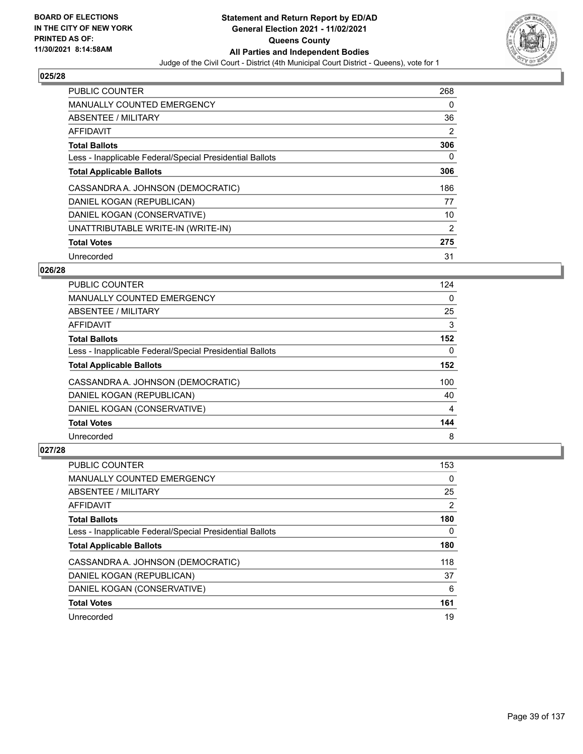**BOARD OF ELECTIONS IN THE CITY OF NEW YORK PRINTED AS OF: 11/30/2021 8:14:58AM**

**Statement and Return Report by ED/AD General Election 2021 - 11/02/2021 Queens County All Parties and Independent Bodies**

Judge of the Civil Court - District (4th Municipal Court District - Queens), vote for 1

## 025/28

| | |
|---|---|
| PUBLIC COUNTER | 268 |
| MANUALLY COUNTED EMERGENCY | 0 |
| ABSENTEE / MILITARY | 36 |
| AFFIDAVIT | 2 |
| **Total Ballots** | **306** |
| Less - Inapplicable Federal/Special Presidential Ballots | 0 |
| **Total Applicable Ballots** | **306** |
| CASSANDRA A. JOHNSON (DEMOCRATIC) | 186 |
| DANIEL KOGAN (REPUBLICAN) | 77 |
| DANIEL KOGAN (CONSERVATIVE) | 10 |
| UNATTRIBUTABLE WRITE-IN (WRITE-IN) | 2 |
| **Total Votes** | **275** |
| Unrecorded | 31 |

## 026/28

| | |
|---|---|
| PUBLIC COUNTER | 124 |
| MANUALLY COUNTED EMERGENCY | 0 |
| ABSENTEE / MILITARY | 25 |
| AFFIDAVIT | 3 |
| **Total Ballots** | **152** |
| Less - Inapplicable Federal/Special Presidential Ballots | 0 |
| **Total Applicable Ballots** | **152** |
| CASSANDRA A. JOHNSON (DEMOCRATIC) | 100 |
| DANIEL KOGAN (REPUBLICAN) | 40 |
| DANIEL KOGAN (CONSERVATIVE) | 4 |
| **Total Votes** | **144** |
| Unrecorded | 8 |

## 027/28

| | |
|---|---|
| PUBLIC COUNTER | 153 |
| MANUALLY COUNTED EMERGENCY | 0 |
| ABSENTEE / MILITARY | 25 |
| AFFIDAVIT | 2 |
| **Total Ballots** | **180** |
| Less - Inapplicable Federal/Special Presidential Ballots | 0 |
| **Total Applicable Ballots** | **180** |
| CASSANDRA A. JOHNSON (DEMOCRATIC) | 118 |
| DANIEL KOGAN (REPUBLICAN) | 37 |
| DANIEL KOGAN (CONSERVATIVE) | 6 |
| **Total Votes** | **161** |
| Unrecorded | 19 |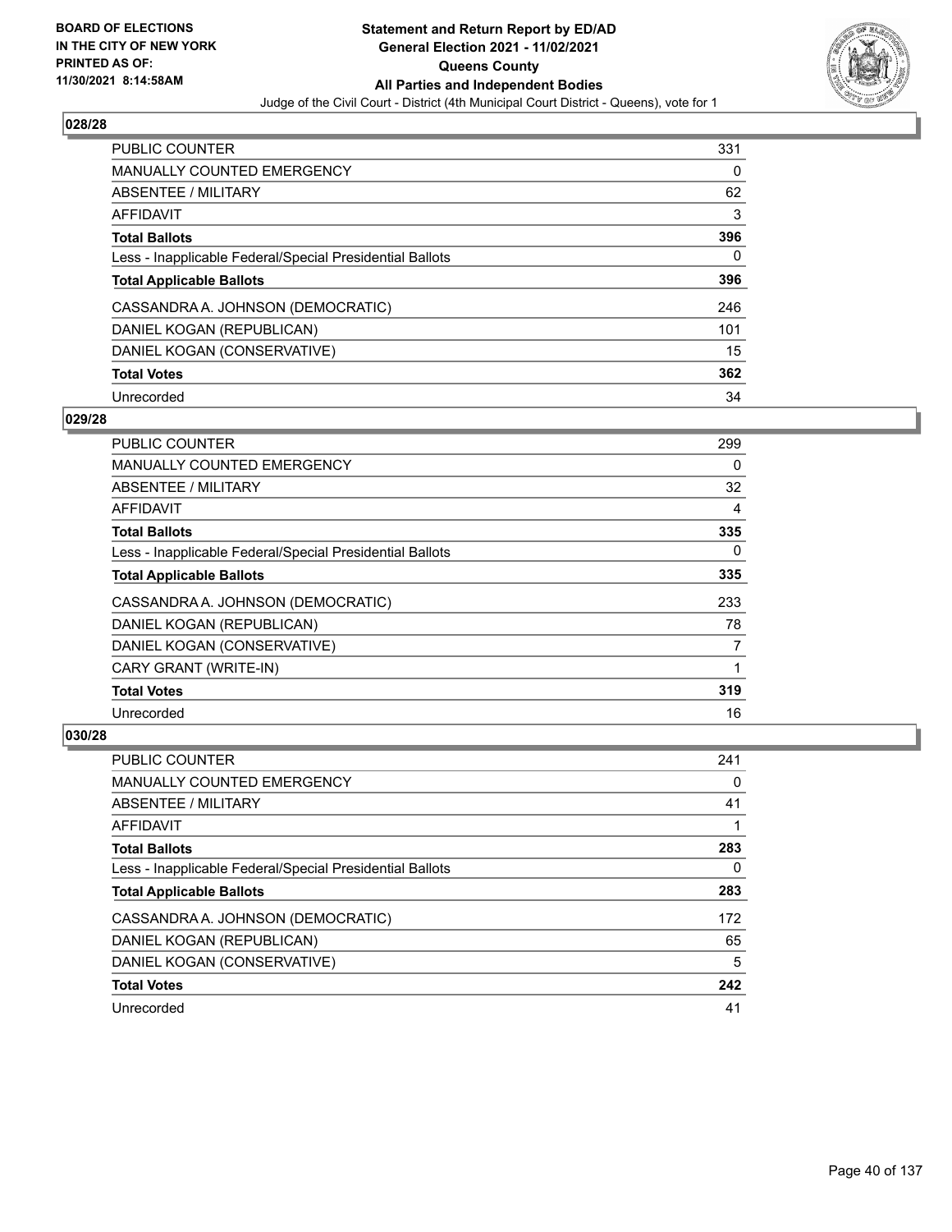### 028/28

| | |
|---|---|
| PUBLIC COUNTER | 331 |
| MANUALLY COUNTED EMERGENCY | 0 |
| ABSENTEE / MILITARY | 62 |
| AFFIDAVIT | 3 |
| **Total Ballots** | **396** |
| Less - Inapplicable Federal/Special Presidential Ballots | 0 |
| **Total Applicable Ballots** | **396** |
| CASSANDRA A. JOHNSON (DEMOCRATIC) | 246 |
| DANIEL KOGAN (REPUBLICAN) | 101 |
| DANIEL KOGAN (CONSERVATIVE) | 15 |
| **Total Votes** | **362** |
| Unrecorded | 34 |

### 029/28

| | |
|---|---|
| PUBLIC COUNTER | 299 |
| MANUALLY COUNTED EMERGENCY | 0 |
| ABSENTEE / MILITARY | 32 |
| AFFIDAVIT | 4 |
| **Total Ballots** | **335** |
| Less - Inapplicable Federal/Special Presidential Ballots | 0 |
| **Total Applicable Ballots** | **335** |
| CASSANDRA A. JOHNSON (DEMOCRATIC) | 233 |
| DANIEL KOGAN (REPUBLICAN) | 78 |
| DANIEL KOGAN (CONSERVATIVE) | 7 |
| CARY GRANT (WRITE-IN) | 1 |
| **Total Votes** | **319** |
| Unrecorded | 16 |

### 030/28

| | |
|---|---|
| PUBLIC COUNTER | 241 |
| MANUALLY COUNTED EMERGENCY | 0 |
| ABSENTEE / MILITARY | 41 |
| AFFIDAVIT | 1 |
| **Total Ballots** | **283** |
| Less - Inapplicable Federal/Special Presidential Ballots | 0 |
| **Total Applicable Ballots** | **283** |
| CASSANDRA A. JOHNSON (DEMOCRATIC) | 172 |
| DANIEL KOGAN (REPUBLICAN) | 65 |
| DANIEL KOGAN (CONSERVATIVE) | 5 |
| **Total Votes** | **242** |
| Unrecorded | 41 |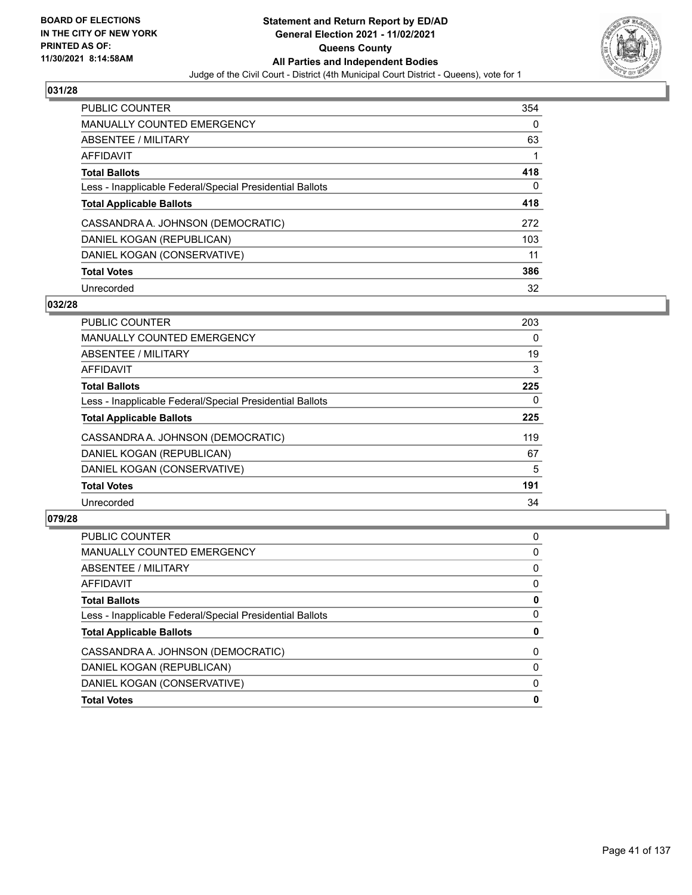**BOARD OF ELECTIONS IN THE CITY OF NEW YORK PRINTED AS OF: 11/30/2021 8:14:58AM**

# Statement and Return Report by ED/AD
## General Election 2021 - 11/02/2021
## Queens County
## All Parties and Independent Bodies
Judge of the Civil Court - District (4th Municipal Court District - Queens), vote for 1

### 031/28

| | |
|---|---|
| PUBLIC COUNTER | 354 |
| MANUALLY COUNTED EMERGENCY | 0 |
| ABSENTEE / MILITARY | 63 |
| AFFIDAVIT | 1 |
| **Total Ballots** | **418** |
| Less - Inapplicable Federal/Special Presidential Ballots | 0 |
| **Total Applicable Ballots** | **418** |
| CASSANDRA A. JOHNSON (DEMOCRATIC) | 272 |
| DANIEL KOGAN (REPUBLICAN) | 103 |
| DANIEL KOGAN (CONSERVATIVE) | 11 |
| **Total Votes** | **386** |
| Unrecorded | 32 |

### 032/28

| | |
|---|---|
| PUBLIC COUNTER | 203 |
| MANUALLY COUNTED EMERGENCY | 0 |
| ABSENTEE / MILITARY | 19 |
| AFFIDAVIT | 3 |
| **Total Ballots** | **225** |
| Less - Inapplicable Federal/Special Presidential Ballots | 0 |
| **Total Applicable Ballots** | **225** |
| CASSANDRA A. JOHNSON (DEMOCRATIC) | 119 |
| DANIEL KOGAN (REPUBLICAN) | 67 |
| DANIEL KOGAN (CONSERVATIVE) | 5 |
| **Total Votes** | **191** |
| Unrecorded | 34 |

### 079/28

| | |
|---|---|
| PUBLIC COUNTER | 0 |
| MANUALLY COUNTED EMERGENCY | 0 |
| ABSENTEE / MILITARY | 0 |
| AFFIDAVIT | 0 |
| **Total Ballots** | **0** |
| Less - Inapplicable Federal/Special Presidential Ballots | 0 |
| **Total Applicable Ballots** | **0** |
| CASSANDRA A. JOHNSON (DEMOCRATIC) | 0 |
| DANIEL KOGAN (REPUBLICAN) | 0 |
| DANIEL KOGAN (CONSERVATIVE) | 0 |
| **Total Votes** | **0** |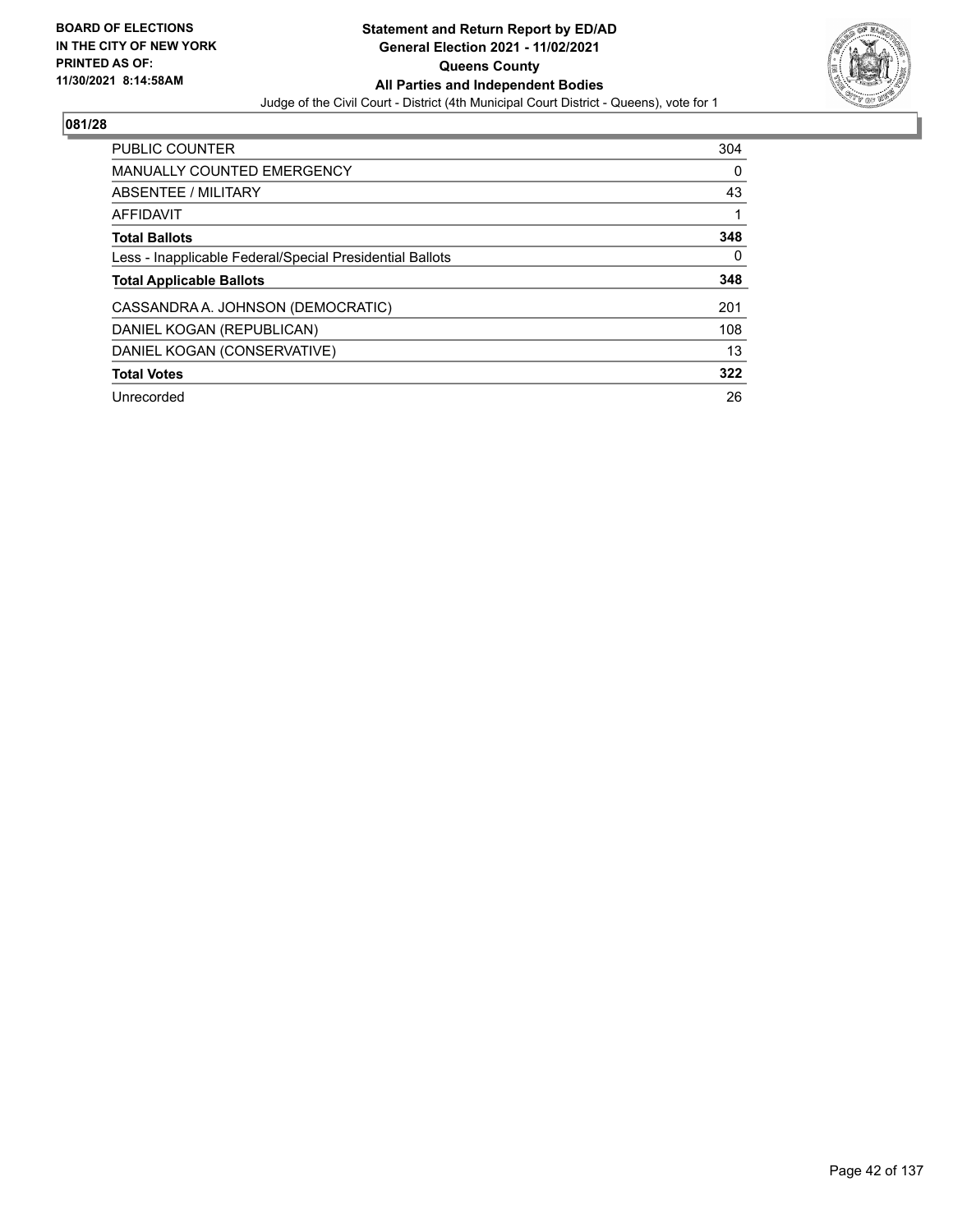BOARD OF ELECTIONS
IN THE CITY OF NEW YORK
PRINTED AS OF:
11/30/2021 8:14:58AM

**Statement and Return Report by ED/AD**
**General Election 2021 - 11/02/2021**
**Queens County**
**All Parties and Independent Bodies**
Judge of the Civil Court - District (4th Municipal Court District - Queens), vote for 1

## 081/28

| | |
|---|---|
| PUBLIC COUNTER | 304 |
| MANUALLY COUNTED EMERGENCY | 0 |
| ABSENTEE / MILITARY | 43 |
| AFFIDAVIT | 1 |
| **Total Ballots** | **348** |
| Less - Inapplicable Federal/Special Presidential Ballots | 0 |
| **Total Applicable Ballots** | **348** |
| CASSANDRA A. JOHNSON (DEMOCRATIC) | 201 |
| DANIEL KOGAN (REPUBLICAN) | 108 |
| DANIEL KOGAN (CONSERVATIVE) | 13 |
| **Total Votes** | **322** |
| Unrecorded | 26 |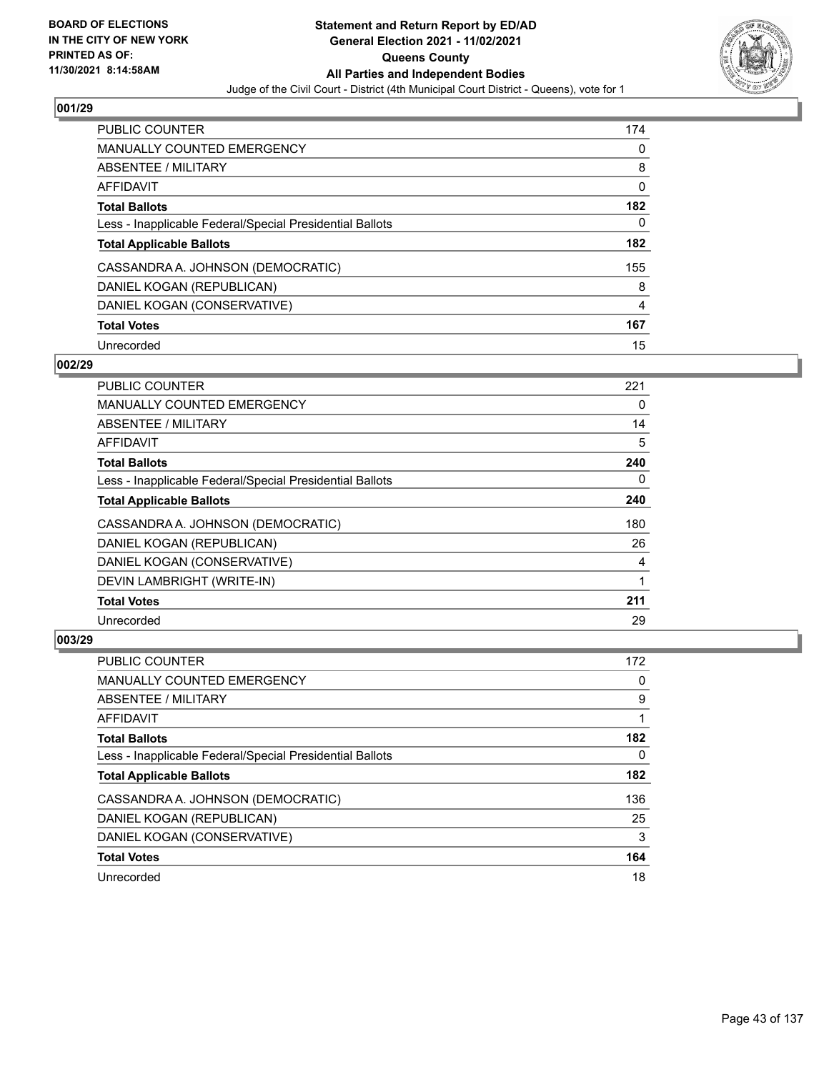**BOARD OF ELECTIONS IN THE CITY OF NEW YORK PRINTED AS OF: 11/30/2021 8:14:58AM**

# Statement and Return Report by ED/AD
## General Election 2021 - 11/02/2021
## Queens County
## All Parties and Independent Bodies

Judge of the Civil Court - District (4th Municipal Court District - Queens), vote for 1

### 001/29

| | |
|---|---|
| PUBLIC COUNTER | 174 |
| MANUALLY COUNTED EMERGENCY | 0 |
| ABSENTEE / MILITARY | 8 |
| AFFIDAVIT | 0 |
| **Total Ballots** | **182** |
| Less - Inapplicable Federal/Special Presidential Ballots | 0 |
| **Total Applicable Ballots** | **182** |
| CASSANDRA A. JOHNSON (DEMOCRATIC) | 155 |
| DANIEL KOGAN (REPUBLICAN) | 8 |
| DANIEL KOGAN (CONSERVATIVE) | 4 |
| **Total Votes** | **167** |
| Unrecorded | 15 |

### 002/29

| | |
|---|---|
| PUBLIC COUNTER | 221 |
| MANUALLY COUNTED EMERGENCY | 0 |
| ABSENTEE / MILITARY | 14 |
| AFFIDAVIT | 5 |
| **Total Ballots** | **240** |
| Less - Inapplicable Federal/Special Presidential Ballots | 0 |
| **Total Applicable Ballots** | **240** |
| CASSANDRA A. JOHNSON (DEMOCRATIC) | 180 |
| DANIEL KOGAN (REPUBLICAN) | 26 |
| DANIEL KOGAN (CONSERVATIVE) | 4 |
| DEVIN LAMBRIGHT (WRITE-IN) | 1 |
| **Total Votes** | **211** |
| Unrecorded | 29 |

### 003/29

| | |
|---|---|
| PUBLIC COUNTER | 172 |
| MANUALLY COUNTED EMERGENCY | 0 |
| ABSENTEE / MILITARY | 9 |
| AFFIDAVIT | 1 |
| **Total Ballots** | **182** |
| Less - Inapplicable Federal/Special Presidential Ballots | 0 |
| **Total Applicable Ballots** | **182** |
| CASSANDRA A. JOHNSON (DEMOCRATIC) | 136 |
| DANIEL KOGAN (REPUBLICAN) | 25 |
| DANIEL KOGAN (CONSERVATIVE) | 3 |
| **Total Votes** | **164** |
| Unrecorded | 18 |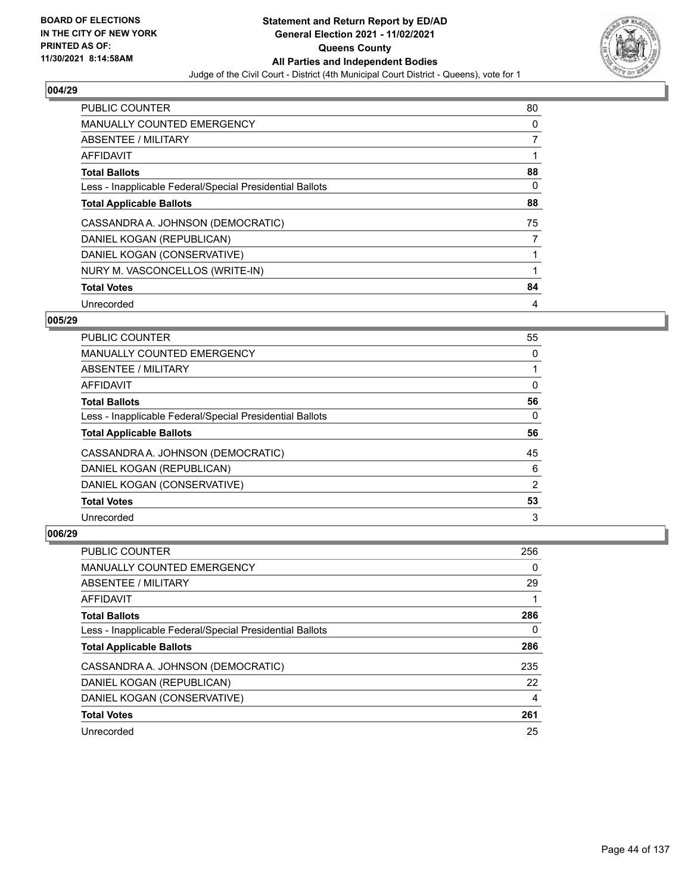**BOARD OF ELECTIONS IN THE CITY OF NEW YORK PRINTED AS OF: 11/30/2021 8:14:58AM**

**Statement and Return Report by ED/AD General Election 2021 - 11/02/2021 Queens County All Parties and Independent Bodies**

Judge of the Civil Court - District (4th Municipal Court District - Queens), vote for 1

## 004/29

| | |
|---|---|
| PUBLIC COUNTER | 80 |
| MANUALLY COUNTED EMERGENCY | 0 |
| ABSENTEE / MILITARY | 7 |
| AFFIDAVIT | 1 |
| **Total Ballots** | **88** |
| Less - Inapplicable Federal/Special Presidential Ballots | 0 |
| **Total Applicable Ballots** | **88** |
| CASSANDRA A. JOHNSON (DEMOCRATIC) | 75 |
| DANIEL KOGAN (REPUBLICAN) | 7 |
| DANIEL KOGAN (CONSERVATIVE) | 1 |
| NURY M. VASCONCELLOS (WRITE-IN) | 1 |
| **Total Votes** | **84** |
| Unrecorded | 4 |

## 005/29

| | |
|---|---|
| PUBLIC COUNTER | 55 |
| MANUALLY COUNTED EMERGENCY | 0 |
| ABSENTEE / MILITARY | 1 |
| AFFIDAVIT | 0 |
| **Total Ballots** | **56** |
| Less - Inapplicable Federal/Special Presidential Ballots | 0 |
| **Total Applicable Ballots** | **56** |
| CASSANDRA A. JOHNSON (DEMOCRATIC) | 45 |
| DANIEL KOGAN (REPUBLICAN) | 6 |
| DANIEL KOGAN (CONSERVATIVE) | 2 |
| **Total Votes** | **53** |
| Unrecorded | 3 |

## 006/29

| | |
|---|---|
| PUBLIC COUNTER | 256 |
| MANUALLY COUNTED EMERGENCY | 0 |
| ABSENTEE / MILITARY | 29 |
| AFFIDAVIT | 1 |
| **Total Ballots** | **286** |
| Less - Inapplicable Federal/Special Presidential Ballots | 0 |
| **Total Applicable Ballots** | **286** |
| CASSANDRA A. JOHNSON (DEMOCRATIC) | 235 |
| DANIEL KOGAN (REPUBLICAN) | 22 |
| DANIEL KOGAN (CONSERVATIVE) | 4 |
| **Total Votes** | **261** |
| Unrecorded | 25 |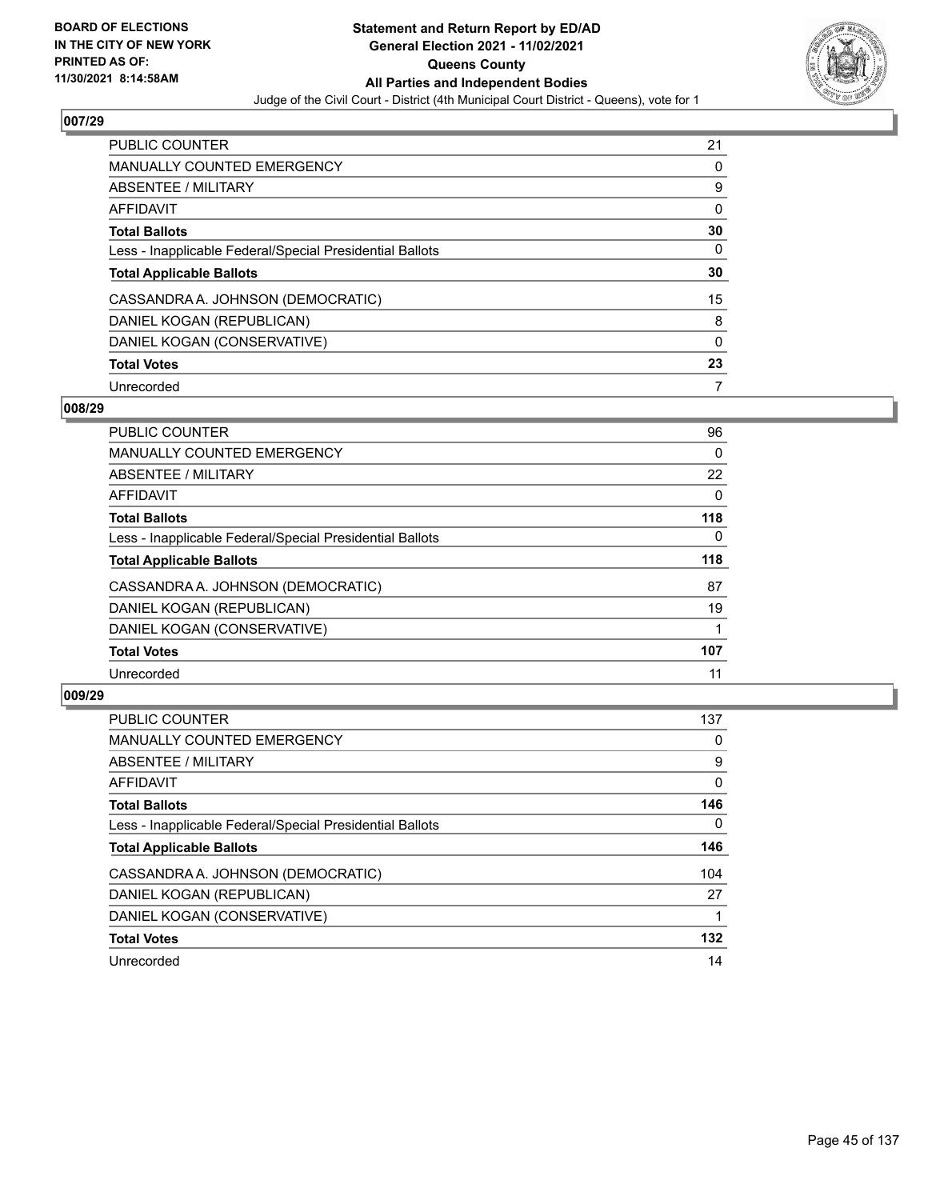**Statement and Return Report by ED/AD**
**General Election 2021 - 11/02/2021**
**Queens County**
**All Parties and Independent Bodies**
Judge of the Civil Court - District (4th Municipal Court District - Queens), vote for 1

BOARD OF ELECTIONS IN THE CITY OF NEW YORK PRINTED AS OF: 11/30/2021 8:14:58AM

## 007/29

| | |
|---|---|
| PUBLIC COUNTER | 21 |
| MANUALLY COUNTED EMERGENCY | 0 |
| ABSENTEE / MILITARY | 9 |
| AFFIDAVIT | 0 |
| **Total Ballots** | **30** |
| Less - Inapplicable Federal/Special Presidential Ballots | 0 |
| **Total Applicable Ballots** | **30** |
| CASSANDRA A. JOHNSON (DEMOCRATIC) | 15 |
| DANIEL KOGAN (REPUBLICAN) | 8 |
| DANIEL KOGAN (CONSERVATIVE) | 0 |
| **Total Votes** | **23** |
| Unrecorded | 7 |

## 008/29

| | |
|---|---|
| PUBLIC COUNTER | 96 |
| MANUALLY COUNTED EMERGENCY | 0 |
| ABSENTEE / MILITARY | 22 |
| AFFIDAVIT | 0 |
| **Total Ballots** | **118** |
| Less - Inapplicable Federal/Special Presidential Ballots | 0 |
| **Total Applicable Ballots** | **118** |
| CASSANDRA A. JOHNSON (DEMOCRATIC) | 87 |
| DANIEL KOGAN (REPUBLICAN) | 19 |
| DANIEL KOGAN (CONSERVATIVE) | 1 |
| **Total Votes** | **107** |
| Unrecorded | 11 |

## 009/29

| | |
|---|---|
| PUBLIC COUNTER | 137 |
| MANUALLY COUNTED EMERGENCY | 0 |
| ABSENTEE / MILITARY | 9 |
| AFFIDAVIT | 0 |
| **Total Ballots** | **146** |
| Less - Inapplicable Federal/Special Presidential Ballots | 0 |
| **Total Applicable Ballots** | **146** |
| CASSANDRA A. JOHNSON (DEMOCRATIC) | 104 |
| DANIEL KOGAN (REPUBLICAN) | 27 |
| DANIEL KOGAN (CONSERVATIVE) | 1 |
| **Total Votes** | **132** |
| Unrecorded | 14 |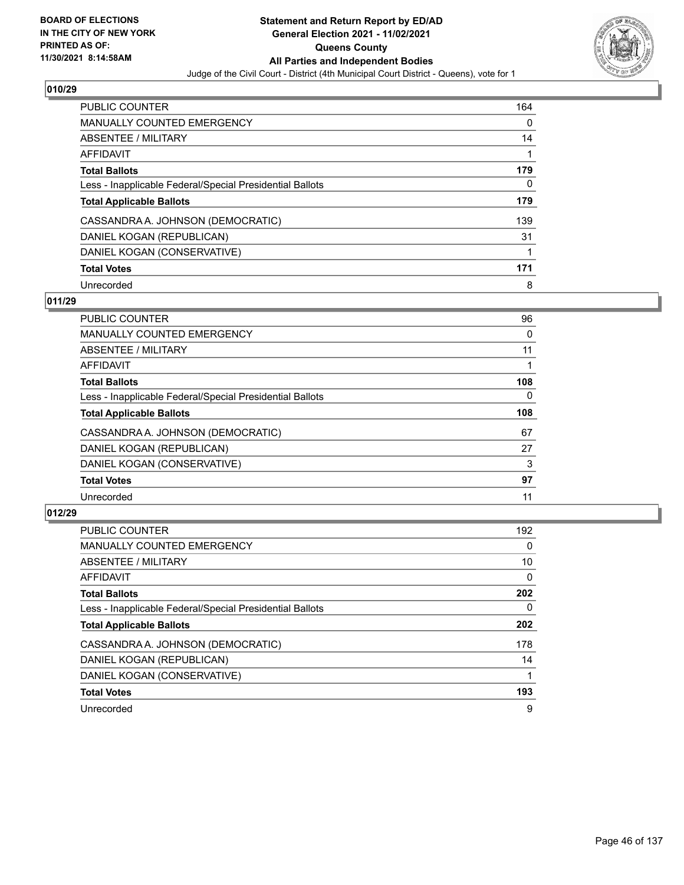BOARD OF ELECTIONS
IN THE CITY OF NEW YORK
PRINTED AS OF:
11/30/2021 8:14:58AM

# Statement and Return Report by ED/AD
## General Election 2021 - 11/02/2021
## Queens County
## All Parties and Independent Bodies
Judge of the Civil Court - District (4th Municipal Court District - Queens), vote for 1

### 010/29

| | |
|---|---|
| PUBLIC COUNTER | 164 |
| MANUALLY COUNTED EMERGENCY | 0 |
| ABSENTEE / MILITARY | 14 |
| AFFIDAVIT | 1 |
| **Total Ballots** | **179** |
| Less - Inapplicable Federal/Special Presidential Ballots | 0 |
| **Total Applicable Ballots** | **179** |
| CASSANDRA A. JOHNSON (DEMOCRATIC) | 139 |
| DANIEL KOGAN (REPUBLICAN) | 31 |
| DANIEL KOGAN (CONSERVATIVE) | 1 |
| **Total Votes** | **171** |
| Unrecorded | 8 |

### 011/29

| | |
|---|---|
| PUBLIC COUNTER | 96 |
| MANUALLY COUNTED EMERGENCY | 0 |
| ABSENTEE / MILITARY | 11 |
| AFFIDAVIT | 1 |
| **Total Ballots** | **108** |
| Less - Inapplicable Federal/Special Presidential Ballots | 0 |
| **Total Applicable Ballots** | **108** |
| CASSANDRA A. JOHNSON (DEMOCRATIC) | 67 |
| DANIEL KOGAN (REPUBLICAN) | 27 |
| DANIEL KOGAN (CONSERVATIVE) | 3 |
| **Total Votes** | **97** |
| Unrecorded | 11 |

### 012/29

| | |
|---|---|
| PUBLIC COUNTER | 192 |
| MANUALLY COUNTED EMERGENCY | 0 |
| ABSENTEE / MILITARY | 10 |
| AFFIDAVIT | 0 |
| **Total Ballots** | **202** |
| Less - Inapplicable Federal/Special Presidential Ballots | 0 |
| **Total Applicable Ballots** | **202** |
| CASSANDRA A. JOHNSON (DEMOCRATIC) | 178 |
| DANIEL KOGAN (REPUBLICAN) | 14 |
| DANIEL KOGAN (CONSERVATIVE) | 1 |
| **Total Votes** | **193** |
| Unrecorded | 9 |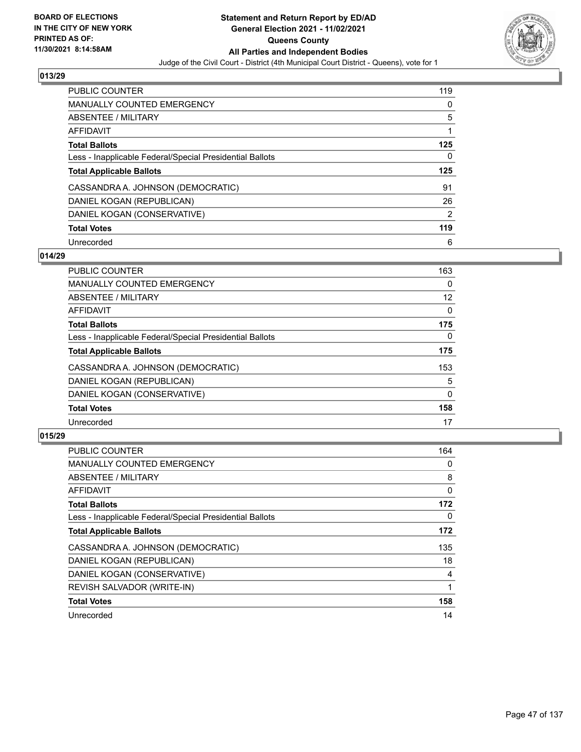# Statement and Return Report by ED/AD
## General Election 2021 - 11/02/2021
## Queens County
## All Parties and Independent Bodies

BOARD OF ELECTIONS IN THE CITY OF NEW YORK PRINTED AS OF: 11/30/2021 8:14:58AM

Judge of the Civil Court - District (4th Municipal Court District - Queens), vote for 1

### 013/29

| | |
|---|---|
| PUBLIC COUNTER | 119 |
| MANUALLY COUNTED EMERGENCY | 0 |
| ABSENTEE / MILITARY | 5 |
| AFFIDAVIT | 1 |
| **Total Ballots** | **125** |
| Less - Inapplicable Federal/Special Presidential Ballots | 0 |
| **Total Applicable Ballots** | **125** |
| CASSANDRA A. JOHNSON (DEMOCRATIC) | 91 |
| DANIEL KOGAN (REPUBLICAN) | 26 |
| DANIEL KOGAN (CONSERVATIVE) | 2 |
| **Total Votes** | **119** |
| Unrecorded | 6 |

### 014/29

| | |
|---|---|
| PUBLIC COUNTER | 163 |
| MANUALLY COUNTED EMERGENCY | 0 |
| ABSENTEE / MILITARY | 12 |
| AFFIDAVIT | 0 |
| **Total Ballots** | **175** |
| Less - Inapplicable Federal/Special Presidential Ballots | 0 |
| **Total Applicable Ballots** | **175** |
| CASSANDRA A. JOHNSON (DEMOCRATIC) | 153 |
| DANIEL KOGAN (REPUBLICAN) | 5 |
| DANIEL KOGAN (CONSERVATIVE) | 0 |
| **Total Votes** | **158** |
| Unrecorded | 17 |

### 015/29

| | |
|---|---|
| PUBLIC COUNTER | 164 |
| MANUALLY COUNTED EMERGENCY | 0 |
| ABSENTEE / MILITARY | 8 |
| AFFIDAVIT | 0 |
| **Total Ballots** | **172** |
| Less - Inapplicable Federal/Special Presidential Ballots | 0 |
| **Total Applicable Ballots** | **172** |
| CASSANDRA A. JOHNSON (DEMOCRATIC) | 135 |
| DANIEL KOGAN (REPUBLICAN) | 18 |
| DANIEL KOGAN (CONSERVATIVE) | 4 |
| REVISH SALVADOR (WRITE-IN) | 1 |
| **Total Votes** | **158** |
| Unrecorded | 14 |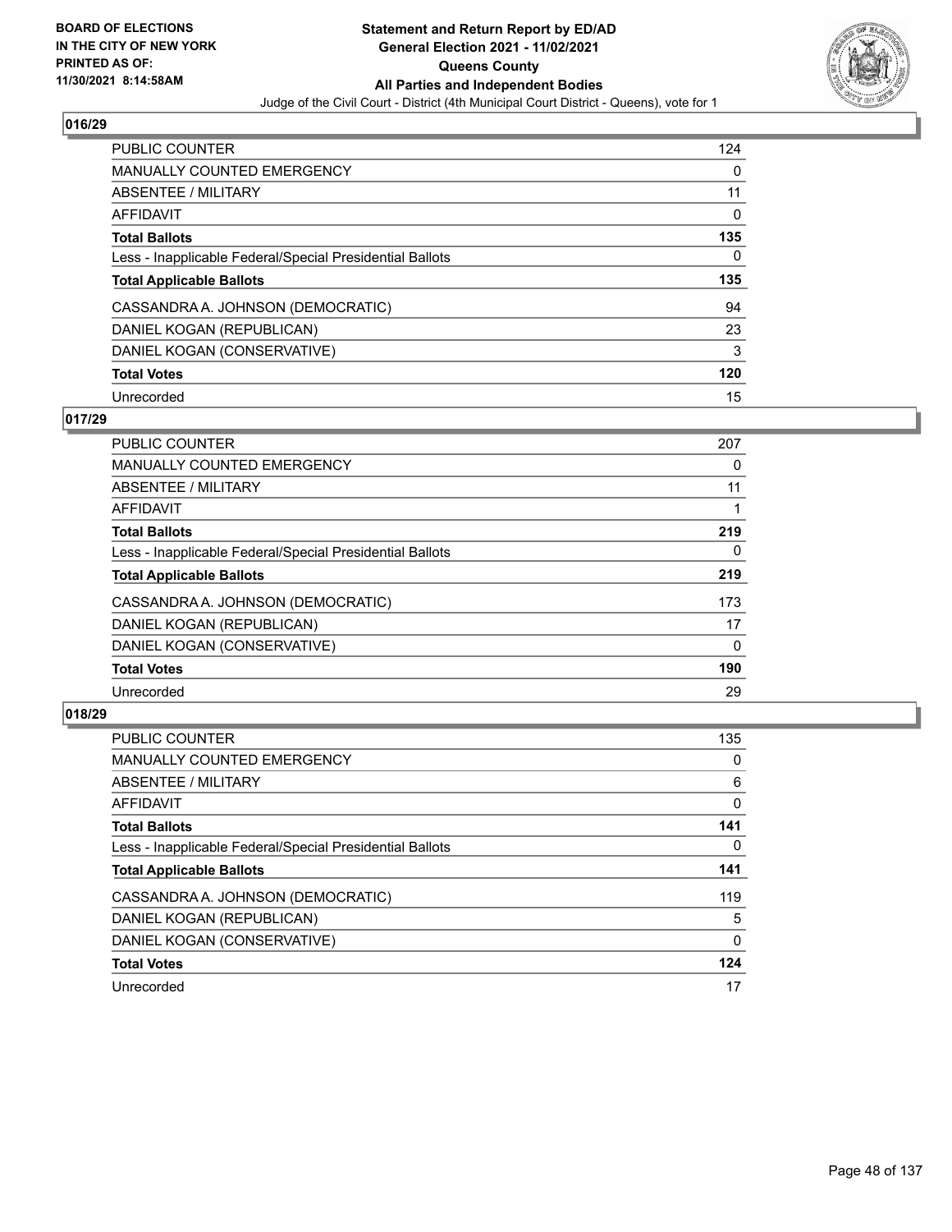**BOARD OF ELECTIONS IN THE CITY OF NEW YORK PRINTED AS OF: 11/30/2021 8:14:58AM**

**Statement and Return Report by ED/AD General Election 2021 - 11/02/2021 Queens County All Parties and Independent Bodies**

Judge of the Civil Court - District (4th Municipal Court District - Queens), vote for 1

## 016/29

| | |
|---|---|
| PUBLIC COUNTER | 124 |
| MANUALLY COUNTED EMERGENCY | 0 |
| ABSENTEE / MILITARY | 11 |
| AFFIDAVIT | 0 |
| **Total Ballots** | **135** |
| Less - Inapplicable Federal/Special Presidential Ballots | 0 |
| **Total Applicable Ballots** | **135** |
| CASSANDRA A. JOHNSON (DEMOCRATIC) | 94 |
| DANIEL KOGAN (REPUBLICAN) | 23 |
| DANIEL KOGAN (CONSERVATIVE) | 3 |
| **Total Votes** | **120** |
| Unrecorded | 15 |

## 017/29

| | |
|---|---|
| PUBLIC COUNTER | 207 |
| MANUALLY COUNTED EMERGENCY | 0 |
| ABSENTEE / MILITARY | 11 |
| AFFIDAVIT | 1 |
| **Total Ballots** | **219** |
| Less - Inapplicable Federal/Special Presidential Ballots | 0 |
| **Total Applicable Ballots** | **219** |
| CASSANDRA A. JOHNSON (DEMOCRATIC) | 173 |
| DANIEL KOGAN (REPUBLICAN) | 17 |
| DANIEL KOGAN (CONSERVATIVE) | 0 |
| **Total Votes** | **190** |
| Unrecorded | 29 |

## 018/29

| | |
|---|---|
| PUBLIC COUNTER | 135 |
| MANUALLY COUNTED EMERGENCY | 0 |
| ABSENTEE / MILITARY | 6 |
| AFFIDAVIT | 0 |
| **Total Ballots** | **141** |
| Less - Inapplicable Federal/Special Presidential Ballots | 0 |
| **Total Applicable Ballots** | **141** |
| CASSANDRA A. JOHNSON (DEMOCRATIC) | 119 |
| DANIEL KOGAN (REPUBLICAN) | 5 |
| DANIEL KOGAN (CONSERVATIVE) | 0 |
| **Total Votes** | **124** |
| Unrecorded | 17 |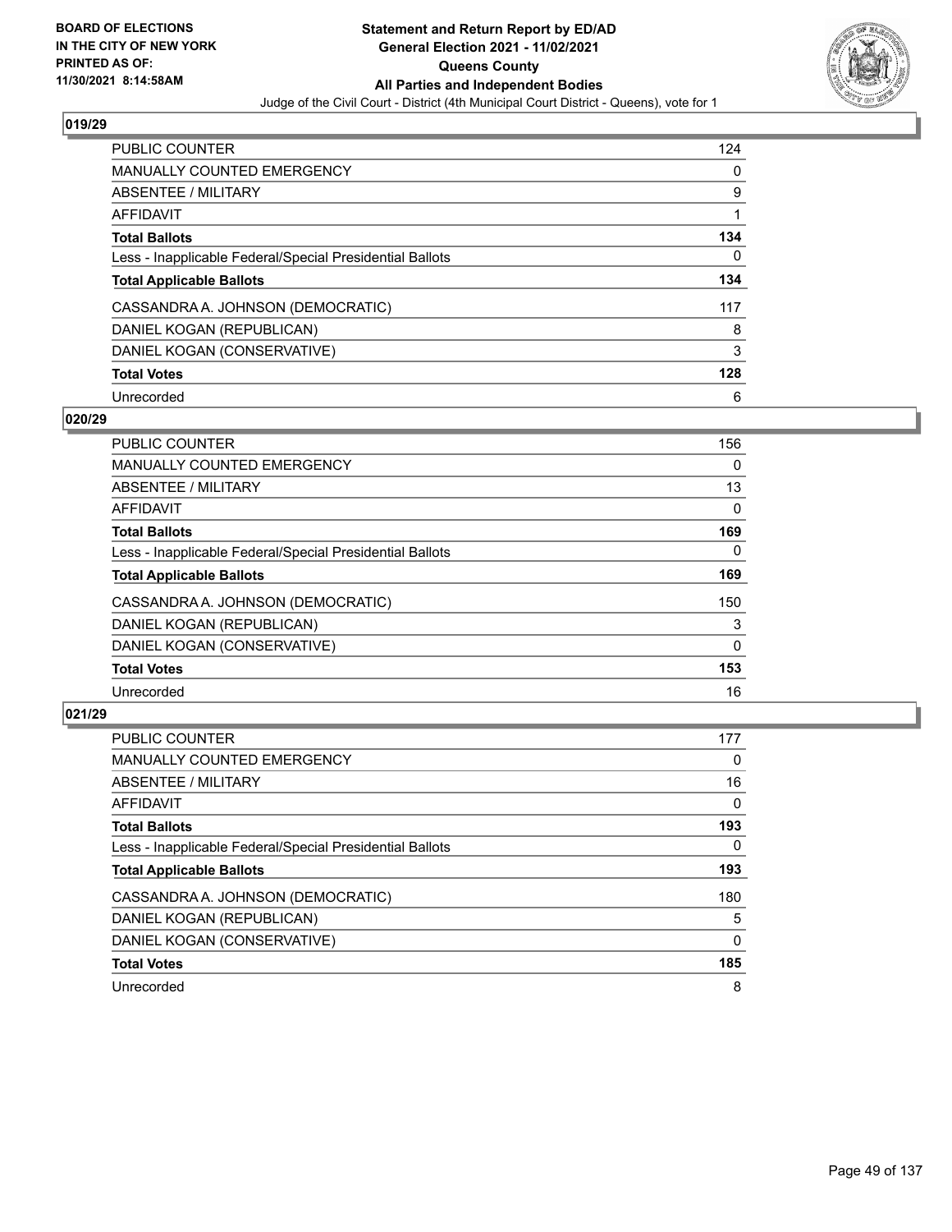**Statement and Return Report by ED/AD**
**General Election 2021 - 11/02/2021**
**Queens County**
**All Parties and Independent Bodies**
Judge of the Civil Court - District (4th Municipal Court District - Queens), vote for 1

BOARD OF ELECTIONS IN THE CITY OF NEW YORK PRINTED AS OF: 11/30/2021 8:14:58AM

### 019/29

| | |
|---|---|
| PUBLIC COUNTER | 124 |
| MANUALLY COUNTED EMERGENCY | 0 |
| ABSENTEE / MILITARY | 9 |
| AFFIDAVIT | 1 |
| **Total Ballots** | **134** |
| Less - Inapplicable Federal/Special Presidential Ballots | 0 |
| **Total Applicable Ballots** | **134** |
| CASSANDRA A. JOHNSON (DEMOCRATIC) | 117 |
| DANIEL KOGAN (REPUBLICAN) | 8 |
| DANIEL KOGAN (CONSERVATIVE) | 3 |
| **Total Votes** | **128** |
| Unrecorded | 6 |

### 020/29

| | |
|---|---|
| PUBLIC COUNTER | 156 |
| MANUALLY COUNTED EMERGENCY | 0 |
| ABSENTEE / MILITARY | 13 |
| AFFIDAVIT | 0 |
| **Total Ballots** | **169** |
| Less - Inapplicable Federal/Special Presidential Ballots | 0 |
| **Total Applicable Ballots** | **169** |
| CASSANDRA A. JOHNSON (DEMOCRATIC) | 150 |
| DANIEL KOGAN (REPUBLICAN) | 3 |
| DANIEL KOGAN (CONSERVATIVE) | 0 |
| **Total Votes** | **153** |
| Unrecorded | 16 |

### 021/29

| | |
|---|---|
| PUBLIC COUNTER | 177 |
| MANUALLY COUNTED EMERGENCY | 0 |
| ABSENTEE / MILITARY | 16 |
| AFFIDAVIT | 0 |
| **Total Ballots** | **193** |
| Less - Inapplicable Federal/Special Presidential Ballots | 0 |
| **Total Applicable Ballots** | **193** |
| CASSANDRA A. JOHNSON (DEMOCRATIC) | 180 |
| DANIEL KOGAN (REPUBLICAN) | 5 |
| DANIEL KOGAN (CONSERVATIVE) | 0 |
| **Total Votes** | **185** |
| Unrecorded | 8 |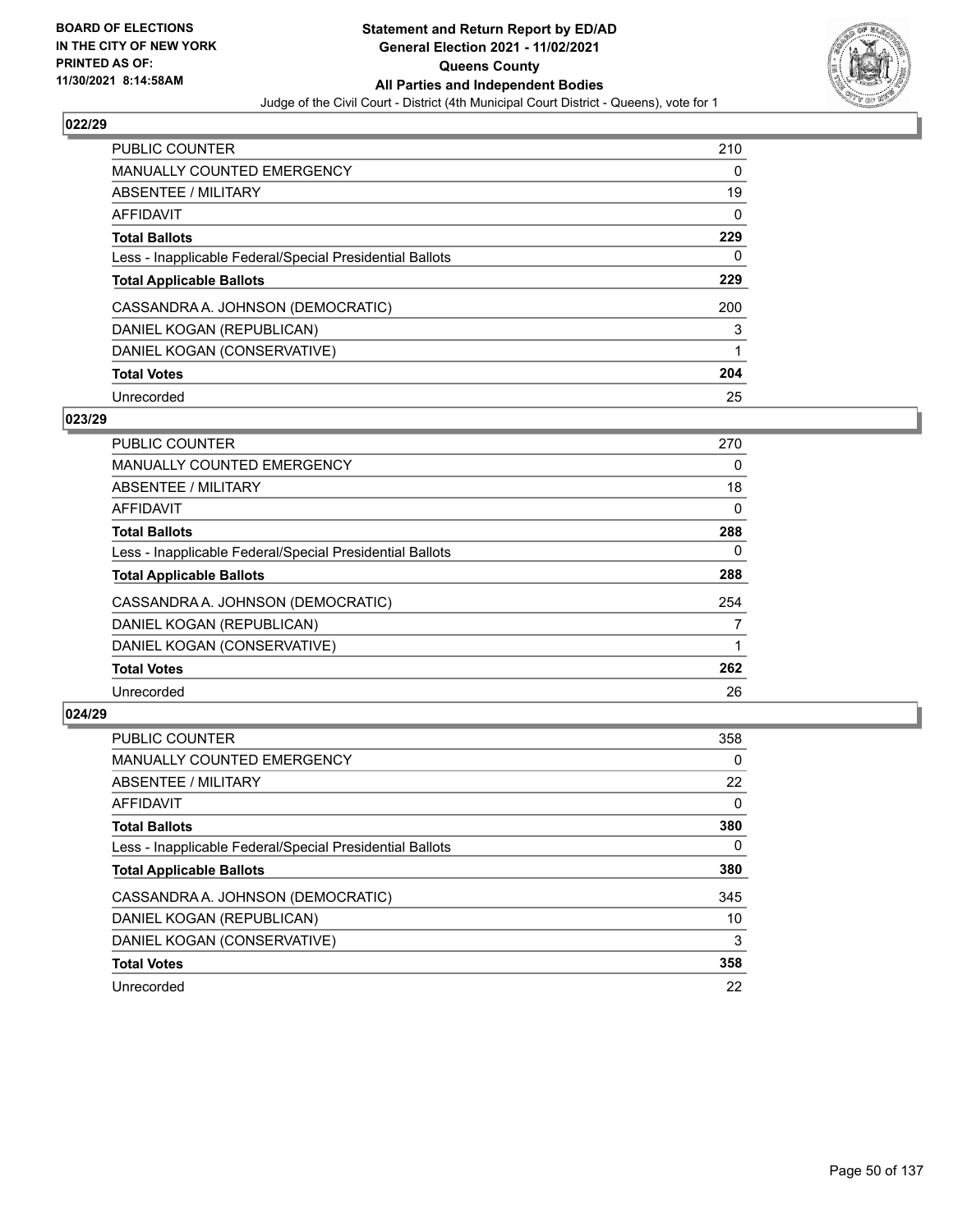**BOARD OF ELECTIONS IN THE CITY OF NEW YORK PRINTED AS OF: 11/30/2021 8:14:58AM**

# Statement and Return Report by ED/AD
## General Election 2021 - 11/02/2021
## Queens County
## All Parties and Independent Bodies
Judge of the Civil Court - District (4th Municipal Court District - Queens), vote for 1

### 022/29

| | |
|---|---|
| PUBLIC COUNTER | 210 |
| MANUALLY COUNTED EMERGENCY | 0 |
| ABSENTEE / MILITARY | 19 |
| AFFIDAVIT | 0 |
| **Total Ballots** | **229** |
| Less - Inapplicable Federal/Special Presidential Ballots | 0 |
| **Total Applicable Ballots** | **229** |
| CASSANDRA A. JOHNSON (DEMOCRATIC) | 200 |
| DANIEL KOGAN (REPUBLICAN) | 3 |
| DANIEL KOGAN (CONSERVATIVE) | 1 |
| **Total Votes** | **204** |
| Unrecorded | 25 |

### 023/29

| | |
|---|---|
| PUBLIC COUNTER | 270 |
| MANUALLY COUNTED EMERGENCY | 0 |
| ABSENTEE / MILITARY | 18 |
| AFFIDAVIT | 0 |
| **Total Ballots** | **288** |
| Less - Inapplicable Federal/Special Presidential Ballots | 0 |
| **Total Applicable Ballots** | **288** |
| CASSANDRA A. JOHNSON (DEMOCRATIC) | 254 |
| DANIEL KOGAN (REPUBLICAN) | 7 |
| DANIEL KOGAN (CONSERVATIVE) | 1 |
| **Total Votes** | **262** |
| Unrecorded | 26 |

### 024/29

| | |
|---|---|
| PUBLIC COUNTER | 358 |
| MANUALLY COUNTED EMERGENCY | 0 |
| ABSENTEE / MILITARY | 22 |
| AFFIDAVIT | 0 |
| **Total Ballots** | **380** |
| Less - Inapplicable Federal/Special Presidential Ballots | 0 |
| **Total Applicable Ballots** | **380** |
| CASSANDRA A. JOHNSON (DEMOCRATIC) | 345 |
| DANIEL KOGAN (REPUBLICAN) | 10 |
| DANIEL KOGAN (CONSERVATIVE) | 3 |
| **Total Votes** | **358** |
| Unrecorded | 22 |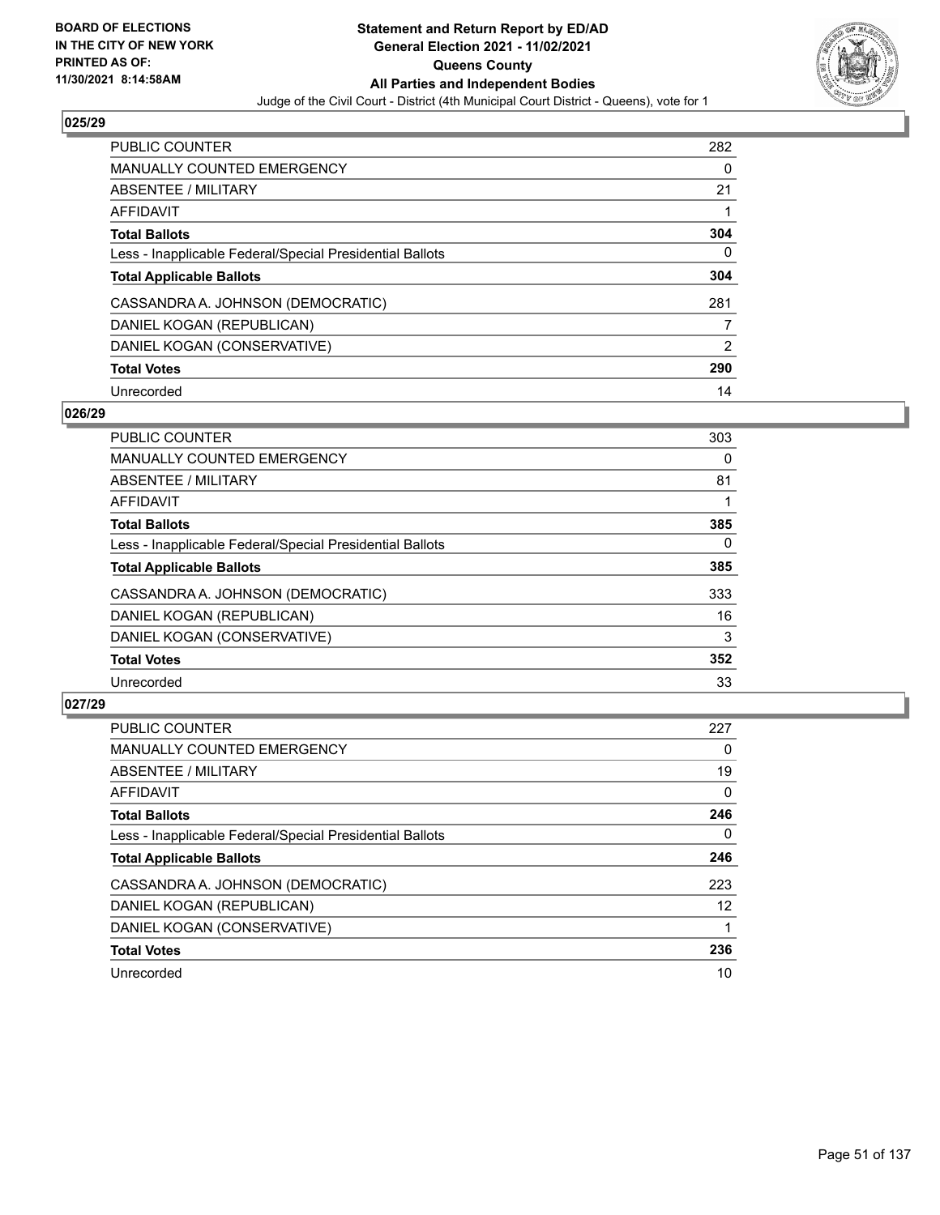**BOARD OF ELECTIONS IN THE CITY OF NEW YORK PRINTED AS OF: 11/30/2021 8:14:58AM**

**Statement and Return Report by ED/AD General Election 2021 - 11/02/2021 Queens County All Parties and Independent Bodies**

Judge of the Civil Court - District (4th Municipal Court District - Queens), vote for 1

### 025/29

| | |
|---|---|
| PUBLIC COUNTER | 282 |
| MANUALLY COUNTED EMERGENCY | 0 |
| ABSENTEE / MILITARY | 21 |
| AFFIDAVIT | 1 |
| **Total Ballots** | **304** |
| Less - Inapplicable Federal/Special Presidential Ballots | 0 |
| **Total Applicable Ballots** | **304** |
| CASSANDRA A. JOHNSON (DEMOCRATIC) | 281 |
| DANIEL KOGAN (REPUBLICAN) | 7 |
| DANIEL KOGAN (CONSERVATIVE) | 2 |
| **Total Votes** | **290** |
| Unrecorded | 14 |

### 026/29

| | |
|---|---|
| PUBLIC COUNTER | 303 |
| MANUALLY COUNTED EMERGENCY | 0 |
| ABSENTEE / MILITARY | 81 |
| AFFIDAVIT | 1 |
| **Total Ballots** | **385** |
| Less - Inapplicable Federal/Special Presidential Ballots | 0 |
| **Total Applicable Ballots** | **385** |
| CASSANDRA A. JOHNSON (DEMOCRATIC) | 333 |
| DANIEL KOGAN (REPUBLICAN) | 16 |
| DANIEL KOGAN (CONSERVATIVE) | 3 |
| **Total Votes** | **352** |
| Unrecorded | 33 |

### 027/29

| | |
|---|---|
| PUBLIC COUNTER | 227 |
| MANUALLY COUNTED EMERGENCY | 0 |
| ABSENTEE / MILITARY | 19 |
| AFFIDAVIT | 0 |
| **Total Ballots** | **246** |
| Less - Inapplicable Federal/Special Presidential Ballots | 0 |
| **Total Applicable Ballots** | **246** |
| CASSANDRA A. JOHNSON (DEMOCRATIC) | 223 |
| DANIEL KOGAN (REPUBLICAN) | 12 |
| DANIEL KOGAN (CONSERVATIVE) | 1 |
| **Total Votes** | **236** |
| Unrecorded | 10 |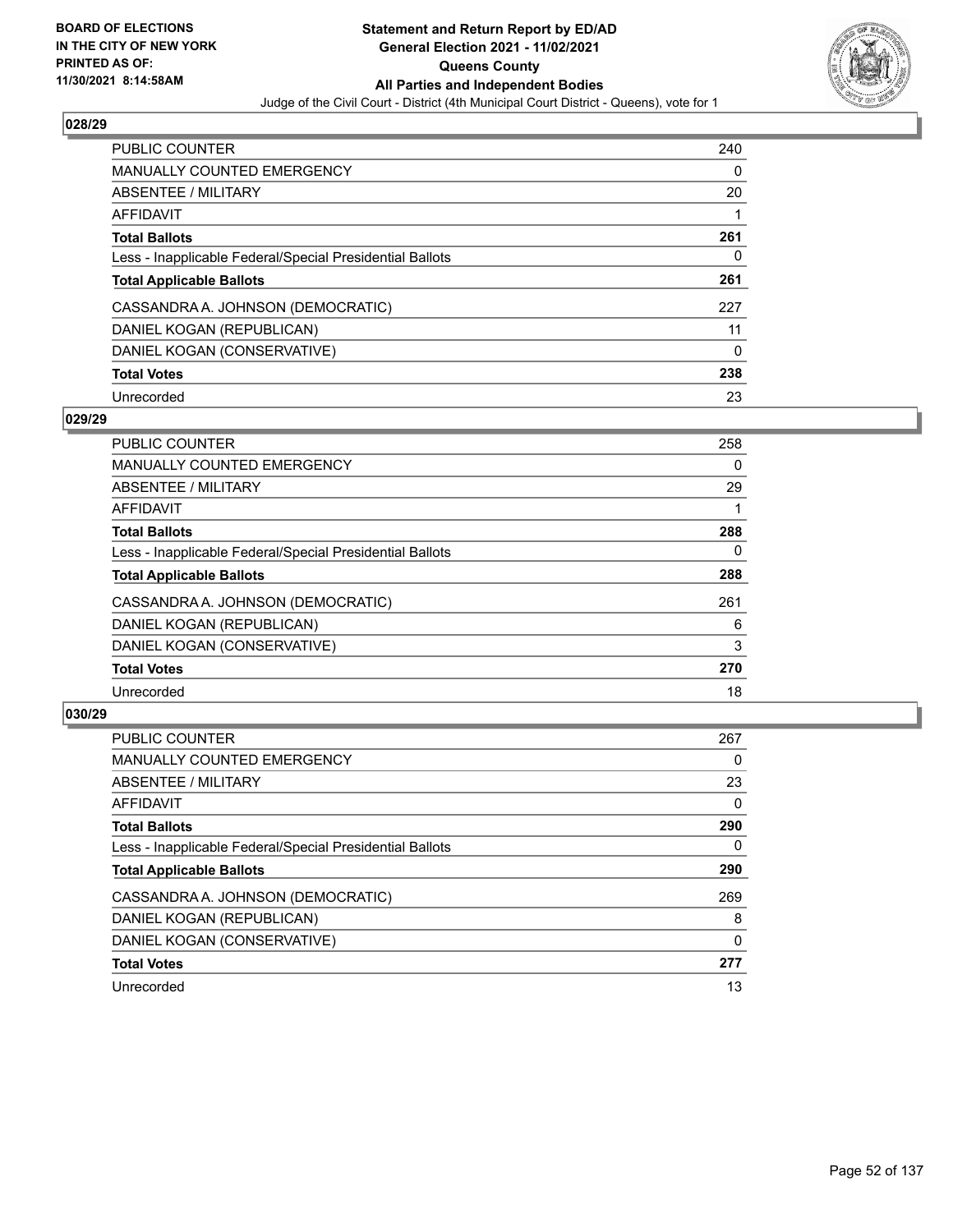BOARD OF ELECTIONS
IN THE CITY OF NEW YORK
PRINTED AS OF:
11/30/2021 8:14:58AM

# Statement and Return Report by ED/AD
## General Election 2021 - 11/02/2021
## Queens County
## All Parties and Independent Bodies
Judge of the Civil Court - District (4th Municipal Court District - Queens), vote for 1

### 028/29

| | |
|---|---|
| PUBLIC COUNTER | 240 |
| MANUALLY COUNTED EMERGENCY | 0 |
| ABSENTEE / MILITARY | 20 |
| AFFIDAVIT | 1 |
| **Total Ballots** | **261** |
| Less - Inapplicable Federal/Special Presidential Ballots | 0 |
| **Total Applicable Ballots** | **261** |
| CASSANDRA A. JOHNSON (DEMOCRATIC) | 227 |
| DANIEL KOGAN (REPUBLICAN) | 11 |
| DANIEL KOGAN (CONSERVATIVE) | 0 |
| **Total Votes** | **238** |
| Unrecorded | 23 |

### 029/29

| | |
|---|---|
| PUBLIC COUNTER | 258 |
| MANUALLY COUNTED EMERGENCY | 0 |
| ABSENTEE / MILITARY | 29 |
| AFFIDAVIT | 1 |
| **Total Ballots** | **288** |
| Less - Inapplicable Federal/Special Presidential Ballots | 0 |
| **Total Applicable Ballots** | **288** |
| CASSANDRA A. JOHNSON (DEMOCRATIC) | 261 |
| DANIEL KOGAN (REPUBLICAN) | 6 |
| DANIEL KOGAN (CONSERVATIVE) | 3 |
| **Total Votes** | **270** |
| Unrecorded | 18 |

### 030/29

| | |
|---|---|
| PUBLIC COUNTER | 267 |
| MANUALLY COUNTED EMERGENCY | 0 |
| ABSENTEE / MILITARY | 23 |
| AFFIDAVIT | 0 |
| **Total Ballots** | **290** |
| Less - Inapplicable Federal/Special Presidential Ballots | 0 |
| **Total Applicable Ballots** | **290** |
| CASSANDRA A. JOHNSON (DEMOCRATIC) | 269 |
| DANIEL KOGAN (REPUBLICAN) | 8 |
| DANIEL KOGAN (CONSERVATIVE) | 0 |
| **Total Votes** | **277** |
| Unrecorded | 13 |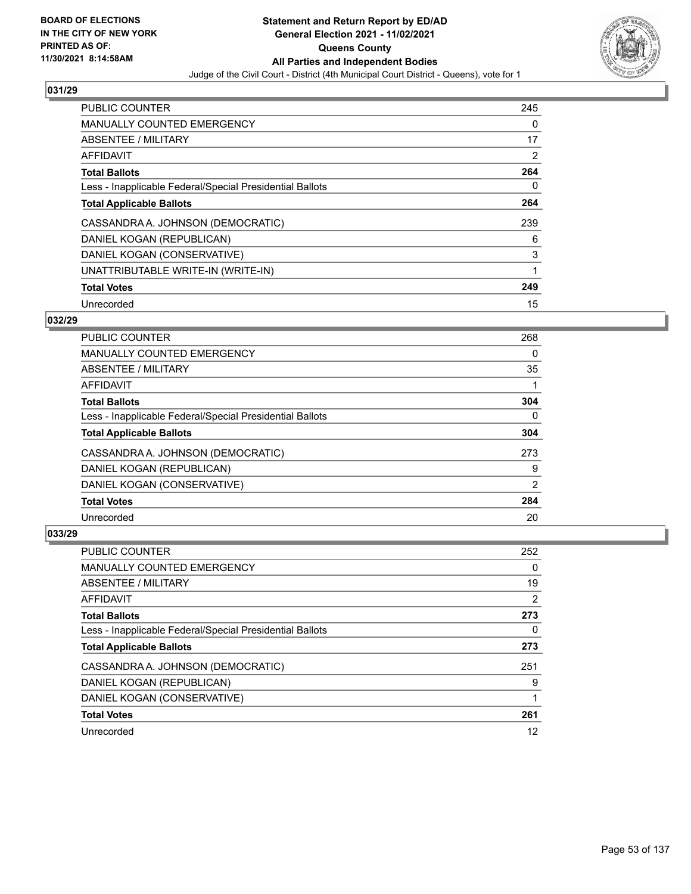**BOARD OF ELECTIONS IN THE CITY OF NEW YORK PRINTED AS OF: 11/30/2021 8:14:58AM**

# Statement and Return Report by ED/AD
## General Election 2021 - 11/02/2021
## Queens County
## All Parties and Independent Bodies

Judge of the Civil Court - District (4th Municipal Court District - Queens), vote for 1

### 031/29

| | |
|---|---|
| PUBLIC COUNTER | 245 |
| MANUALLY COUNTED EMERGENCY | 0 |
| ABSENTEE / MILITARY | 17 |
| AFFIDAVIT | 2 |
| **Total Ballots** | **264** |
| Less - Inapplicable Federal/Special Presidential Ballots | 0 |
| **Total Applicable Ballots** | **264** |
| CASSANDRA A. JOHNSON (DEMOCRATIC) | 239 |
| DANIEL KOGAN (REPUBLICAN) | 6 |
| DANIEL KOGAN (CONSERVATIVE) | 3 |
| UNATTRIBUTABLE WRITE-IN (WRITE-IN) | 1 |
| **Total Votes** | **249** |
| Unrecorded | 15 |

### 032/29

| | |
|---|---|
| PUBLIC COUNTER | 268 |
| MANUALLY COUNTED EMERGENCY | 0 |
| ABSENTEE / MILITARY | 35 |
| AFFIDAVIT | 1 |
| **Total Ballots** | **304** |
| Less - Inapplicable Federal/Special Presidential Ballots | 0 |
| **Total Applicable Ballots** | **304** |
| CASSANDRA A. JOHNSON (DEMOCRATIC) | 273 |
| DANIEL KOGAN (REPUBLICAN) | 9 |
| DANIEL KOGAN (CONSERVATIVE) | 2 |
| **Total Votes** | **284** |
| Unrecorded | 20 |

### 033/29

| | |
|---|---|
| PUBLIC COUNTER | 252 |
| MANUALLY COUNTED EMERGENCY | 0 |
| ABSENTEE / MILITARY | 19 |
| AFFIDAVIT | 2 |
| **Total Ballots** | **273** |
| Less - Inapplicable Federal/Special Presidential Ballots | 0 |
| **Total Applicable Ballots** | **273** |
| CASSANDRA A. JOHNSON (DEMOCRATIC) | 251 |
| DANIEL KOGAN (REPUBLICAN) | 9 |
| DANIEL KOGAN (CONSERVATIVE) | 1 |
| **Total Votes** | **261** |
| Unrecorded | 12 |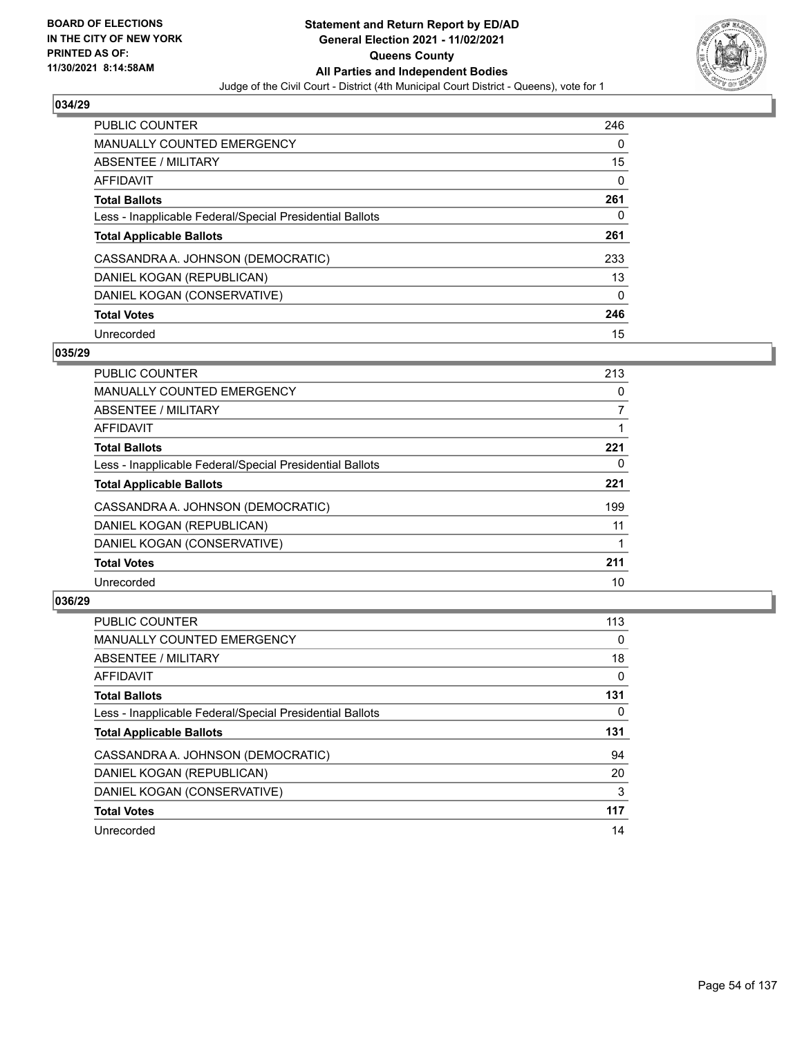BOARD OF ELECTIONS
IN THE CITY OF NEW YORK
PRINTED AS OF:
11/30/2021 8:14:58AM

**Statement and Return Report by ED/AD**
**General Election 2021 - 11/02/2021**
**Queens County**
**All Parties and Independent Bodies**
Judge of the Civil Court - District (4th Municipal Court District - Queens), vote for 1

### 034/29

| | |
|---|---|
| PUBLIC COUNTER | 246 |
| MANUALLY COUNTED EMERGENCY | 0 |
| ABSENTEE / MILITARY | 15 |
| AFFIDAVIT | 0 |
| **Total Ballots** | **261** |
| Less - Inapplicable Federal/Special Presidential Ballots | 0 |
| **Total Applicable Ballots** | **261** |
| CASSANDRA A. JOHNSON (DEMOCRATIC) | 233 |
| DANIEL KOGAN (REPUBLICAN) | 13 |
| DANIEL KOGAN (CONSERVATIVE) | 0 |
| **Total Votes** | **246** |
| Unrecorded | 15 |

### 035/29

| | |
|---|---|
| PUBLIC COUNTER | 213 |
| MANUALLY COUNTED EMERGENCY | 0 |
| ABSENTEE / MILITARY | 7 |
| AFFIDAVIT | 1 |
| **Total Ballots** | **221** |
| Less - Inapplicable Federal/Special Presidential Ballots | 0 |
| **Total Applicable Ballots** | **221** |
| CASSANDRA A. JOHNSON (DEMOCRATIC) | 199 |
| DANIEL KOGAN (REPUBLICAN) | 11 |
| DANIEL KOGAN (CONSERVATIVE) | 1 |
| **Total Votes** | **211** |
| Unrecorded | 10 |

### 036/29

| | |
|---|---|
| PUBLIC COUNTER | 113 |
| MANUALLY COUNTED EMERGENCY | 0 |
| ABSENTEE / MILITARY | 18 |
| AFFIDAVIT | 0 |
| **Total Ballots** | **131** |
| Less - Inapplicable Federal/Special Presidential Ballots | 0 |
| **Total Applicable Ballots** | **131** |
| CASSANDRA A. JOHNSON (DEMOCRATIC) | 94 |
| DANIEL KOGAN (REPUBLICAN) | 20 |
| DANIEL KOGAN (CONSERVATIVE) | 3 |
| **Total Votes** | **117** |
| Unrecorded | 14 |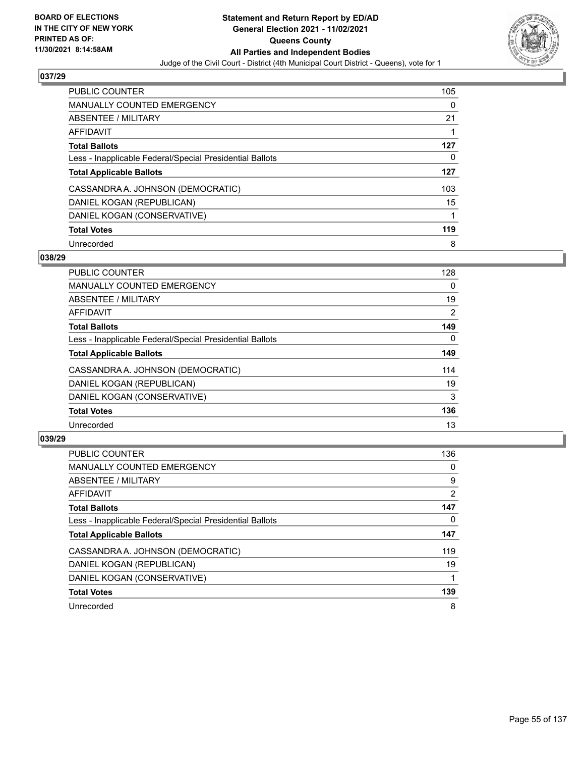### 037/29

| | |
|---|---|
| PUBLIC COUNTER | 105 |
| MANUALLY COUNTED EMERGENCY | 0 |
| ABSENTEE / MILITARY | 21 |
| AFFIDAVIT | 1 |
| **Total Ballots** | **127** |
| Less - Inapplicable Federal/Special Presidential Ballots | 0 |
| **Total Applicable Ballots** | **127** |
| CASSANDRA A. JOHNSON (DEMOCRATIC) | 103 |
| DANIEL KOGAN (REPUBLICAN) | 15 |
| DANIEL KOGAN (CONSERVATIVE) | 1 |
| **Total Votes** | **119** |
| Unrecorded | 8 |

### 038/29

| | |
|---|---|
| PUBLIC COUNTER | 128 |
| MANUALLY COUNTED EMERGENCY | 0 |
| ABSENTEE / MILITARY | 19 |
| AFFIDAVIT | 2 |
| **Total Ballots** | **149** |
| Less - Inapplicable Federal/Special Presidential Ballots | 0 |
| **Total Applicable Ballots** | **149** |
| CASSANDRA A. JOHNSON (DEMOCRATIC) | 114 |
| DANIEL KOGAN (REPUBLICAN) | 19 |
| DANIEL KOGAN (CONSERVATIVE) | 3 |
| **Total Votes** | **136** |
| Unrecorded | 13 |

### 039/29

| | |
|---|---|
| PUBLIC COUNTER | 136 |
| MANUALLY COUNTED EMERGENCY | 0 |
| ABSENTEE / MILITARY | 9 |
| AFFIDAVIT | 2 |
| **Total Ballots** | **147** |
| Less - Inapplicable Federal/Special Presidential Ballots | 0 |
| **Total Applicable Ballots** | **147** |
| CASSANDRA A. JOHNSON (DEMOCRATIC) | 119 |
| DANIEL KOGAN (REPUBLICAN) | 19 |
| DANIEL KOGAN (CONSERVATIVE) | 1 |
| **Total Votes** | **139** |
| Unrecorded | 8 |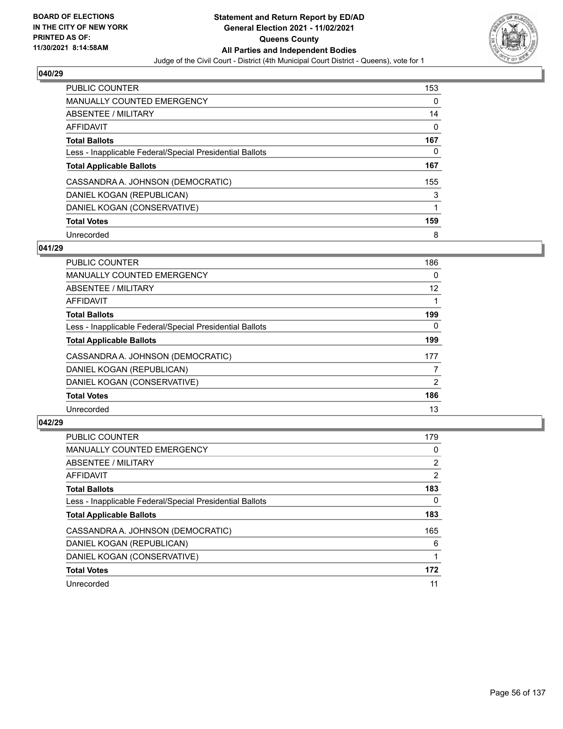## 040/29

| | |
|---|---|
| PUBLIC COUNTER | 153 |
| MANUALLY COUNTED EMERGENCY | 0 |
| ABSENTEE / MILITARY | 14 |
| AFFIDAVIT | 0 |
| **Total Ballots** | **167** |
| Less - Inapplicable Federal/Special Presidential Ballots | 0 |
| **Total Applicable Ballots** | **167** |
| CASSANDRA A. JOHNSON (DEMOCRATIC) | 155 |
| DANIEL KOGAN (REPUBLICAN) | 3 |
| DANIEL KOGAN (CONSERVATIVE) | 1 |
| **Total Votes** | **159** |
| Unrecorded | 8 |

## 041/29

| | |
|---|---|
| PUBLIC COUNTER | 186 |
| MANUALLY COUNTED EMERGENCY | 0 |
| ABSENTEE / MILITARY | 12 |
| AFFIDAVIT | 1 |
| **Total Ballots** | **199** |
| Less - Inapplicable Federal/Special Presidential Ballots | 0 |
| **Total Applicable Ballots** | **199** |
| CASSANDRA A. JOHNSON (DEMOCRATIC) | 177 |
| DANIEL KOGAN (REPUBLICAN) | 7 |
| DANIEL KOGAN (CONSERVATIVE) | 2 |
| **Total Votes** | **186** |
| Unrecorded | 13 |

## 042/29

| | |
|---|---|
| PUBLIC COUNTER | 179 |
| MANUALLY COUNTED EMERGENCY | 0 |
| ABSENTEE / MILITARY | 2 |
| AFFIDAVIT | 2 |
| **Total Ballots** | **183** |
| Less - Inapplicable Federal/Special Presidential Ballots | 0 |
| **Total Applicable Ballots** | **183** |
| CASSANDRA A. JOHNSON (DEMOCRATIC) | 165 |
| DANIEL KOGAN (REPUBLICAN) | 6 |
| DANIEL KOGAN (CONSERVATIVE) | 1 |
| **Total Votes** | **172** |
| Unrecorded | 11 |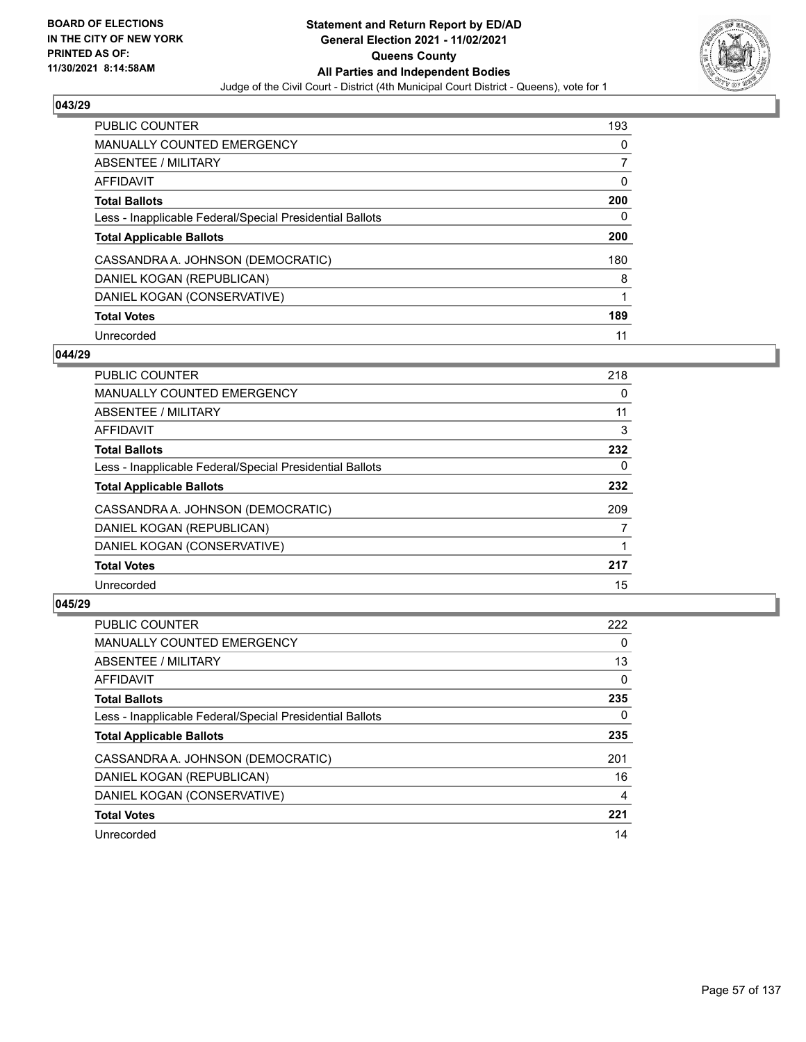BOARD OF ELECTIONS
IN THE CITY OF NEW YORK
PRINTED AS OF:
11/30/2021 8:14:58AM

# Statement and Return Report by ED/AD
## General Election 2021 - 11/02/2021
## Queens County
## All Parties and Independent Bodies

Judge of the Civil Court - District (4th Municipal Court District - Queens), vote for 1

### 043/29

| | |
|---|---|
| PUBLIC COUNTER | 193 |
| MANUALLY COUNTED EMERGENCY | 0 |
| ABSENTEE / MILITARY | 7 |
| AFFIDAVIT | 0 |
| **Total Ballots** | **200** |
| Less - Inapplicable Federal/Special Presidential Ballots | 0 |
| **Total Applicable Ballots** | **200** |
| CASSANDRA A. JOHNSON (DEMOCRATIC) | 180 |
| DANIEL KOGAN (REPUBLICAN) | 8 |
| DANIEL KOGAN (CONSERVATIVE) | 1 |
| **Total Votes** | **189** |
| Unrecorded | 11 |

### 044/29

| | |
|---|---|
| PUBLIC COUNTER | 218 |
| MANUALLY COUNTED EMERGENCY | 0 |
| ABSENTEE / MILITARY | 11 |
| AFFIDAVIT | 3 |
| **Total Ballots** | **232** |
| Less - Inapplicable Federal/Special Presidential Ballots | 0 |
| **Total Applicable Ballots** | **232** |
| CASSANDRA A. JOHNSON (DEMOCRATIC) | 209 |
| DANIEL KOGAN (REPUBLICAN) | 7 |
| DANIEL KOGAN (CONSERVATIVE) | 1 |
| **Total Votes** | **217** |
| Unrecorded | 15 |

### 045/29

| | |
|---|---|
| PUBLIC COUNTER | 222 |
| MANUALLY COUNTED EMERGENCY | 0 |
| ABSENTEE / MILITARY | 13 |
| AFFIDAVIT | 0 |
| **Total Ballots** | **235** |
| Less - Inapplicable Federal/Special Presidential Ballots | 0 |
| **Total Applicable Ballots** | **235** |
| CASSANDRA A. JOHNSON (DEMOCRATIC) | 201 |
| DANIEL KOGAN (REPUBLICAN) | 16 |
| DANIEL KOGAN (CONSERVATIVE) | 4 |
| **Total Votes** | **221** |
| Unrecorded | 14 |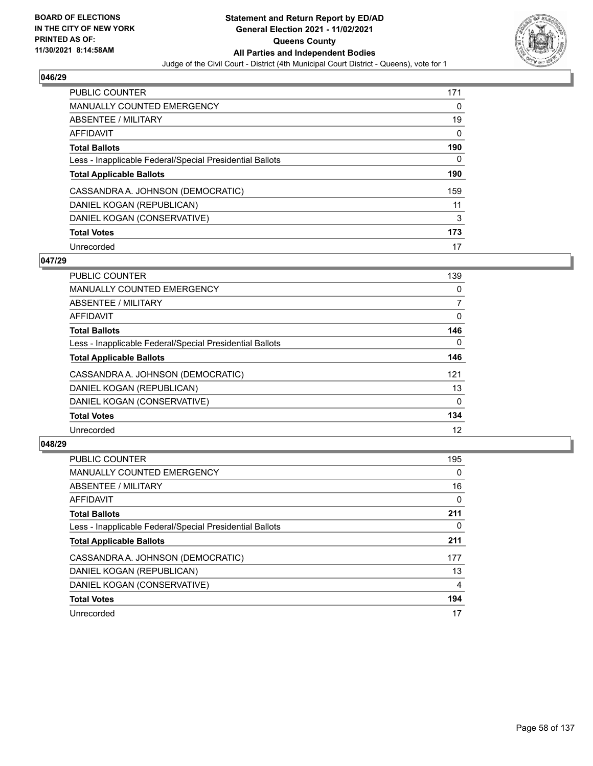**BOARD OF ELECTIONS IN THE CITY OF NEW YORK PRINTED AS OF: 11/30/2021 8:14:58AM**

# Statement and Return Report by ED/AD General Election 2021 - 11/02/2021 Queens County All Parties and Independent Bodies

Judge of the Civil Court - District (4th Municipal Court District - Queens), vote for 1

## 046/29

| | |
|---|---|
| PUBLIC COUNTER | 171 |
| MANUALLY COUNTED EMERGENCY | 0 |
| ABSENTEE / MILITARY | 19 |
| AFFIDAVIT | 0 |
| **Total Ballots** | **190** |
| Less - Inapplicable Federal/Special Presidential Ballots | 0 |
| **Total Applicable Ballots** | **190** |
| CASSANDRA A. JOHNSON (DEMOCRATIC) | 159 |
| DANIEL KOGAN (REPUBLICAN) | 11 |
| DANIEL KOGAN (CONSERVATIVE) | 3 |
| **Total Votes** | **173** |
| Unrecorded | 17 |

## 047/29

| | |
|---|---|
| PUBLIC COUNTER | 139 |
| MANUALLY COUNTED EMERGENCY | 0 |
| ABSENTEE / MILITARY | 7 |
| AFFIDAVIT | 0 |
| **Total Ballots** | **146** |
| Less - Inapplicable Federal/Special Presidential Ballots | 0 |
| **Total Applicable Ballots** | **146** |
| CASSANDRA A. JOHNSON (DEMOCRATIC) | 121 |
| DANIEL KOGAN (REPUBLICAN) | 13 |
| DANIEL KOGAN (CONSERVATIVE) | 0 |
| **Total Votes** | **134** |
| Unrecorded | 12 |

## 048/29

| | |
|---|---|
| PUBLIC COUNTER | 195 |
| MANUALLY COUNTED EMERGENCY | 0 |
| ABSENTEE / MILITARY | 16 |
| AFFIDAVIT | 0 |
| **Total Ballots** | **211** |
| Less - Inapplicable Federal/Special Presidential Ballots | 0 |
| **Total Applicable Ballots** | **211** |
| CASSANDRA A. JOHNSON (DEMOCRATIC) | 177 |
| DANIEL KOGAN (REPUBLICAN) | 13 |
| DANIEL KOGAN (CONSERVATIVE) | 4 |
| **Total Votes** | **194** |
| Unrecorded | 17 |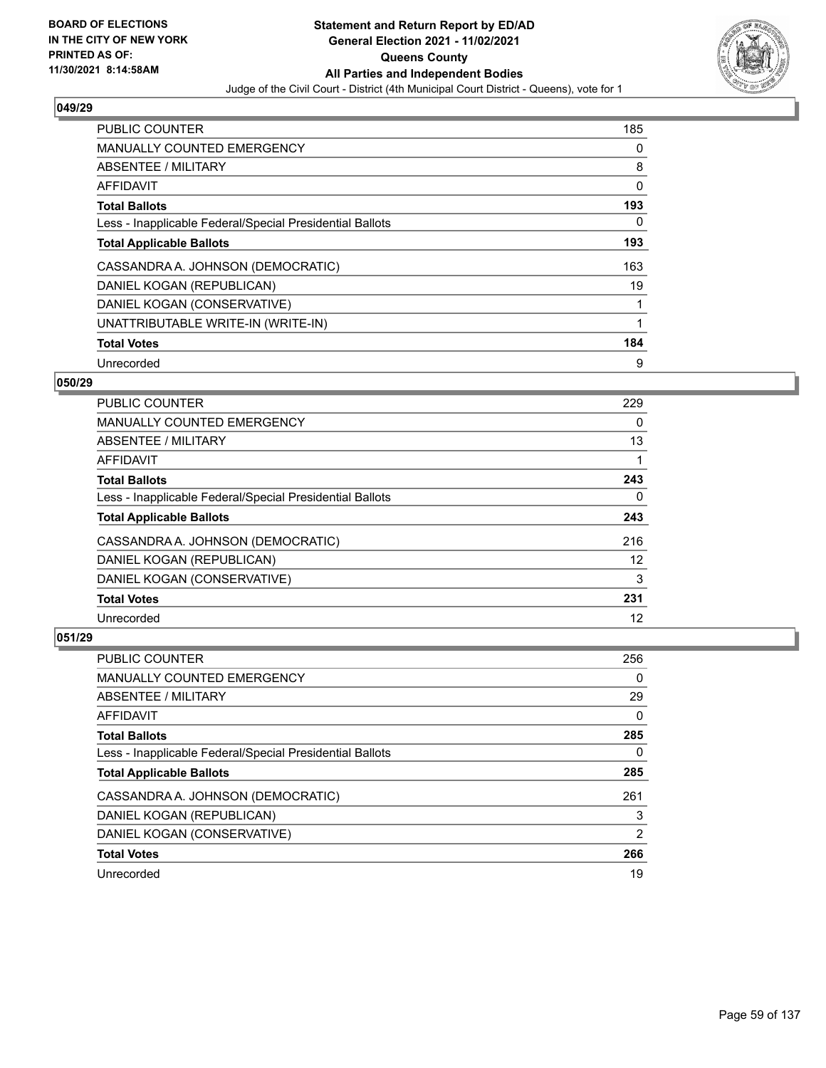**Statement and Return Report by ED/AD**
**General Election 2021 - 11/02/2021**
**Queens County**
**All Parties and Independent Bodies**
Judge of the Civil Court - District (4th Municipal Court District - Queens), vote for 1

BOARD OF ELECTIONS
IN THE CITY OF NEW YORK
PRINTED AS OF:
11/30/2021 8:14:58AM

### 049/29

| | |
|---|---|
| PUBLIC COUNTER | 185 |
| MANUALLY COUNTED EMERGENCY | 0 |
| ABSENTEE / MILITARY | 8 |
| AFFIDAVIT | 0 |
| **Total Ballots** | **193** |
| Less - Inapplicable Federal/Special Presidential Ballots | 0 |
| **Total Applicable Ballots** | **193** |
| CASSANDRA A. JOHNSON (DEMOCRATIC) | 163 |
| DANIEL KOGAN (REPUBLICAN) | 19 |
| DANIEL KOGAN (CONSERVATIVE) | 1 |
| UNATTRIBUTABLE WRITE-IN (WRITE-IN) | 1 |
| **Total Votes** | **184** |
| Unrecorded | 9 |

### 050/29

| | |
|---|---|
| PUBLIC COUNTER | 229 |
| MANUALLY COUNTED EMERGENCY | 0 |
| ABSENTEE / MILITARY | 13 |
| AFFIDAVIT | 1 |
| **Total Ballots** | **243** |
| Less - Inapplicable Federal/Special Presidential Ballots | 0 |
| **Total Applicable Ballots** | **243** |
| CASSANDRA A. JOHNSON (DEMOCRATIC) | 216 |
| DANIEL KOGAN (REPUBLICAN) | 12 |
| DANIEL KOGAN (CONSERVATIVE) | 3 |
| **Total Votes** | **231** |
| Unrecorded | 12 |

### 051/29

| | |
|---|---|
| PUBLIC COUNTER | 256 |
| MANUALLY COUNTED EMERGENCY | 0 |
| ABSENTEE / MILITARY | 29 |
| AFFIDAVIT | 0 |
| **Total Ballots** | **285** |
| Less - Inapplicable Federal/Special Presidential Ballots | 0 |
| **Total Applicable Ballots** | **285** |
| CASSANDRA A. JOHNSON (DEMOCRATIC) | 261 |
| DANIEL KOGAN (REPUBLICAN) | 3 |
| DANIEL KOGAN (CONSERVATIVE) | 2 |
| **Total Votes** | **266** |
| Unrecorded | 19 |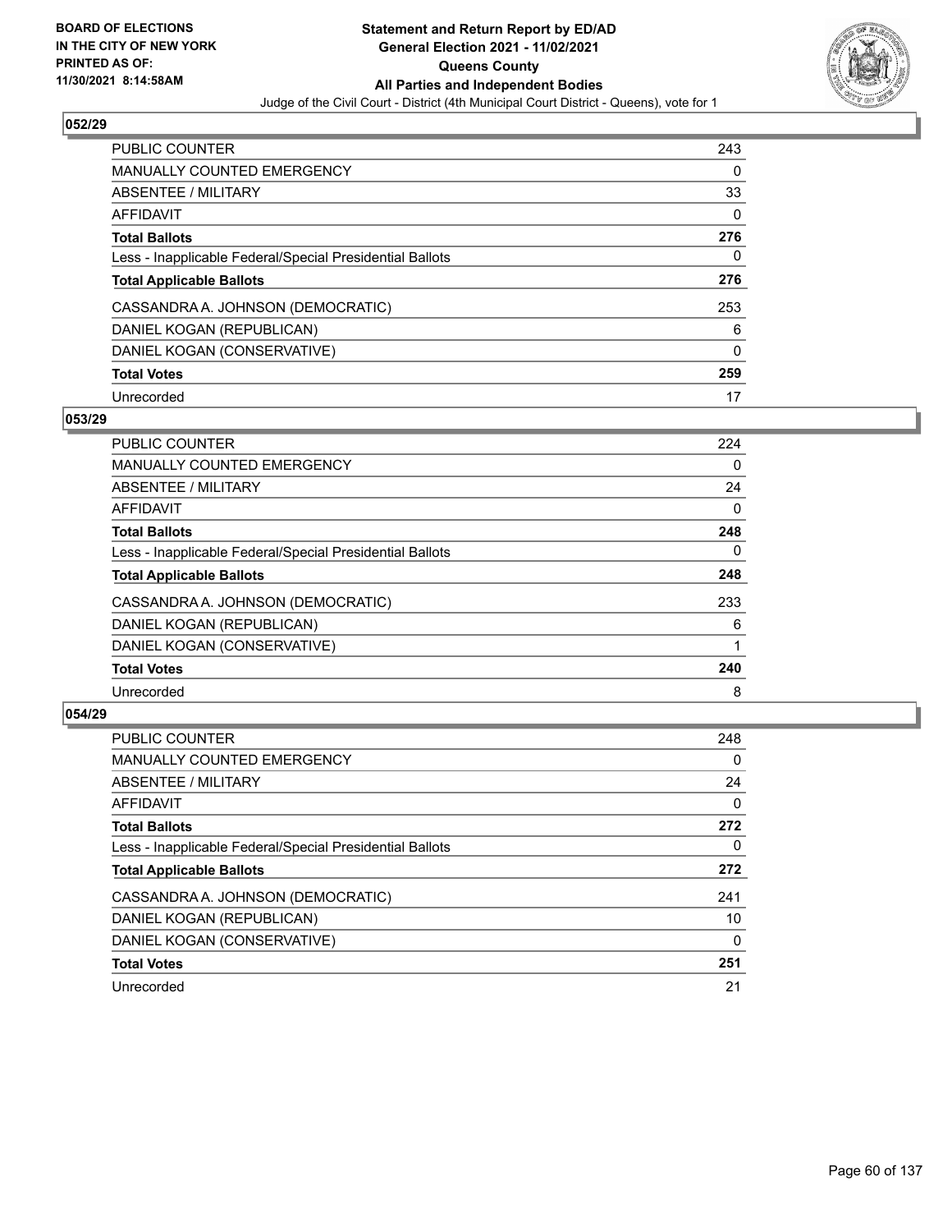BOARD OF ELECTIONS
IN THE CITY OF NEW YORK
PRINTED AS OF:
11/30/2021 8:14:58AM

**Statement and Return Report by ED/AD**
**General Election 2021 - 11/02/2021**
**Queens County**
**All Parties and Independent Bodies**
Judge of the Civil Court - District (4th Municipal Court District - Queens), vote for 1

### 052/29

| | |
|---|---|
| PUBLIC COUNTER | 243 |
| MANUALLY COUNTED EMERGENCY | 0 |
| ABSENTEE / MILITARY | 33 |
| AFFIDAVIT | 0 |
| **Total Ballots** | **276** |
| Less - Inapplicable Federal/Special Presidential Ballots | 0 |
| **Total Applicable Ballots** | **276** |
| CASSANDRA A. JOHNSON (DEMOCRATIC) | 253 |
| DANIEL KOGAN (REPUBLICAN) | 6 |
| DANIEL KOGAN (CONSERVATIVE) | 0 |
| **Total Votes** | **259** |
| Unrecorded | 17 |

### 053/29

| | |
|---|---|
| PUBLIC COUNTER | 224 |
| MANUALLY COUNTED EMERGENCY | 0 |
| ABSENTEE / MILITARY | 24 |
| AFFIDAVIT | 0 |
| **Total Ballots** | **248** |
| Less - Inapplicable Federal/Special Presidential Ballots | 0 |
| **Total Applicable Ballots** | **248** |
| CASSANDRA A. JOHNSON (DEMOCRATIC) | 233 |
| DANIEL KOGAN (REPUBLICAN) | 6 |
| DANIEL KOGAN (CONSERVATIVE) | 1 |
| **Total Votes** | **240** |
| Unrecorded | 8 |

### 054/29

| | |
|---|---|
| PUBLIC COUNTER | 248 |
| MANUALLY COUNTED EMERGENCY | 0 |
| ABSENTEE / MILITARY | 24 |
| AFFIDAVIT | 0 |
| **Total Ballots** | **272** |
| Less - Inapplicable Federal/Special Presidential Ballots | 0 |
| **Total Applicable Ballots** | **272** |
| CASSANDRA A. JOHNSON (DEMOCRATIC) | 241 |
| DANIEL KOGAN (REPUBLICAN) | 10 |
| DANIEL KOGAN (CONSERVATIVE) | 0 |
| **Total Votes** | **251** |
| Unrecorded | 21 |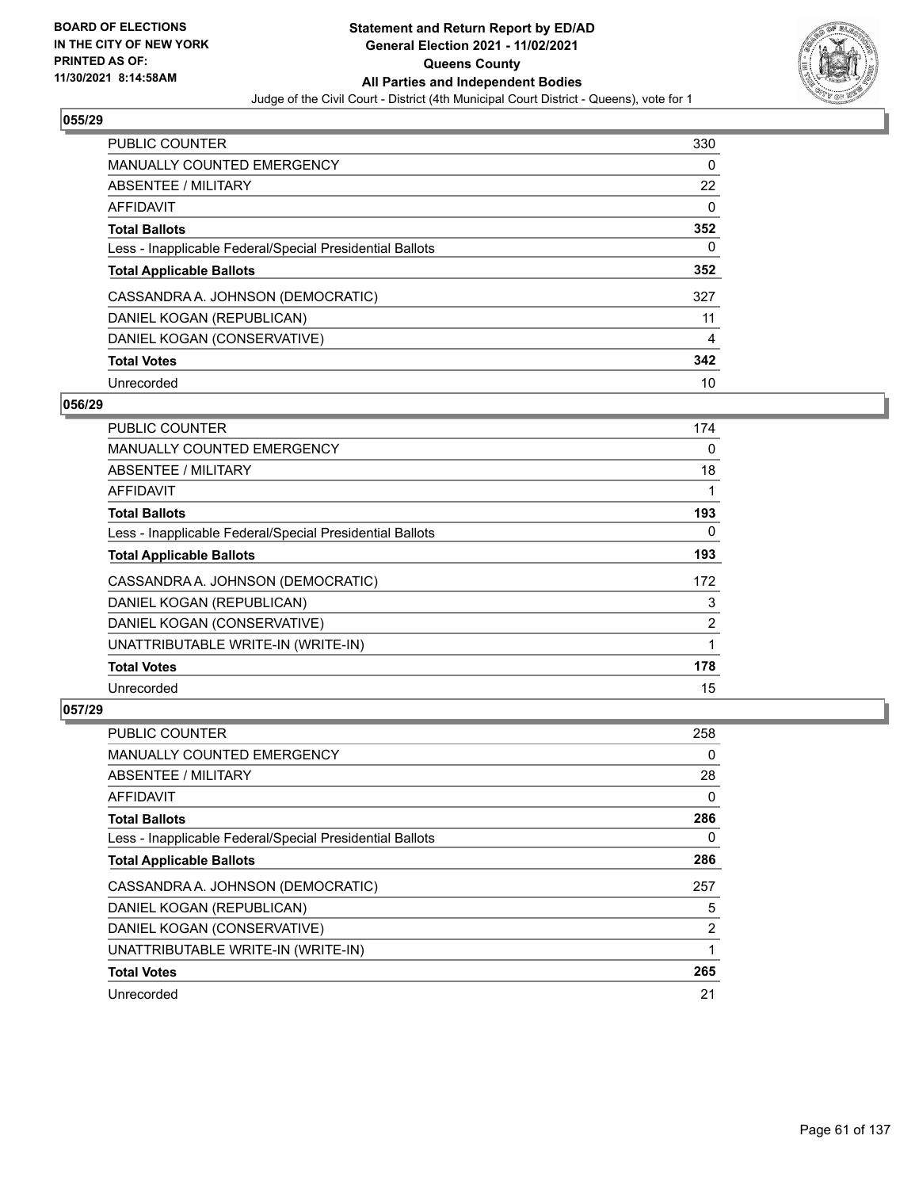## 055/29

| | |
|---|---|
| PUBLIC COUNTER | 330 |
| MANUALLY COUNTED EMERGENCY | 0 |
| ABSENTEE / MILITARY | 22 |
| AFFIDAVIT | 0 |
| **Total Ballots** | **352** |
| Less - Inapplicable Federal/Special Presidential Ballots | 0 |
| **Total Applicable Ballots** | **352** |
| CASSANDRA A. JOHNSON (DEMOCRATIC) | 327 |
| DANIEL KOGAN (REPUBLICAN) | 11 |
| DANIEL KOGAN (CONSERVATIVE) | 4 |
| **Total Votes** | **342** |
| Unrecorded | 10 |

## 056/29

| | |
|---|---|
| PUBLIC COUNTER | 174 |
| MANUALLY COUNTED EMERGENCY | 0 |
| ABSENTEE / MILITARY | 18 |
| AFFIDAVIT | 1 |
| **Total Ballots** | **193** |
| Less - Inapplicable Federal/Special Presidential Ballots | 0 |
| **Total Applicable Ballots** | **193** |
| CASSANDRA A. JOHNSON (DEMOCRATIC) | 172 |
| DANIEL KOGAN (REPUBLICAN) | 3 |
| DANIEL KOGAN (CONSERVATIVE) | 2 |
| UNATTRIBUTABLE WRITE-IN (WRITE-IN) | 1 |
| **Total Votes** | **178** |
| Unrecorded | 15 |

## 057/29

| | |
|---|---|
| PUBLIC COUNTER | 258 |
| MANUALLY COUNTED EMERGENCY | 0 |
| ABSENTEE / MILITARY | 28 |
| AFFIDAVIT | 0 |
| **Total Ballots** | **286** |
| Less - Inapplicable Federal/Special Presidential Ballots | 0 |
| **Total Applicable Ballots** | **286** |
| CASSANDRA A. JOHNSON (DEMOCRATIC) | 257 |
| DANIEL KOGAN (REPUBLICAN) | 5 |
| DANIEL KOGAN (CONSERVATIVE) | 2 |
| UNATTRIBUTABLE WRITE-IN (WRITE-IN) | 1 |
| **Total Votes** | **265** |
| Unrecorded | 21 |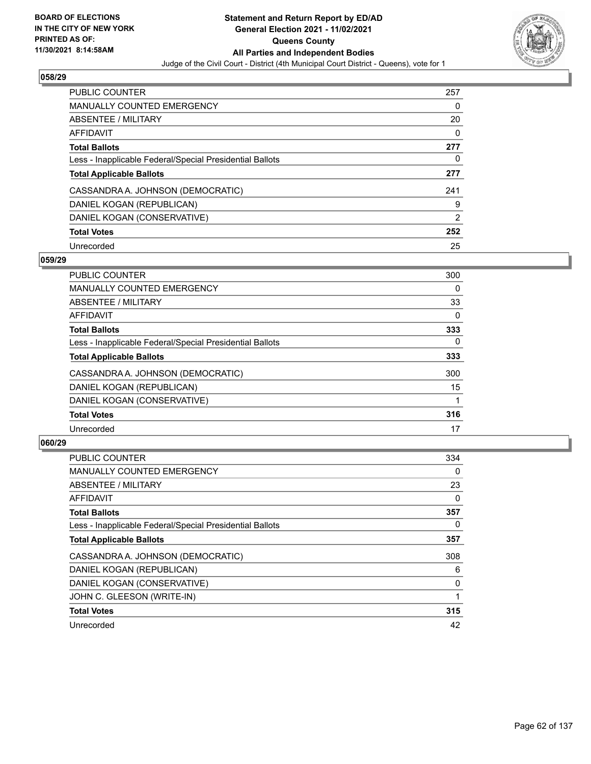BOARD OF ELECTIONS
IN THE CITY OF NEW YORK
PRINTED AS OF:
11/30/2021 8:14:58AM

# Statement and Return Report by ED/AD
## General Election 2021 - 11/02/2021
## Queens County
## All Parties and Independent Bodies

Judge of the Civil Court - District (4th Municipal Court District - Queens), vote for 1

### 058/29

| | |
|---|---|
| PUBLIC COUNTER | 257 |
| MANUALLY COUNTED EMERGENCY | 0 |
| ABSENTEE / MILITARY | 20 |
| AFFIDAVIT | 0 |
| **Total Ballots** | **277** |
| Less - Inapplicable Federal/Special Presidential Ballots | 0 |
| **Total Applicable Ballots** | **277** |
| CASSANDRA A. JOHNSON (DEMOCRATIC) | 241 |
| DANIEL KOGAN (REPUBLICAN) | 9 |
| DANIEL KOGAN (CONSERVATIVE) | 2 |
| **Total Votes** | **252** |
| Unrecorded | 25 |

### 059/29

| | |
|---|---|
| PUBLIC COUNTER | 300 |
| MANUALLY COUNTED EMERGENCY | 0 |
| ABSENTEE / MILITARY | 33 |
| AFFIDAVIT | 0 |
| **Total Ballots** | **333** |
| Less - Inapplicable Federal/Special Presidential Ballots | 0 |
| **Total Applicable Ballots** | **333** |
| CASSANDRA A. JOHNSON (DEMOCRATIC) | 300 |
| DANIEL KOGAN (REPUBLICAN) | 15 |
| DANIEL KOGAN (CONSERVATIVE) | 1 |
| **Total Votes** | **316** |
| Unrecorded | 17 |

### 060/29

| | |
|---|---|
| PUBLIC COUNTER | 334 |
| MANUALLY COUNTED EMERGENCY | 0 |
| ABSENTEE / MILITARY | 23 |
| AFFIDAVIT | 0 |
| **Total Ballots** | **357** |
| Less - Inapplicable Federal/Special Presidential Ballots | 0 |
| **Total Applicable Ballots** | **357** |
| CASSANDRA A. JOHNSON (DEMOCRATIC) | 308 |
| DANIEL KOGAN (REPUBLICAN) | 6 |
| DANIEL KOGAN (CONSERVATIVE) | 0 |
| JOHN C. GLEESON (WRITE-IN) | 1 |
| **Total Votes** | **315** |
| Unrecorded | 42 |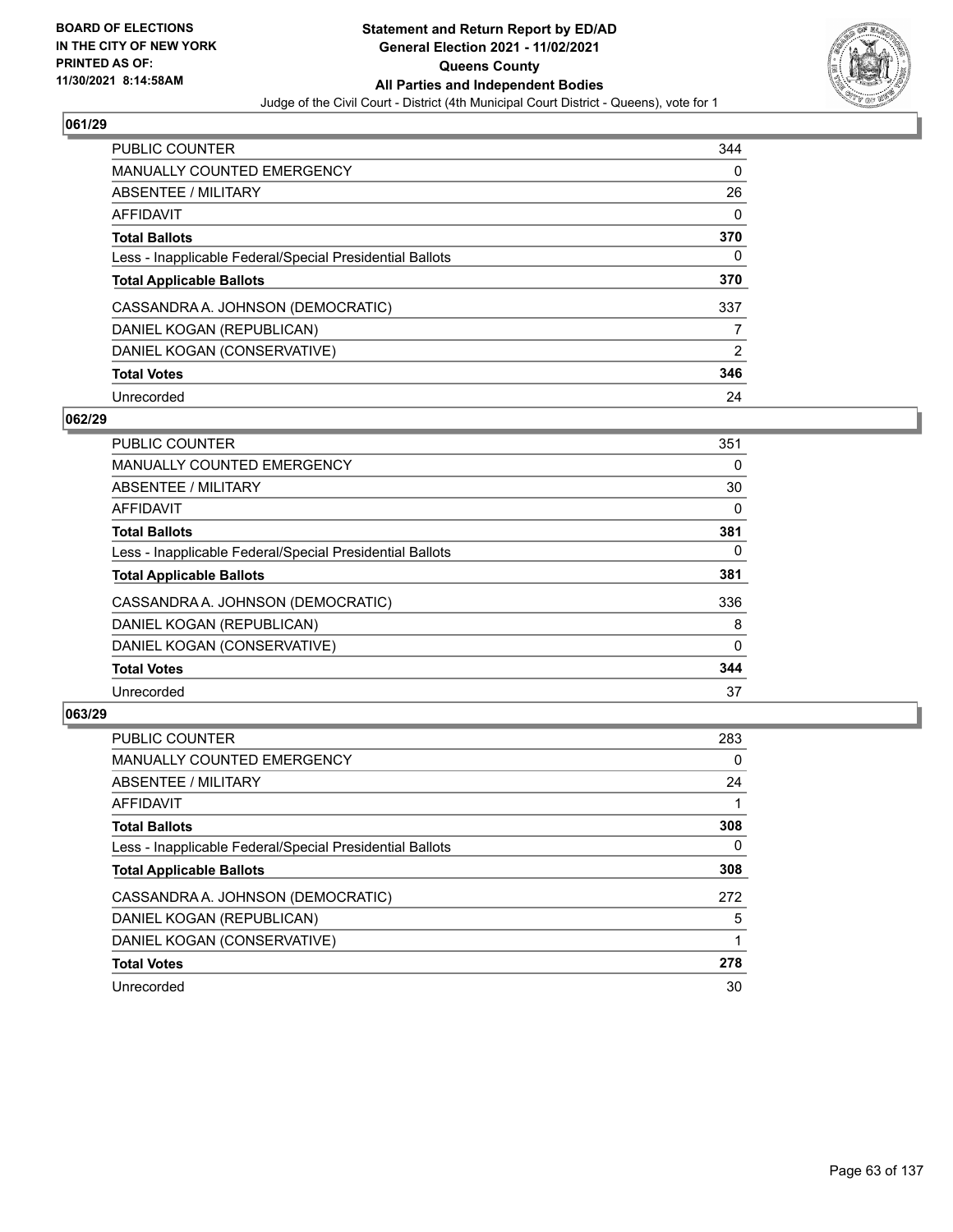**BOARD OF ELECTIONS IN THE CITY OF NEW YORK PRINTED AS OF: 11/30/2021 8:14:58AM**

# Statement and Return Report by ED/AD
## General Election 2021 - 11/02/2021
## Queens County
## All Parties and Independent Bodies
Judge of the Civil Court - District (4th Municipal Court District - Queens), vote for 1

### 061/29

| | |
|---|---|
| PUBLIC COUNTER | 344 |
| MANUALLY COUNTED EMERGENCY | 0 |
| ABSENTEE / MILITARY | 26 |
| AFFIDAVIT | 0 |
| **Total Ballots** | **370** |
| Less - Inapplicable Federal/Special Presidential Ballots | 0 |
| **Total Applicable Ballots** | **370** |
| CASSANDRA A. JOHNSON (DEMOCRATIC) | 337 |
| DANIEL KOGAN (REPUBLICAN) | 7 |
| DANIEL KOGAN (CONSERVATIVE) | 2 |
| **Total Votes** | **346** |
| Unrecorded | 24 |

### 062/29

| | |
|---|---|
| PUBLIC COUNTER | 351 |
| MANUALLY COUNTED EMERGENCY | 0 |
| ABSENTEE / MILITARY | 30 |
| AFFIDAVIT | 0 |
| **Total Ballots** | **381** |
| Less - Inapplicable Federal/Special Presidential Ballots | 0 |
| **Total Applicable Ballots** | **381** |
| CASSANDRA A. JOHNSON (DEMOCRATIC) | 336 |
| DANIEL KOGAN (REPUBLICAN) | 8 |
| DANIEL KOGAN (CONSERVATIVE) | 0 |
| **Total Votes** | **344** |
| Unrecorded | 37 |

### 063/29

| | |
|---|---|
| PUBLIC COUNTER | 283 |
| MANUALLY COUNTED EMERGENCY | 0 |
| ABSENTEE / MILITARY | 24 |
| AFFIDAVIT | 1 |
| **Total Ballots** | **308** |
| Less - Inapplicable Federal/Special Presidential Ballots | 0 |
| **Total Applicable Ballots** | **308** |
| CASSANDRA A. JOHNSON (DEMOCRATIC) | 272 |
| DANIEL KOGAN (REPUBLICAN) | 5 |
| DANIEL KOGAN (CONSERVATIVE) | 1 |
| **Total Votes** | **278** |
| Unrecorded | 30 |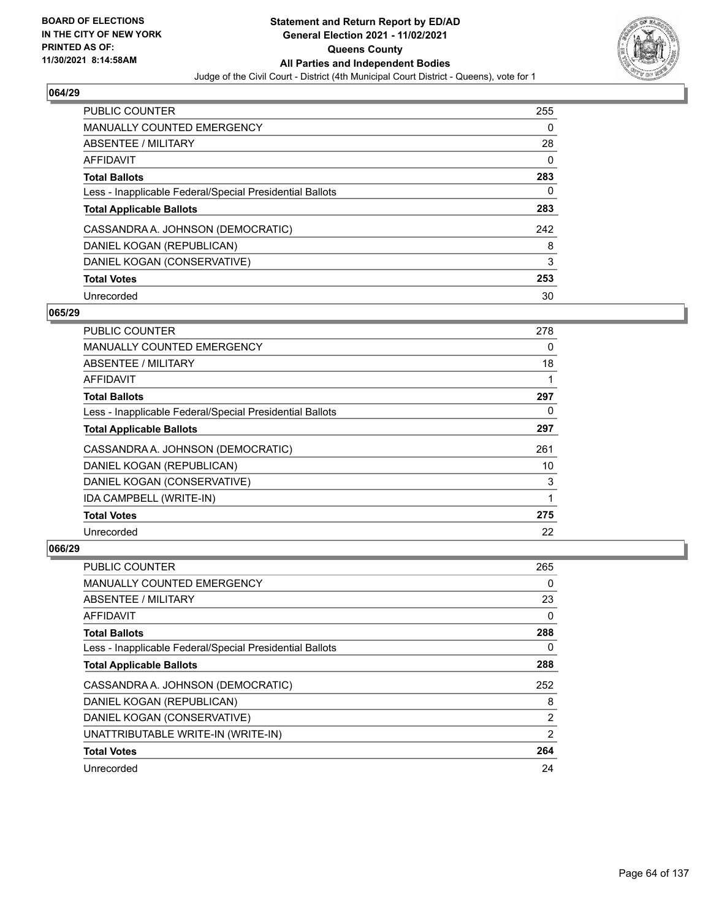## 064/29

| | |
|---|---|
| PUBLIC COUNTER | 255 |
| MANUALLY COUNTED EMERGENCY | 0 |
| ABSENTEE / MILITARY | 28 |
| AFFIDAVIT | 0 |
| **Total Ballots** | **283** |
| Less - Inapplicable Federal/Special Presidential Ballots | 0 |
| **Total Applicable Ballots** | **283** |
| CASSANDRA A. JOHNSON (DEMOCRATIC) | 242 |
| DANIEL KOGAN (REPUBLICAN) | 8 |
| DANIEL KOGAN (CONSERVATIVE) | 3 |
| **Total Votes** | **253** |
| Unrecorded | 30 |

## 065/29

| | |
|---|---|
| PUBLIC COUNTER | 278 |
| MANUALLY COUNTED EMERGENCY | 0 |
| ABSENTEE / MILITARY | 18 |
| AFFIDAVIT | 1 |
| **Total Ballots** | **297** |
| Less - Inapplicable Federal/Special Presidential Ballots | 0 |
| **Total Applicable Ballots** | **297** |
| CASSANDRA A. JOHNSON (DEMOCRATIC) | 261 |
| DANIEL KOGAN (REPUBLICAN) | 10 |
| DANIEL KOGAN (CONSERVATIVE) | 3 |
| IDA CAMPBELL (WRITE-IN) | 1 |
| **Total Votes** | **275** |
| Unrecorded | 22 |

## 066/29

| | |
|---|---|
| PUBLIC COUNTER | 265 |
| MANUALLY COUNTED EMERGENCY | 0 |
| ABSENTEE / MILITARY | 23 |
| AFFIDAVIT | 0 |
| **Total Ballots** | **288** |
| Less - Inapplicable Federal/Special Presidential Ballots | 0 |
| **Total Applicable Ballots** | **288** |
| CASSANDRA A. JOHNSON (DEMOCRATIC) | 252 |
| DANIEL KOGAN (REPUBLICAN) | 8 |
| DANIEL KOGAN (CONSERVATIVE) | 2 |
| UNATTRIBUTABLE WRITE-IN (WRITE-IN) | 2 |
| **Total Votes** | **264** |
| Unrecorded | 24 |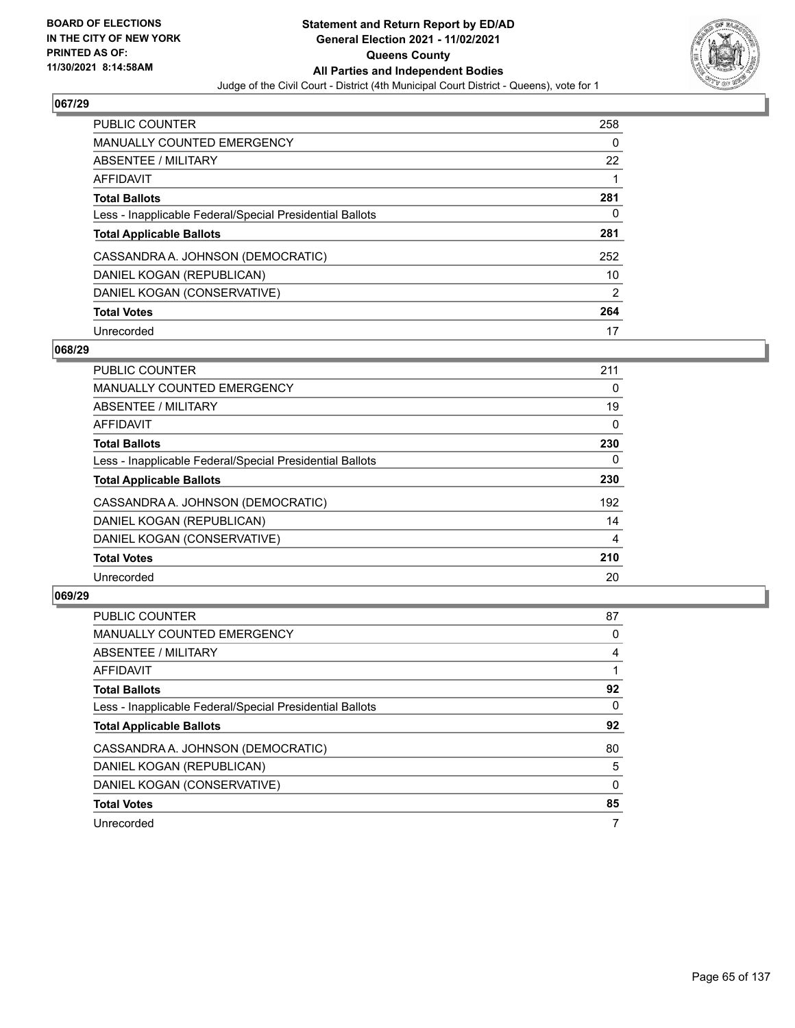**BOARD OF ELECTIONS**
**IN THE CITY OF NEW YORK**
**PRINTED AS OF:**
**11/30/2021 8:14:58AM**

**Statement and Return Report by ED/AD**
**General Election 2021 - 11/02/2021**
**Queens County**
**All Parties and Independent Bodies**
Judge of the Civil Court - District (4th Municipal Court District - Queens), vote for 1

### 067/29

| | |
|---|---|
| PUBLIC COUNTER | 258 |
| MANUALLY COUNTED EMERGENCY | 0 |
| ABSENTEE / MILITARY | 22 |
| AFFIDAVIT | 1 |
| **Total Ballots** | **281** |
| Less - Inapplicable Federal/Special Presidential Ballots | 0 |
| **Total Applicable Ballots** | **281** |
| CASSANDRA A. JOHNSON (DEMOCRATIC) | 252 |
| DANIEL KOGAN (REPUBLICAN) | 10 |
| DANIEL KOGAN (CONSERVATIVE) | 2 |
| **Total Votes** | **264** |
| Unrecorded | 17 |

### 068/29

| | |
|---|---|
| PUBLIC COUNTER | 211 |
| MANUALLY COUNTED EMERGENCY | 0 |
| ABSENTEE / MILITARY | 19 |
| AFFIDAVIT | 0 |
| **Total Ballots** | **230** |
| Less - Inapplicable Federal/Special Presidential Ballots | 0 |
| **Total Applicable Ballots** | **230** |
| CASSANDRA A. JOHNSON (DEMOCRATIC) | 192 |
| DANIEL KOGAN (REPUBLICAN) | 14 |
| DANIEL KOGAN (CONSERVATIVE) | 4 |
| **Total Votes** | **210** |
| Unrecorded | 20 |

### 069/29

| | |
|---|---|
| PUBLIC COUNTER | 87 |
| MANUALLY COUNTED EMERGENCY | 0 |
| ABSENTEE / MILITARY | 4 |
| AFFIDAVIT | 1 |
| **Total Ballots** | **92** |
| Less - Inapplicable Federal/Special Presidential Ballots | 0 |
| **Total Applicable Ballots** | **92** |
| CASSANDRA A. JOHNSON (DEMOCRATIC) | 80 |
| DANIEL KOGAN (REPUBLICAN) | 5 |
| DANIEL KOGAN (CONSERVATIVE) | 0 |
| **Total Votes** | **85** |
| Unrecorded | 7 |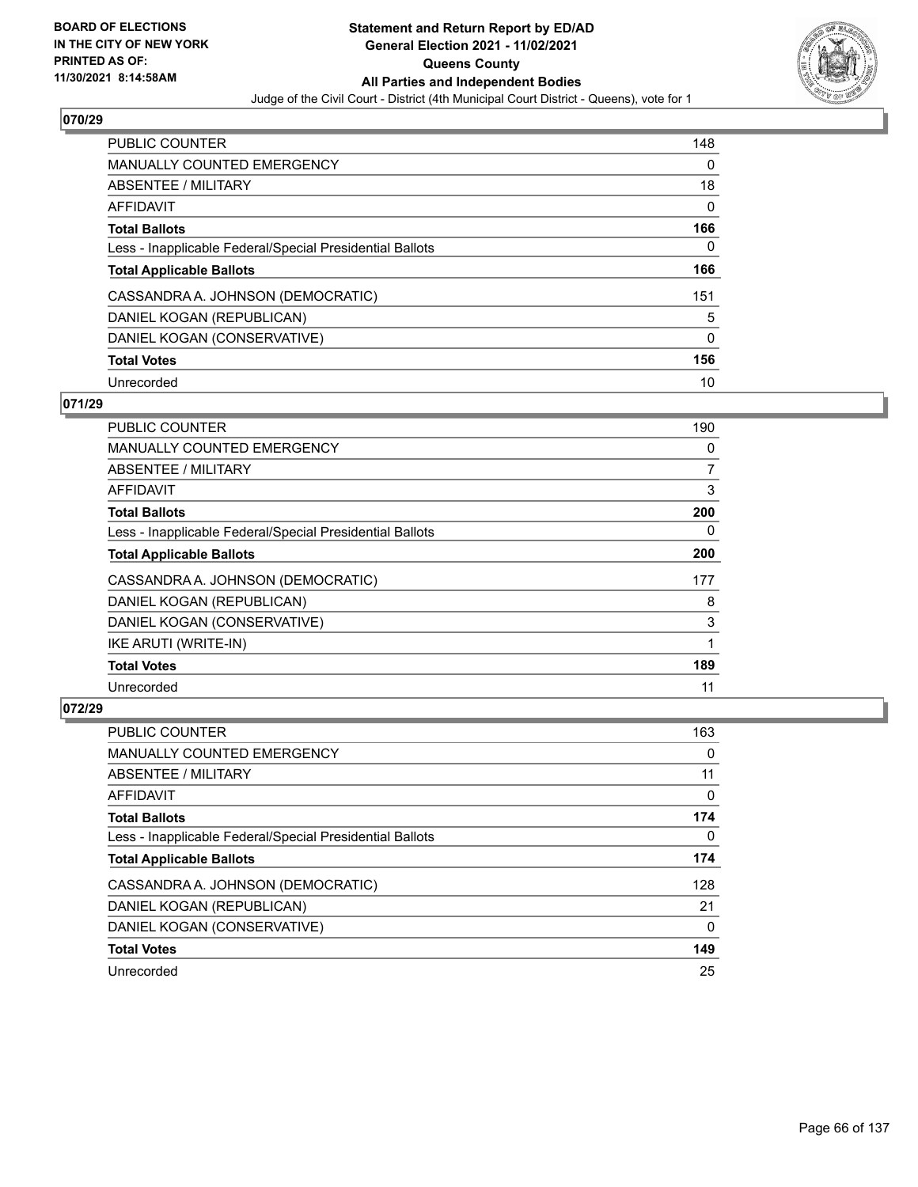**Statement and Return Report by ED/AD**
**General Election 2021 - 11/02/2021**
**Queens County**
**All Parties and Independent Bodies**
Judge of the Civil Court - District (4th Municipal Court District - Queens), vote for 1

BOARD OF ELECTIONS IN THE CITY OF NEW YORK PRINTED AS OF: 11/30/2021 8:14:58AM

### 070/29

| | |
|---|---|
| PUBLIC COUNTER | 148 |
| MANUALLY COUNTED EMERGENCY | 0 |
| ABSENTEE / MILITARY | 18 |
| AFFIDAVIT | 0 |
| **Total Ballots** | **166** |
| Less - Inapplicable Federal/Special Presidential Ballots | 0 |
| **Total Applicable Ballots** | **166** |
| CASSANDRA A. JOHNSON (DEMOCRATIC) | 151 |
| DANIEL KOGAN (REPUBLICAN) | 5 |
| DANIEL KOGAN (CONSERVATIVE) | 0 |
| **Total Votes** | **156** |
| Unrecorded | 10 |

### 071/29

| | |
|---|---|
| PUBLIC COUNTER | 190 |
| MANUALLY COUNTED EMERGENCY | 0 |
| ABSENTEE / MILITARY | 7 |
| AFFIDAVIT | 3 |
| **Total Ballots** | **200** |
| Less - Inapplicable Federal/Special Presidential Ballots | 0 |
| **Total Applicable Ballots** | **200** |
| CASSANDRA A. JOHNSON (DEMOCRATIC) | 177 |
| DANIEL KOGAN (REPUBLICAN) | 8 |
| DANIEL KOGAN (CONSERVATIVE) | 3 |
| IKE ARUTI (WRITE-IN) | 1 |
| **Total Votes** | **189** |
| Unrecorded | 11 |

### 072/29

| | |
|---|---|
| PUBLIC COUNTER | 163 |
| MANUALLY COUNTED EMERGENCY | 0 |
| ABSENTEE / MILITARY | 11 |
| AFFIDAVIT | 0 |
| **Total Ballots** | **174** |
| Less - Inapplicable Federal/Special Presidential Ballots | 0 |
| **Total Applicable Ballots** | **174** |
| CASSANDRA A. JOHNSON (DEMOCRATIC) | 128 |
| DANIEL KOGAN (REPUBLICAN) | 21 |
| DANIEL KOGAN (CONSERVATIVE) | 0 |
| **Total Votes** | **149** |
| Unrecorded | 25 |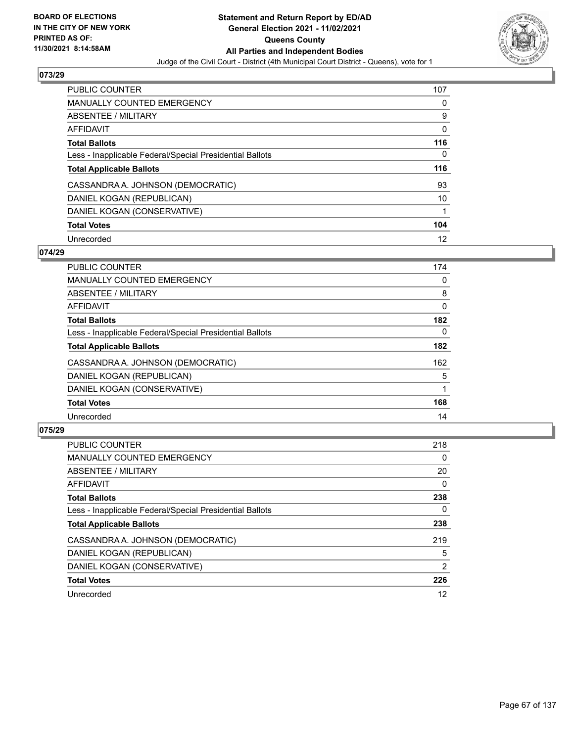**BOARD OF ELECTIONS IN THE CITY OF NEW YORK PRINTED AS OF: 11/30/2021 8:14:58AM**

# Statement and Return Report by ED/AD General Election 2021 - 11/02/2021 Queens County All Parties and Independent Bodies

Judge of the Civil Court - District (4th Municipal Court District - Queens), vote for 1

## 073/29

| | |
|---|---|
| PUBLIC COUNTER | 107 |
| MANUALLY COUNTED EMERGENCY | 0 |
| ABSENTEE / MILITARY | 9 |
| AFFIDAVIT | 0 |
| **Total Ballots** | **116** |
| Less - Inapplicable Federal/Special Presidential Ballots | 0 |
| **Total Applicable Ballots** | **116** |
| CASSANDRA A. JOHNSON (DEMOCRATIC) | 93 |
| DANIEL KOGAN (REPUBLICAN) | 10 |
| DANIEL KOGAN (CONSERVATIVE) | 1 |
| **Total Votes** | **104** |
| Unrecorded | 12 |

## 074/29

| | |
|---|---|
| PUBLIC COUNTER | 174 |
| MANUALLY COUNTED EMERGENCY | 0 |
| ABSENTEE / MILITARY | 8 |
| AFFIDAVIT | 0 |
| **Total Ballots** | **182** |
| Less - Inapplicable Federal/Special Presidential Ballots | 0 |
| **Total Applicable Ballots** | **182** |
| CASSANDRA A. JOHNSON (DEMOCRATIC) | 162 |
| DANIEL KOGAN (REPUBLICAN) | 5 |
| DANIEL KOGAN (CONSERVATIVE) | 1 |
| **Total Votes** | **168** |
| Unrecorded | 14 |

## 075/29

| | |
|---|---|
| PUBLIC COUNTER | 218 |
| MANUALLY COUNTED EMERGENCY | 0 |
| ABSENTEE / MILITARY | 20 |
| AFFIDAVIT | 0 |
| **Total Ballots** | **238** |
| Less - Inapplicable Federal/Special Presidential Ballots | 0 |
| **Total Applicable Ballots** | **238** |
| CASSANDRA A. JOHNSON (DEMOCRATIC) | 219 |
| DANIEL KOGAN (REPUBLICAN) | 5 |
| DANIEL KOGAN (CONSERVATIVE) | 2 |
| **Total Votes** | **226** |
| Unrecorded | 12 |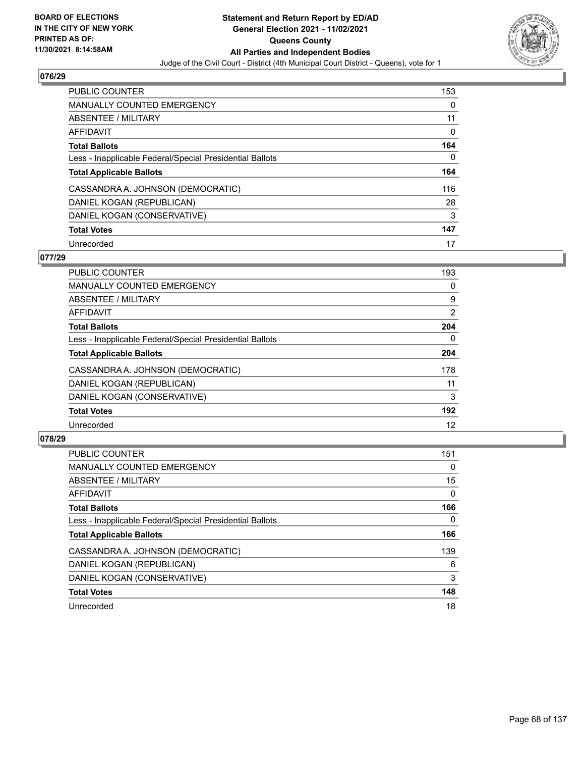## 076/29

| | |
|---|---|
| PUBLIC COUNTER | 153 |
| MANUALLY COUNTED EMERGENCY | 0 |
| ABSENTEE / MILITARY | 11 |
| AFFIDAVIT | 0 |
| **Total Ballots** | **164** |
| Less - Inapplicable Federal/Special Presidential Ballots | 0 |
| **Total Applicable Ballots** | **164** |
| CASSANDRA A. JOHNSON (DEMOCRATIC) | 116 |
| DANIEL KOGAN (REPUBLICAN) | 28 |
| DANIEL KOGAN (CONSERVATIVE) | 3 |
| **Total Votes** | **147** |
| Unrecorded | 17 |

## 077/29

| | |
|---|---|
| PUBLIC COUNTER | 193 |
| MANUALLY COUNTED EMERGENCY | 0 |
| ABSENTEE / MILITARY | 9 |
| AFFIDAVIT | 2 |
| **Total Ballots** | **204** |
| Less - Inapplicable Federal/Special Presidential Ballots | 0 |
| **Total Applicable Ballots** | **204** |
| CASSANDRA A. JOHNSON (DEMOCRATIC) | 178 |
| DANIEL KOGAN (REPUBLICAN) | 11 |
| DANIEL KOGAN (CONSERVATIVE) | 3 |
| **Total Votes** | **192** |
| Unrecorded | 12 |

## 078/29

| | |
|---|---|
| PUBLIC COUNTER | 151 |
| MANUALLY COUNTED EMERGENCY | 0 |
| ABSENTEE / MILITARY | 15 |
| AFFIDAVIT | 0 |
| **Total Ballots** | **166** |
| Less - Inapplicable Federal/Special Presidential Ballots | 0 |
| **Total Applicable Ballots** | **166** |
| CASSANDRA A. JOHNSON (DEMOCRATIC) | 139 |
| DANIEL KOGAN (REPUBLICAN) | 6 |
| DANIEL KOGAN (CONSERVATIVE) | 3 |
| **Total Votes** | **148** |
| Unrecorded | 18 |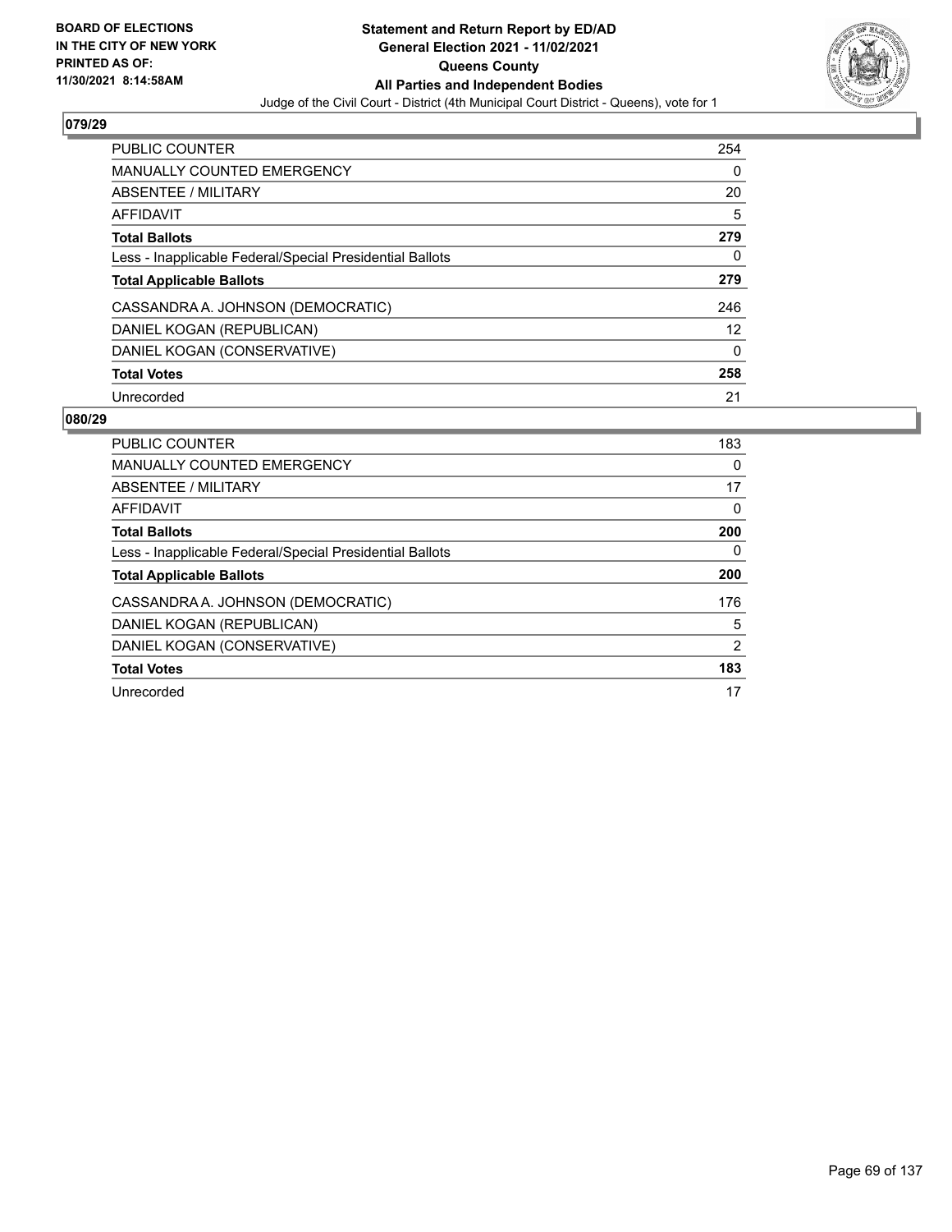**BOARD OF ELECTIONS IN THE CITY OF NEW YORK PRINTED AS OF: 11/30/2021 8:14:58AM**

**Statement and Return Report by ED/AD General Election 2021 - 11/02/2021 Queens County All Parties and Independent Bodies**

Judge of the Civil Court - District (4th Municipal Court District - Queens), vote for 1

## 079/29

| | |
|---|---|
| PUBLIC COUNTER | 254 |
| MANUALLY COUNTED EMERGENCY | 0 |
| ABSENTEE / MILITARY | 20 |
| AFFIDAVIT | 5 |
| **Total Ballots** | **279** |
| Less - Inapplicable Federal/Special Presidential Ballots | 0 |
| **Total Applicable Ballots** | **279** |
| CASSANDRA A. JOHNSON (DEMOCRATIC) | 246 |
| DANIEL KOGAN (REPUBLICAN) | 12 |
| DANIEL KOGAN (CONSERVATIVE) | 0 |
| **Total Votes** | **258** |
| Unrecorded | 21 |

## 080/29

| | |
|---|---|
| PUBLIC COUNTER | 183 |
| MANUALLY COUNTED EMERGENCY | 0 |
| ABSENTEE / MILITARY | 17 |
| AFFIDAVIT | 0 |
| **Total Ballots** | **200** |
| Less - Inapplicable Federal/Special Presidential Ballots | 0 |
| **Total Applicable Ballots** | **200** |
| CASSANDRA A. JOHNSON (DEMOCRATIC) | 176 |
| DANIEL KOGAN (REPUBLICAN) | 5 |
| DANIEL KOGAN (CONSERVATIVE) | 2 |
| **Total Votes** | **183** |
| Unrecorded | 17 |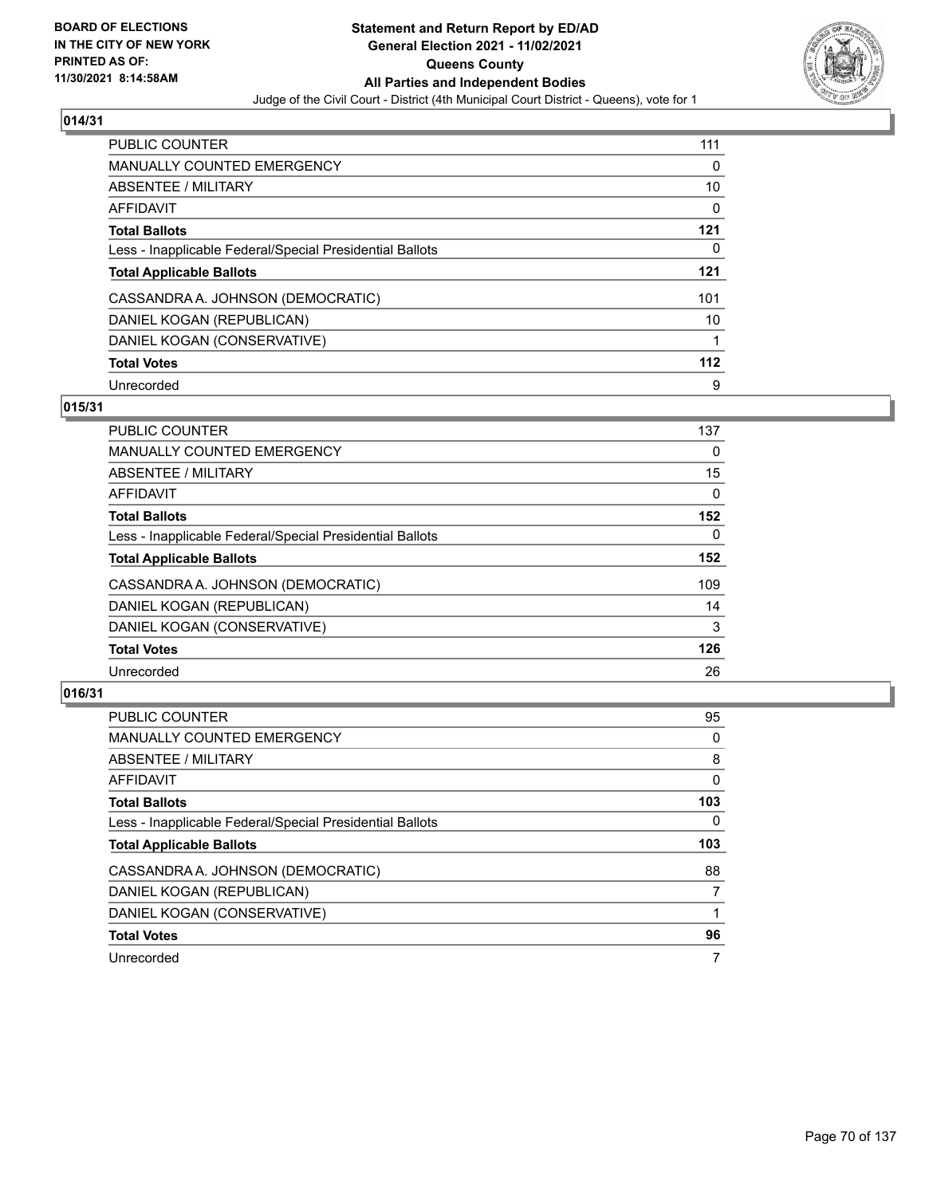BOARD OF ELECTIONS
IN THE CITY OF NEW YORK
PRINTED AS OF:
11/30/2021 8:14:58AM

**Statement and Return Report by ED/AD**
**General Election 2021 - 11/02/2021**
**Queens County**
**All Parties and Independent Bodies**
Judge of the Civil Court - District (4th Municipal Court District - Queens), vote for 1

## 014/31

| | |
|---|---|
| PUBLIC COUNTER | 111 |
| MANUALLY COUNTED EMERGENCY | 0 |
| ABSENTEE / MILITARY | 10 |
| AFFIDAVIT | 0 |
| **Total Ballots** | **121** |
| Less - Inapplicable Federal/Special Presidential Ballots | 0 |
| **Total Applicable Ballots** | **121** |
| CASSANDRA A. JOHNSON (DEMOCRATIC) | 101 |
| DANIEL KOGAN (REPUBLICAN) | 10 |
| DANIEL KOGAN (CONSERVATIVE) | 1 |
| **Total Votes** | **112** |
| Unrecorded | 9 |

## 015/31

| | |
|---|---|
| PUBLIC COUNTER | 137 |
| MANUALLY COUNTED EMERGENCY | 0 |
| ABSENTEE / MILITARY | 15 |
| AFFIDAVIT | 0 |
| **Total Ballots** | **152** |
| Less - Inapplicable Federal/Special Presidential Ballots | 0 |
| **Total Applicable Ballots** | **152** |
| CASSANDRA A. JOHNSON (DEMOCRATIC) | 109 |
| DANIEL KOGAN (REPUBLICAN) | 14 |
| DANIEL KOGAN (CONSERVATIVE) | 3 |
| **Total Votes** | **126** |
| Unrecorded | 26 |

## 016/31

| | |
|---|---|
| PUBLIC COUNTER | 95 |
| MANUALLY COUNTED EMERGENCY | 0 |
| ABSENTEE / MILITARY | 8 |
| AFFIDAVIT | 0 |
| **Total Ballots** | **103** |
| Less - Inapplicable Federal/Special Presidential Ballots | 0 |
| **Total Applicable Ballots** | **103** |
| CASSANDRA A. JOHNSON (DEMOCRATIC) | 88 |
| DANIEL KOGAN (REPUBLICAN) | 7 |
| DANIEL KOGAN (CONSERVATIVE) | 1 |
| **Total Votes** | **96** |
| Unrecorded | 7 |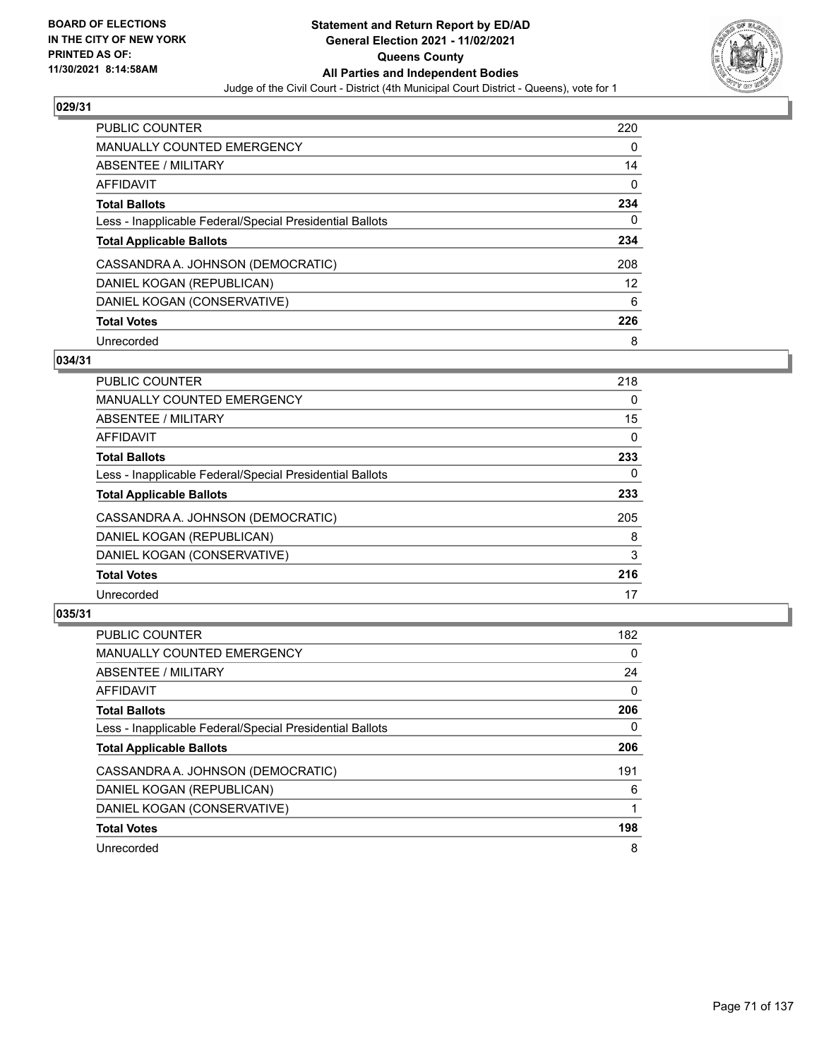**BOARD OF ELECTIONS IN THE CITY OF NEW YORK PRINTED AS OF: 11/30/2021 8:14:58AM**

# Statement and Return Report by ED/AD
## General Election 2021 - 11/02/2021
## Queens County
## All Parties and Independent Bodies
### Judge of the Civil Court - District (4th Municipal Court District - Queens), vote for 1

### 029/31

| | |
|---|---|
| PUBLIC COUNTER | 220 |
| MANUALLY COUNTED EMERGENCY | 0 |
| ABSENTEE / MILITARY | 14 |
| AFFIDAVIT | 0 |
| **Total Ballots** | **234** |
| Less - Inapplicable Federal/Special Presidential Ballots | 0 |
| **Total Applicable Ballots** | **234** |
| CASSANDRA A. JOHNSON (DEMOCRATIC) | 208 |
| DANIEL KOGAN (REPUBLICAN) | 12 |
| DANIEL KOGAN (CONSERVATIVE) | 6 |
| **Total Votes** | **226** |
| Unrecorded | 8 |

### 034/31

| | |
|---|---|
| PUBLIC COUNTER | 218 |
| MANUALLY COUNTED EMERGENCY | 0 |
| ABSENTEE / MILITARY | 15 |
| AFFIDAVIT | 0 |
| **Total Ballots** | **233** |
| Less - Inapplicable Federal/Special Presidential Ballots | 0 |
| **Total Applicable Ballots** | **233** |
| CASSANDRA A. JOHNSON (DEMOCRATIC) | 205 |
| DANIEL KOGAN (REPUBLICAN) | 8 |
| DANIEL KOGAN (CONSERVATIVE) | 3 |
| **Total Votes** | **216** |
| Unrecorded | 17 |

### 035/31

| | |
|---|---|
| PUBLIC COUNTER | 182 |
| MANUALLY COUNTED EMERGENCY | 0 |
| ABSENTEE / MILITARY | 24 |
| AFFIDAVIT | 0 |
| **Total Ballots** | **206** |
| Less - Inapplicable Federal/Special Presidential Ballots | 0 |
| **Total Applicable Ballots** | **206** |
| CASSANDRA A. JOHNSON (DEMOCRATIC) | 191 |
| DANIEL KOGAN (REPUBLICAN) | 6 |
| DANIEL KOGAN (CONSERVATIVE) | 1 |
| **Total Votes** | **198** |
| Unrecorded | 8 |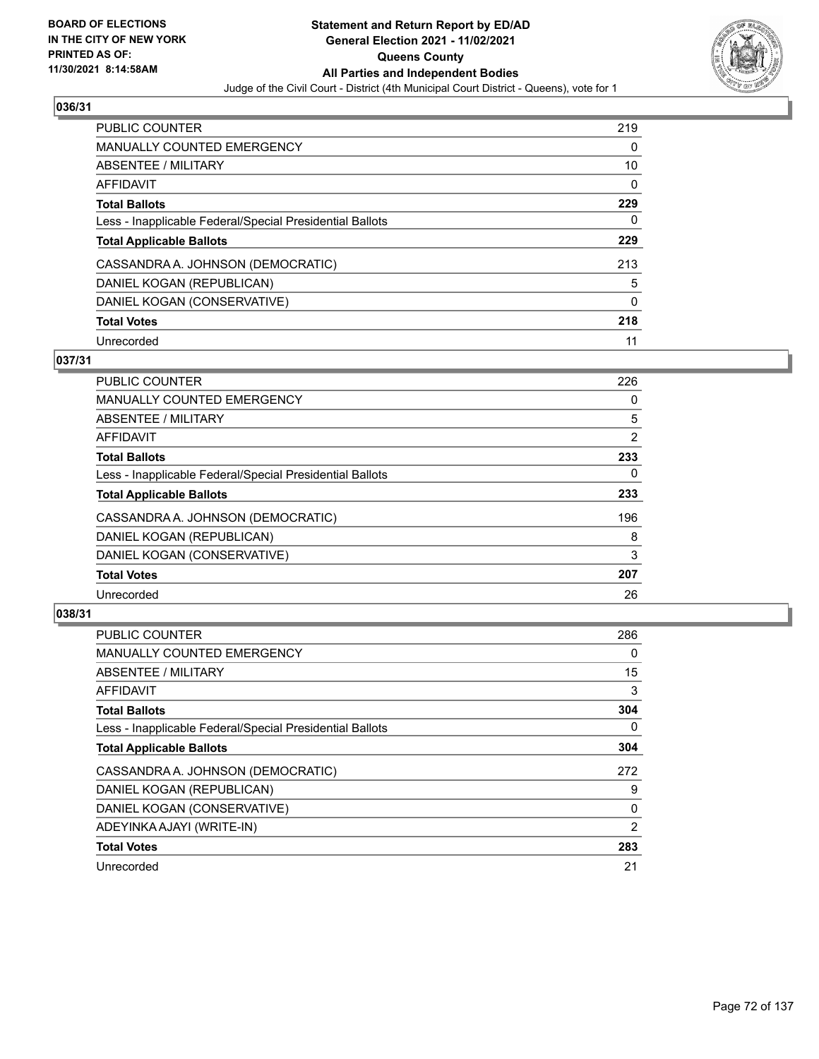## 036/31

| | |
|---|---|
| PUBLIC COUNTER | 219 |
| MANUALLY COUNTED EMERGENCY | 0 |
| ABSENTEE / MILITARY | 10 |
| AFFIDAVIT | 0 |
| **Total Ballots** | **229** |
| Less - Inapplicable Federal/Special Presidential Ballots | 0 |
| **Total Applicable Ballots** | **229** |
| CASSANDRA A. JOHNSON (DEMOCRATIC) | 213 |
| DANIEL KOGAN (REPUBLICAN) | 5 |
| DANIEL KOGAN (CONSERVATIVE) | 0 |
| **Total Votes** | **218** |
| Unrecorded | 11 |

## 037/31

| | |
|---|---|
| PUBLIC COUNTER | 226 |
| MANUALLY COUNTED EMERGENCY | 0 |
| ABSENTEE / MILITARY | 5 |
| AFFIDAVIT | 2 |
| **Total Ballots** | **233** |
| Less - Inapplicable Federal/Special Presidential Ballots | 0 |
| **Total Applicable Ballots** | **233** |
| CASSANDRA A. JOHNSON (DEMOCRATIC) | 196 |
| DANIEL KOGAN (REPUBLICAN) | 8 |
| DANIEL KOGAN (CONSERVATIVE) | 3 |
| **Total Votes** | **207** |
| Unrecorded | 26 |

## 038/31

| | |
|---|---|
| PUBLIC COUNTER | 286 |
| MANUALLY COUNTED EMERGENCY | 0 |
| ABSENTEE / MILITARY | 15 |
| AFFIDAVIT | 3 |
| **Total Ballots** | **304** |
| Less - Inapplicable Federal/Special Presidential Ballots | 0 |
| **Total Applicable Ballots** | **304** |
| CASSANDRA A. JOHNSON (DEMOCRATIC) | 272 |
| DANIEL KOGAN (REPUBLICAN) | 9 |
| DANIEL KOGAN (CONSERVATIVE) | 0 |
| ADEYINKA AJAYI (WRITE-IN) | 2 |
| **Total Votes** | **283** |
| Unrecorded | 21 |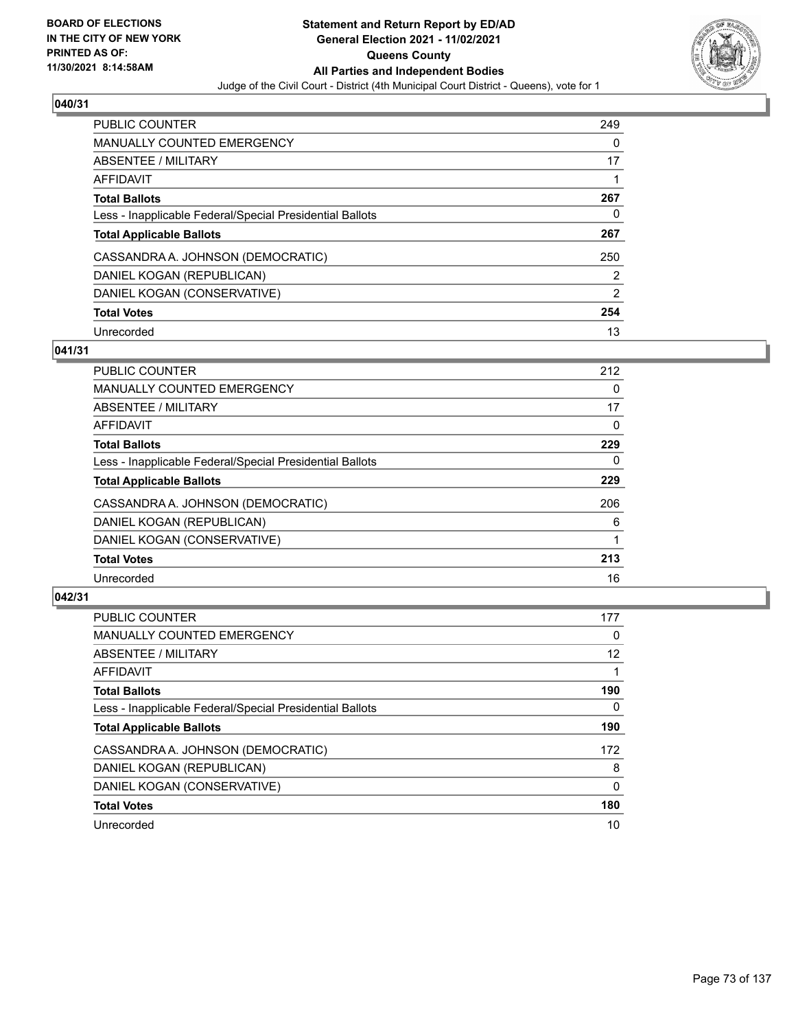**BOARD OF ELECTIONS IN THE CITY OF NEW YORK PRINTED AS OF: 11/30/2021 8:14:58AM**

# Statement and Return Report by ED/AD
## General Election 2021 - 11/02/2021
## Queens County
## All Parties and Independent Bodies
Judge of the Civil Court - District (4th Municipal Court District - Queens), vote for 1

### 040/31

| | |
|---|---|
| PUBLIC COUNTER | 249 |
| MANUALLY COUNTED EMERGENCY | 0 |
| ABSENTEE / MILITARY | 17 |
| AFFIDAVIT | 1 |
| **Total Ballots** | **267** |
| Less - Inapplicable Federal/Special Presidential Ballots | 0 |
| **Total Applicable Ballots** | **267** |
| CASSANDRA A. JOHNSON (DEMOCRATIC) | 250 |
| DANIEL KOGAN (REPUBLICAN) | 2 |
| DANIEL KOGAN (CONSERVATIVE) | 2 |
| **Total Votes** | **254** |
| Unrecorded | 13 |

### 041/31

| | |
|---|---|
| PUBLIC COUNTER | 212 |
| MANUALLY COUNTED EMERGENCY | 0 |
| ABSENTEE / MILITARY | 17 |
| AFFIDAVIT | 0 |
| **Total Ballots** | **229** |
| Less - Inapplicable Federal/Special Presidential Ballots | 0 |
| **Total Applicable Ballots** | **229** |
| CASSANDRA A. JOHNSON (DEMOCRATIC) | 206 |
| DANIEL KOGAN (REPUBLICAN) | 6 |
| DANIEL KOGAN (CONSERVATIVE) | 1 |
| **Total Votes** | **213** |
| Unrecorded | 16 |

### 042/31

| | |
|---|---|
| PUBLIC COUNTER | 177 |
| MANUALLY COUNTED EMERGENCY | 0 |
| ABSENTEE / MILITARY | 12 |
| AFFIDAVIT | 1 |
| **Total Ballots** | **190** |
| Less - Inapplicable Federal/Special Presidential Ballots | 0 |
| **Total Applicable Ballots** | **190** |
| CASSANDRA A. JOHNSON (DEMOCRATIC) | 172 |
| DANIEL KOGAN (REPUBLICAN) | 8 |
| DANIEL KOGAN (CONSERVATIVE) | 0 |
| **Total Votes** | **180** |
| Unrecorded | 10 |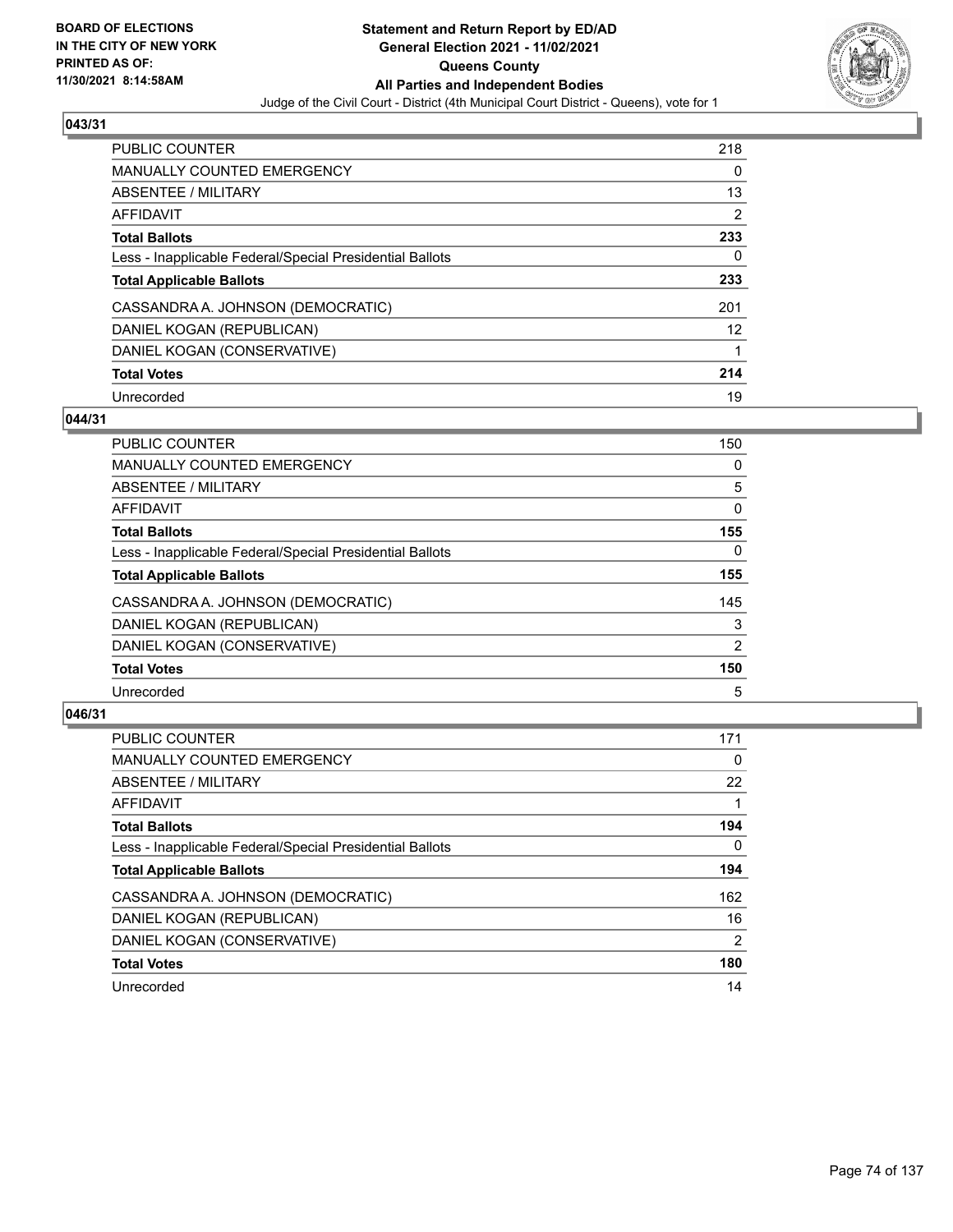## 043/31

| | |
|---|---|
| PUBLIC COUNTER | 218 |
| MANUALLY COUNTED EMERGENCY | 0 |
| ABSENTEE / MILITARY | 13 |
| AFFIDAVIT | 2 |
| **Total Ballots** | **233** |
| Less - Inapplicable Federal/Special Presidential Ballots | 0 |
| **Total Applicable Ballots** | **233** |
| CASSANDRA A. JOHNSON (DEMOCRATIC) | 201 |
| DANIEL KOGAN (REPUBLICAN) | 12 |
| DANIEL KOGAN (CONSERVATIVE) | 1 |
| **Total Votes** | **214** |
| Unrecorded | 19 |

## 044/31

| | |
|---|---|
| PUBLIC COUNTER | 150 |
| MANUALLY COUNTED EMERGENCY | 0 |
| ABSENTEE / MILITARY | 5 |
| AFFIDAVIT | 0 |
| **Total Ballots** | **155** |
| Less - Inapplicable Federal/Special Presidential Ballots | 0 |
| **Total Applicable Ballots** | **155** |
| CASSANDRA A. JOHNSON (DEMOCRATIC) | 145 |
| DANIEL KOGAN (REPUBLICAN) | 3 |
| DANIEL KOGAN (CONSERVATIVE) | 2 |
| **Total Votes** | **150** |
| Unrecorded | 5 |

## 046/31

| | |
|---|---|
| PUBLIC COUNTER | 171 |
| MANUALLY COUNTED EMERGENCY | 0 |
| ABSENTEE / MILITARY | 22 |
| AFFIDAVIT | 1 |
| **Total Ballots** | **194** |
| Less - Inapplicable Federal/Special Presidential Ballots | 0 |
| **Total Applicable Ballots** | **194** |
| CASSANDRA A. JOHNSON (DEMOCRATIC) | 162 |
| DANIEL KOGAN (REPUBLICAN) | 16 |
| DANIEL KOGAN (CONSERVATIVE) | 2 |
| **Total Votes** | **180** |
| Unrecorded | 14 |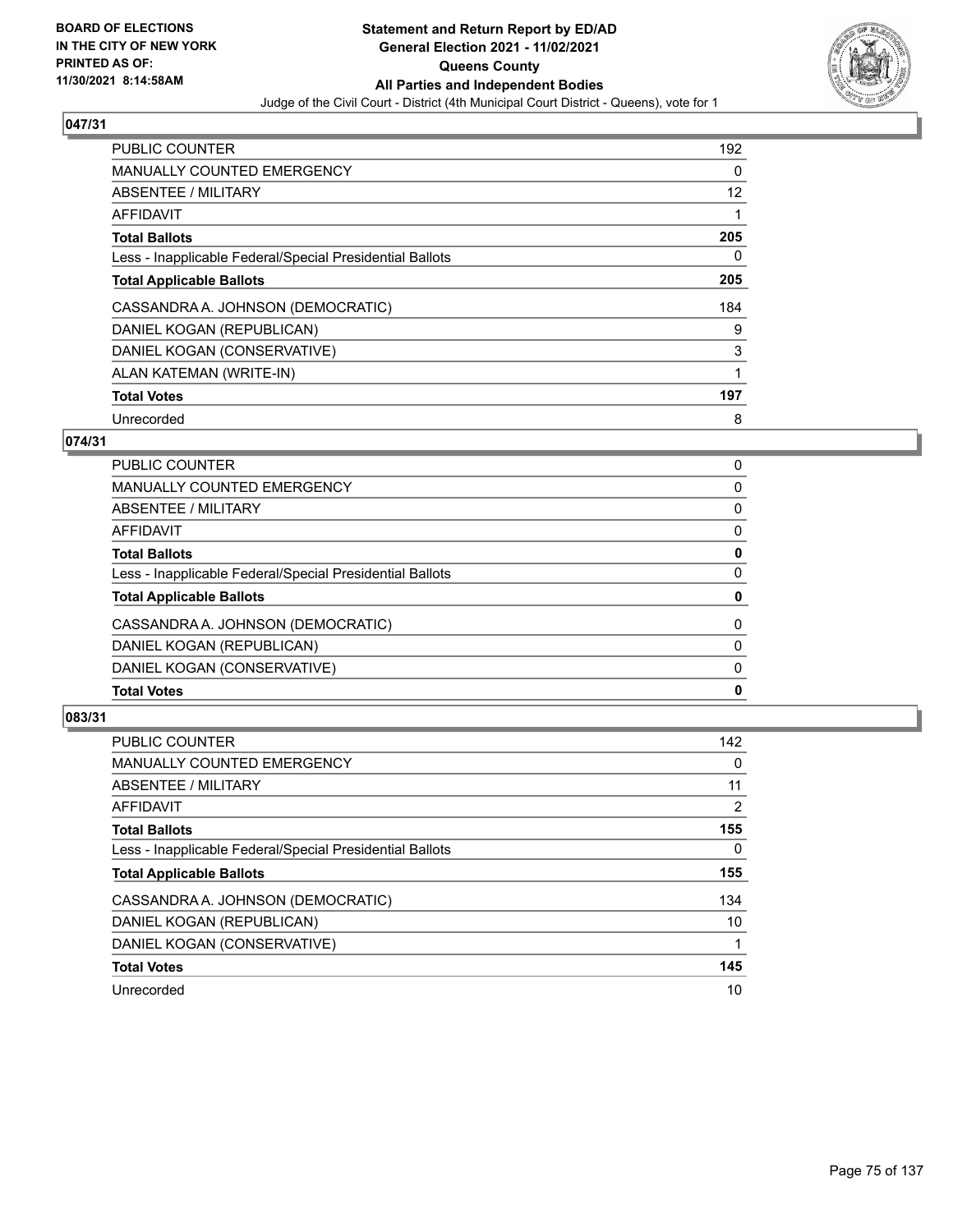**BOARD OF ELECTIONS IN THE CITY OF NEW YORK PRINTED AS OF: 11/30/2021 8:14:58AM**

**Statement and Return Report by ED/AD General Election 2021 - 11/02/2021 Queens County All Parties and Independent Bodies**

Judge of the Civil Court - District (4th Municipal Court District - Queens), vote for 1

## 047/31

| | |
|---|---|
| PUBLIC COUNTER | 192 |
| MANUALLY COUNTED EMERGENCY | 0 |
| ABSENTEE / MILITARY | 12 |
| AFFIDAVIT | 1 |
| **Total Ballots** | **205** |
| Less - Inapplicable Federal/Special Presidential Ballots | 0 |
| **Total Applicable Ballots** | **205** |
| CASSANDRA A. JOHNSON (DEMOCRATIC) | 184 |
| DANIEL KOGAN (REPUBLICAN) | 9 |
| DANIEL KOGAN (CONSERVATIVE) | 3 |
| ALAN KATEMAN (WRITE-IN) | 1 |
| **Total Votes** | **197** |
| Unrecorded | 8 |

## 074/31

| | |
|---|---|
| PUBLIC COUNTER | 0 |
| MANUALLY COUNTED EMERGENCY | 0 |
| ABSENTEE / MILITARY | 0 |
| AFFIDAVIT | 0 |
| **Total Ballots** | **0** |
| Less - Inapplicable Federal/Special Presidential Ballots | 0 |
| **Total Applicable Ballots** | **0** |
| CASSANDRA A. JOHNSON (DEMOCRATIC) | 0 |
| DANIEL KOGAN (REPUBLICAN) | 0 |
| DANIEL KOGAN (CONSERVATIVE) | 0 |
| **Total Votes** | **0** |

## 083/31

| | |
|---|---|
| PUBLIC COUNTER | 142 |
| MANUALLY COUNTED EMERGENCY | 0 |
| ABSENTEE / MILITARY | 11 |
| AFFIDAVIT | 2 |
| **Total Ballots** | **155** |
| Less - Inapplicable Federal/Special Presidential Ballots | 0 |
| **Total Applicable Ballots** | **155** |
| CASSANDRA A. JOHNSON (DEMOCRATIC) | 134 |
| DANIEL KOGAN (REPUBLICAN) | 10 |
| DANIEL KOGAN (CONSERVATIVE) | 1 |
| **Total Votes** | **145** |
| Unrecorded | 10 |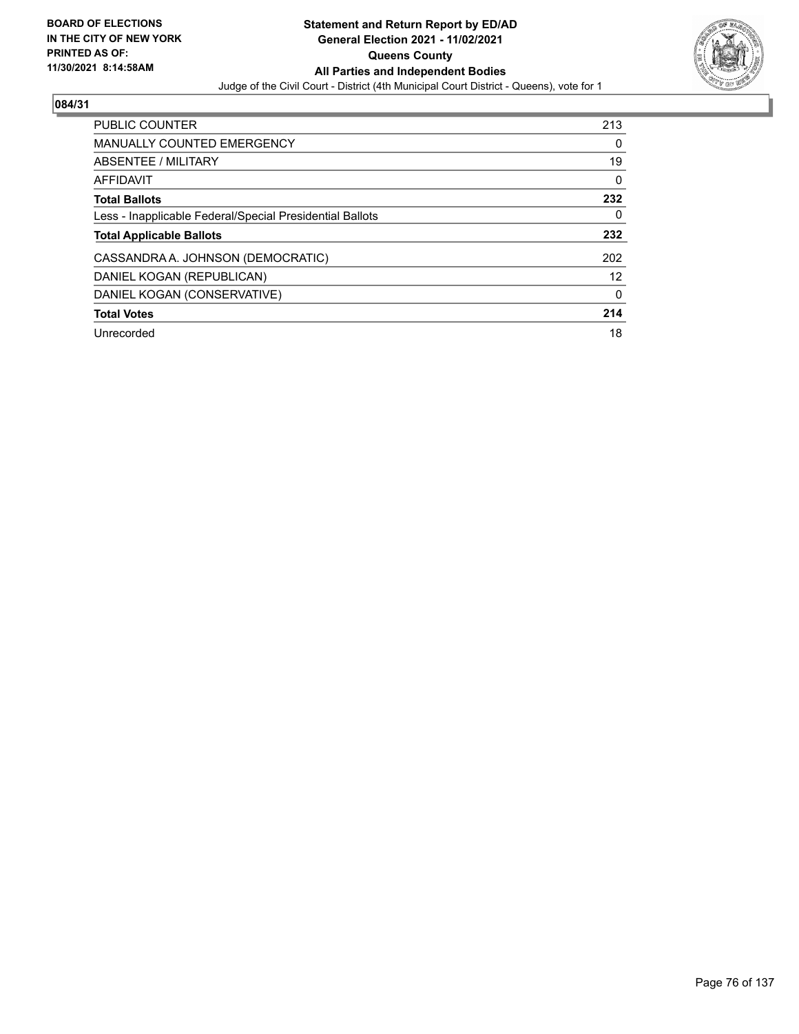BOARD OF ELECTIONS
IN THE CITY OF NEW YORK
PRINTED AS OF:
11/30/2021 8:14:58AM

**Statement and Return Report by ED/AD**
**General Election 2021 - 11/02/2021**
**Queens County**
**All Parties and Independent Bodies**
Judge of the Civil Court - District (4th Municipal Court District - Queens), vote for 1

## 084/31

| | |
|---|---|
| PUBLIC COUNTER | 213 |
| MANUALLY COUNTED EMERGENCY | 0 |
| ABSENTEE / MILITARY | 19 |
| AFFIDAVIT | 0 |
| **Total Ballots** | **232** |
| Less - Inapplicable Federal/Special Presidential Ballots | 0 |
| **Total Applicable Ballots** | **232** |
| CASSANDRA A. JOHNSON (DEMOCRATIC) | 202 |
| DANIEL KOGAN (REPUBLICAN) | 12 |
| DANIEL KOGAN (CONSERVATIVE) | 0 |
| **Total Votes** | **214** |
| Unrecorded | 18 |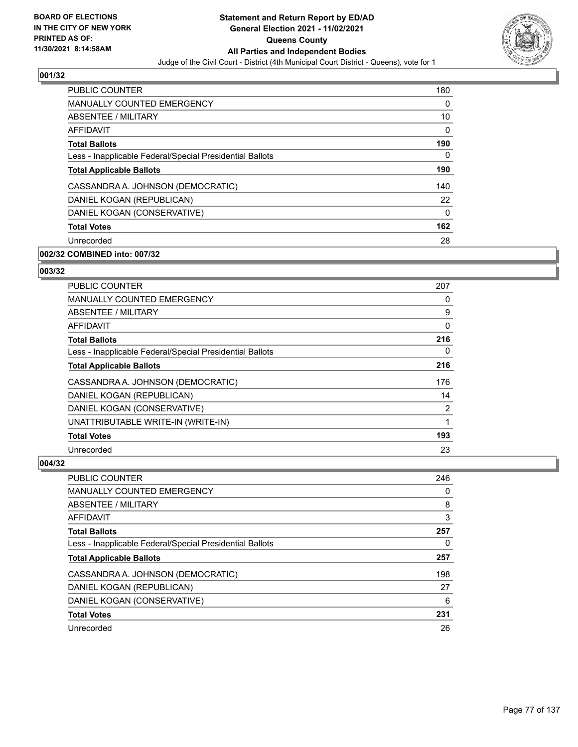### 001/32

| | |
|---|---|
| PUBLIC COUNTER | 180 |
| MANUALLY COUNTED EMERGENCY | 0 |
| ABSENTEE / MILITARY | 10 |
| AFFIDAVIT | 0 |
| **Total Ballots** | **190** |
| Less - Inapplicable Federal/Special Presidential Ballots | 0 |
| **Total Applicable Ballots** | **190** |
| CASSANDRA A. JOHNSON (DEMOCRATIC) | 140 |
| DANIEL KOGAN (REPUBLICAN) | 22 |
| DANIEL KOGAN (CONSERVATIVE) | 0 |
| **Total Votes** | **162** |
| Unrecorded | 28 |

### 002/32 COMBINED into: 007/32

### 003/32

| | |
|---|---|
| PUBLIC COUNTER | 207 |
| MANUALLY COUNTED EMERGENCY | 0 |
| ABSENTEE / MILITARY | 9 |
| AFFIDAVIT | 0 |
| **Total Ballots** | **216** |
| Less - Inapplicable Federal/Special Presidential Ballots | 0 |
| **Total Applicable Ballots** | **216** |
| CASSANDRA A. JOHNSON (DEMOCRATIC) | 176 |
| DANIEL KOGAN (REPUBLICAN) | 14 |
| DANIEL KOGAN (CONSERVATIVE) | 2 |
| UNATTRIBUTABLE WRITE-IN (WRITE-IN) | 1 |
| **Total Votes** | **193** |
| Unrecorded | 23 |

### 004/32

| | |
|---|---|
| PUBLIC COUNTER | 246 |
| MANUALLY COUNTED EMERGENCY | 0 |
| ABSENTEE / MILITARY | 8 |
| AFFIDAVIT | 3 |
| **Total Ballots** | **257** |
| Less - Inapplicable Federal/Special Presidential Ballots | 0 |
| **Total Applicable Ballots** | **257** |
| CASSANDRA A. JOHNSON (DEMOCRATIC) | 198 |
| DANIEL KOGAN (REPUBLICAN) | 27 |
| DANIEL KOGAN (CONSERVATIVE) | 6 |
| **Total Votes** | **231** |
| Unrecorded | 26 |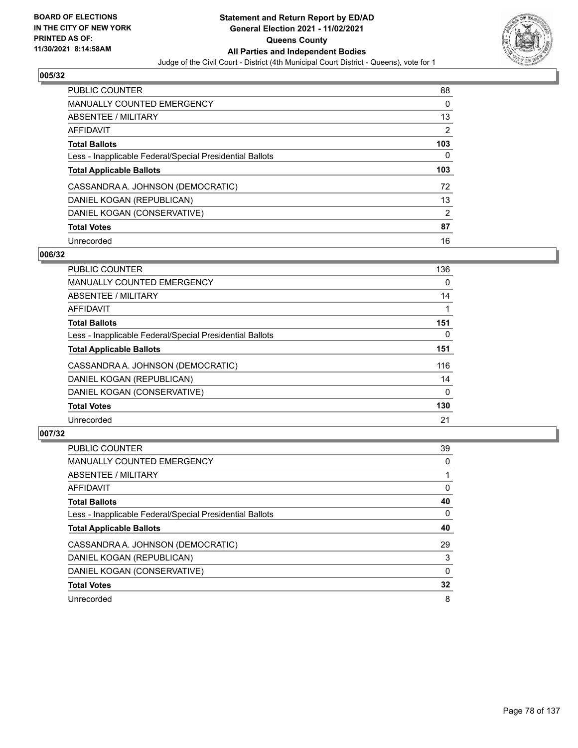## 005/32

| | |
|---|---|
| PUBLIC COUNTER | 88 |
| MANUALLY COUNTED EMERGENCY | 0 |
| ABSENTEE / MILITARY | 13 |
| AFFIDAVIT | 2 |
| **Total Ballots** | **103** |
| Less - Inapplicable Federal/Special Presidential Ballots | 0 |
| **Total Applicable Ballots** | **103** |
| CASSANDRA A. JOHNSON (DEMOCRATIC) | 72 |
| DANIEL KOGAN (REPUBLICAN) | 13 |
| DANIEL KOGAN (CONSERVATIVE) | 2 |
| **Total Votes** | **87** |
| Unrecorded | 16 |

## 006/32

| | |
|---|---|
| PUBLIC COUNTER | 136 |
| MANUALLY COUNTED EMERGENCY | 0 |
| ABSENTEE / MILITARY | 14 |
| AFFIDAVIT | 1 |
| **Total Ballots** | **151** |
| Less - Inapplicable Federal/Special Presidential Ballots | 0 |
| **Total Applicable Ballots** | **151** |
| CASSANDRA A. JOHNSON (DEMOCRATIC) | 116 |
| DANIEL KOGAN (REPUBLICAN) | 14 |
| DANIEL KOGAN (CONSERVATIVE) | 0 |
| **Total Votes** | **130** |
| Unrecorded | 21 |

## 007/32

| | |
|---|---|
| PUBLIC COUNTER | 39 |
| MANUALLY COUNTED EMERGENCY | 0 |
| ABSENTEE / MILITARY | 1 |
| AFFIDAVIT | 0 |
| **Total Ballots** | **40** |
| Less - Inapplicable Federal/Special Presidential Ballots | 0 |
| **Total Applicable Ballots** | **40** |
| CASSANDRA A. JOHNSON (DEMOCRATIC) | 29 |
| DANIEL KOGAN (REPUBLICAN) | 3 |
| DANIEL KOGAN (CONSERVATIVE) | 0 |
| **Total Votes** | **32** |
| Unrecorded | 8 |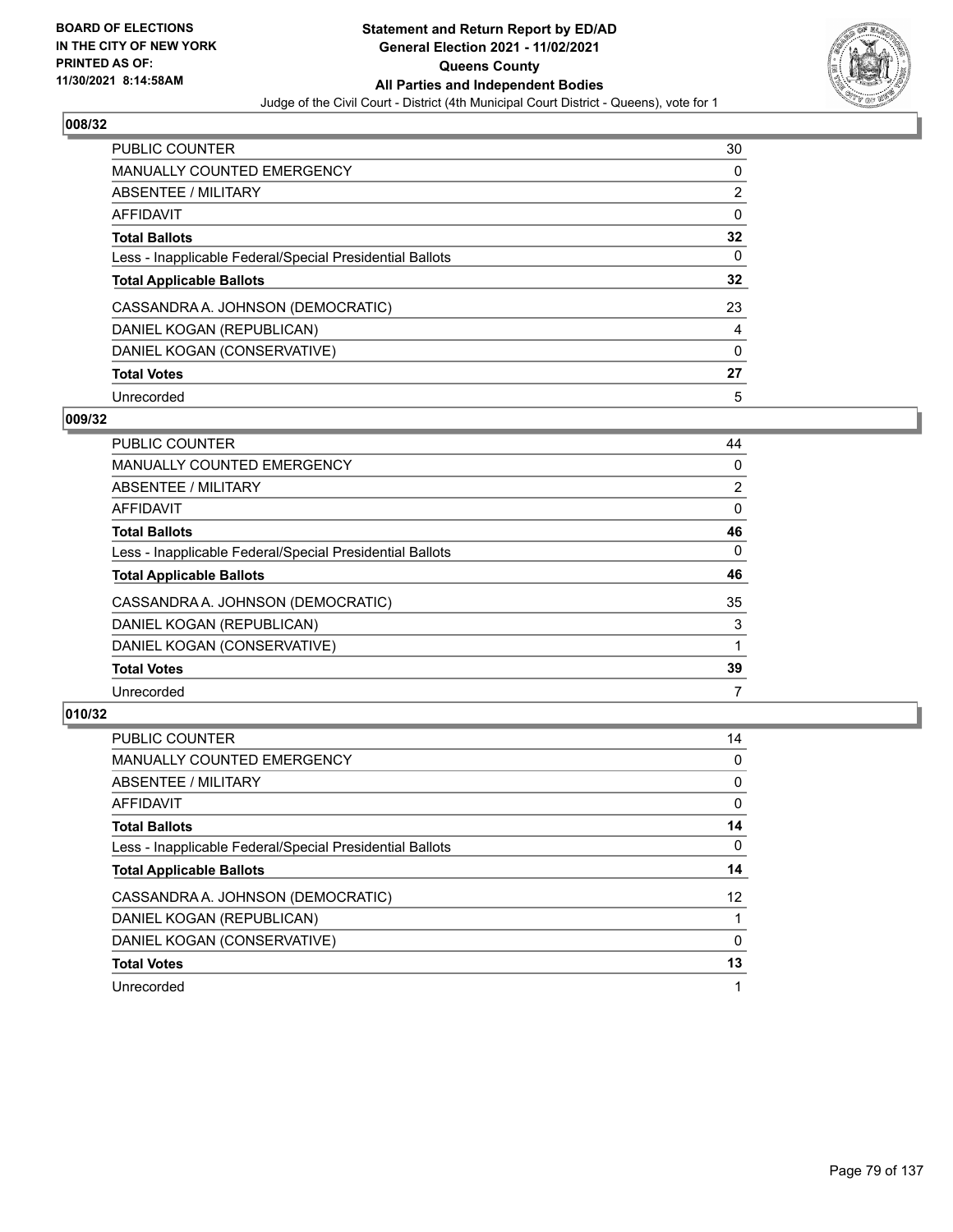BOARD OF ELECTIONS IN THE CITY OF NEW YORK PRINTED AS OF: 11/30/2021 8:14:58AM

# Statement and Return Report by ED/AD
## General Election 2021 - 11/02/2021
## Queens County
## All Parties and Independent Bodies
### Judge of the Civil Court - District (4th Municipal Court District - Queens), vote for 1

### 008/32

| | |
|---|---|
| PUBLIC COUNTER | 30 |
| MANUALLY COUNTED EMERGENCY | 0 |
| ABSENTEE / MILITARY | 2 |
| AFFIDAVIT | 0 |
| **Total Ballots** | **32** |
| Less - Inapplicable Federal/Special Presidential Ballots | 0 |
| **Total Applicable Ballots** | **32** |
| CASSANDRA A. JOHNSON (DEMOCRATIC) | 23 |
| DANIEL KOGAN (REPUBLICAN) | 4 |
| DANIEL KOGAN (CONSERVATIVE) | 0 |
| **Total Votes** | **27** |
| Unrecorded | 5 |

### 009/32

| | |
|---|---|
| PUBLIC COUNTER | 44 |
| MANUALLY COUNTED EMERGENCY | 0 |
| ABSENTEE / MILITARY | 2 |
| AFFIDAVIT | 0 |
| **Total Ballots** | **46** |
| Less - Inapplicable Federal/Special Presidential Ballots | 0 |
| **Total Applicable Ballots** | **46** |
| CASSANDRA A. JOHNSON (DEMOCRATIC) | 35 |
| DANIEL KOGAN (REPUBLICAN) | 3 |
| DANIEL KOGAN (CONSERVATIVE) | 1 |
| **Total Votes** | **39** |
| Unrecorded | 7 |

### 010/32

| | |
|---|---|
| PUBLIC COUNTER | 14 |
| MANUALLY COUNTED EMERGENCY | 0 |
| ABSENTEE / MILITARY | 0 |
| AFFIDAVIT | 0 |
| **Total Ballots** | **14** |
| Less - Inapplicable Federal/Special Presidential Ballots | 0 |
| **Total Applicable Ballots** | **14** |
| CASSANDRA A. JOHNSON (DEMOCRATIC) | 12 |
| DANIEL KOGAN (REPUBLICAN) | 1 |
| DANIEL KOGAN (CONSERVATIVE) | 0 |
| **Total Votes** | **13** |
| Unrecorded | 1 |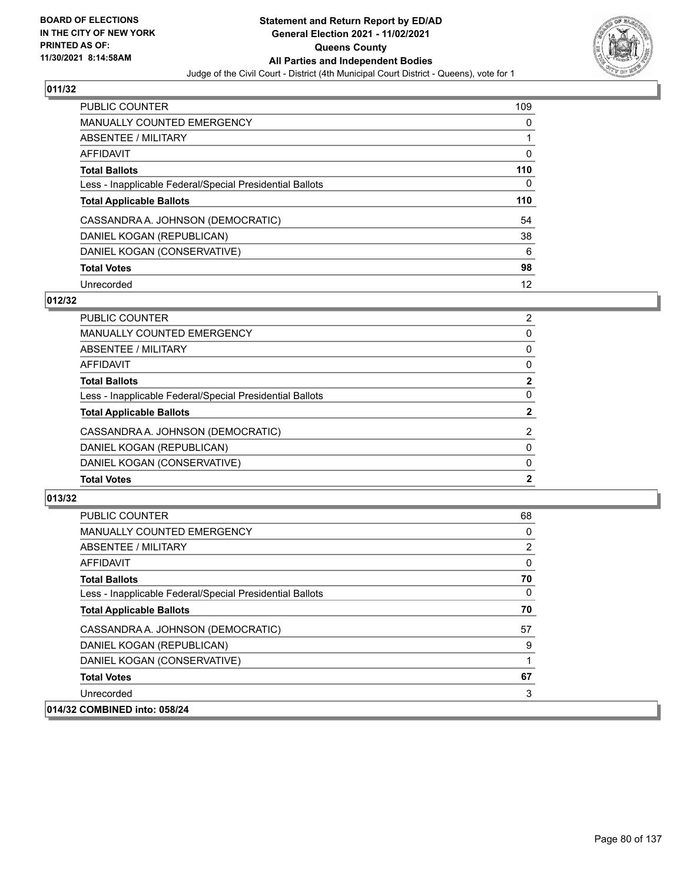## 011/32

| | |
|---|---|
| PUBLIC COUNTER | 109 |
| MANUALLY COUNTED EMERGENCY | 0 |
| ABSENTEE / MILITARY | 1 |
| AFFIDAVIT | 0 |
| **Total Ballots** | **110** |
| Less - Inapplicable Federal/Special Presidential Ballots | 0 |
| **Total Applicable Ballots** | **110** |
| CASSANDRA A. JOHNSON (DEMOCRATIC) | 54 |
| DANIEL KOGAN (REPUBLICAN) | 38 |
| DANIEL KOGAN (CONSERVATIVE) | 6 |
| **Total Votes** | **98** |
| Unrecorded | 12 |

## 012/32

| | |
|---|---|
| PUBLIC COUNTER | 2 |
| MANUALLY COUNTED EMERGENCY | 0 |
| ABSENTEE / MILITARY | 0 |
| AFFIDAVIT | 0 |
| **Total Ballots** | **2** |
| Less - Inapplicable Federal/Special Presidential Ballots | 0 |
| **Total Applicable Ballots** | **2** |
| CASSANDRA A. JOHNSON (DEMOCRATIC) | 2 |
| DANIEL KOGAN (REPUBLICAN) | 0 |
| DANIEL KOGAN (CONSERVATIVE) | 0 |
| **Total Votes** | **2** |

## 013/32

| | |
|---|---|
| PUBLIC COUNTER | 68 |
| MANUALLY COUNTED EMERGENCY | 0 |
| ABSENTEE / MILITARY | 2 |
| AFFIDAVIT | 0 |
| **Total Ballots** | **70** |
| Less - Inapplicable Federal/Special Presidential Ballots | 0 |
| **Total Applicable Ballots** | **70** |
| CASSANDRA A. JOHNSON (DEMOCRATIC) | 57 |
| DANIEL KOGAN (REPUBLICAN) | 9 |
| DANIEL KOGAN (CONSERVATIVE) | 1 |
| **Total Votes** | **67** |
| Unrecorded | 3 |

## 014/32 COMBINED into: 058/24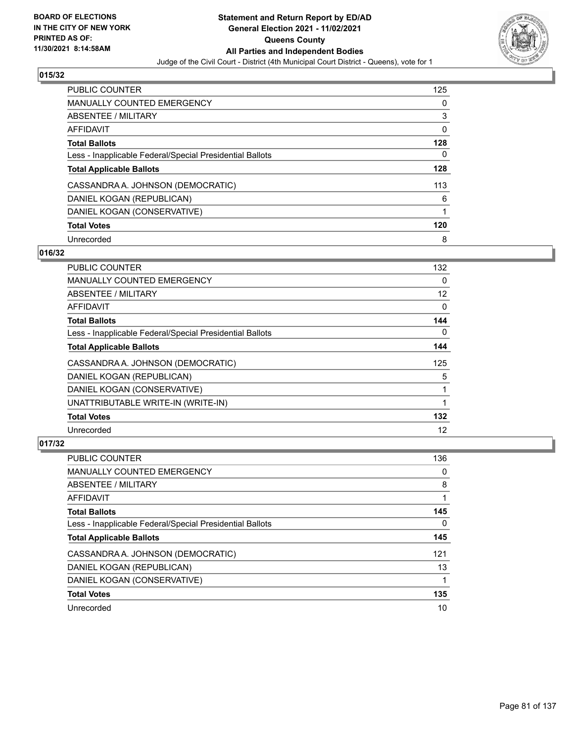## 015/32

| | |
|---|---|
| PUBLIC COUNTER | 125 |
| MANUALLY COUNTED EMERGENCY | 0 |
| ABSENTEE / MILITARY | 3 |
| AFFIDAVIT | 0 |
| **Total Ballots** | **128** |
| Less - Inapplicable Federal/Special Presidential Ballots | 0 |
| **Total Applicable Ballots** | **128** |
| CASSANDRA A. JOHNSON (DEMOCRATIC) | 113 |
| DANIEL KOGAN (REPUBLICAN) | 6 |
| DANIEL KOGAN (CONSERVATIVE) | 1 |
| **Total Votes** | **120** |
| Unrecorded | 8 |

## 016/32

| | |
|---|---|
| PUBLIC COUNTER | 132 |
| MANUALLY COUNTED EMERGENCY | 0 |
| ABSENTEE / MILITARY | 12 |
| AFFIDAVIT | 0 |
| **Total Ballots** | **144** |
| Less - Inapplicable Federal/Special Presidential Ballots | 0 |
| **Total Applicable Ballots** | **144** |
| CASSANDRA A. JOHNSON (DEMOCRATIC) | 125 |
| DANIEL KOGAN (REPUBLICAN) | 5 |
| DANIEL KOGAN (CONSERVATIVE) | 1 |
| UNATTRIBUTABLE WRITE-IN (WRITE-IN) | 1 |
| **Total Votes** | **132** |
| Unrecorded | 12 |

## 017/32

| | |
|---|---|
| PUBLIC COUNTER | 136 |
| MANUALLY COUNTED EMERGENCY | 0 |
| ABSENTEE / MILITARY | 8 |
| AFFIDAVIT | 1 |
| **Total Ballots** | **145** |
| Less - Inapplicable Federal/Special Presidential Ballots | 0 |
| **Total Applicable Ballots** | **145** |
| CASSANDRA A. JOHNSON (DEMOCRATIC) | 121 |
| DANIEL KOGAN (REPUBLICAN) | 13 |
| DANIEL KOGAN (CONSERVATIVE) | 1 |
| **Total Votes** | **135** |
| Unrecorded | 10 |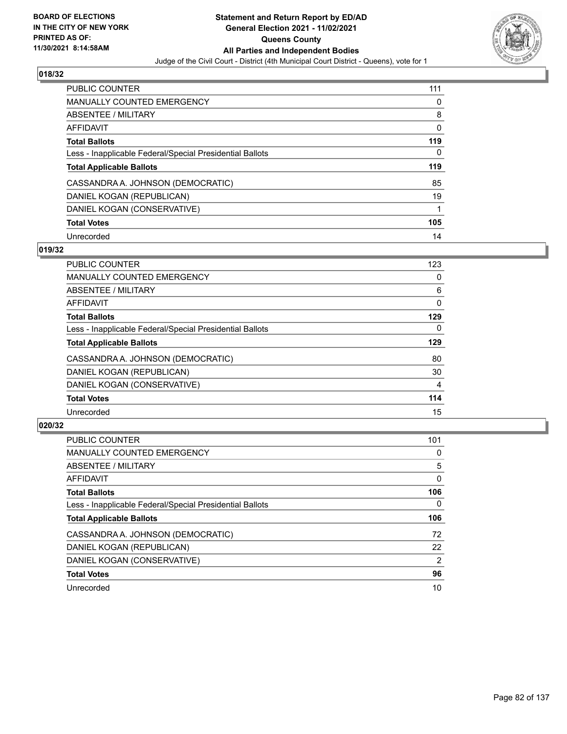BOARD OF ELECTIONS IN THE CITY OF NEW YORK PRINTED AS OF: 11/30/2021 8:14:58AM

# Statement and Return Report by ED/AD
## General Election 2021 - 11/02/2021
## Queens County
## All Parties and Independent Bodies
### Judge of the Civil Court - District (4th Municipal Court District - Queens), vote for 1

### 018/32

| | |
|---|---|
| PUBLIC COUNTER | 111 |
| MANUALLY COUNTED EMERGENCY | 0 |
| ABSENTEE / MILITARY | 8 |
| AFFIDAVIT | 0 |
| **Total Ballots** | **119** |
| Less - Inapplicable Federal/Special Presidential Ballots | 0 |
| **Total Applicable Ballots** | **119** |
| CASSANDRA A. JOHNSON (DEMOCRATIC) | 85 |
| DANIEL KOGAN (REPUBLICAN) | 19 |
| DANIEL KOGAN (CONSERVATIVE) | 1 |
| **Total Votes** | **105** |
| Unrecorded | 14 |

### 019/32

| | |
|---|---|
| PUBLIC COUNTER | 123 |
| MANUALLY COUNTED EMERGENCY | 0 |
| ABSENTEE / MILITARY | 6 |
| AFFIDAVIT | 0 |
| **Total Ballots** | **129** |
| Less - Inapplicable Federal/Special Presidential Ballots | 0 |
| **Total Applicable Ballots** | **129** |
| CASSANDRA A. JOHNSON (DEMOCRATIC) | 80 |
| DANIEL KOGAN (REPUBLICAN) | 30 |
| DANIEL KOGAN (CONSERVATIVE) | 4 |
| **Total Votes** | **114** |
| Unrecorded | 15 |

### 020/32

| | |
|---|---|
| PUBLIC COUNTER | 101 |
| MANUALLY COUNTED EMERGENCY | 0 |
| ABSENTEE / MILITARY | 5 |
| AFFIDAVIT | 0 |
| **Total Ballots** | **106** |
| Less - Inapplicable Federal/Special Presidential Ballots | 0 |
| **Total Applicable Ballots** | **106** |
| CASSANDRA A. JOHNSON (DEMOCRATIC) | 72 |
| DANIEL KOGAN (REPUBLICAN) | 22 |
| DANIEL KOGAN (CONSERVATIVE) | 2 |
| **Total Votes** | **96** |
| Unrecorded | 10 |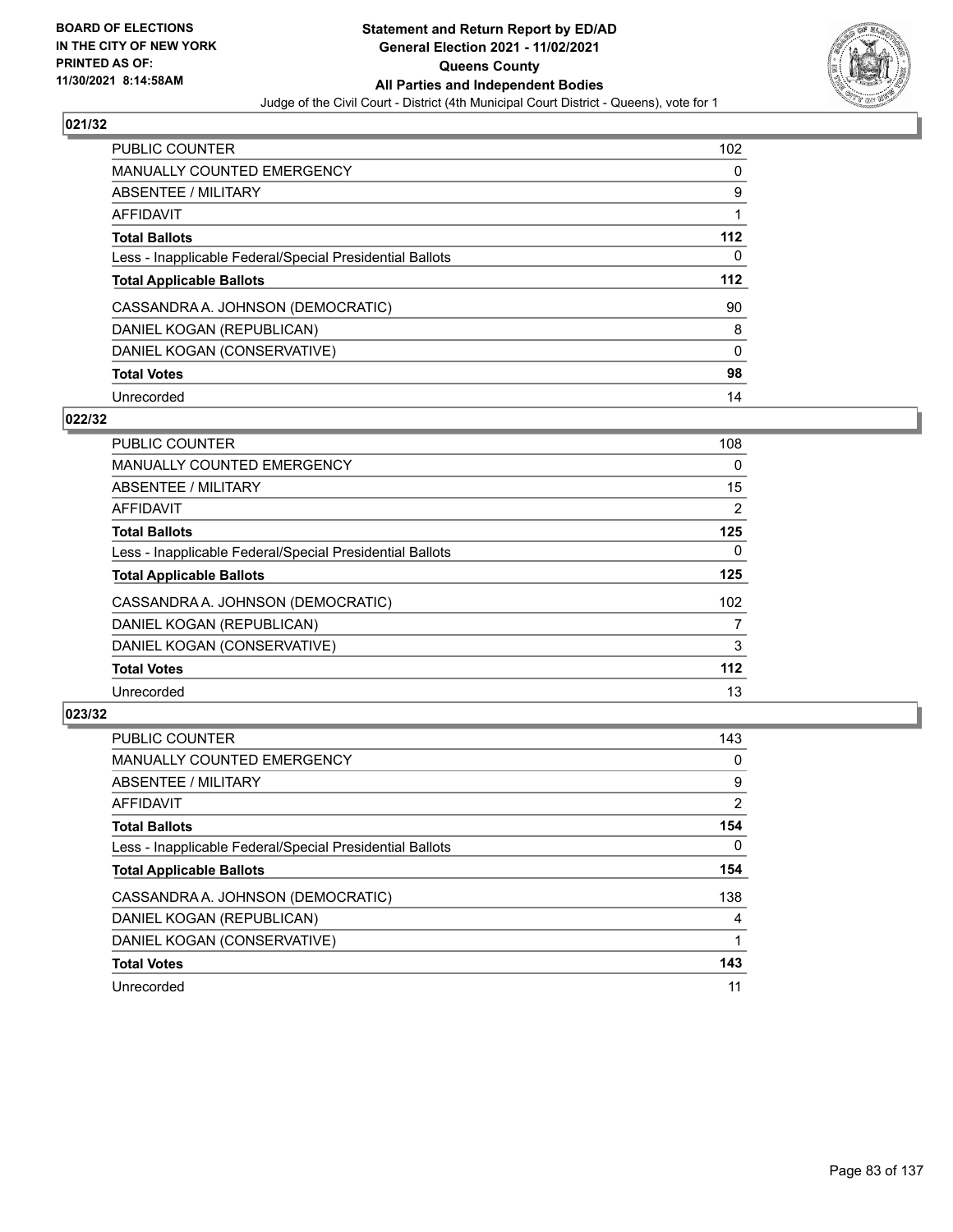BOARD OF ELECTIONS
IN THE CITY OF NEW YORK
PRINTED AS OF:
11/30/2021 8:14:58AM

**Statement and Return Report by ED/AD**
**General Election 2021 - 11/02/2021**
**Queens County**
**All Parties and Independent Bodies**
Judge of the Civil Court - District (4th Municipal Court District - Queens), vote for 1

## 021/32

| | |
|---|---|
| PUBLIC COUNTER | 102 |
| MANUALLY COUNTED EMERGENCY | 0 |
| ABSENTEE / MILITARY | 9 |
| AFFIDAVIT | 1 |
| **Total Ballots** | **112** |
| Less - Inapplicable Federal/Special Presidential Ballots | 0 |
| **Total Applicable Ballots** | **112** |
| CASSANDRA A. JOHNSON (DEMOCRATIC) | 90 |
| DANIEL KOGAN (REPUBLICAN) | 8 |
| DANIEL KOGAN (CONSERVATIVE) | 0 |
| **Total Votes** | **98** |
| Unrecorded | 14 |

## 022/32

| | |
|---|---|
| PUBLIC COUNTER | 108 |
| MANUALLY COUNTED EMERGENCY | 0 |
| ABSENTEE / MILITARY | 15 |
| AFFIDAVIT | 2 |
| **Total Ballots** | **125** |
| Less - Inapplicable Federal/Special Presidential Ballots | 0 |
| **Total Applicable Ballots** | **125** |
| CASSANDRA A. JOHNSON (DEMOCRATIC) | 102 |
| DANIEL KOGAN (REPUBLICAN) | 7 |
| DANIEL KOGAN (CONSERVATIVE) | 3 |
| **Total Votes** | **112** |
| Unrecorded | 13 |

## 023/32

| | |
|---|---|
| PUBLIC COUNTER | 143 |
| MANUALLY COUNTED EMERGENCY | 0 |
| ABSENTEE / MILITARY | 9 |
| AFFIDAVIT | 2 |
| **Total Ballots** | **154** |
| Less - Inapplicable Federal/Special Presidential Ballots | 0 |
| **Total Applicable Ballots** | **154** |
| CASSANDRA A. JOHNSON (DEMOCRATIC) | 138 |
| DANIEL KOGAN (REPUBLICAN) | 4 |
| DANIEL KOGAN (CONSERVATIVE) | 1 |
| **Total Votes** | **143** |
| Unrecorded | 11 |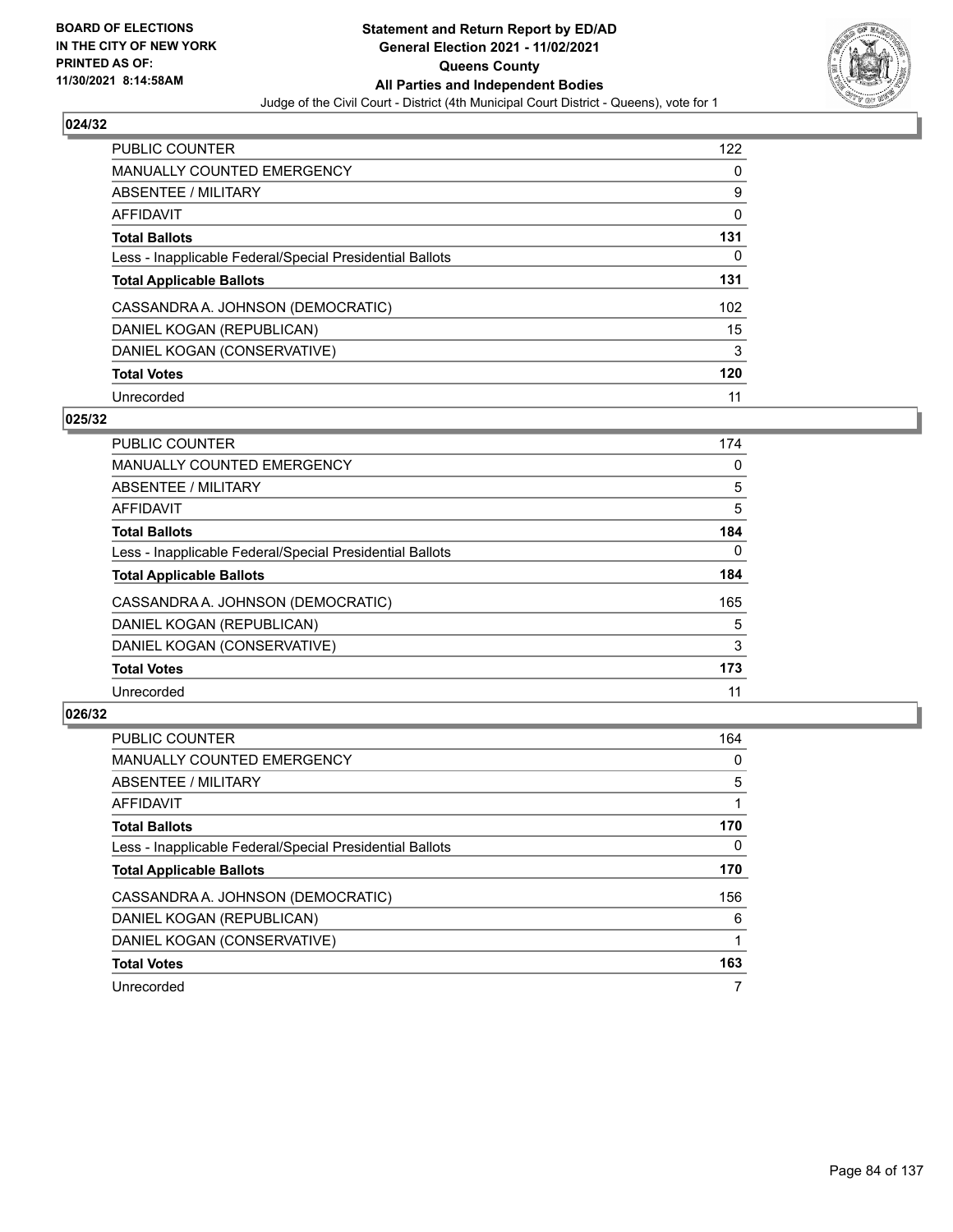BOARD OF ELECTIONS
IN THE CITY OF NEW YORK
PRINTED AS OF:
11/30/2021 8:14:58AM

**Statement and Return Report by ED/AD**
**General Election 2021 - 11/02/2021**
**Queens County**
**All Parties and Independent Bodies**
Judge of the Civil Court - District (4th Municipal Court District - Queens), vote for 1

## 024/32

| | |
|---|---|
| PUBLIC COUNTER | 122 |
| MANUALLY COUNTED EMERGENCY | 0 |
| ABSENTEE / MILITARY | 9 |
| AFFIDAVIT | 0 |
| **Total Ballots** | **131** |
| Less - Inapplicable Federal/Special Presidential Ballots | 0 |
| **Total Applicable Ballots** | **131** |
| CASSANDRA A. JOHNSON (DEMOCRATIC) | 102 |
| DANIEL KOGAN (REPUBLICAN) | 15 |
| DANIEL KOGAN (CONSERVATIVE) | 3 |
| **Total Votes** | **120** |
| Unrecorded | 11 |

## 025/32

| | |
|---|---|
| PUBLIC COUNTER | 174 |
| MANUALLY COUNTED EMERGENCY | 0 |
| ABSENTEE / MILITARY | 5 |
| AFFIDAVIT | 5 |
| **Total Ballots** | **184** |
| Less - Inapplicable Federal/Special Presidential Ballots | 0 |
| **Total Applicable Ballots** | **184** |
| CASSANDRA A. JOHNSON (DEMOCRATIC) | 165 |
| DANIEL KOGAN (REPUBLICAN) | 5 |
| DANIEL KOGAN (CONSERVATIVE) | 3 |
| **Total Votes** | **173** |
| Unrecorded | 11 |

## 026/32

| | |
|---|---|
| PUBLIC COUNTER | 164 |
| MANUALLY COUNTED EMERGENCY | 0 |
| ABSENTEE / MILITARY | 5 |
| AFFIDAVIT | 1 |
| **Total Ballots** | **170** |
| Less - Inapplicable Federal/Special Presidential Ballots | 0 |
| **Total Applicable Ballots** | **170** |
| CASSANDRA A. JOHNSON (DEMOCRATIC) | 156 |
| DANIEL KOGAN (REPUBLICAN) | 6 |
| DANIEL KOGAN (CONSERVATIVE) | 1 |
| **Total Votes** | **163** |
| Unrecorded | 7 |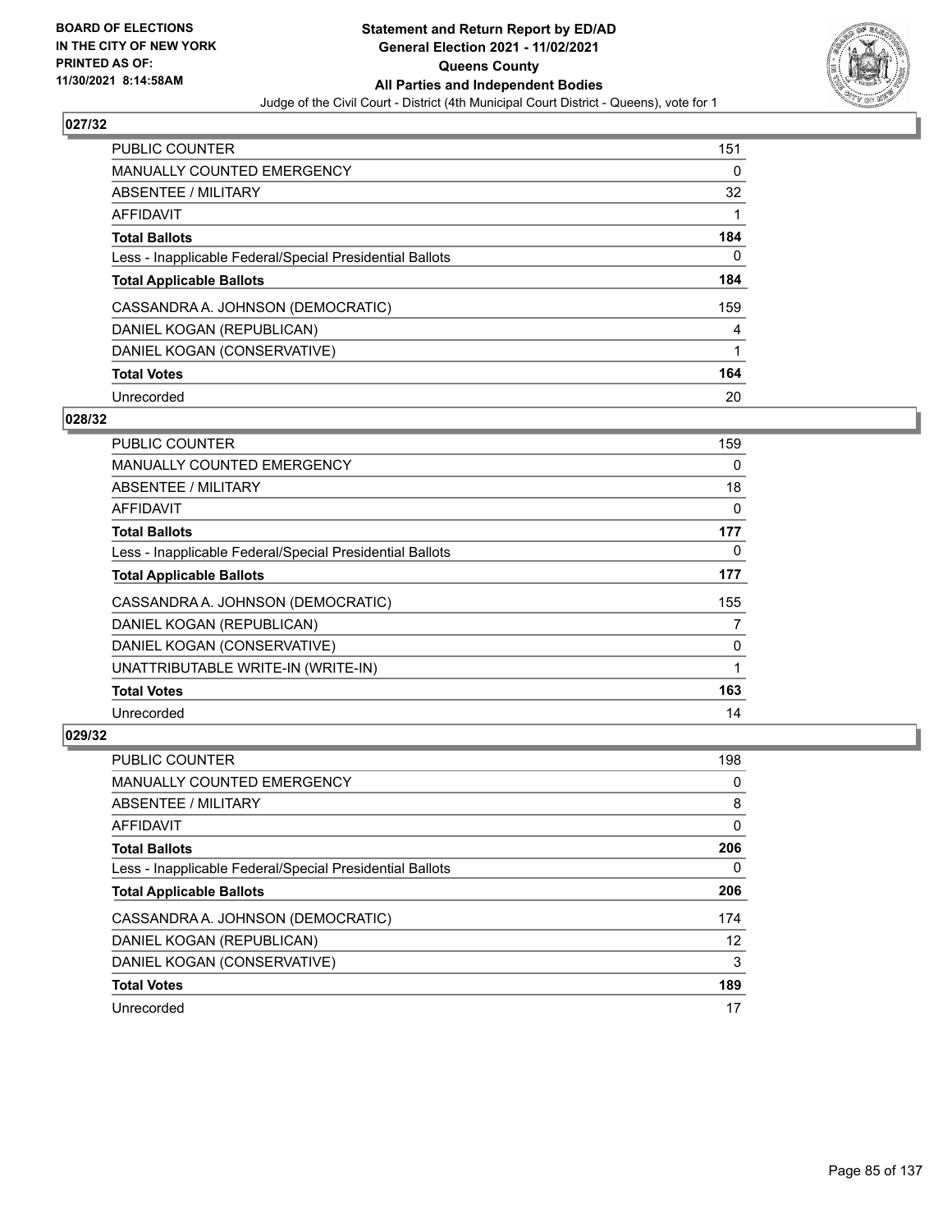## 027/32

| | |
|---|---|
| PUBLIC COUNTER | 151 |
| MANUALLY COUNTED EMERGENCY | 0 |
| ABSENTEE / MILITARY | 32 |
| AFFIDAVIT | 1 |
| **Total Ballots** | **184** |
| Less - Inapplicable Federal/Special Presidential Ballots | 0 |
| **Total Applicable Ballots** | **184** |
| CASSANDRA A. JOHNSON (DEMOCRATIC) | 159 |
| DANIEL KOGAN (REPUBLICAN) | 4 |
| DANIEL KOGAN (CONSERVATIVE) | 1 |
| **Total Votes** | **164** |
| Unrecorded | 20 |

## 028/32

| | |
|---|---|
| PUBLIC COUNTER | 159 |
| MANUALLY COUNTED EMERGENCY | 0 |
| ABSENTEE / MILITARY | 18 |
| AFFIDAVIT | 0 |
| **Total Ballots** | **177** |
| Less - Inapplicable Federal/Special Presidential Ballots | 0 |
| **Total Applicable Ballots** | **177** |
| CASSANDRA A. JOHNSON (DEMOCRATIC) | 155 |
| DANIEL KOGAN (REPUBLICAN) | 7 |
| DANIEL KOGAN (CONSERVATIVE) | 0 |
| UNATTRIBUTABLE WRITE-IN (WRITE-IN) | 1 |
| **Total Votes** | **163** |
| Unrecorded | 14 |

## 029/32

| | |
|---|---|
| PUBLIC COUNTER | 198 |
| MANUALLY COUNTED EMERGENCY | 0 |
| ABSENTEE / MILITARY | 8 |
| AFFIDAVIT | 0 |
| **Total Ballots** | **206** |
| Less - Inapplicable Federal/Special Presidential Ballots | 0 |
| **Total Applicable Ballots** | **206** |
| CASSANDRA A. JOHNSON (DEMOCRATIC) | 174 |
| DANIEL KOGAN (REPUBLICAN) | 12 |
| DANIEL KOGAN (CONSERVATIVE) | 3 |
| **Total Votes** | **189** |
| Unrecorded | 17 |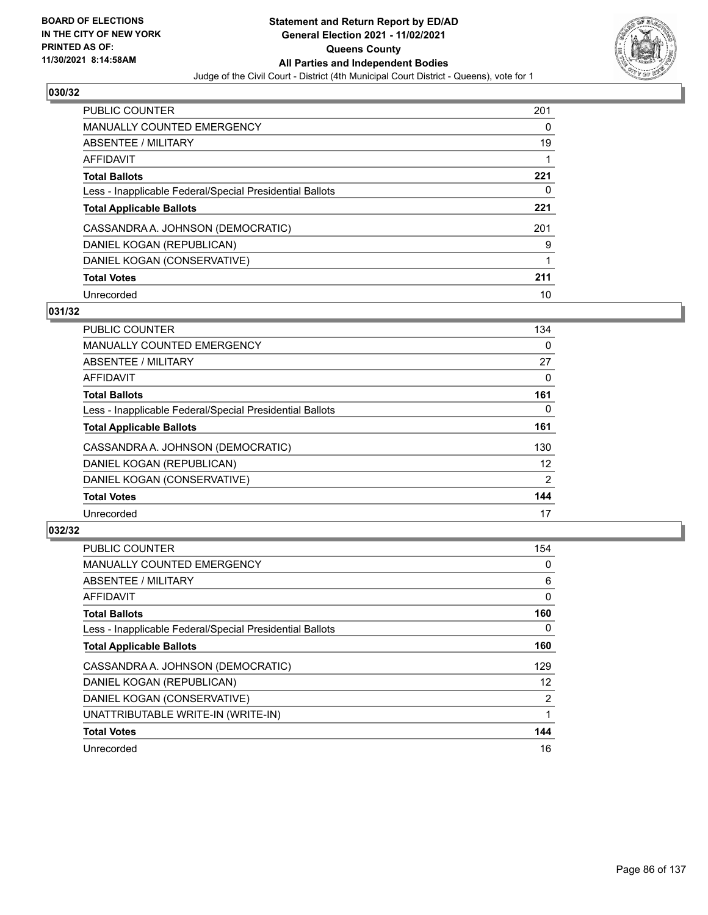**BOARD OF ELECTIONS IN THE CITY OF NEW YORK PRINTED AS OF: 11/30/2021 8:14:58AM**

**Statement and Return Report by ED/AD General Election 2021 - 11/02/2021 Queens County All Parties and Independent Bodies**

Judge of the Civil Court - District (4th Municipal Court District - Queens), vote for 1

## 030/32

| | |
|---|---|
| PUBLIC COUNTER | 201 |
| MANUALLY COUNTED EMERGENCY | 0 |
| ABSENTEE / MILITARY | 19 |
| AFFIDAVIT | 1 |
| **Total Ballots** | **221** |
| Less - Inapplicable Federal/Special Presidential Ballots | 0 |
| **Total Applicable Ballots** | **221** |
| CASSANDRA A. JOHNSON (DEMOCRATIC) | 201 |
| DANIEL KOGAN (REPUBLICAN) | 9 |
| DANIEL KOGAN (CONSERVATIVE) | 1 |
| **Total Votes** | **211** |
| Unrecorded | 10 |

## 031/32

| | |
|---|---|
| PUBLIC COUNTER | 134 |
| MANUALLY COUNTED EMERGENCY | 0 |
| ABSENTEE / MILITARY | 27 |
| AFFIDAVIT | 0 |
| **Total Ballots** | **161** |
| Less - Inapplicable Federal/Special Presidential Ballots | 0 |
| **Total Applicable Ballots** | **161** |
| CASSANDRA A. JOHNSON (DEMOCRATIC) | 130 |
| DANIEL KOGAN (REPUBLICAN) | 12 |
| DANIEL KOGAN (CONSERVATIVE) | 2 |
| **Total Votes** | **144** |
| Unrecorded | 17 |

## 032/32

| | |
|---|---|
| PUBLIC COUNTER | 154 |
| MANUALLY COUNTED EMERGENCY | 0 |
| ABSENTEE / MILITARY | 6 |
| AFFIDAVIT | 0 |
| **Total Ballots** | **160** |
| Less - Inapplicable Federal/Special Presidential Ballots | 0 |
| **Total Applicable Ballots** | **160** |
| CASSANDRA A. JOHNSON (DEMOCRATIC) | 129 |
| DANIEL KOGAN (REPUBLICAN) | 12 |
| DANIEL KOGAN (CONSERVATIVE) | 2 |
| UNATTRIBUTABLE WRITE-IN (WRITE-IN) | 1 |
| **Total Votes** | **144** |
| Unrecorded | 16 |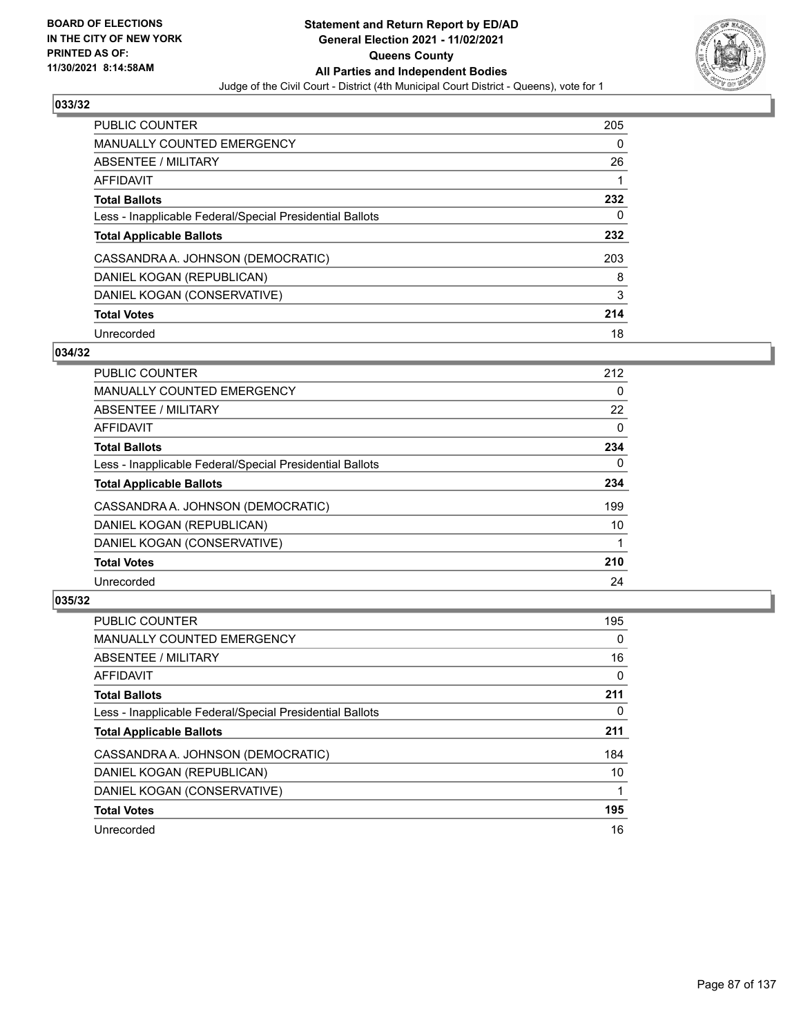**BOARD OF ELECTIONS IN THE CITY OF NEW YORK PRINTED AS OF: 11/30/2021 8:14:58AM**

# Statement and Return Report by ED/AD
## General Election 2021 - 11/02/2021
## Queens County
## All Parties and Independent Bodies

Judge of the Civil Court - District (4th Municipal Court District - Queens), vote for 1

### 033/32

| | |
|---|---|
| PUBLIC COUNTER | 205 |
| MANUALLY COUNTED EMERGENCY | 0 |
| ABSENTEE / MILITARY | 26 |
| AFFIDAVIT | 1 |
| **Total Ballots** | **232** |
| Less - Inapplicable Federal/Special Presidential Ballots | 0 |
| **Total Applicable Ballots** | **232** |
| CASSANDRA A. JOHNSON (DEMOCRATIC) | 203 |
| DANIEL KOGAN (REPUBLICAN) | 8 |
| DANIEL KOGAN (CONSERVATIVE) | 3 |
| **Total Votes** | **214** |
| Unrecorded | 18 |

### 034/32

| | |
|---|---|
| PUBLIC COUNTER | 212 |
| MANUALLY COUNTED EMERGENCY | 0 |
| ABSENTEE / MILITARY | 22 |
| AFFIDAVIT | 0 |
| **Total Ballots** | **234** |
| Less - Inapplicable Federal/Special Presidential Ballots | 0 |
| **Total Applicable Ballots** | **234** |
| CASSANDRA A. JOHNSON (DEMOCRATIC) | 199 |
| DANIEL KOGAN (REPUBLICAN) | 10 |
| DANIEL KOGAN (CONSERVATIVE) | 1 |
| **Total Votes** | **210** |
| Unrecorded | 24 |

### 035/32

| | |
|---|---|
| PUBLIC COUNTER | 195 |
| MANUALLY COUNTED EMERGENCY | 0 |
| ABSENTEE / MILITARY | 16 |
| AFFIDAVIT | 0 |
| **Total Ballots** | **211** |
| Less - Inapplicable Federal/Special Presidential Ballots | 0 |
| **Total Applicable Ballots** | **211** |
| CASSANDRA A. JOHNSON (DEMOCRATIC) | 184 |
| DANIEL KOGAN (REPUBLICAN) | 10 |
| DANIEL KOGAN (CONSERVATIVE) | 1 |
| **Total Votes** | **195** |
| Unrecorded | 16 |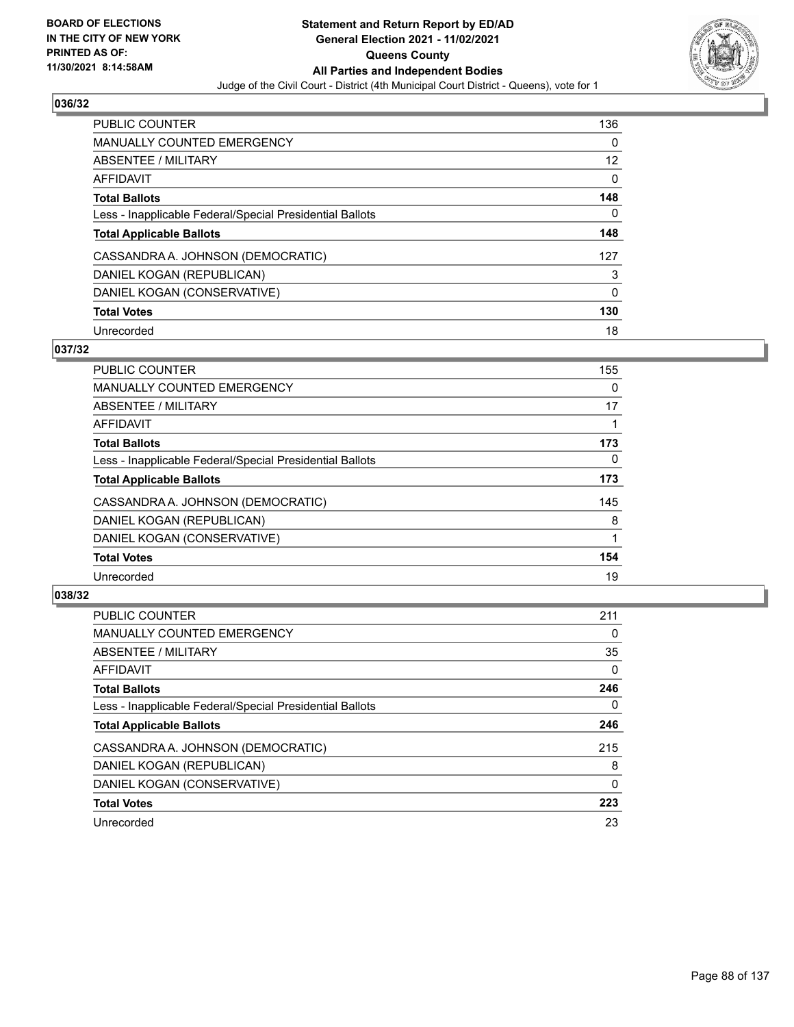**BOARD OF ELECTIONS IN THE CITY OF NEW YORK PRINTED AS OF: 11/30/2021 8:14:58AM**

# Statement and Return Report by ED/AD
## General Election 2021 - 11/02/2021
## Queens County
## All Parties and Independent Bodies
### Judge of the Civil Court - District (4th Municipal Court District - Queens), vote for 1

### 036/32

| | |
|---|---|
| PUBLIC COUNTER | 136 |
| MANUALLY COUNTED EMERGENCY | 0 |
| ABSENTEE / MILITARY | 12 |
| AFFIDAVIT | 0 |
| **Total Ballots** | **148** |
| Less - Inapplicable Federal/Special Presidential Ballots | 0 |
| **Total Applicable Ballots** | **148** |
| CASSANDRA A. JOHNSON (DEMOCRATIC) | 127 |
| DANIEL KOGAN (REPUBLICAN) | 3 |
| DANIEL KOGAN (CONSERVATIVE) | 0 |
| **Total Votes** | **130** |
| Unrecorded | 18 |

### 037/32

| | |
|---|---|
| PUBLIC COUNTER | 155 |
| MANUALLY COUNTED EMERGENCY | 0 |
| ABSENTEE / MILITARY | 17 |
| AFFIDAVIT | 1 |
| **Total Ballots** | **173** |
| Less - Inapplicable Federal/Special Presidential Ballots | 0 |
| **Total Applicable Ballots** | **173** |
| CASSANDRA A. JOHNSON (DEMOCRATIC) | 145 |
| DANIEL KOGAN (REPUBLICAN) | 8 |
| DANIEL KOGAN (CONSERVATIVE) | 1 |
| **Total Votes** | **154** |
| Unrecorded | 19 |

### 038/32

| | |
|---|---|
| PUBLIC COUNTER | 211 |
| MANUALLY COUNTED EMERGENCY | 0 |
| ABSENTEE / MILITARY | 35 |
| AFFIDAVIT | 0 |
| **Total Ballots** | **246** |
| Less - Inapplicable Federal/Special Presidential Ballots | 0 |
| **Total Applicable Ballots** | **246** |
| CASSANDRA A. JOHNSON (DEMOCRATIC) | 215 |
| DANIEL KOGAN (REPUBLICAN) | 8 |
| DANIEL KOGAN (CONSERVATIVE) | 0 |
| **Total Votes** | **223** |
| Unrecorded | 23 |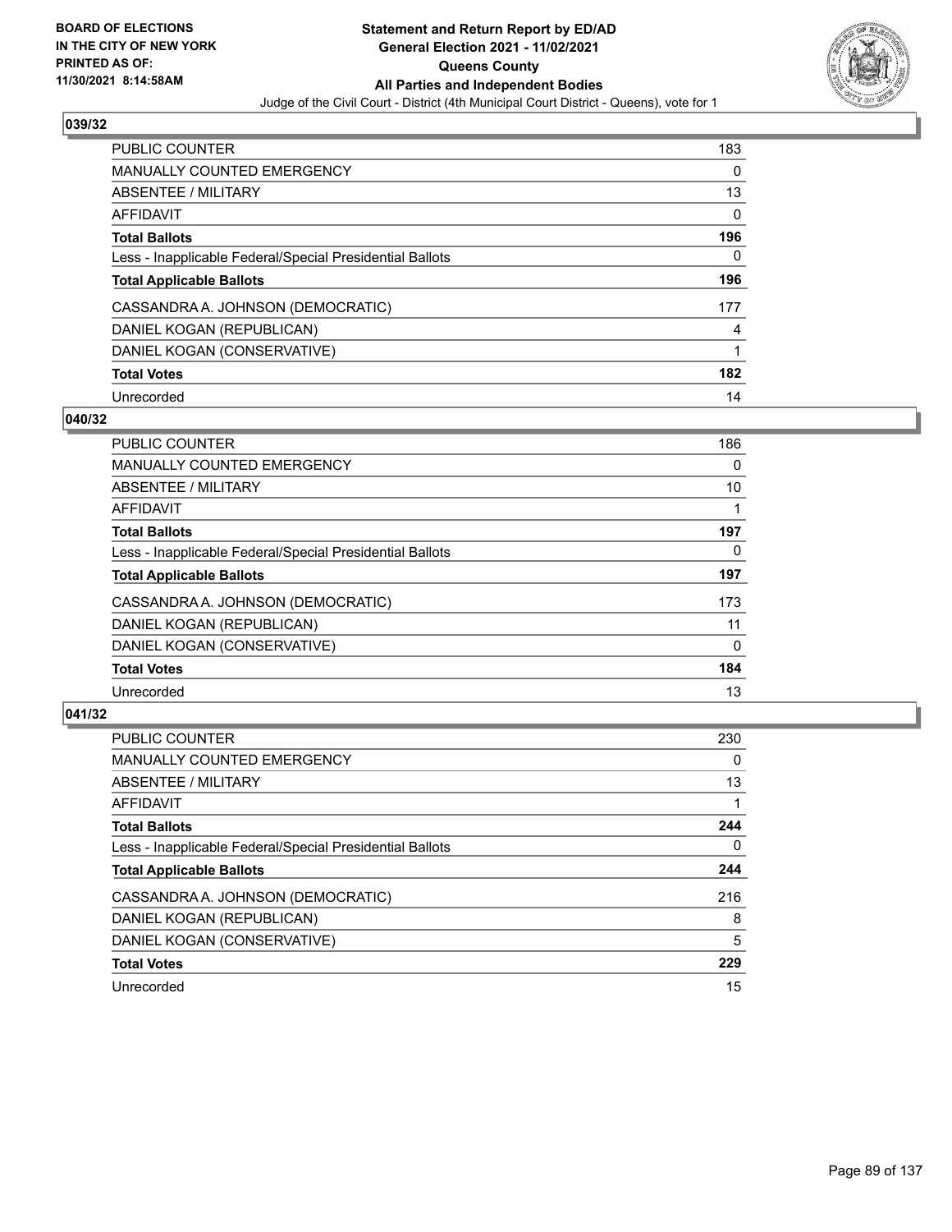BOARD OF ELECTIONS
IN THE CITY OF NEW YORK
PRINTED AS OF:
11/30/2021 8:14:58AM

**Statement and Return Report by ED/AD**
**General Election 2021 - 11/02/2021**
**Queens County**
**All Parties and Independent Bodies**
Judge of the Civil Court - District (4th Municipal Court District - Queens), vote for 1

### 039/32

| | |
|---|---|
| PUBLIC COUNTER | 183 |
| MANUALLY COUNTED EMERGENCY | 0 |
| ABSENTEE / MILITARY | 13 |
| AFFIDAVIT | 0 |
| **Total Ballots** | **196** |
| Less - Inapplicable Federal/Special Presidential Ballots | 0 |
| **Total Applicable Ballots** | **196** |
| CASSANDRA A. JOHNSON (DEMOCRATIC) | 177 |
| DANIEL KOGAN (REPUBLICAN) | 4 |
| DANIEL KOGAN (CONSERVATIVE) | 1 |
| **Total Votes** | **182** |
| Unrecorded | 14 |

### 040/32

| | |
|---|---|
| PUBLIC COUNTER | 186 |
| MANUALLY COUNTED EMERGENCY | 0 |
| ABSENTEE / MILITARY | 10 |
| AFFIDAVIT | 1 |
| **Total Ballots** | **197** |
| Less - Inapplicable Federal/Special Presidential Ballots | 0 |
| **Total Applicable Ballots** | **197** |
| CASSANDRA A. JOHNSON (DEMOCRATIC) | 173 |
| DANIEL KOGAN (REPUBLICAN) | 11 |
| DANIEL KOGAN (CONSERVATIVE) | 0 |
| **Total Votes** | **184** |
| Unrecorded | 13 |

### 041/32

| | |
|---|---|
| PUBLIC COUNTER | 230 |
| MANUALLY COUNTED EMERGENCY | 0 |
| ABSENTEE / MILITARY | 13 |
| AFFIDAVIT | 1 |
| **Total Ballots** | **244** |
| Less - Inapplicable Federal/Special Presidential Ballots | 0 |
| **Total Applicable Ballots** | **244** |
| CASSANDRA A. JOHNSON (DEMOCRATIC) | 216 |
| DANIEL KOGAN (REPUBLICAN) | 8 |
| DANIEL KOGAN (CONSERVATIVE) | 5 |
| **Total Votes** | **229** |
| Unrecorded | 15 |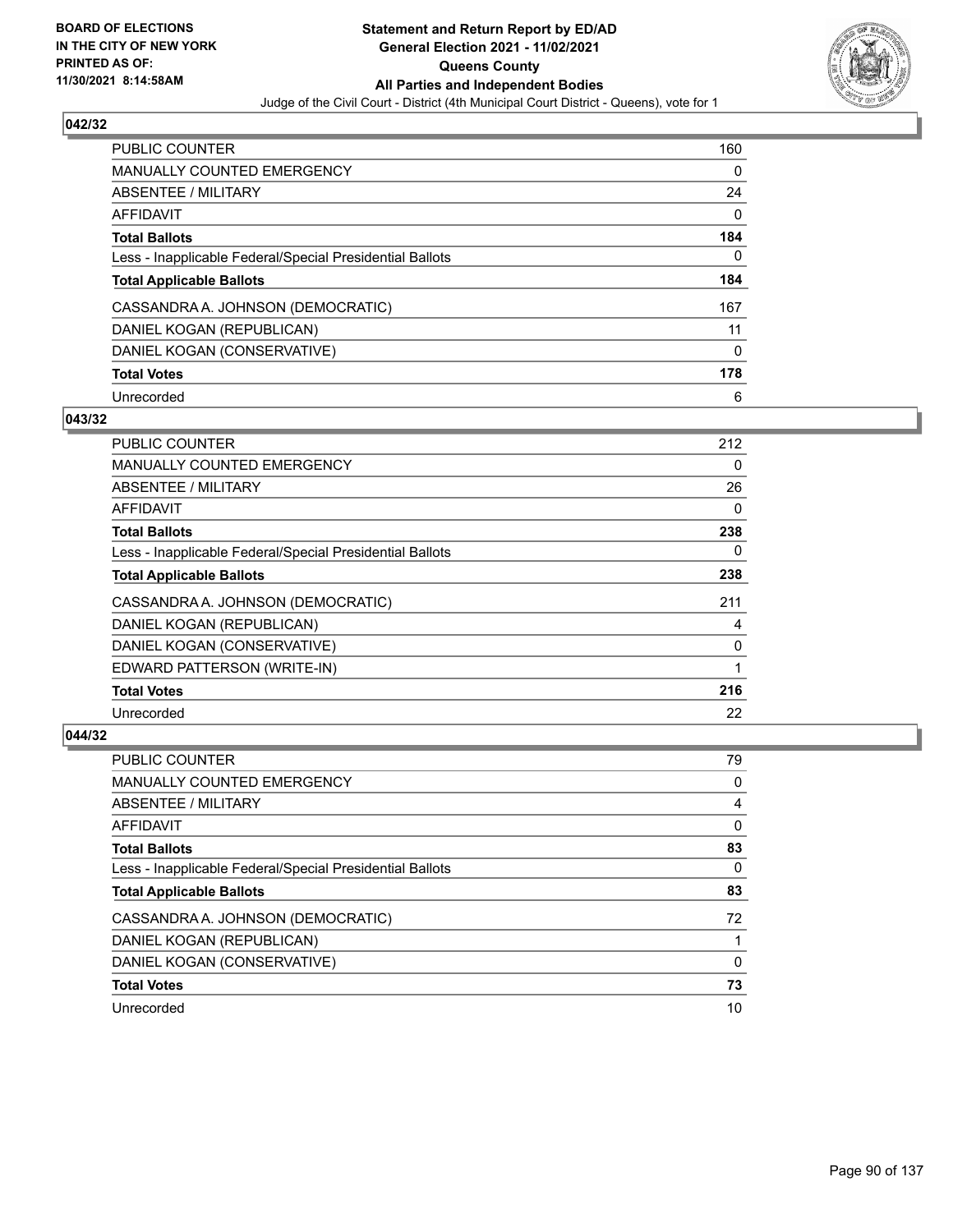BOARD OF ELECTIONS
IN THE CITY OF NEW YORK
PRINTED AS OF:
11/30/2021 8:14:58AM

**Statement and Return Report by ED/AD**
**General Election 2021 - 11/02/2021**
**Queens County**
**All Parties and Independent Bodies**
Judge of the Civil Court - District (4th Municipal Court District - Queens), vote for 1

### 042/32

| | |
|---|---|
| PUBLIC COUNTER | 160 |
| MANUALLY COUNTED EMERGENCY | 0 |
| ABSENTEE / MILITARY | 24 |
| AFFIDAVIT | 0 |
| **Total Ballots** | **184** |
| Less - Inapplicable Federal/Special Presidential Ballots | 0 |
| **Total Applicable Ballots** | **184** |
| CASSANDRA A. JOHNSON (DEMOCRATIC) | 167 |
| DANIEL KOGAN (REPUBLICAN) | 11 |
| DANIEL KOGAN (CONSERVATIVE) | 0 |
| **Total Votes** | **178** |
| Unrecorded | 6 |

### 043/32

| | |
|---|---|
| PUBLIC COUNTER | 212 |
| MANUALLY COUNTED EMERGENCY | 0 |
| ABSENTEE / MILITARY | 26 |
| AFFIDAVIT | 0 |
| **Total Ballots** | **238** |
| Less - Inapplicable Federal/Special Presidential Ballots | 0 |
| **Total Applicable Ballots** | **238** |
| CASSANDRA A. JOHNSON (DEMOCRATIC) | 211 |
| DANIEL KOGAN (REPUBLICAN) | 4 |
| DANIEL KOGAN (CONSERVATIVE) | 0 |
| EDWARD PATTERSON (WRITE-IN) | 1 |
| **Total Votes** | **216** |
| Unrecorded | 22 |

### 044/32

| | |
|---|---|
| PUBLIC COUNTER | 79 |
| MANUALLY COUNTED EMERGENCY | 0 |
| ABSENTEE / MILITARY | 4 |
| AFFIDAVIT | 0 |
| **Total Ballots** | **83** |
| Less - Inapplicable Federal/Special Presidential Ballots | 0 |
| **Total Applicable Ballots** | **83** |
| CASSANDRA A. JOHNSON (DEMOCRATIC) | 72 |
| DANIEL KOGAN (REPUBLICAN) | 1 |
| DANIEL KOGAN (CONSERVATIVE) | 0 |
| **Total Votes** | **73** |
| Unrecorded | 10 |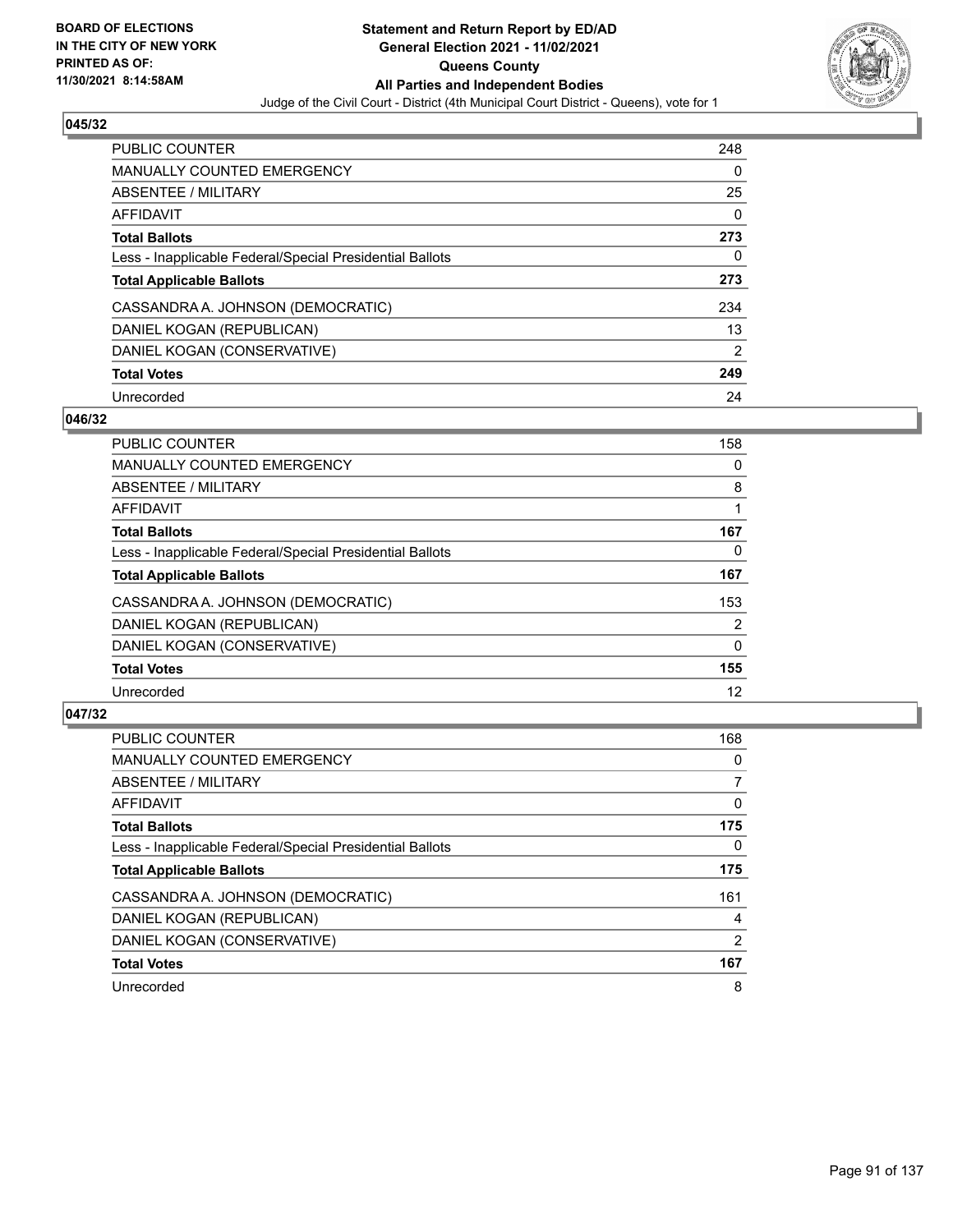BOARD OF ELECTIONS
IN THE CITY OF NEW YORK
PRINTED AS OF:
11/30/2021 8:14:58AM

# Statement and Return Report by ED/AD
## General Election 2021 - 11/02/2021
## Queens County
## All Parties and Independent Bodies

Judge of the Civil Court - District (4th Municipal Court District - Queens), vote for 1

### 045/32

| | |
|---|---|
| PUBLIC COUNTER | 248 |
| MANUALLY COUNTED EMERGENCY | 0 |
| ABSENTEE / MILITARY | 25 |
| AFFIDAVIT | 0 |
| **Total Ballots** | **273** |
| Less - Inapplicable Federal/Special Presidential Ballots | 0 |
| **Total Applicable Ballots** | **273** |
| CASSANDRA A. JOHNSON (DEMOCRATIC) | 234 |
| DANIEL KOGAN (REPUBLICAN) | 13 |
| DANIEL KOGAN (CONSERVATIVE) | 2 |
| **Total Votes** | **249** |
| Unrecorded | 24 |

### 046/32

| | |
|---|---|
| PUBLIC COUNTER | 158 |
| MANUALLY COUNTED EMERGENCY | 0 |
| ABSENTEE / MILITARY | 8 |
| AFFIDAVIT | 1 |
| **Total Ballots** | **167** |
| Less - Inapplicable Federal/Special Presidential Ballots | 0 |
| **Total Applicable Ballots** | **167** |
| CASSANDRA A. JOHNSON (DEMOCRATIC) | 153 |
| DANIEL KOGAN (REPUBLICAN) | 2 |
| DANIEL KOGAN (CONSERVATIVE) | 0 |
| **Total Votes** | **155** |
| Unrecorded | 12 |

### 047/32

| | |
|---|---|
| PUBLIC COUNTER | 168 |
| MANUALLY COUNTED EMERGENCY | 0 |
| ABSENTEE / MILITARY | 7 |
| AFFIDAVIT | 0 |
| **Total Ballots** | **175** |
| Less - Inapplicable Federal/Special Presidential Ballots | 0 |
| **Total Applicable Ballots** | **175** |
| CASSANDRA A. JOHNSON (DEMOCRATIC) | 161 |
| DANIEL KOGAN (REPUBLICAN) | 4 |
| DANIEL KOGAN (CONSERVATIVE) | 2 |
| **Total Votes** | **167** |
| Unrecorded | 8 |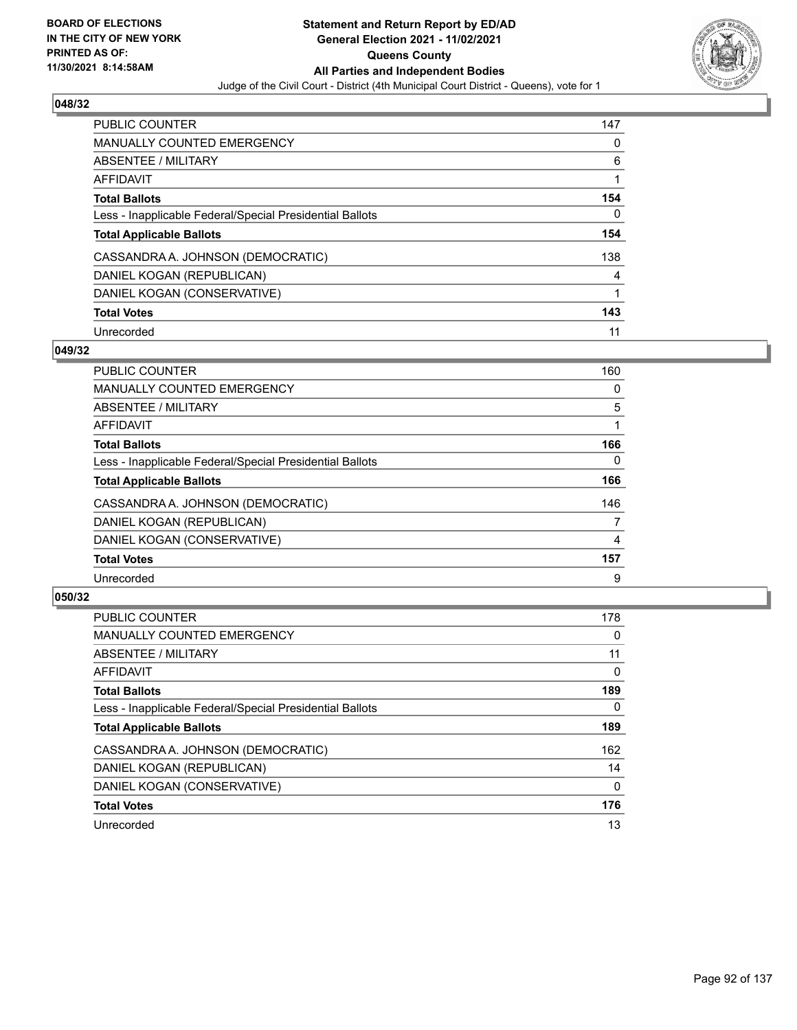**BOARD OF ELECTIONS IN THE CITY OF NEW YORK PRINTED AS OF: 11/30/2021 8:14:58AM**

**Statement and Return Report by ED/AD General Election 2021 - 11/02/2021 Queens County All Parties and Independent Bodies**

Judge of the Civil Court - District (4th Municipal Court District - Queens), vote for 1

## 048/32

| | |
|---|---|
| PUBLIC COUNTER | 147 |
| MANUALLY COUNTED EMERGENCY | 0 |
| ABSENTEE / MILITARY | 6 |
| AFFIDAVIT | 1 |
| **Total Ballots** | **154** |
| Less - Inapplicable Federal/Special Presidential Ballots | 0 |
| **Total Applicable Ballots** | **154** |
| CASSANDRA A. JOHNSON (DEMOCRATIC) | 138 |
| DANIEL KOGAN (REPUBLICAN) | 4 |
| DANIEL KOGAN (CONSERVATIVE) | 1 |
| **Total Votes** | **143** |
| Unrecorded | 11 |

## 049/32

| | |
|---|---|
| PUBLIC COUNTER | 160 |
| MANUALLY COUNTED EMERGENCY | 0 |
| ABSENTEE / MILITARY | 5 |
| AFFIDAVIT | 1 |
| **Total Ballots** | **166** |
| Less - Inapplicable Federal/Special Presidential Ballots | 0 |
| **Total Applicable Ballots** | **166** |
| CASSANDRA A. JOHNSON (DEMOCRATIC) | 146 |
| DANIEL KOGAN (REPUBLICAN) | 7 |
| DANIEL KOGAN (CONSERVATIVE) | 4 |
| **Total Votes** | **157** |
| Unrecorded | 9 |

## 050/32

| | |
|---|---|
| PUBLIC COUNTER | 178 |
| MANUALLY COUNTED EMERGENCY | 0 |
| ABSENTEE / MILITARY | 11 |
| AFFIDAVIT | 0 |
| **Total Ballots** | **189** |
| Less - Inapplicable Federal/Special Presidential Ballots | 0 |
| **Total Applicable Ballots** | **189** |
| CASSANDRA A. JOHNSON (DEMOCRATIC) | 162 |
| DANIEL KOGAN (REPUBLICAN) | 14 |
| DANIEL KOGAN (CONSERVATIVE) | 0 |
| **Total Votes** | **176** |
| Unrecorded | 13 |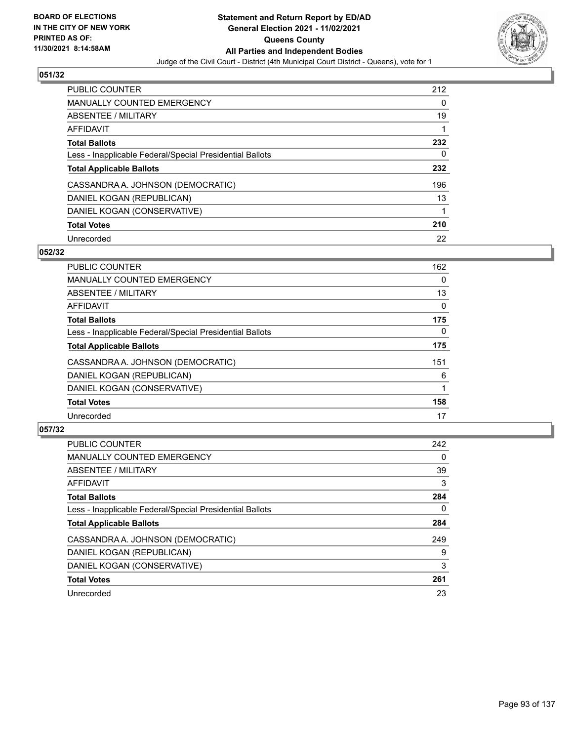**BOARD OF ELECTIONS IN THE CITY OF NEW YORK PRINTED AS OF: 11/30/2021 8:14:58AM**

# Statement and Return Report by ED/AD General Election 2021 - 11/02/2021 Queens County All Parties and Independent Bodies

Judge of the Civil Court - District (4th Municipal Court District - Queens), vote for 1

## 051/32

| | |
|---|---|
| PUBLIC COUNTER | 212 |
| MANUALLY COUNTED EMERGENCY | 0 |
| ABSENTEE / MILITARY | 19 |
| AFFIDAVIT | 1 |
| **Total Ballots** | **232** |
| Less - Inapplicable Federal/Special Presidential Ballots | 0 |
| **Total Applicable Ballots** | **232** |
| CASSANDRA A. JOHNSON (DEMOCRATIC) | 196 |
| DANIEL KOGAN (REPUBLICAN) | 13 |
| DANIEL KOGAN (CONSERVATIVE) | 1 |
| **Total Votes** | **210** |
| Unrecorded | 22 |

## 052/32

| | |
|---|---|
| PUBLIC COUNTER | 162 |
| MANUALLY COUNTED EMERGENCY | 0 |
| ABSENTEE / MILITARY | 13 |
| AFFIDAVIT | 0 |
| **Total Ballots** | **175** |
| Less - Inapplicable Federal/Special Presidential Ballots | 0 |
| **Total Applicable Ballots** | **175** |
| CASSANDRA A. JOHNSON (DEMOCRATIC) | 151 |
| DANIEL KOGAN (REPUBLICAN) | 6 |
| DANIEL KOGAN (CONSERVATIVE) | 1 |
| **Total Votes** | **158** |
| Unrecorded | 17 |

## 057/32

| | |
|---|---|
| PUBLIC COUNTER | 242 |
| MANUALLY COUNTED EMERGENCY | 0 |
| ABSENTEE / MILITARY | 39 |
| AFFIDAVIT | 3 |
| **Total Ballots** | **284** |
| Less - Inapplicable Federal/Special Presidential Ballots | 0 |
| **Total Applicable Ballots** | **284** |
| CASSANDRA A. JOHNSON (DEMOCRATIC) | 249 |
| DANIEL KOGAN (REPUBLICAN) | 9 |
| DANIEL KOGAN (CONSERVATIVE) | 3 |
| **Total Votes** | **261** |
| Unrecorded | 23 |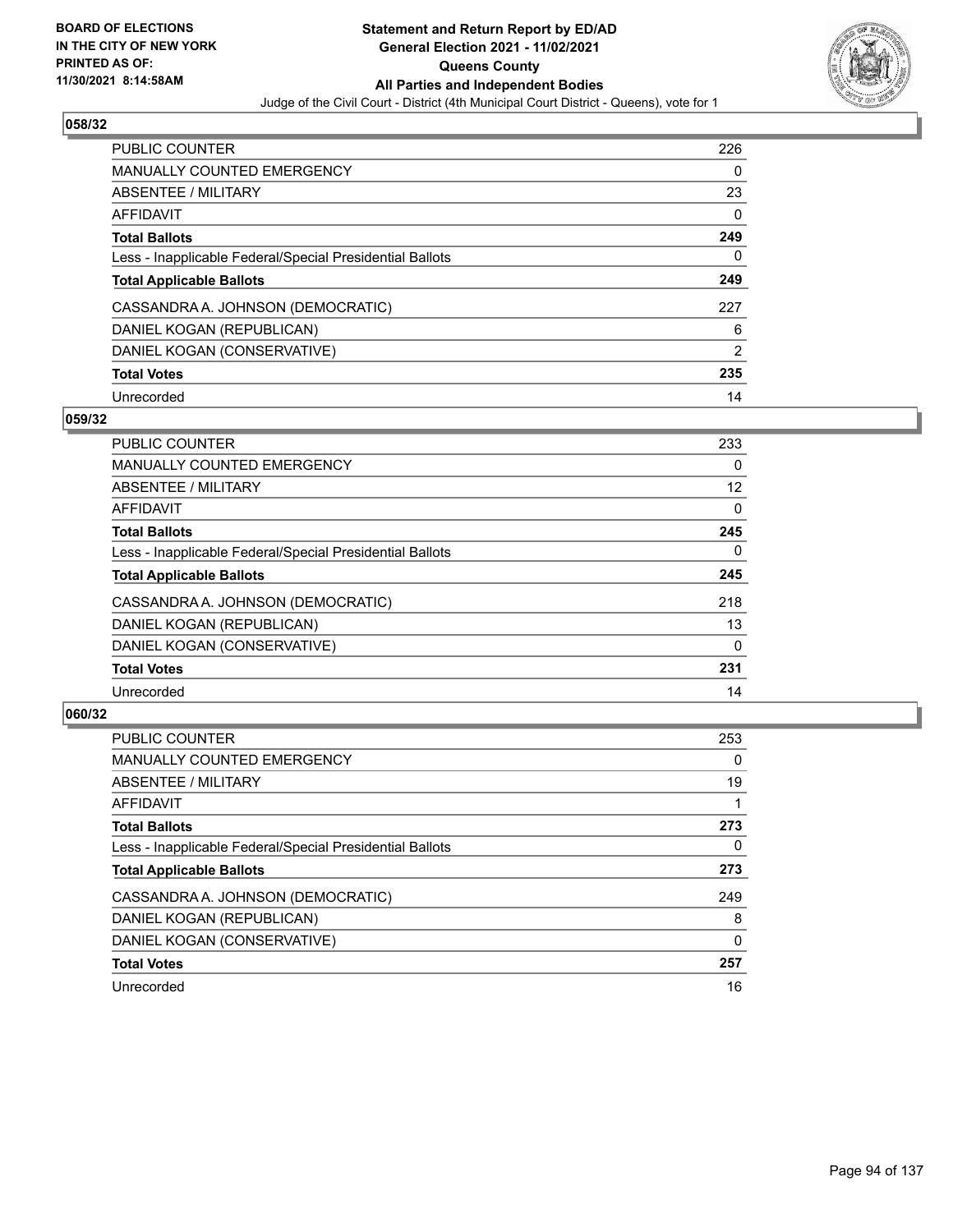BOARD OF ELECTIONS
IN THE CITY OF NEW YORK
PRINTED AS OF:
11/30/2021 8:14:58AM

**Statement and Return Report by ED/AD**
**General Election 2021 - 11/02/2021**
**Queens County**
**All Parties and Independent Bodies**
Judge of the Civil Court - District (4th Municipal Court District - Queens), vote for 1

## 058/32

| | |
|---|---|
| PUBLIC COUNTER | 226 |
| MANUALLY COUNTED EMERGENCY | 0 |
| ABSENTEE / MILITARY | 23 |
| AFFIDAVIT | 0 |
| **Total Ballots** | **249** |
| Less - Inapplicable Federal/Special Presidential Ballots | 0 |
| **Total Applicable Ballots** | **249** |
| CASSANDRA A. JOHNSON (DEMOCRATIC) | 227 |
| DANIEL KOGAN (REPUBLICAN) | 6 |
| DANIEL KOGAN (CONSERVATIVE) | 2 |
| **Total Votes** | **235** |
| Unrecorded | 14 |

## 059/32

| | |
|---|---|
| PUBLIC COUNTER | 233 |
| MANUALLY COUNTED EMERGENCY | 0 |
| ABSENTEE / MILITARY | 12 |
| AFFIDAVIT | 0 |
| **Total Ballots** | **245** |
| Less - Inapplicable Federal/Special Presidential Ballots | 0 |
| **Total Applicable Ballots** | **245** |
| CASSANDRA A. JOHNSON (DEMOCRATIC) | 218 |
| DANIEL KOGAN (REPUBLICAN) | 13 |
| DANIEL KOGAN (CONSERVATIVE) | 0 |
| **Total Votes** | **231** |
| Unrecorded | 14 |

## 060/32

| | |
|---|---|
| PUBLIC COUNTER | 253 |
| MANUALLY COUNTED EMERGENCY | 0 |
| ABSENTEE / MILITARY | 19 |
| AFFIDAVIT | 1 |
| **Total Ballots** | **273** |
| Less - Inapplicable Federal/Special Presidential Ballots | 0 |
| **Total Applicable Ballots** | **273** |
| CASSANDRA A. JOHNSON (DEMOCRATIC) | 249 |
| DANIEL KOGAN (REPUBLICAN) | 8 |
| DANIEL KOGAN (CONSERVATIVE) | 0 |
| **Total Votes** | **257** |
| Unrecorded | 16 |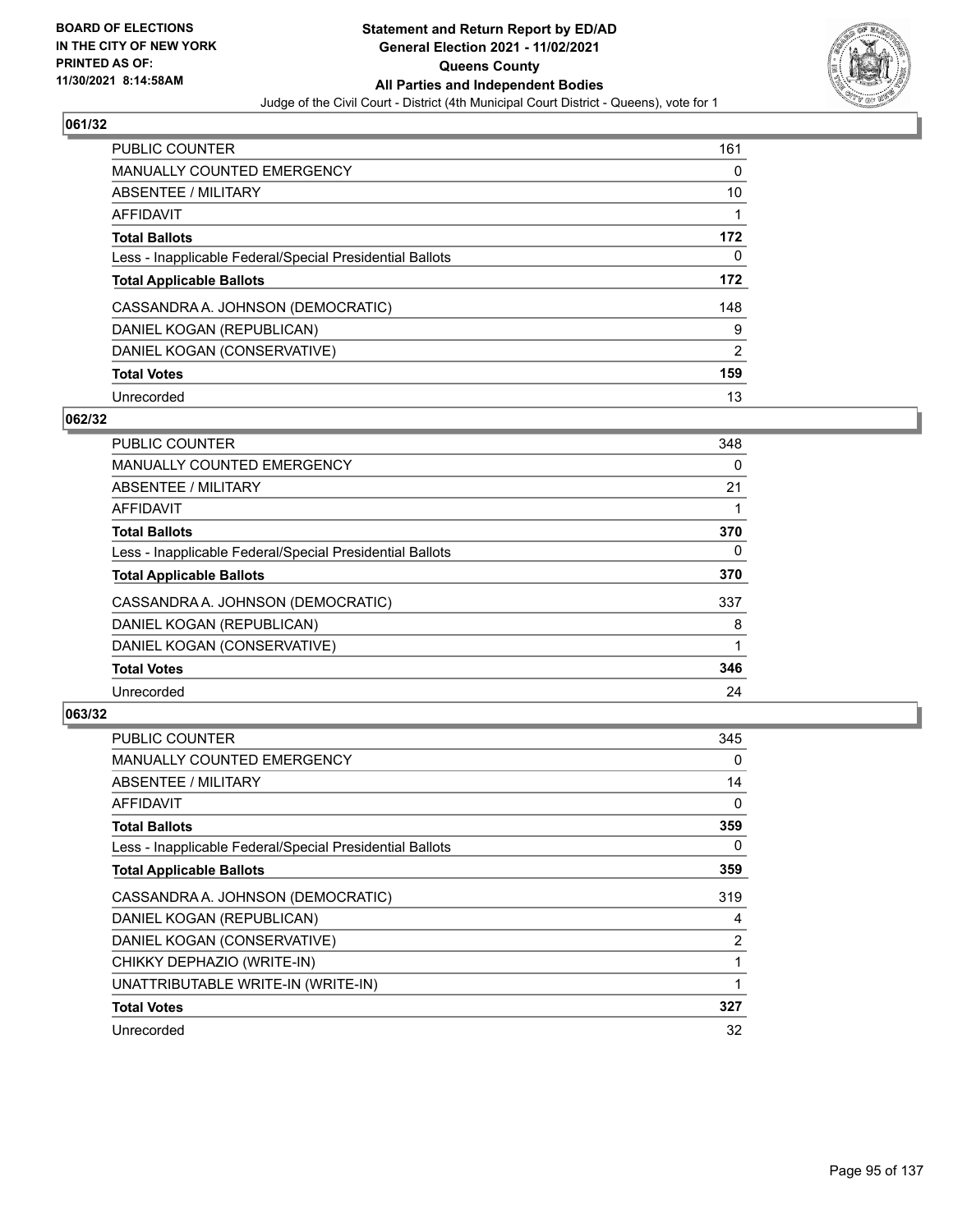BOARD OF ELECTIONS
IN THE CITY OF NEW YORK
PRINTED AS OF:
11/30/2021 8:14:58AM

**Statement and Return Report by ED/AD**
**General Election 2021 - 11/02/2021**
**Queens County**
**All Parties and Independent Bodies**
Judge of the Civil Court - District (4th Municipal Court District - Queens), vote for 1

## 061/32

| | |
|---|---|
| PUBLIC COUNTER | 161 |
| MANUALLY COUNTED EMERGENCY | 0 |
| ABSENTEE / MILITARY | 10 |
| AFFIDAVIT | 1 |
| **Total Ballots** | **172** |
| Less - Inapplicable Federal/Special Presidential Ballots | 0 |
| **Total Applicable Ballots** | **172** |
| CASSANDRA A. JOHNSON (DEMOCRATIC) | 148 |
| DANIEL KOGAN (REPUBLICAN) | 9 |
| DANIEL KOGAN (CONSERVATIVE) | 2 |
| **Total Votes** | **159** |
| Unrecorded | 13 |

## 062/32

| | |
|---|---|
| PUBLIC COUNTER | 348 |
| MANUALLY COUNTED EMERGENCY | 0 |
| ABSENTEE / MILITARY | 21 |
| AFFIDAVIT | 1 |
| **Total Ballots** | **370** |
| Less - Inapplicable Federal/Special Presidential Ballots | 0 |
| **Total Applicable Ballots** | **370** |
| CASSANDRA A. JOHNSON (DEMOCRATIC) | 337 |
| DANIEL KOGAN (REPUBLICAN) | 8 |
| DANIEL KOGAN (CONSERVATIVE) | 1 |
| **Total Votes** | **346** |
| Unrecorded | 24 |

## 063/32

| | |
|---|---|
| PUBLIC COUNTER | 345 |
| MANUALLY COUNTED EMERGENCY | 0 |
| ABSENTEE / MILITARY | 14 |
| AFFIDAVIT | 0 |
| **Total Ballots** | **359** |
| Less - Inapplicable Federal/Special Presidential Ballots | 0 |
| **Total Applicable Ballots** | **359** |
| CASSANDRA A. JOHNSON (DEMOCRATIC) | 319 |
| DANIEL KOGAN (REPUBLICAN) | 4 |
| DANIEL KOGAN (CONSERVATIVE) | 2 |
| CHIKKY DEPHAZIO (WRITE-IN) | 1 |
| UNATTRIBUTABLE WRITE-IN (WRITE-IN) | 1 |
| **Total Votes** | **327** |
| Unrecorded | 32 |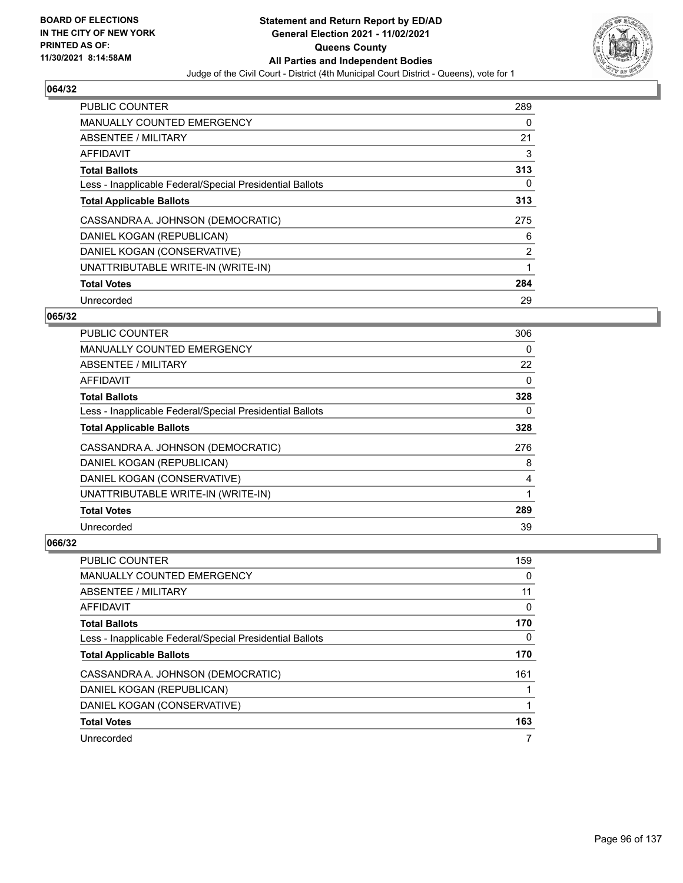BOARD OF ELECTIONS
IN THE CITY OF NEW YORK
PRINTED AS OF:
11/30/2021 8:14:58AM

**Statement and Return Report by ED/AD**
**General Election 2021 - 11/02/2021**
**Queens County**
**All Parties and Independent Bodies**
Judge of the Civil Court - District (4th Municipal Court District - Queens), vote for 1

### 064/32

| | |
|---|---|
| PUBLIC COUNTER | 289 |
| MANUALLY COUNTED EMERGENCY | 0 |
| ABSENTEE / MILITARY | 21 |
| AFFIDAVIT | 3 |
| **Total Ballots** | **313** |
| Less - Inapplicable Federal/Special Presidential Ballots | 0 |
| **Total Applicable Ballots** | **313** |
| CASSANDRA A. JOHNSON (DEMOCRATIC) | 275 |
| DANIEL KOGAN (REPUBLICAN) | 6 |
| DANIEL KOGAN (CONSERVATIVE) | 2 |
| UNATTRIBUTABLE WRITE-IN (WRITE-IN) | 1 |
| **Total Votes** | **284** |
| Unrecorded | 29 |

### 065/32

| | |
|---|---|
| PUBLIC COUNTER | 306 |
| MANUALLY COUNTED EMERGENCY | 0 |
| ABSENTEE / MILITARY | 22 |
| AFFIDAVIT | 0 |
| **Total Ballots** | **328** |
| Less - Inapplicable Federal/Special Presidential Ballots | 0 |
| **Total Applicable Ballots** | **328** |
| CASSANDRA A. JOHNSON (DEMOCRATIC) | 276 |
| DANIEL KOGAN (REPUBLICAN) | 8 |
| DANIEL KOGAN (CONSERVATIVE) | 4 |
| UNATTRIBUTABLE WRITE-IN (WRITE-IN) | 1 |
| **Total Votes** | **289** |
| Unrecorded | 39 |

### 066/32

| | |
|---|---|
| PUBLIC COUNTER | 159 |
| MANUALLY COUNTED EMERGENCY | 0 |
| ABSENTEE / MILITARY | 11 |
| AFFIDAVIT | 0 |
| **Total Ballots** | **170** |
| Less - Inapplicable Federal/Special Presidential Ballots | 0 |
| **Total Applicable Ballots** | **170** |
| CASSANDRA A. JOHNSON (DEMOCRATIC) | 161 |
| DANIEL KOGAN (REPUBLICAN) | 1 |
| DANIEL KOGAN (CONSERVATIVE) | 1 |
| **Total Votes** | **163** |
| Unrecorded | 7 |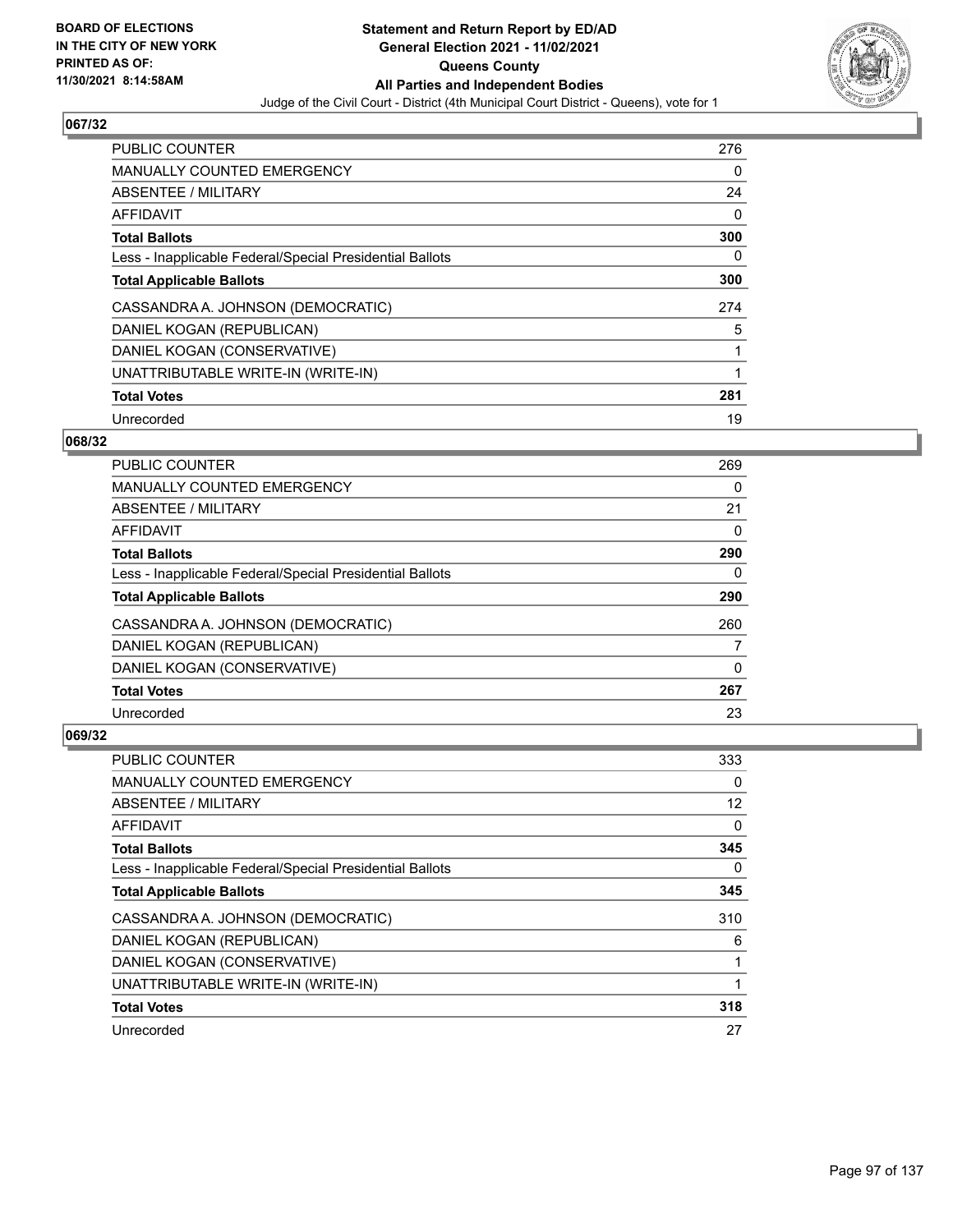**BOARD OF ELECTIONS IN THE CITY OF NEW YORK PRINTED AS OF: 11/30/2021 8:14:58AM**

# Statement and Return Report by ED/AD
## General Election 2021 - 11/02/2021
## Queens County
## All Parties and Independent Bodies

Judge of the Civil Court - District (4th Municipal Court District - Queens), vote for 1

### 067/32

| | |
|---|---|
| PUBLIC COUNTER | 276 |
| MANUALLY COUNTED EMERGENCY | 0 |
| ABSENTEE / MILITARY | 24 |
| AFFIDAVIT | 0 |
| **Total Ballots** | **300** |
| Less - Inapplicable Federal/Special Presidential Ballots | 0 |
| **Total Applicable Ballots** | **300** |
| CASSANDRA A. JOHNSON (DEMOCRATIC) | 274 |
| DANIEL KOGAN (REPUBLICAN) | 5 |
| DANIEL KOGAN (CONSERVATIVE) | 1 |
| UNATTRIBUTABLE WRITE-IN (WRITE-IN) | 1 |
| **Total Votes** | **281** |
| Unrecorded | 19 |

### 068/32

| | |
|---|---|
| PUBLIC COUNTER | 269 |
| MANUALLY COUNTED EMERGENCY | 0 |
| ABSENTEE / MILITARY | 21 |
| AFFIDAVIT | 0 |
| **Total Ballots** | **290** |
| Less - Inapplicable Federal/Special Presidential Ballots | 0 |
| **Total Applicable Ballots** | **290** |
| CASSANDRA A. JOHNSON (DEMOCRATIC) | 260 |
| DANIEL KOGAN (REPUBLICAN) | 7 |
| DANIEL KOGAN (CONSERVATIVE) | 0 |
| **Total Votes** | **267** |
| Unrecorded | 23 |

### 069/32

| | |
|---|---|
| PUBLIC COUNTER | 333 |
| MANUALLY COUNTED EMERGENCY | 0 |
| ABSENTEE / MILITARY | 12 |
| AFFIDAVIT | 0 |
| **Total Ballots** | **345** |
| Less - Inapplicable Federal/Special Presidential Ballots | 0 |
| **Total Applicable Ballots** | **345** |
| CASSANDRA A. JOHNSON (DEMOCRATIC) | 310 |
| DANIEL KOGAN (REPUBLICAN) | 6 |
| DANIEL KOGAN (CONSERVATIVE) | 1 |
| UNATTRIBUTABLE WRITE-IN (WRITE-IN) | 1 |
| **Total Votes** | **318** |
| Unrecorded | 27 |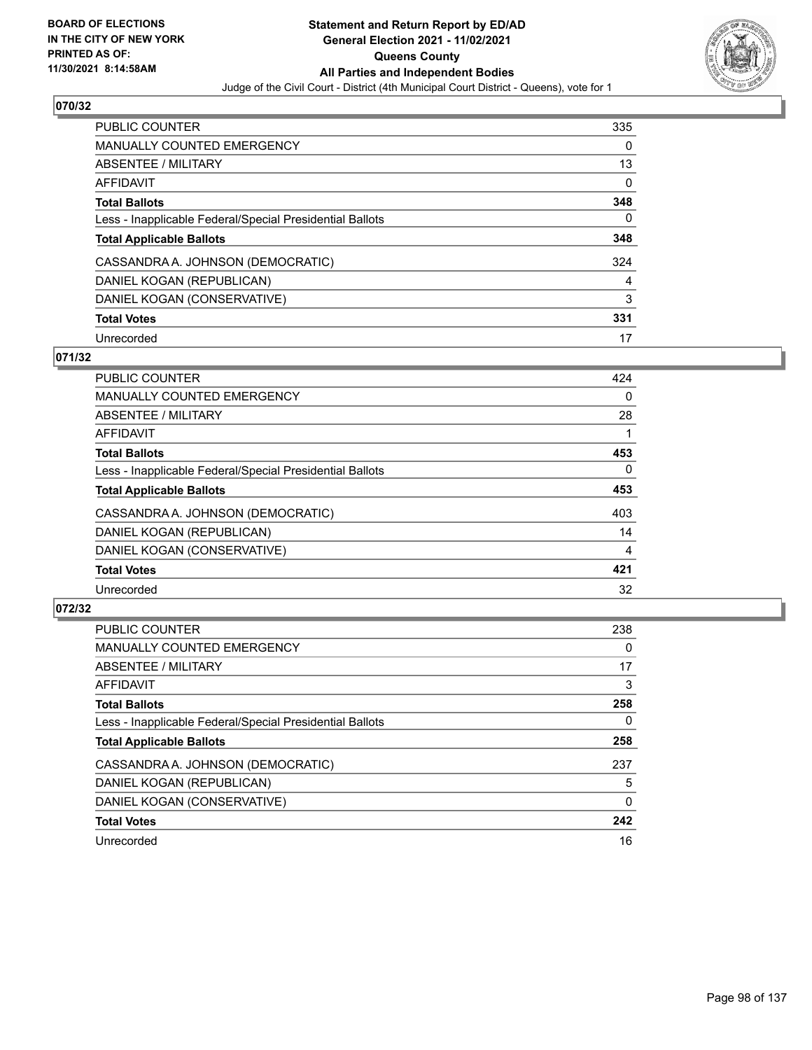BOARD OF ELECTIONS
IN THE CITY OF NEW YORK
PRINTED AS OF:
11/30/2021 8:14:58AM

**Statement and Return Report by ED/AD**
**General Election 2021 - 11/02/2021**
**Queens County**
**All Parties and Independent Bodies**
Judge of the Civil Court - District (4th Municipal Court District - Queens), vote for 1

## 070/32

| | |
|---|---|
| PUBLIC COUNTER | 335 |
| MANUALLY COUNTED EMERGENCY | 0 |
| ABSENTEE / MILITARY | 13 |
| AFFIDAVIT | 0 |
| **Total Ballots** | **348** |
| Less - Inapplicable Federal/Special Presidential Ballots | 0 |
| **Total Applicable Ballots** | **348** |
| CASSANDRA A. JOHNSON (DEMOCRATIC) | 324 |
| DANIEL KOGAN (REPUBLICAN) | 4 |
| DANIEL KOGAN (CONSERVATIVE) | 3 |
| **Total Votes** | **331** |
| Unrecorded | 17 |

## 071/32

| | |
|---|---|
| PUBLIC COUNTER | 424 |
| MANUALLY COUNTED EMERGENCY | 0 |
| ABSENTEE / MILITARY | 28 |
| AFFIDAVIT | 1 |
| **Total Ballots** | **453** |
| Less - Inapplicable Federal/Special Presidential Ballots | 0 |
| **Total Applicable Ballots** | **453** |
| CASSANDRA A. JOHNSON (DEMOCRATIC) | 403 |
| DANIEL KOGAN (REPUBLICAN) | 14 |
| DANIEL KOGAN (CONSERVATIVE) | 4 |
| **Total Votes** | **421** |
| Unrecorded | 32 |

## 072/32

| | |
|---|---|
| PUBLIC COUNTER | 238 |
| MANUALLY COUNTED EMERGENCY | 0 |
| ABSENTEE / MILITARY | 17 |
| AFFIDAVIT | 3 |
| **Total Ballots** | **258** |
| Less - Inapplicable Federal/Special Presidential Ballots | 0 |
| **Total Applicable Ballots** | **258** |
| CASSANDRA A. JOHNSON (DEMOCRATIC) | 237 |
| DANIEL KOGAN (REPUBLICAN) | 5 |
| DANIEL KOGAN (CONSERVATIVE) | 0 |
| **Total Votes** | **242** |
| Unrecorded | 16 |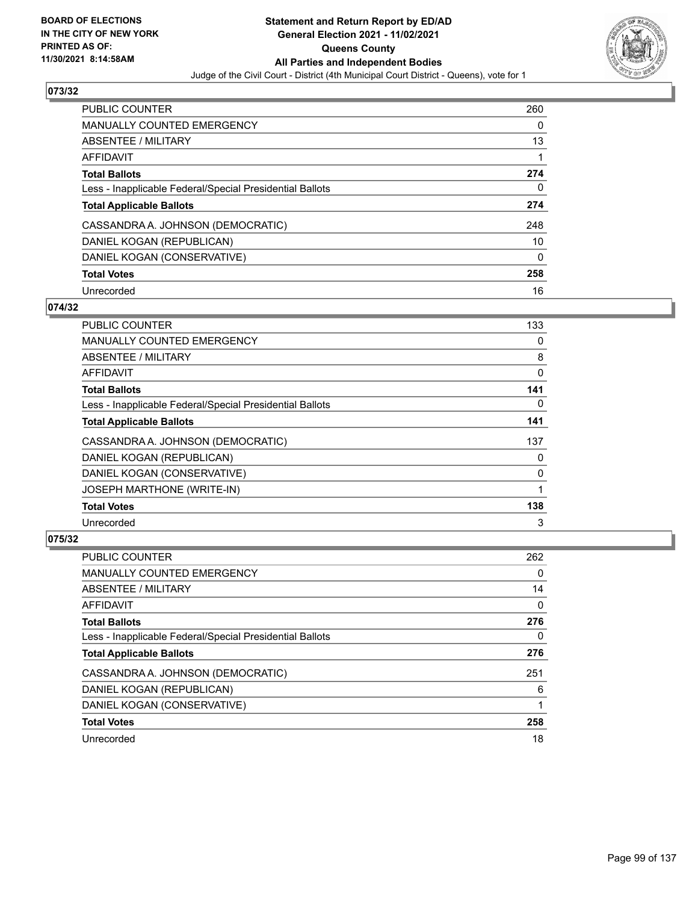BOARD OF ELECTIONS
IN THE CITY OF NEW YORK
PRINTED AS OF:
11/30/2021 8:14:58AM

**Statement and Return Report by ED/AD**
**General Election 2021 - 11/02/2021**
**Queens County**
**All Parties and Independent Bodies**
Judge of the Civil Court - District (4th Municipal Court District - Queens), vote for 1

## 073/32

| | |
|---|---|
| PUBLIC COUNTER | 260 |
| MANUALLY COUNTED EMERGENCY | 0 |
| ABSENTEE / MILITARY | 13 |
| AFFIDAVIT | 1 |
| **Total Ballots** | **274** |
| Less - Inapplicable Federal/Special Presidential Ballots | 0 |
| **Total Applicable Ballots** | **274** |
| CASSANDRA A. JOHNSON (DEMOCRATIC) | 248 |
| DANIEL KOGAN (REPUBLICAN) | 10 |
| DANIEL KOGAN (CONSERVATIVE) | 0 |
| **Total Votes** | **258** |
| Unrecorded | 16 |

## 074/32

| | |
|---|---|
| PUBLIC COUNTER | 133 |
| MANUALLY COUNTED EMERGENCY | 0 |
| ABSENTEE / MILITARY | 8 |
| AFFIDAVIT | 0 |
| **Total Ballots** | **141** |
| Less - Inapplicable Federal/Special Presidential Ballots | 0 |
| **Total Applicable Ballots** | **141** |
| CASSANDRA A. JOHNSON (DEMOCRATIC) | 137 |
| DANIEL KOGAN (REPUBLICAN) | 0 |
| DANIEL KOGAN (CONSERVATIVE) | 0 |
| JOSEPH MARTHONE (WRITE-IN) | 1 |
| **Total Votes** | **138** |
| Unrecorded | 3 |

## 075/32

| | |
|---|---|
| PUBLIC COUNTER | 262 |
| MANUALLY COUNTED EMERGENCY | 0 |
| ABSENTEE / MILITARY | 14 |
| AFFIDAVIT | 0 |
| **Total Ballots** | **276** |
| Less - Inapplicable Federal/Special Presidential Ballots | 0 |
| **Total Applicable Ballots** | **276** |
| CASSANDRA A. JOHNSON (DEMOCRATIC) | 251 |
| DANIEL KOGAN (REPUBLICAN) | 6 |
| DANIEL KOGAN (CONSERVATIVE) | 1 |
| **Total Votes** | **258** |
| Unrecorded | 18 |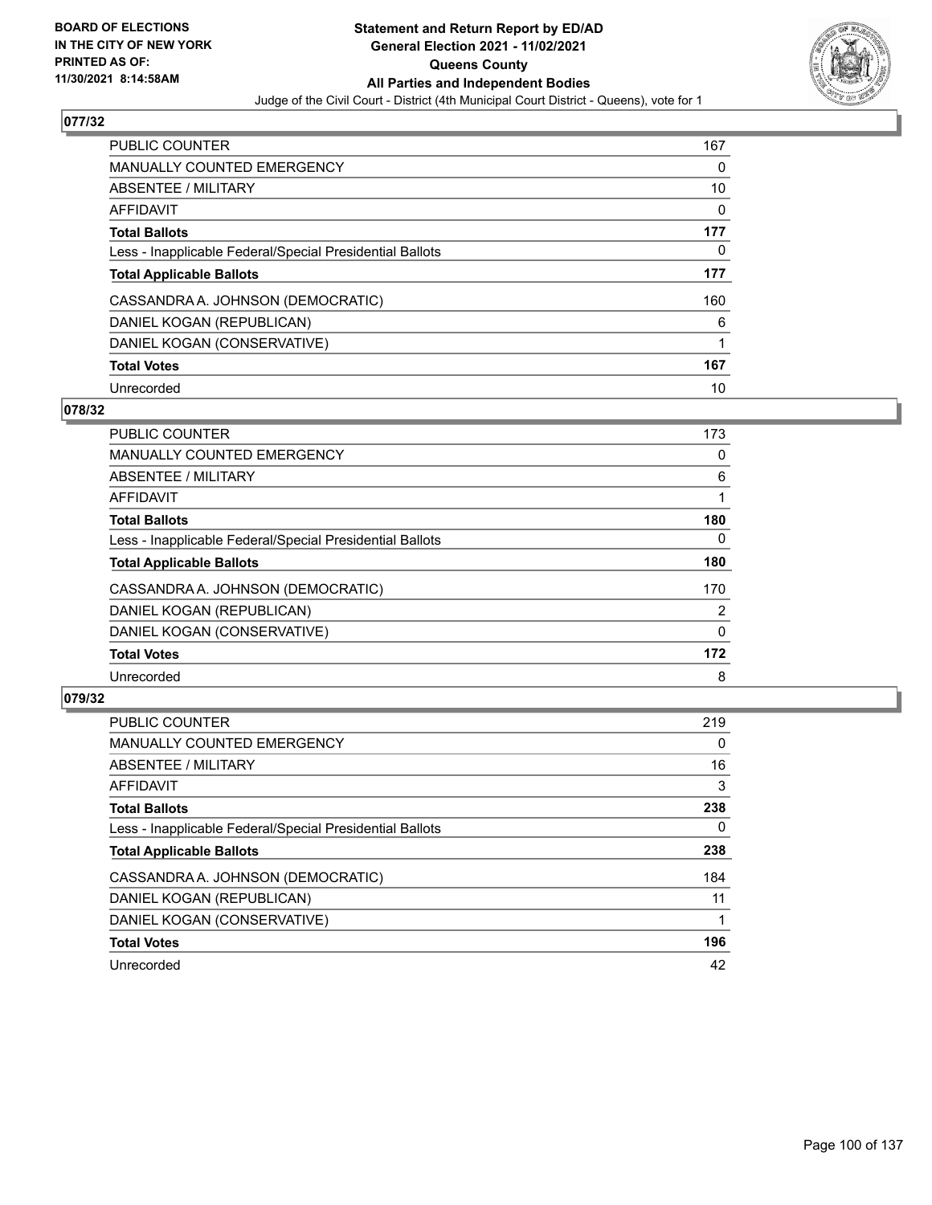# Statement and Return Report by ED/AD
## General Election 2021 - 11/02/2021
## Queens County
## All Parties and Independent Bodies

Judge of the Civil Court - District (4th Municipal Court District - Queens), vote for 1

BOARD OF ELECTIONS IN THE CITY OF NEW YORK
PRINTED AS OF: 11/30/2021 8:14:58AM

### 077/32

| | |
|---|---|
| PUBLIC COUNTER | 167 |
| MANUALLY COUNTED EMERGENCY | 0 |
| ABSENTEE / MILITARY | 10 |
| AFFIDAVIT | 0 |
| **Total Ballots** | **177** |
| Less - Inapplicable Federal/Special Presidential Ballots | 0 |
| **Total Applicable Ballots** | **177** |
| CASSANDRA A. JOHNSON (DEMOCRATIC) | 160 |
| DANIEL KOGAN (REPUBLICAN) | 6 |
| DANIEL KOGAN (CONSERVATIVE) | 1 |
| **Total Votes** | **167** |
| Unrecorded | 10 |

### 078/32

| | |
|---|---|
| PUBLIC COUNTER | 173 |
| MANUALLY COUNTED EMERGENCY | 0 |
| ABSENTEE / MILITARY | 6 |
| AFFIDAVIT | 1 |
| **Total Ballots** | **180** |
| Less - Inapplicable Federal/Special Presidential Ballots | 0 |
| **Total Applicable Ballots** | **180** |
| CASSANDRA A. JOHNSON (DEMOCRATIC) | 170 |
| DANIEL KOGAN (REPUBLICAN) | 2 |
| DANIEL KOGAN (CONSERVATIVE) | 0 |
| **Total Votes** | **172** |
| Unrecorded | 8 |

### 079/32

| | |
|---|---|
| PUBLIC COUNTER | 219 |
| MANUALLY COUNTED EMERGENCY | 0 |
| ABSENTEE / MILITARY | 16 |
| AFFIDAVIT | 3 |
| **Total Ballots** | **238** |
| Less - Inapplicable Federal/Special Presidential Ballots | 0 |
| **Total Applicable Ballots** | **238** |
| CASSANDRA A. JOHNSON (DEMOCRATIC) | 184 |
| DANIEL KOGAN (REPUBLICAN) | 11 |
| DANIEL KOGAN (CONSERVATIVE) | 1 |
| **Total Votes** | **196** |
| Unrecorded | 42 |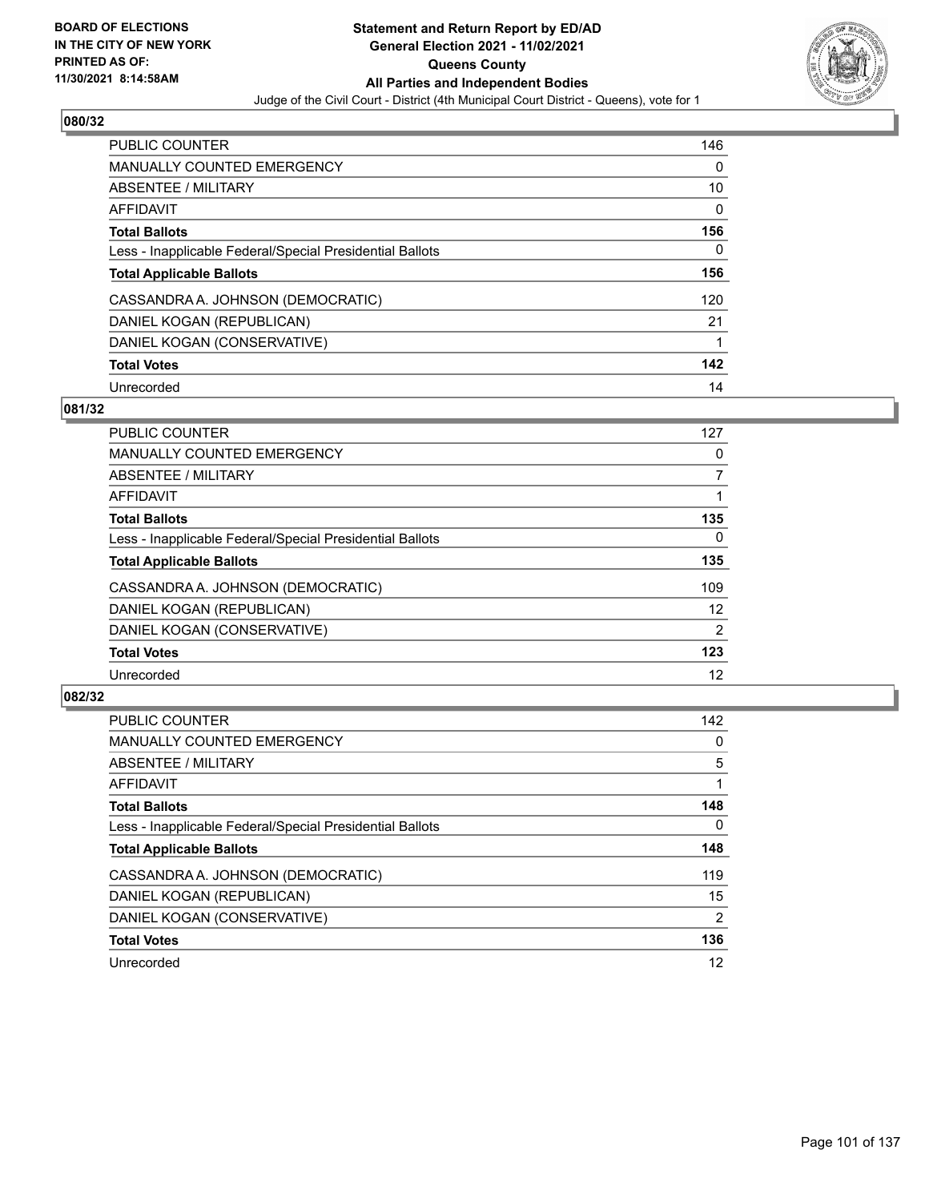**BOARD OF ELECTIONS IN THE CITY OF NEW YORK PRINTED AS OF: 11/30/2021 8:14:58AM**

# Statement and Return Report by ED/AD
## General Election 2021 - 11/02/2021
## Queens County
## All Parties and Independent Bodies
Judge of the Civil Court - District (4th Municipal Court District - Queens), vote for 1

### 080/32

| | |
|---|---|
| PUBLIC COUNTER | 146 |
| MANUALLY COUNTED EMERGENCY | 0 |
| ABSENTEE / MILITARY | 10 |
| AFFIDAVIT | 0 |
| **Total Ballots** | **156** |
| Less - Inapplicable Federal/Special Presidential Ballots | 0 |
| **Total Applicable Ballots** | **156** |
| CASSANDRA A. JOHNSON (DEMOCRATIC) | 120 |
| DANIEL KOGAN (REPUBLICAN) | 21 |
| DANIEL KOGAN (CONSERVATIVE) | 1 |
| **Total Votes** | **142** |
| Unrecorded | 14 |

### 081/32

| | |
|---|---|
| PUBLIC COUNTER | 127 |
| MANUALLY COUNTED EMERGENCY | 0 |
| ABSENTEE / MILITARY | 7 |
| AFFIDAVIT | 1 |
| **Total Ballots** | **135** |
| Less - Inapplicable Federal/Special Presidential Ballots | 0 |
| **Total Applicable Ballots** | **135** |
| CASSANDRA A. JOHNSON (DEMOCRATIC) | 109 |
| DANIEL KOGAN (REPUBLICAN) | 12 |
| DANIEL KOGAN (CONSERVATIVE) | 2 |
| **Total Votes** | **123** |
| Unrecorded | 12 |

### 082/32

| | |
|---|---|
| PUBLIC COUNTER | 142 |
| MANUALLY COUNTED EMERGENCY | 0 |
| ABSENTEE / MILITARY | 5 |
| AFFIDAVIT | 1 |
| **Total Ballots** | **148** |
| Less - Inapplicable Federal/Special Presidential Ballots | 0 |
| **Total Applicable Ballots** | **148** |
| CASSANDRA A. JOHNSON (DEMOCRATIC) | 119 |
| DANIEL KOGAN (REPUBLICAN) | 15 |
| DANIEL KOGAN (CONSERVATIVE) | 2 |
| **Total Votes** | **136** |
| Unrecorded | 12 |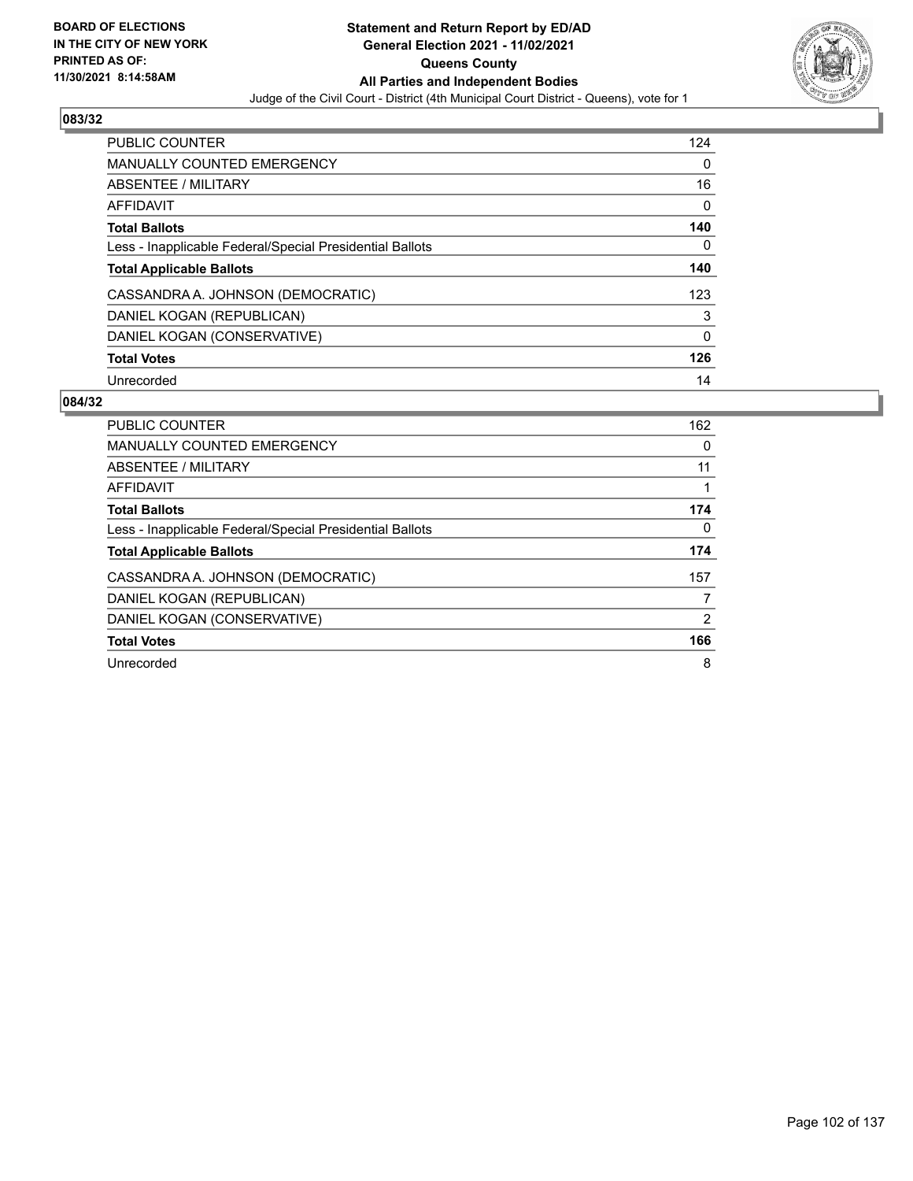BOARD OF ELECTIONS
IN THE CITY OF NEW YORK
PRINTED AS OF:
11/30/2021 8:14:58AM

**Statement and Return Report by ED/AD**
**General Election 2021 - 11/02/2021**
**Queens County**
**All Parties and Independent Bodies**
Judge of the Civil Court - District (4th Municipal Court District - Queens), vote for 1

### 083/32

| | |
|---|---|
| PUBLIC COUNTER | 124 |
| MANUALLY COUNTED EMERGENCY | 0 |
| ABSENTEE / MILITARY | 16 |
| AFFIDAVIT | 0 |
| **Total Ballots** | **140** |
| Less - Inapplicable Federal/Special Presidential Ballots | 0 |
| **Total Applicable Ballots** | **140** |
| CASSANDRA A. JOHNSON (DEMOCRATIC) | 123 |
| DANIEL KOGAN (REPUBLICAN) | 3 |
| DANIEL KOGAN (CONSERVATIVE) | 0 |
| **Total Votes** | **126** |
| Unrecorded | 14 |

### 084/32

| | |
|---|---|
| PUBLIC COUNTER | 162 |
| MANUALLY COUNTED EMERGENCY | 0 |
| ABSENTEE / MILITARY | 11 |
| AFFIDAVIT | 1 |
| **Total Ballots** | **174** |
| Less - Inapplicable Federal/Special Presidential Ballots | 0 |
| **Total Applicable Ballots** | **174** |
| CASSANDRA A. JOHNSON (DEMOCRATIC) | 157 |
| DANIEL KOGAN (REPUBLICAN) | 7 |
| DANIEL KOGAN (CONSERVATIVE) | 2 |
| **Total Votes** | **166** |
| Unrecorded | 8 |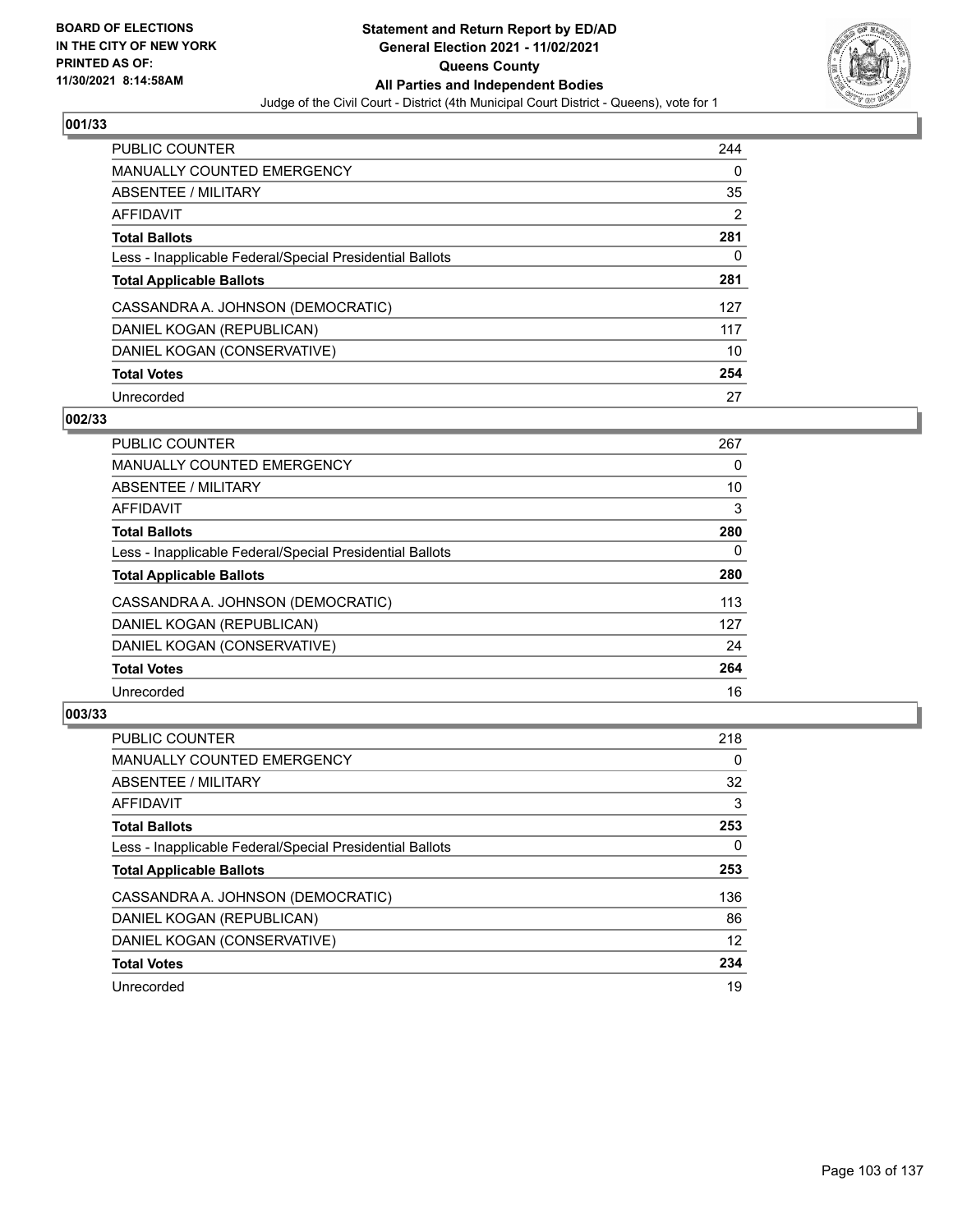BOARD OF ELECTIONS
IN THE CITY OF NEW YORK
PRINTED AS OF:
11/30/2021 8:14:58AM

# Statement and Return Report by ED/AD
## General Election 2021 - 11/02/2021
## Queens County
## All Parties and Independent Bodies
Judge of the Civil Court - District (4th Municipal Court District - Queens), vote for 1

### 001/33

| | |
|---|---|
| PUBLIC COUNTER | 244 |
| MANUALLY COUNTED EMERGENCY | 0 |
| ABSENTEE / MILITARY | 35 |
| AFFIDAVIT | 2 |
| **Total Ballots** | **281** |
| Less - Inapplicable Federal/Special Presidential Ballots | 0 |
| **Total Applicable Ballots** | **281** |
| CASSANDRA A. JOHNSON (DEMOCRATIC) | 127 |
| DANIEL KOGAN (REPUBLICAN) | 117 |
| DANIEL KOGAN (CONSERVATIVE) | 10 |
| **Total Votes** | **254** |
| Unrecorded | 27 |

### 002/33

| | |
|---|---|
| PUBLIC COUNTER | 267 |
| MANUALLY COUNTED EMERGENCY | 0 |
| ABSENTEE / MILITARY | 10 |
| AFFIDAVIT | 3 |
| **Total Ballots** | **280** |
| Less - Inapplicable Federal/Special Presidential Ballots | 0 |
| **Total Applicable Ballots** | **280** |
| CASSANDRA A. JOHNSON (DEMOCRATIC) | 113 |
| DANIEL KOGAN (REPUBLICAN) | 127 |
| DANIEL KOGAN (CONSERVATIVE) | 24 |
| **Total Votes** | **264** |
| Unrecorded | 16 |

### 003/33

| | |
|---|---|
| PUBLIC COUNTER | 218 |
| MANUALLY COUNTED EMERGENCY | 0 |
| ABSENTEE / MILITARY | 32 |
| AFFIDAVIT | 3 |
| **Total Ballots** | **253** |
| Less - Inapplicable Federal/Special Presidential Ballots | 0 |
| **Total Applicable Ballots** | **253** |
| CASSANDRA A. JOHNSON (DEMOCRATIC) | 136 |
| DANIEL KOGAN (REPUBLICAN) | 86 |
| DANIEL KOGAN (CONSERVATIVE) | 12 |
| **Total Votes** | **234** |
| Unrecorded | 19 |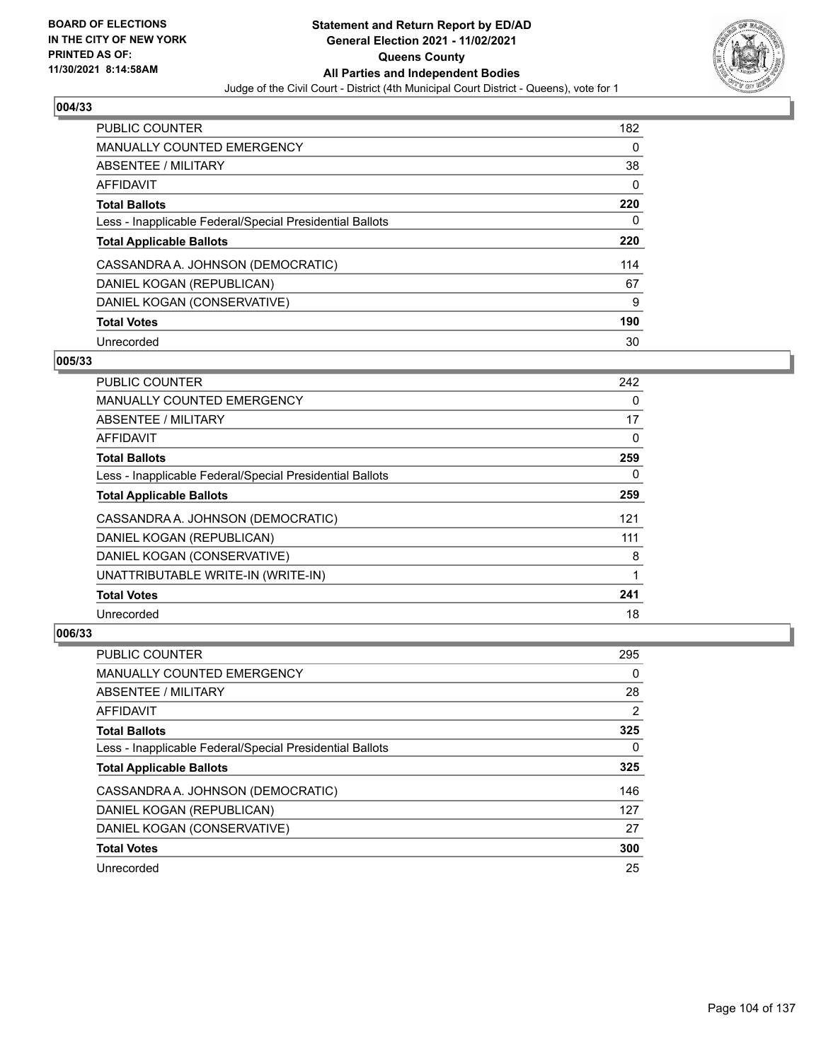BOARD OF ELECTIONS
IN THE CITY OF NEW YORK
PRINTED AS OF:
11/30/2021 8:14:58AM

**Statement and Return Report by ED/AD**
**General Election 2021 - 11/02/2021**
**Queens County**
**All Parties and Independent Bodies**
Judge of the Civil Court - District (4th Municipal Court District - Queens), vote for 1

### 004/33

| | |
|---|---|
| PUBLIC COUNTER | 182 |
| MANUALLY COUNTED EMERGENCY | 0 |
| ABSENTEE / MILITARY | 38 |
| AFFIDAVIT | 0 |
| **Total Ballots** | **220** |
| Less - Inapplicable Federal/Special Presidential Ballots | 0 |
| **Total Applicable Ballots** | **220** |
| CASSANDRA A. JOHNSON (DEMOCRATIC) | 114 |
| DANIEL KOGAN (REPUBLICAN) | 67 |
| DANIEL KOGAN (CONSERVATIVE) | 9 |
| **Total Votes** | **190** |
| Unrecorded | 30 |

### 005/33

| | |
|---|---|
| PUBLIC COUNTER | 242 |
| MANUALLY COUNTED EMERGENCY | 0 |
| ABSENTEE / MILITARY | 17 |
| AFFIDAVIT | 0 |
| **Total Ballots** | **259** |
| Less - Inapplicable Federal/Special Presidential Ballots | 0 |
| **Total Applicable Ballots** | **259** |
| CASSANDRA A. JOHNSON (DEMOCRATIC) | 121 |
| DANIEL KOGAN (REPUBLICAN) | 111 |
| DANIEL KOGAN (CONSERVATIVE) | 8 |
| UNATTRIBUTABLE WRITE-IN (WRITE-IN) | 1 |
| **Total Votes** | **241** |
| Unrecorded | 18 |

### 006/33

| | |
|---|---|
| PUBLIC COUNTER | 295 |
| MANUALLY COUNTED EMERGENCY | 0 |
| ABSENTEE / MILITARY | 28 |
| AFFIDAVIT | 2 |
| **Total Ballots** | **325** |
| Less - Inapplicable Federal/Special Presidential Ballots | 0 |
| **Total Applicable Ballots** | **325** |
| CASSANDRA A. JOHNSON (DEMOCRATIC) | 146 |
| DANIEL KOGAN (REPUBLICAN) | 127 |
| DANIEL KOGAN (CONSERVATIVE) | 27 |
| **Total Votes** | **300** |
| Unrecorded | 25 |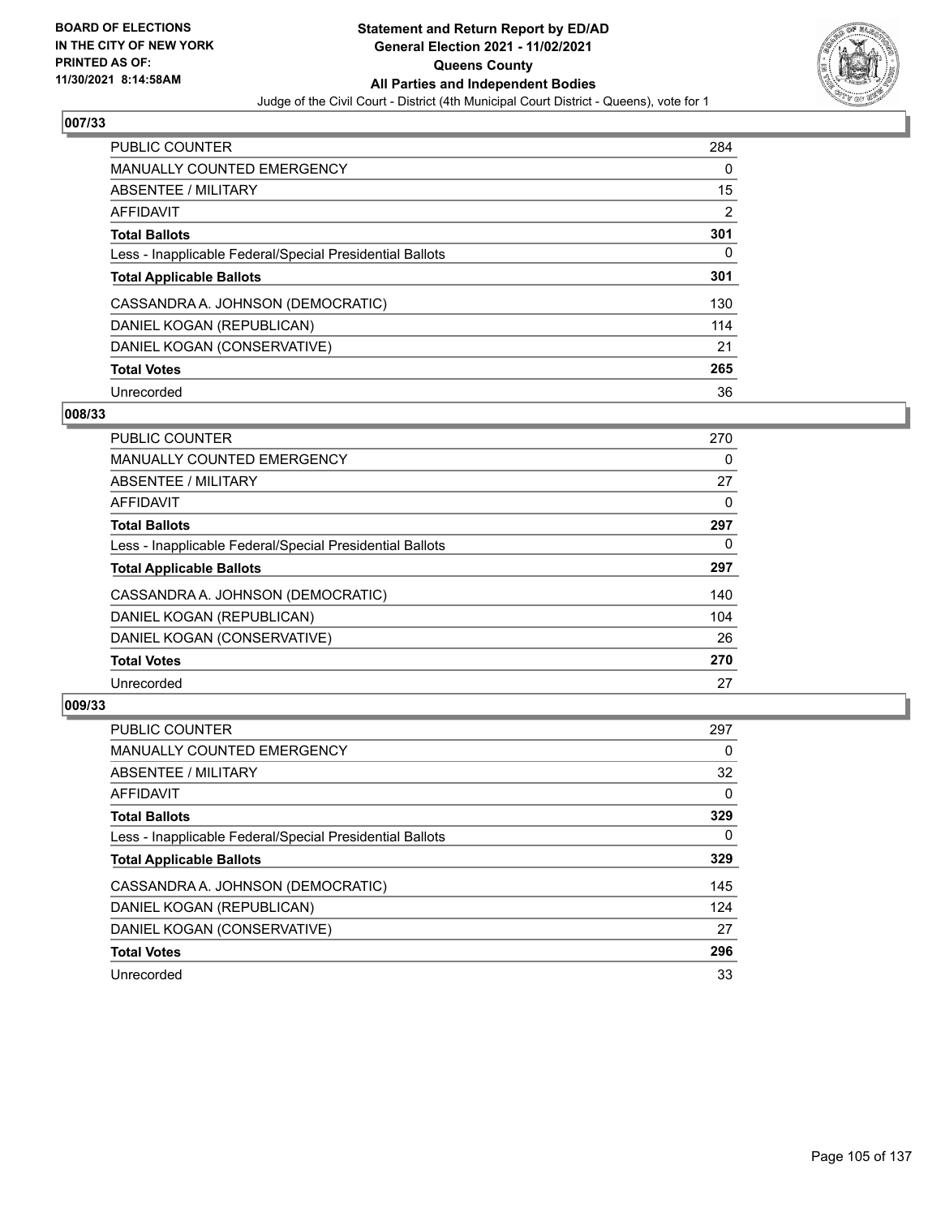# Statement and Return Report by ED/AD
## General Election 2021 - 11/02/2021
## Queens County
## All Parties and Independent Bodies
Judge of the Civil Court - District (4th Municipal Court District - Queens), vote for 1

BOARD OF ELECTIONS
IN THE CITY OF NEW YORK
PRINTED AS OF:
11/30/2021 8:14:58AM

### 007/33

| | |
|---|---|
| PUBLIC COUNTER | 284 |
| MANUALLY COUNTED EMERGENCY | 0 |
| ABSENTEE / MILITARY | 15 |
| AFFIDAVIT | 2 |
| **Total Ballots** | **301** |
| Less - Inapplicable Federal/Special Presidential Ballots | 0 |
| **Total Applicable Ballots** | **301** |
| CASSANDRA A. JOHNSON (DEMOCRATIC) | 130 |
| DANIEL KOGAN (REPUBLICAN) | 114 |
| DANIEL KOGAN (CONSERVATIVE) | 21 |
| **Total Votes** | **265** |
| Unrecorded | 36 |

### 008/33

| | |
|---|---|
| PUBLIC COUNTER | 270 |
| MANUALLY COUNTED EMERGENCY | 0 |
| ABSENTEE / MILITARY | 27 |
| AFFIDAVIT | 0 |
| **Total Ballots** | **297** |
| Less - Inapplicable Federal/Special Presidential Ballots | 0 |
| **Total Applicable Ballots** | **297** |
| CASSANDRA A. JOHNSON (DEMOCRATIC) | 140 |
| DANIEL KOGAN (REPUBLICAN) | 104 |
| DANIEL KOGAN (CONSERVATIVE) | 26 |
| **Total Votes** | **270** |
| Unrecorded | 27 |

### 009/33

| | |
|---|---|
| PUBLIC COUNTER | 297 |
| MANUALLY COUNTED EMERGENCY | 0 |
| ABSENTEE / MILITARY | 32 |
| AFFIDAVIT | 0 |
| **Total Ballots** | **329** |
| Less - Inapplicable Federal/Special Presidential Ballots | 0 |
| **Total Applicable Ballots** | **329** |
| CASSANDRA A. JOHNSON (DEMOCRATIC) | 145 |
| DANIEL KOGAN (REPUBLICAN) | 124 |
| DANIEL KOGAN (CONSERVATIVE) | 27 |
| **Total Votes** | **296** |
| Unrecorded | 33 |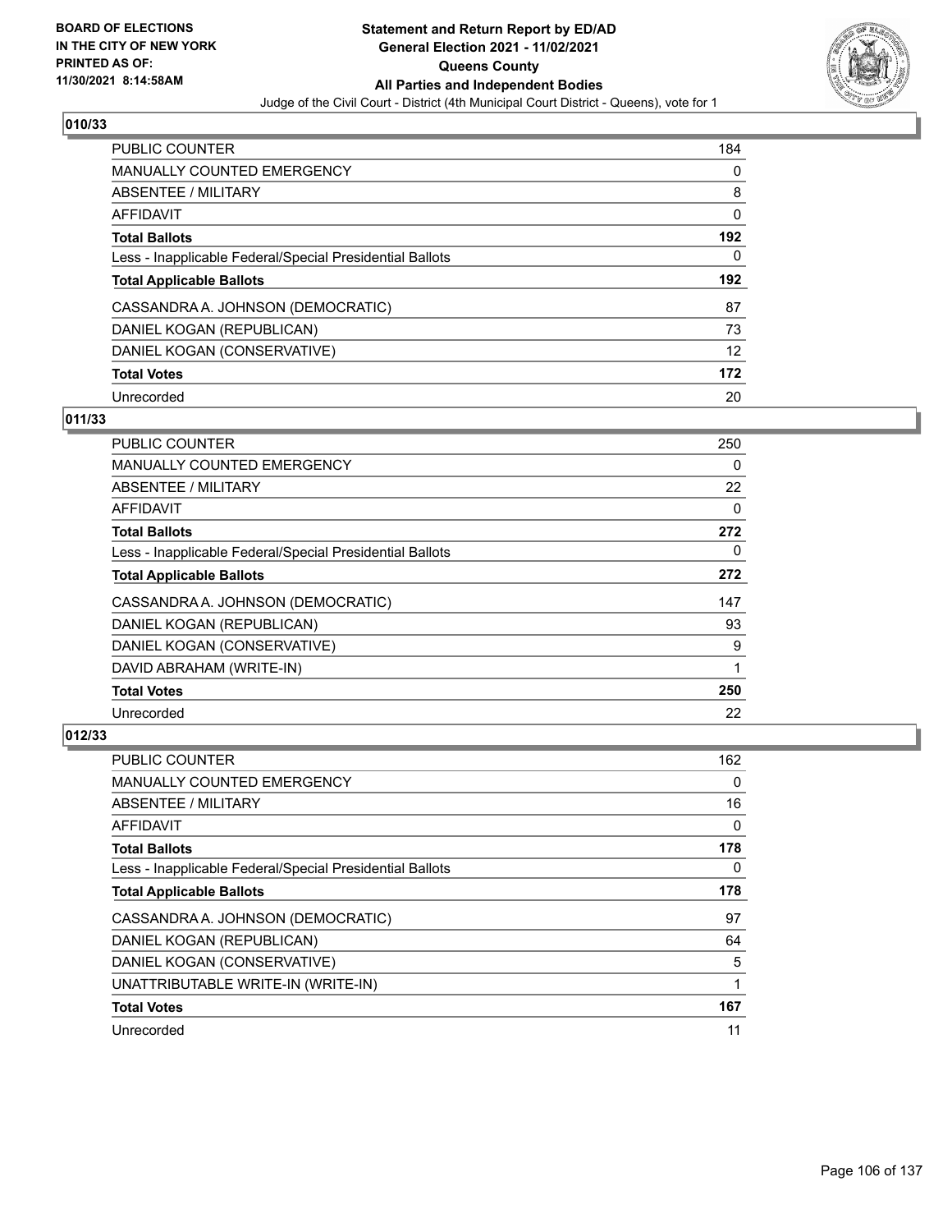**BOARD OF ELECTIONS IN THE CITY OF NEW YORK PRINTED AS OF: 11/30/2021 8:14:58AM**

# Statement and Return Report by ED/AD
## General Election 2021 - 11/02/2021
## Queens County
## All Parties and Independent Bodies
Judge of the Civil Court - District (4th Municipal Court District - Queens), vote for 1

### 010/33

| | |
|---|---|
| PUBLIC COUNTER | 184 |
| MANUALLY COUNTED EMERGENCY | 0 |
| ABSENTEE / MILITARY | 8 |
| AFFIDAVIT | 0 |
| **Total Ballots** | **192** |
| Less - Inapplicable Federal/Special Presidential Ballots | 0 |
| **Total Applicable Ballots** | **192** |
| CASSANDRA A. JOHNSON (DEMOCRATIC) | 87 |
| DANIEL KOGAN (REPUBLICAN) | 73 |
| DANIEL KOGAN (CONSERVATIVE) | 12 |
| **Total Votes** | **172** |
| Unrecorded | 20 |

### 011/33

| | |
|---|---|
| PUBLIC COUNTER | 250 |
| MANUALLY COUNTED EMERGENCY | 0 |
| ABSENTEE / MILITARY | 22 |
| AFFIDAVIT | 0 |
| **Total Ballots** | **272** |
| Less - Inapplicable Federal/Special Presidential Ballots | 0 |
| **Total Applicable Ballots** | **272** |
| CASSANDRA A. JOHNSON (DEMOCRATIC) | 147 |
| DANIEL KOGAN (REPUBLICAN) | 93 |
| DANIEL KOGAN (CONSERVATIVE) | 9 |
| DAVID ABRAHAM (WRITE-IN) | 1 |
| **Total Votes** | **250** |
| Unrecorded | 22 |

### 012/33

| | |
|---|---|
| PUBLIC COUNTER | 162 |
| MANUALLY COUNTED EMERGENCY | 0 |
| ABSENTEE / MILITARY | 16 |
| AFFIDAVIT | 0 |
| **Total Ballots** | **178** |
| Less - Inapplicable Federal/Special Presidential Ballots | 0 |
| **Total Applicable Ballots** | **178** |
| CASSANDRA A. JOHNSON (DEMOCRATIC) | 97 |
| DANIEL KOGAN (REPUBLICAN) | 64 |
| DANIEL KOGAN (CONSERVATIVE) | 5 |
| UNATTRIBUTABLE WRITE-IN (WRITE-IN) | 1 |
| **Total Votes** | **167** |
| Unrecorded | 11 |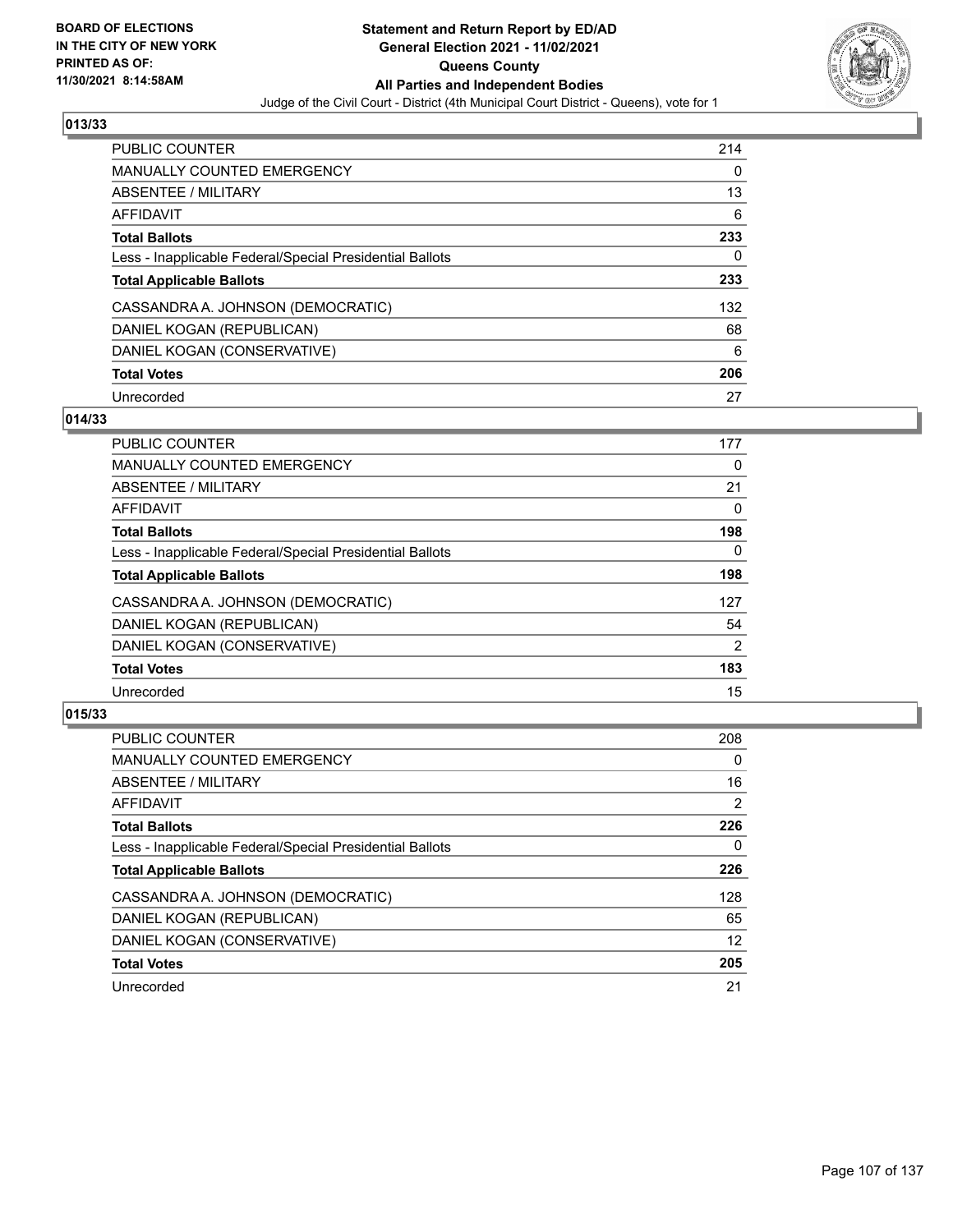**BOARD OF ELECTIONS IN THE CITY OF NEW YORK PRINTED AS OF: 11/30/2021 8:14:58AM**

**Statement and Return Report by ED/AD General Election 2021 - 11/02/2021 Queens County All Parties and Independent Bodies**

Judge of the Civil Court - District (4th Municipal Court District - Queens), vote for 1

## 013/33

| | |
|---|---|
| PUBLIC COUNTER | 214 |
| MANUALLY COUNTED EMERGENCY | 0 |
| ABSENTEE / MILITARY | 13 |
| AFFIDAVIT | 6 |
| **Total Ballots** | **233** |
| Less - Inapplicable Federal/Special Presidential Ballots | 0 |
| **Total Applicable Ballots** | **233** |
| CASSANDRA A. JOHNSON (DEMOCRATIC) | 132 |
| DANIEL KOGAN (REPUBLICAN) | 68 |
| DANIEL KOGAN (CONSERVATIVE) | 6 |
| **Total Votes** | **206** |
| Unrecorded | 27 |

## 014/33

| | |
|---|---|
| PUBLIC COUNTER | 177 |
| MANUALLY COUNTED EMERGENCY | 0 |
| ABSENTEE / MILITARY | 21 |
| AFFIDAVIT | 0 |
| **Total Ballots** | **198** |
| Less - Inapplicable Federal/Special Presidential Ballots | 0 |
| **Total Applicable Ballots** | **198** |
| CASSANDRA A. JOHNSON (DEMOCRATIC) | 127 |
| DANIEL KOGAN (REPUBLICAN) | 54 |
| DANIEL KOGAN (CONSERVATIVE) | 2 |
| **Total Votes** | **183** |
| Unrecorded | 15 |

## 015/33

| | |
|---|---|
| PUBLIC COUNTER | 208 |
| MANUALLY COUNTED EMERGENCY | 0 |
| ABSENTEE / MILITARY | 16 |
| AFFIDAVIT | 2 |
| **Total Ballots** | **226** |
| Less - Inapplicable Federal/Special Presidential Ballots | 0 |
| **Total Applicable Ballots** | **226** |
| CASSANDRA A. JOHNSON (DEMOCRATIC) | 128 |
| DANIEL KOGAN (REPUBLICAN) | 65 |
| DANIEL KOGAN (CONSERVATIVE) | 12 |
| **Total Votes** | **205** |
| Unrecorded | 21 |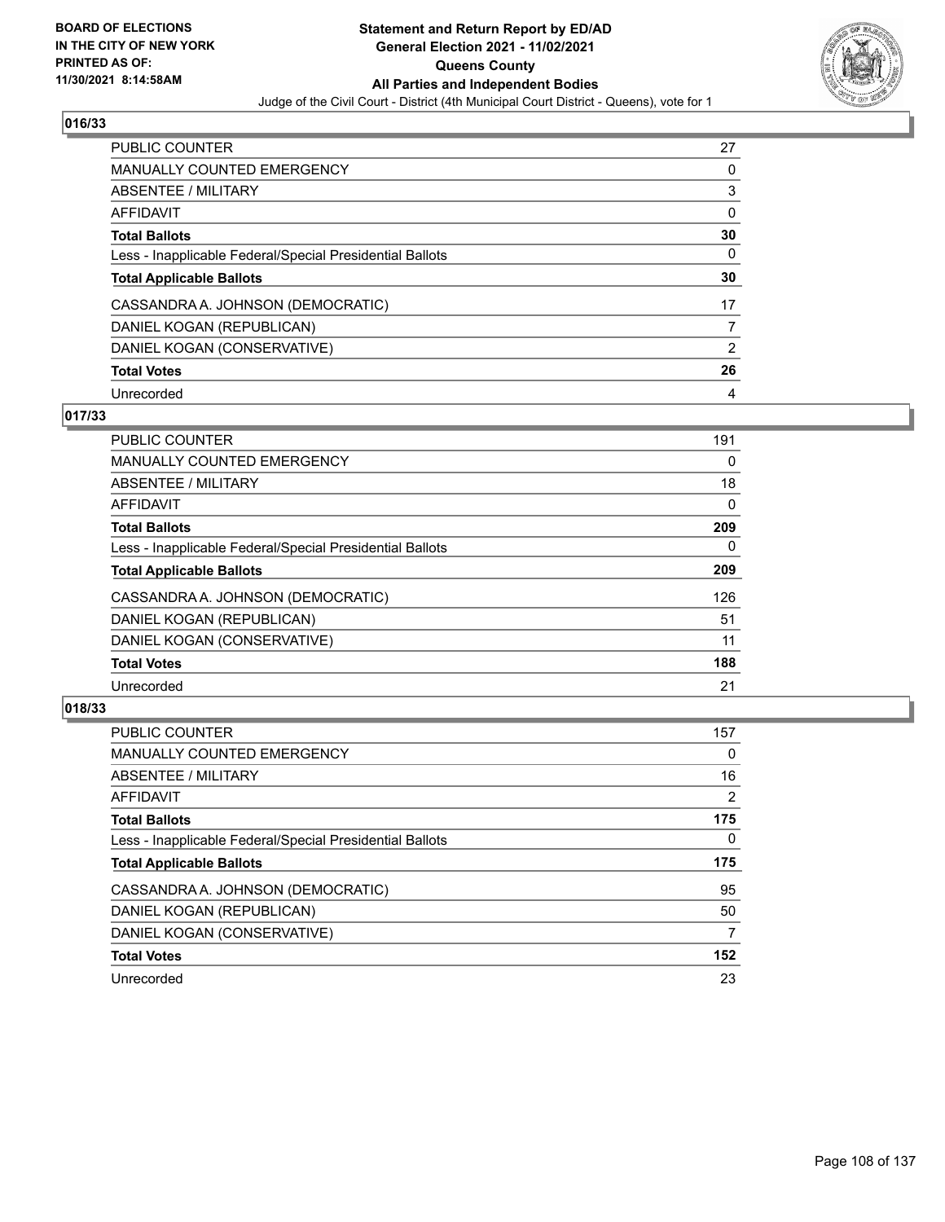BOARD OF ELECTIONS
IN THE CITY OF NEW YORK
PRINTED AS OF:
11/30/2021 8:14:58AM

# Statement and Return Report by ED/AD
## General Election 2021 - 11/02/2021
## Queens County
## All Parties and Independent Bodies

Judge of the Civil Court - District (4th Municipal Court District - Queens), vote for 1

### 016/33

| | |
|---|---|
| PUBLIC COUNTER | 27 |
| MANUALLY COUNTED EMERGENCY | 0 |
| ABSENTEE / MILITARY | 3 |
| AFFIDAVIT | 0 |
| **Total Ballots** | **30** |
| Less - Inapplicable Federal/Special Presidential Ballots | 0 |
| **Total Applicable Ballots** | **30** |
| CASSANDRA A. JOHNSON (DEMOCRATIC) | 17 |
| DANIEL KOGAN (REPUBLICAN) | 7 |
| DANIEL KOGAN (CONSERVATIVE) | 2 |
| **Total Votes** | **26** |
| Unrecorded | 4 |

### 017/33

| | |
|---|---|
| PUBLIC COUNTER | 191 |
| MANUALLY COUNTED EMERGENCY | 0 |
| ABSENTEE / MILITARY | 18 |
| AFFIDAVIT | 0 |
| **Total Ballots** | **209** |
| Less - Inapplicable Federal/Special Presidential Ballots | 0 |
| **Total Applicable Ballots** | **209** |
| CASSANDRA A. JOHNSON (DEMOCRATIC) | 126 |
| DANIEL KOGAN (REPUBLICAN) | 51 |
| DANIEL KOGAN (CONSERVATIVE) | 11 |
| **Total Votes** | **188** |
| Unrecorded | 21 |

### 018/33

| | |
|---|---|
| PUBLIC COUNTER | 157 |
| MANUALLY COUNTED EMERGENCY | 0 |
| ABSENTEE / MILITARY | 16 |
| AFFIDAVIT | 2 |
| **Total Ballots** | **175** |
| Less - Inapplicable Federal/Special Presidential Ballots | 0 |
| **Total Applicable Ballots** | **175** |
| CASSANDRA A. JOHNSON (DEMOCRATIC) | 95 |
| DANIEL KOGAN (REPUBLICAN) | 50 |
| DANIEL KOGAN (CONSERVATIVE) | 7 |
| **Total Votes** | **152** |
| Unrecorded | 23 |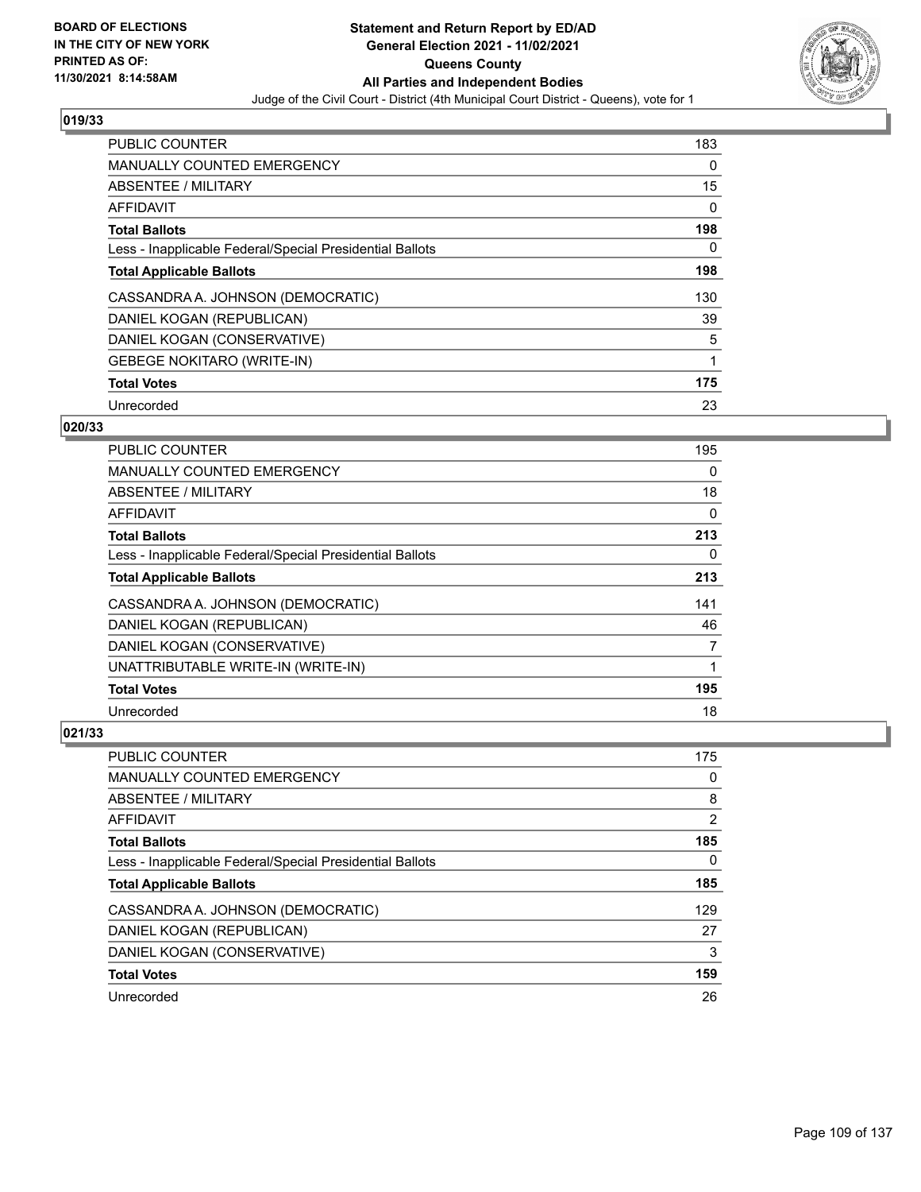**BOARD OF ELECTIONS IN THE CITY OF NEW YORK PRINTED AS OF: 11/30/2021 8:14:58AM**

**Statement and Return Report by ED/AD General Election 2021 - 11/02/2021 Queens County All Parties and Independent Bodies**

Judge of the Civil Court - District (4th Municipal Court District - Queens), vote for 1

## 019/33

| | |
|---|---|
| PUBLIC COUNTER | 183 |
| MANUALLY COUNTED EMERGENCY | 0 |
| ABSENTEE / MILITARY | 15 |
| AFFIDAVIT | 0 |
| **Total Ballots** | **198** |
| Less - Inapplicable Federal/Special Presidential Ballots | 0 |
| **Total Applicable Ballots** | **198** |
| CASSANDRA A. JOHNSON (DEMOCRATIC) | 130 |
| DANIEL KOGAN (REPUBLICAN) | 39 |
| DANIEL KOGAN (CONSERVATIVE) | 5 |
| GEBEGE NOKITARO (WRITE-IN) | 1 |
| **Total Votes** | **175** |
| Unrecorded | 23 |

## 020/33

| | |
|---|---|
| PUBLIC COUNTER | 195 |
| MANUALLY COUNTED EMERGENCY | 0 |
| ABSENTEE / MILITARY | 18 |
| AFFIDAVIT | 0 |
| **Total Ballots** | **213** |
| Less - Inapplicable Federal/Special Presidential Ballots | 0 |
| **Total Applicable Ballots** | **213** |
| CASSANDRA A. JOHNSON (DEMOCRATIC) | 141 |
| DANIEL KOGAN (REPUBLICAN) | 46 |
| DANIEL KOGAN (CONSERVATIVE) | 7 |
| UNATTRIBUTABLE WRITE-IN (WRITE-IN) | 1 |
| **Total Votes** | **195** |
| Unrecorded | 18 |

## 021/33

| | |
|---|---|
| PUBLIC COUNTER | 175 |
| MANUALLY COUNTED EMERGENCY | 0 |
| ABSENTEE / MILITARY | 8 |
| AFFIDAVIT | 2 |
| **Total Ballots** | **185** |
| Less - Inapplicable Federal/Special Presidential Ballots | 0 |
| **Total Applicable Ballots** | **185** |
| CASSANDRA A. JOHNSON (DEMOCRATIC) | 129 |
| DANIEL KOGAN (REPUBLICAN) | 27 |
| DANIEL KOGAN (CONSERVATIVE) | 3 |
| **Total Votes** | **159** |
| Unrecorded | 26 |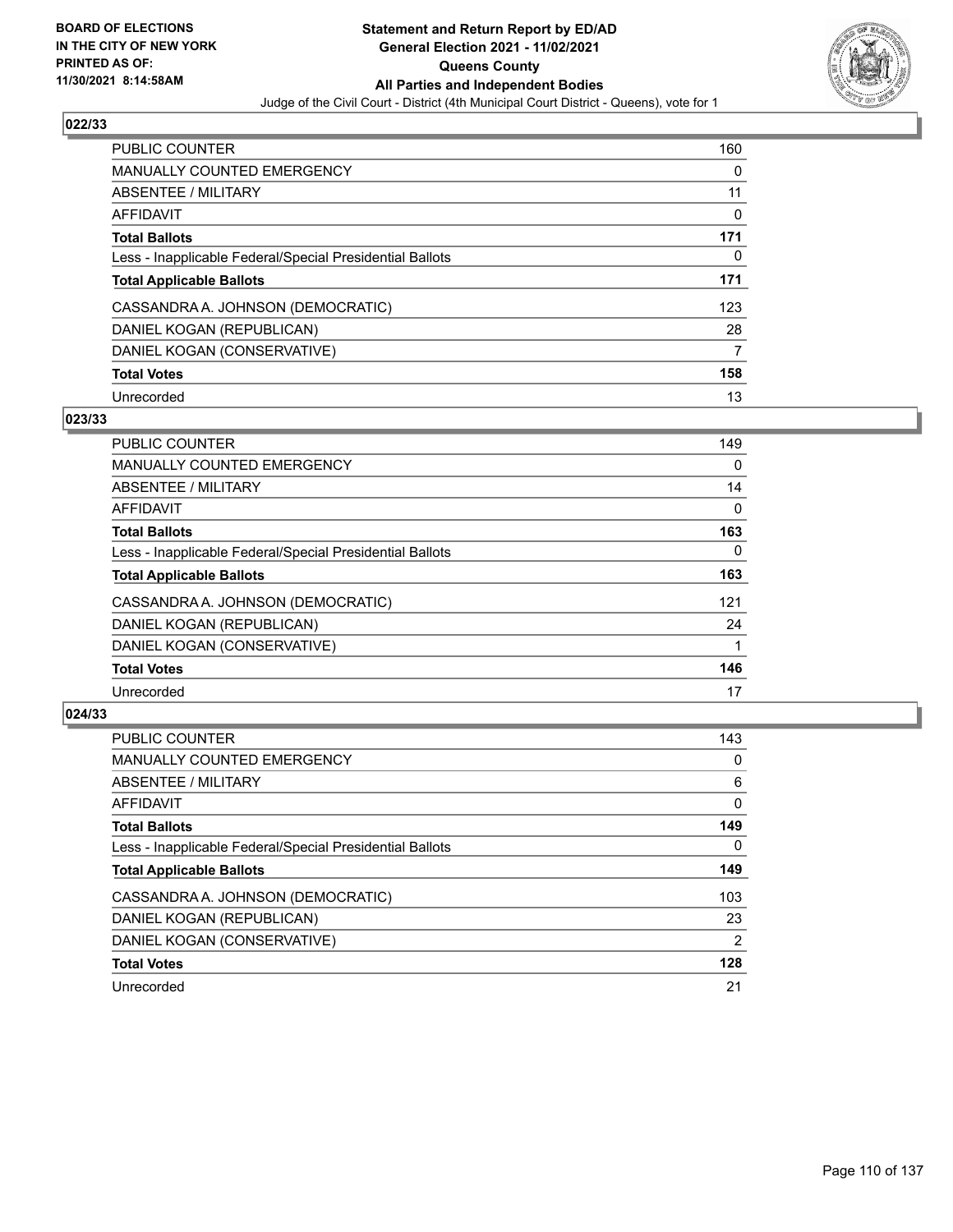## 022/33

| | |
|---|---|
| PUBLIC COUNTER | 160 |
| MANUALLY COUNTED EMERGENCY | 0 |
| ABSENTEE / MILITARY | 11 |
| AFFIDAVIT | 0 |
| **Total Ballots** | **171** |
| Less - Inapplicable Federal/Special Presidential Ballots | 0 |
| **Total Applicable Ballots** | **171** |
| CASSANDRA A. JOHNSON (DEMOCRATIC) | 123 |
| DANIEL KOGAN (REPUBLICAN) | 28 |
| DANIEL KOGAN (CONSERVATIVE) | 7 |
| **Total Votes** | **158** |
| Unrecorded | 13 |

## 023/33

| | |
|---|---|
| PUBLIC COUNTER | 149 |
| MANUALLY COUNTED EMERGENCY | 0 |
| ABSENTEE / MILITARY | 14 |
| AFFIDAVIT | 0 |
| **Total Ballots** | **163** |
| Less - Inapplicable Federal/Special Presidential Ballots | 0 |
| **Total Applicable Ballots** | **163** |
| CASSANDRA A. JOHNSON (DEMOCRATIC) | 121 |
| DANIEL KOGAN (REPUBLICAN) | 24 |
| DANIEL KOGAN (CONSERVATIVE) | 1 |
| **Total Votes** | **146** |
| Unrecorded | 17 |

## 024/33

| | |
|---|---|
| PUBLIC COUNTER | 143 |
| MANUALLY COUNTED EMERGENCY | 0 |
| ABSENTEE / MILITARY | 6 |
| AFFIDAVIT | 0 |
| **Total Ballots** | **149** |
| Less - Inapplicable Federal/Special Presidential Ballots | 0 |
| **Total Applicable Ballots** | **149** |
| CASSANDRA A. JOHNSON (DEMOCRATIC) | 103 |
| DANIEL KOGAN (REPUBLICAN) | 23 |
| DANIEL KOGAN (CONSERVATIVE) | 2 |
| **Total Votes** | **128** |
| Unrecorded | 21 |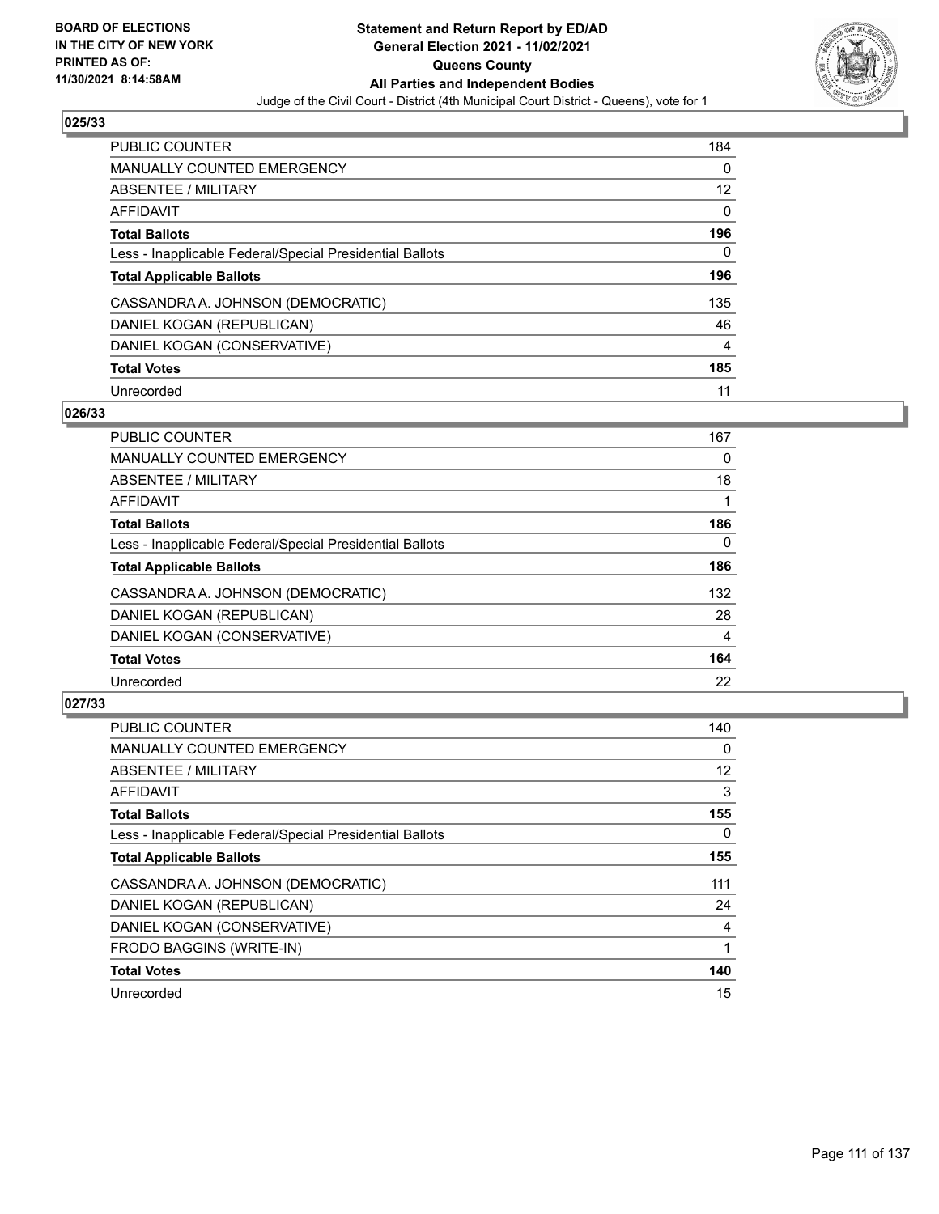**Statement and Return Report by ED/AD**
**General Election 2021 - 11/02/2021**
**Queens County**
**All Parties and Independent Bodies**
Judge of the Civil Court - District (4th Municipal Court District - Queens), vote for 1

BOARD OF ELECTIONS IN THE CITY OF NEW YORK
PRINTED AS OF: 11/30/2021 8:14:58AM

## 025/33

| | |
|---|---|
| PUBLIC COUNTER | 184 |
| MANUALLY COUNTED EMERGENCY | 0 |
| ABSENTEE / MILITARY | 12 |
| AFFIDAVIT | 0 |
| **Total Ballots** | **196** |
| Less - Inapplicable Federal/Special Presidential Ballots | 0 |
| **Total Applicable Ballots** | **196** |
| CASSANDRA A. JOHNSON (DEMOCRATIC) | 135 |
| DANIEL KOGAN (REPUBLICAN) | 46 |
| DANIEL KOGAN (CONSERVATIVE) | 4 |
| **Total Votes** | **185** |
| Unrecorded | 11 |

## 026/33

| | |
|---|---|
| PUBLIC COUNTER | 167 |
| MANUALLY COUNTED EMERGENCY | 0 |
| ABSENTEE / MILITARY | 18 |
| AFFIDAVIT | 1 |
| **Total Ballots** | **186** |
| Less - Inapplicable Federal/Special Presidential Ballots | 0 |
| **Total Applicable Ballots** | **186** |
| CASSANDRA A. JOHNSON (DEMOCRATIC) | 132 |
| DANIEL KOGAN (REPUBLICAN) | 28 |
| DANIEL KOGAN (CONSERVATIVE) | 4 |
| **Total Votes** | **164** |
| Unrecorded | 22 |

## 027/33

| | |
|---|---|
| PUBLIC COUNTER | 140 |
| MANUALLY COUNTED EMERGENCY | 0 |
| ABSENTEE / MILITARY | 12 |
| AFFIDAVIT | 3 |
| **Total Ballots** | **155** |
| Less - Inapplicable Federal/Special Presidential Ballots | 0 |
| **Total Applicable Ballots** | **155** |
| CASSANDRA A. JOHNSON (DEMOCRATIC) | 111 |
| DANIEL KOGAN (REPUBLICAN) | 24 |
| DANIEL KOGAN (CONSERVATIVE) | 4 |
| FRODO BAGGINS (WRITE-IN) | 1 |
| **Total Votes** | **140** |
| Unrecorded | 15 |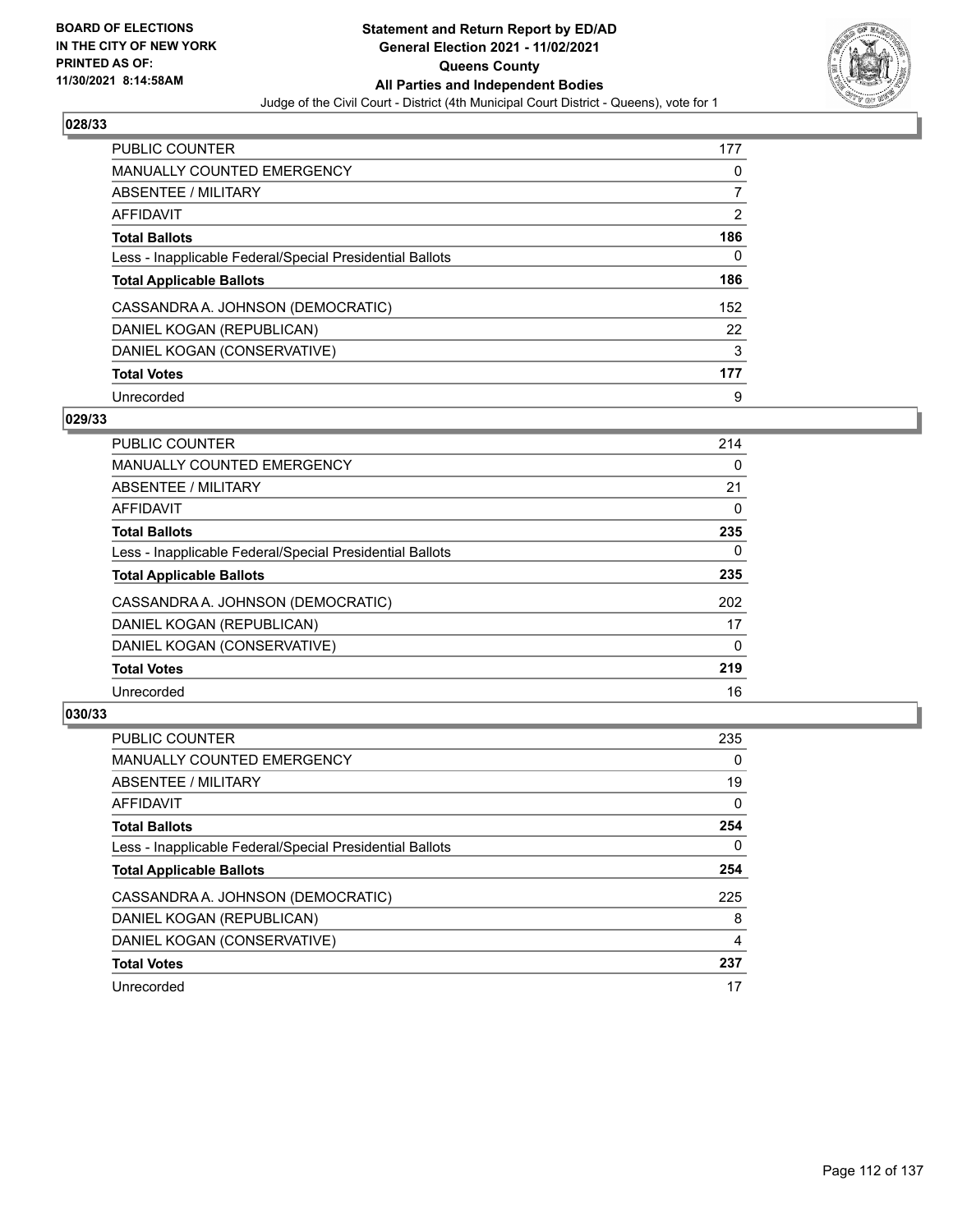**BOARD OF ELECTIONS IN THE CITY OF NEW YORK PRINTED AS OF: 11/30/2021 8:14:58AM**

# Statement and Return Report by ED/AD
## General Election 2021 - 11/02/2021
## Queens County
## All Parties and Independent Bodies

Judge of the Civil Court - District (4th Municipal Court District - Queens), vote for 1

### 028/33

| | |
|---|---|
| PUBLIC COUNTER | 177 |
| MANUALLY COUNTED EMERGENCY | 0 |
| ABSENTEE / MILITARY | 7 |
| AFFIDAVIT | 2 |
| **Total Ballots** | **186** |
| Less - Inapplicable Federal/Special Presidential Ballots | 0 |
| **Total Applicable Ballots** | **186** |
| CASSANDRA A. JOHNSON (DEMOCRATIC) | 152 |
| DANIEL KOGAN (REPUBLICAN) | 22 |
| DANIEL KOGAN (CONSERVATIVE) | 3 |
| **Total Votes** | **177** |
| Unrecorded | 9 |

### 029/33

| | |
|---|---|
| PUBLIC COUNTER | 214 |
| MANUALLY COUNTED EMERGENCY | 0 |
| ABSENTEE / MILITARY | 21 |
| AFFIDAVIT | 0 |
| **Total Ballots** | **235** |
| Less - Inapplicable Federal/Special Presidential Ballots | 0 |
| **Total Applicable Ballots** | **235** |
| CASSANDRA A. JOHNSON (DEMOCRATIC) | 202 |
| DANIEL KOGAN (REPUBLICAN) | 17 |
| DANIEL KOGAN (CONSERVATIVE) | 0 |
| **Total Votes** | **219** |
| Unrecorded | 16 |

### 030/33

| | |
|---|---|
| PUBLIC COUNTER | 235 |
| MANUALLY COUNTED EMERGENCY | 0 |
| ABSENTEE / MILITARY | 19 |
| AFFIDAVIT | 0 |
| **Total Ballots** | **254** |
| Less - Inapplicable Federal/Special Presidential Ballots | 0 |
| **Total Applicable Ballots** | **254** |
| CASSANDRA A. JOHNSON (DEMOCRATIC) | 225 |
| DANIEL KOGAN (REPUBLICAN) | 8 |
| DANIEL KOGAN (CONSERVATIVE) | 4 |
| **Total Votes** | **237** |
| Unrecorded | 17 |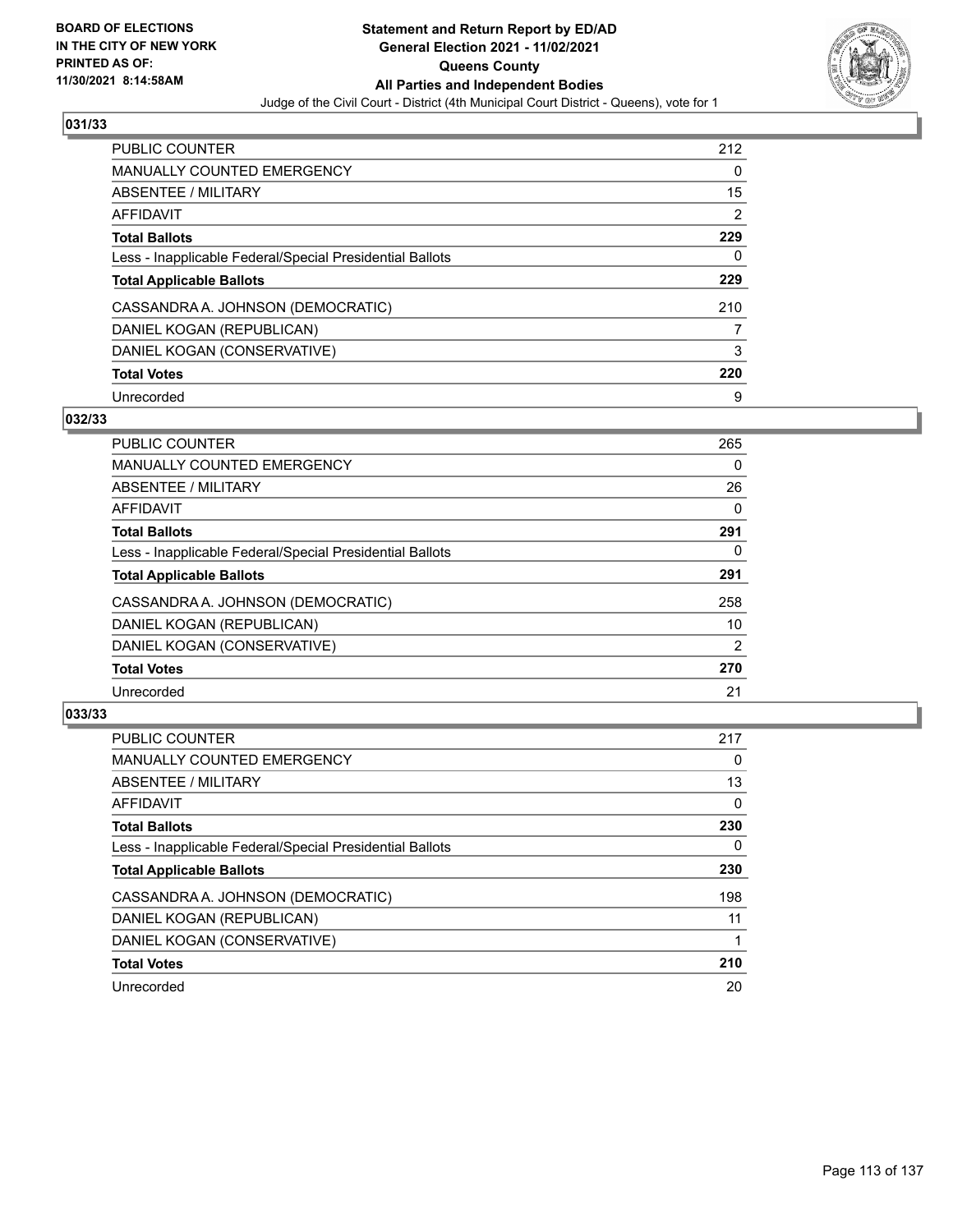BOARD OF ELECTIONS
IN THE CITY OF NEW YORK
PRINTED AS OF:
11/30/2021 8:14:58AM

**Statement and Return Report by ED/AD**
**General Election 2021 - 11/02/2021**
**Queens County**
**All Parties and Independent Bodies**
Judge of the Civil Court - District (4th Municipal Court District - Queens), vote for 1

### 031/33

| | |
|---|---|
| PUBLIC COUNTER | 212 |
| MANUALLY COUNTED EMERGENCY | 0 |
| ABSENTEE / MILITARY | 15 |
| AFFIDAVIT | 2 |
| **Total Ballots** | **229** |
| Less - Inapplicable Federal/Special Presidential Ballots | 0 |
| **Total Applicable Ballots** | **229** |
| CASSANDRA A. JOHNSON (DEMOCRATIC) | 210 |
| DANIEL KOGAN (REPUBLICAN) | 7 |
| DANIEL KOGAN (CONSERVATIVE) | 3 |
| **Total Votes** | **220** |
| Unrecorded | 9 |

### 032/33

| | |
|---|---|
| PUBLIC COUNTER | 265 |
| MANUALLY COUNTED EMERGENCY | 0 |
| ABSENTEE / MILITARY | 26 |
| AFFIDAVIT | 0 |
| **Total Ballots** | **291** |
| Less - Inapplicable Federal/Special Presidential Ballots | 0 |
| **Total Applicable Ballots** | **291** |
| CASSANDRA A. JOHNSON (DEMOCRATIC) | 258 |
| DANIEL KOGAN (REPUBLICAN) | 10 |
| DANIEL KOGAN (CONSERVATIVE) | 2 |
| **Total Votes** | **270** |
| Unrecorded | 21 |

### 033/33

| | |
|---|---|
| PUBLIC COUNTER | 217 |
| MANUALLY COUNTED EMERGENCY | 0 |
| ABSENTEE / MILITARY | 13 |
| AFFIDAVIT | 0 |
| **Total Ballots** | **230** |
| Less - Inapplicable Federal/Special Presidential Ballots | 0 |
| **Total Applicable Ballots** | **230** |
| CASSANDRA A. JOHNSON (DEMOCRATIC) | 198 |
| DANIEL KOGAN (REPUBLICAN) | 11 |
| DANIEL KOGAN (CONSERVATIVE) | 1 |
| **Total Votes** | **210** |
| Unrecorded | 20 |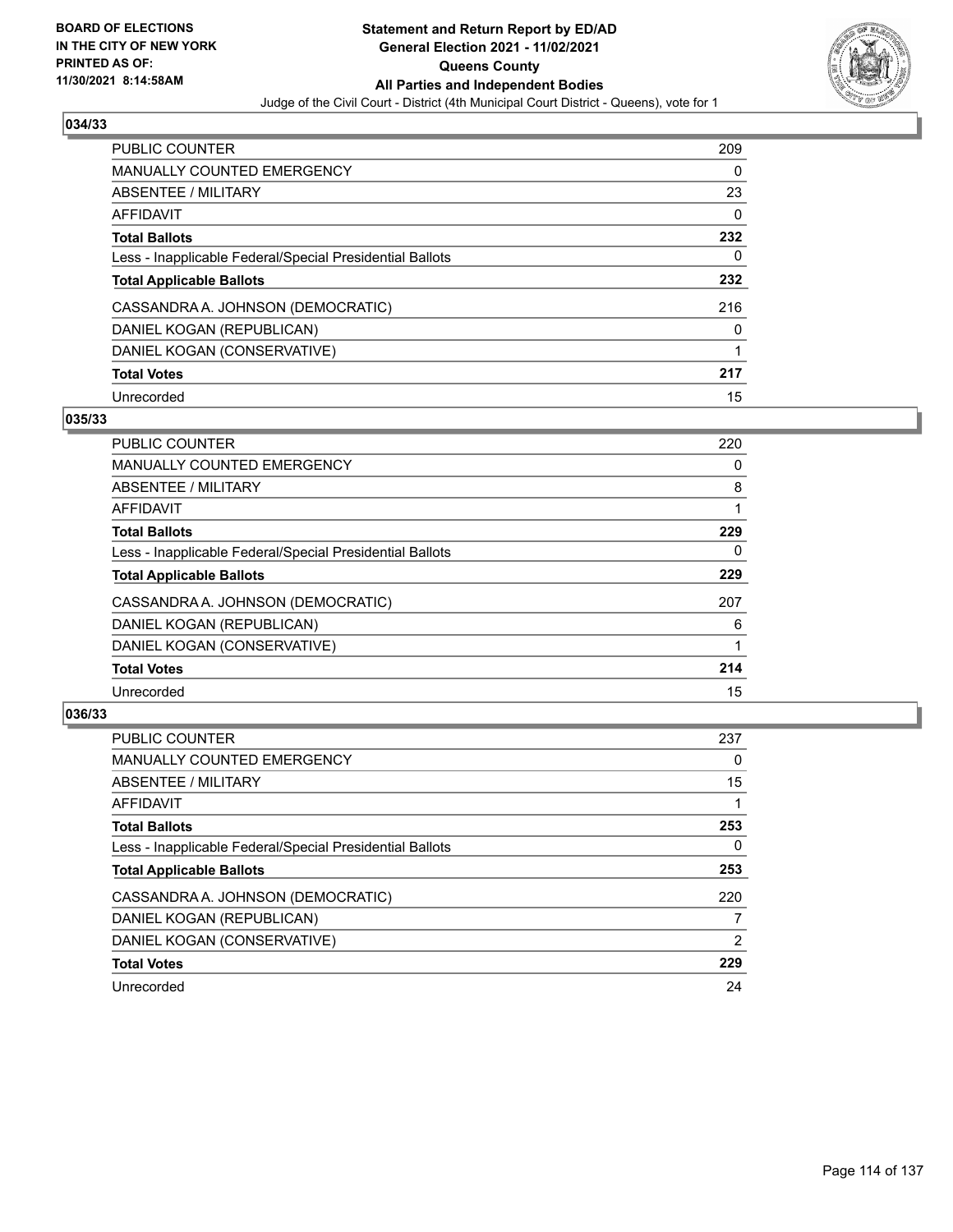BOARD OF ELECTIONS
IN THE CITY OF NEW YORK
PRINTED AS OF:
11/30/2021 8:14:58AM

**Statement and Return Report by ED/AD**
**General Election 2021 - 11/02/2021**
**Queens County**
**All Parties and Independent Bodies**
Judge of the Civil Court - District (4th Municipal Court District - Queens), vote for 1

### 034/33

| | |
|---|---|
| PUBLIC COUNTER | 209 |
| MANUALLY COUNTED EMERGENCY | 0 |
| ABSENTEE / MILITARY | 23 |
| AFFIDAVIT | 0 |
| **Total Ballots** | **232** |
| Less - Inapplicable Federal/Special Presidential Ballots | 0 |
| **Total Applicable Ballots** | **232** |
| CASSANDRA A. JOHNSON (DEMOCRATIC) | 216 |
| DANIEL KOGAN (REPUBLICAN) | 0 |
| DANIEL KOGAN (CONSERVATIVE) | 1 |
| **Total Votes** | **217** |
| Unrecorded | 15 |

### 035/33

| | |
|---|---|
| PUBLIC COUNTER | 220 |
| MANUALLY COUNTED EMERGENCY | 0 |
| ABSENTEE / MILITARY | 8 |
| AFFIDAVIT | 1 |
| **Total Ballots** | **229** |
| Less - Inapplicable Federal/Special Presidential Ballots | 0 |
| **Total Applicable Ballots** | **229** |
| CASSANDRA A. JOHNSON (DEMOCRATIC) | 207 |
| DANIEL KOGAN (REPUBLICAN) | 6 |
| DANIEL KOGAN (CONSERVATIVE) | 1 |
| **Total Votes** | **214** |
| Unrecorded | 15 |

### 036/33

| | |
|---|---|
| PUBLIC COUNTER | 237 |
| MANUALLY COUNTED EMERGENCY | 0 |
| ABSENTEE / MILITARY | 15 |
| AFFIDAVIT | 1 |
| **Total Ballots** | **253** |
| Less - Inapplicable Federal/Special Presidential Ballots | 0 |
| **Total Applicable Ballots** | **253** |
| CASSANDRA A. JOHNSON (DEMOCRATIC) | 220 |
| DANIEL KOGAN (REPUBLICAN) | 7 |
| DANIEL KOGAN (CONSERVATIVE) | 2 |
| **Total Votes** | **229** |
| Unrecorded | 24 |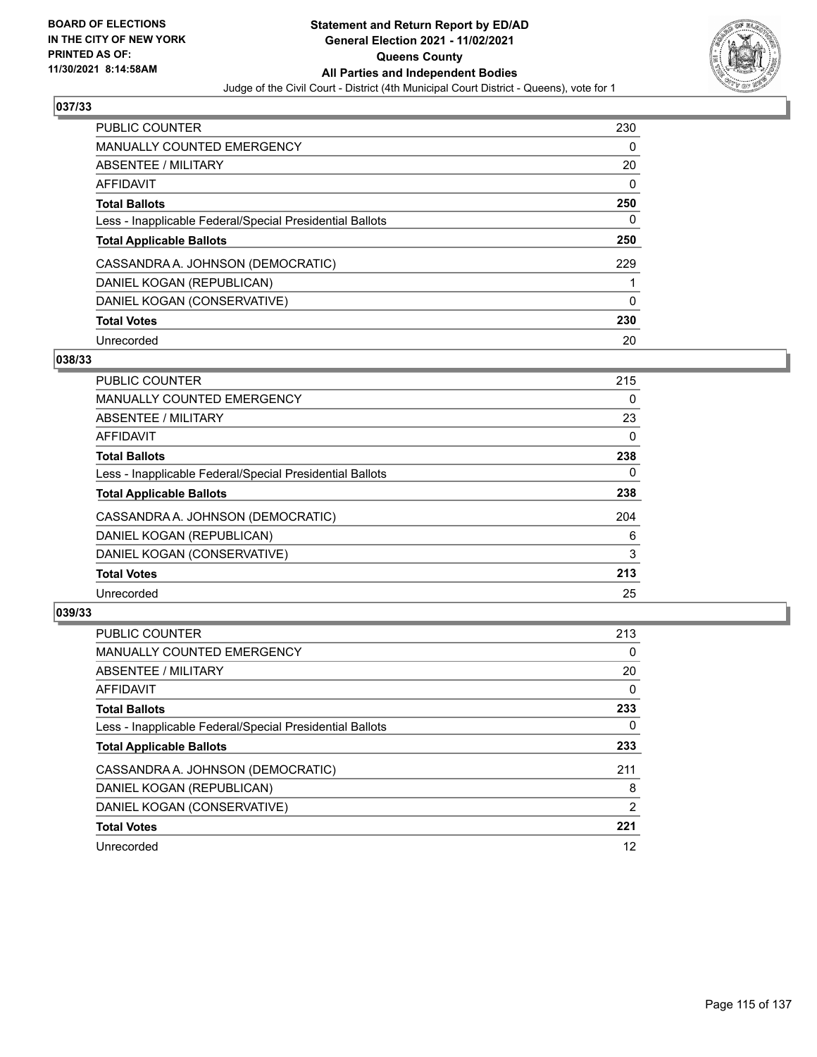BOARD OF ELECTIONS IN THE CITY OF NEW YORK PRINTED AS OF: 11/30/2021 8:14:58AM

# Statement and Return Report by ED/AD
## General Election 2021 - 11/02/2021
## Queens County
## All Parties and Independent Bodies

Judge of the Civil Court - District (4th Municipal Court District - Queens), vote for 1

### 037/33

| | |
|---|---|
| PUBLIC COUNTER | 230 |
| MANUALLY COUNTED EMERGENCY | 0 |
| ABSENTEE / MILITARY | 20 |
| AFFIDAVIT | 0 |
| **Total Ballots** | **250** |
| Less - Inapplicable Federal/Special Presidential Ballots | 0 |
| **Total Applicable Ballots** | **250** |
| CASSANDRA A. JOHNSON (DEMOCRATIC) | 229 |
| DANIEL KOGAN (REPUBLICAN) | 1 |
| DANIEL KOGAN (CONSERVATIVE) | 0 |
| **Total Votes** | **230** |
| Unrecorded | 20 |

### 038/33

| | |
|---|---|
| PUBLIC COUNTER | 215 |
| MANUALLY COUNTED EMERGENCY | 0 |
| ABSENTEE / MILITARY | 23 |
| AFFIDAVIT | 0 |
| **Total Ballots** | **238** |
| Less - Inapplicable Federal/Special Presidential Ballots | 0 |
| **Total Applicable Ballots** | **238** |
| CASSANDRA A. JOHNSON (DEMOCRATIC) | 204 |
| DANIEL KOGAN (REPUBLICAN) | 6 |
| DANIEL KOGAN (CONSERVATIVE) | 3 |
| **Total Votes** | **213** |
| Unrecorded | 25 |

### 039/33

| | |
|---|---|
| PUBLIC COUNTER | 213 |
| MANUALLY COUNTED EMERGENCY | 0 |
| ABSENTEE / MILITARY | 20 |
| AFFIDAVIT | 0 |
| **Total Ballots** | **233** |
| Less - Inapplicable Federal/Special Presidential Ballots | 0 |
| **Total Applicable Ballots** | **233** |
| CASSANDRA A. JOHNSON (DEMOCRATIC) | 211 |
| DANIEL KOGAN (REPUBLICAN) | 8 |
| DANIEL KOGAN (CONSERVATIVE) | 2 |
| **Total Votes** | **221** |
| Unrecorded | 12 |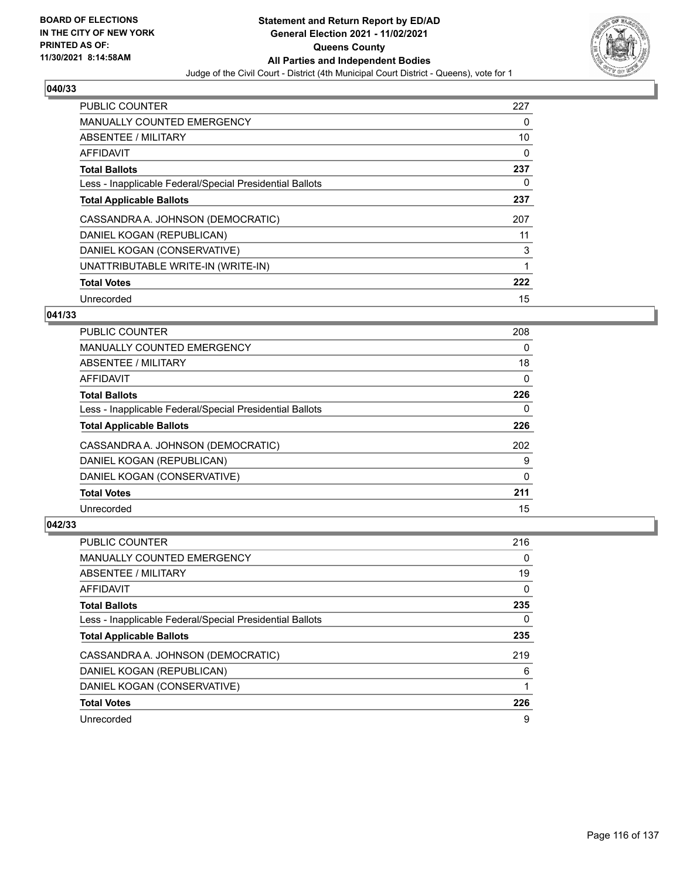## 040/33

| | |
|---|---|
| PUBLIC COUNTER | 227 |
| MANUALLY COUNTED EMERGENCY | 0 |
| ABSENTEE / MILITARY | 10 |
| AFFIDAVIT | 0 |
| **Total Ballots** | **237** |
| Less - Inapplicable Federal/Special Presidential Ballots | 0 |
| **Total Applicable Ballots** | **237** |
| CASSANDRA A. JOHNSON (DEMOCRATIC) | 207 |
| DANIEL KOGAN (REPUBLICAN) | 11 |
| DANIEL KOGAN (CONSERVATIVE) | 3 |
| UNATTRIBUTABLE WRITE-IN (WRITE-IN) | 1 |
| **Total Votes** | **222** |
| Unrecorded | 15 |

## 041/33

| | |
|---|---|
| PUBLIC COUNTER | 208 |
| MANUALLY COUNTED EMERGENCY | 0 |
| ABSENTEE / MILITARY | 18 |
| AFFIDAVIT | 0 |
| **Total Ballots** | **226** |
| Less - Inapplicable Federal/Special Presidential Ballots | 0 |
| **Total Applicable Ballots** | **226** |
| CASSANDRA A. JOHNSON (DEMOCRATIC) | 202 |
| DANIEL KOGAN (REPUBLICAN) | 9 |
| DANIEL KOGAN (CONSERVATIVE) | 0 |
| **Total Votes** | **211** |
| Unrecorded | 15 |

## 042/33

| | |
|---|---|
| PUBLIC COUNTER | 216 |
| MANUALLY COUNTED EMERGENCY | 0 |
| ABSENTEE / MILITARY | 19 |
| AFFIDAVIT | 0 |
| **Total Ballots** | **235** |
| Less - Inapplicable Federal/Special Presidential Ballots | 0 |
| **Total Applicable Ballots** | **235** |
| CASSANDRA A. JOHNSON (DEMOCRATIC) | 219 |
| DANIEL KOGAN (REPUBLICAN) | 6 |
| DANIEL KOGAN (CONSERVATIVE) | 1 |
| **Total Votes** | **226** |
| Unrecorded | 9 |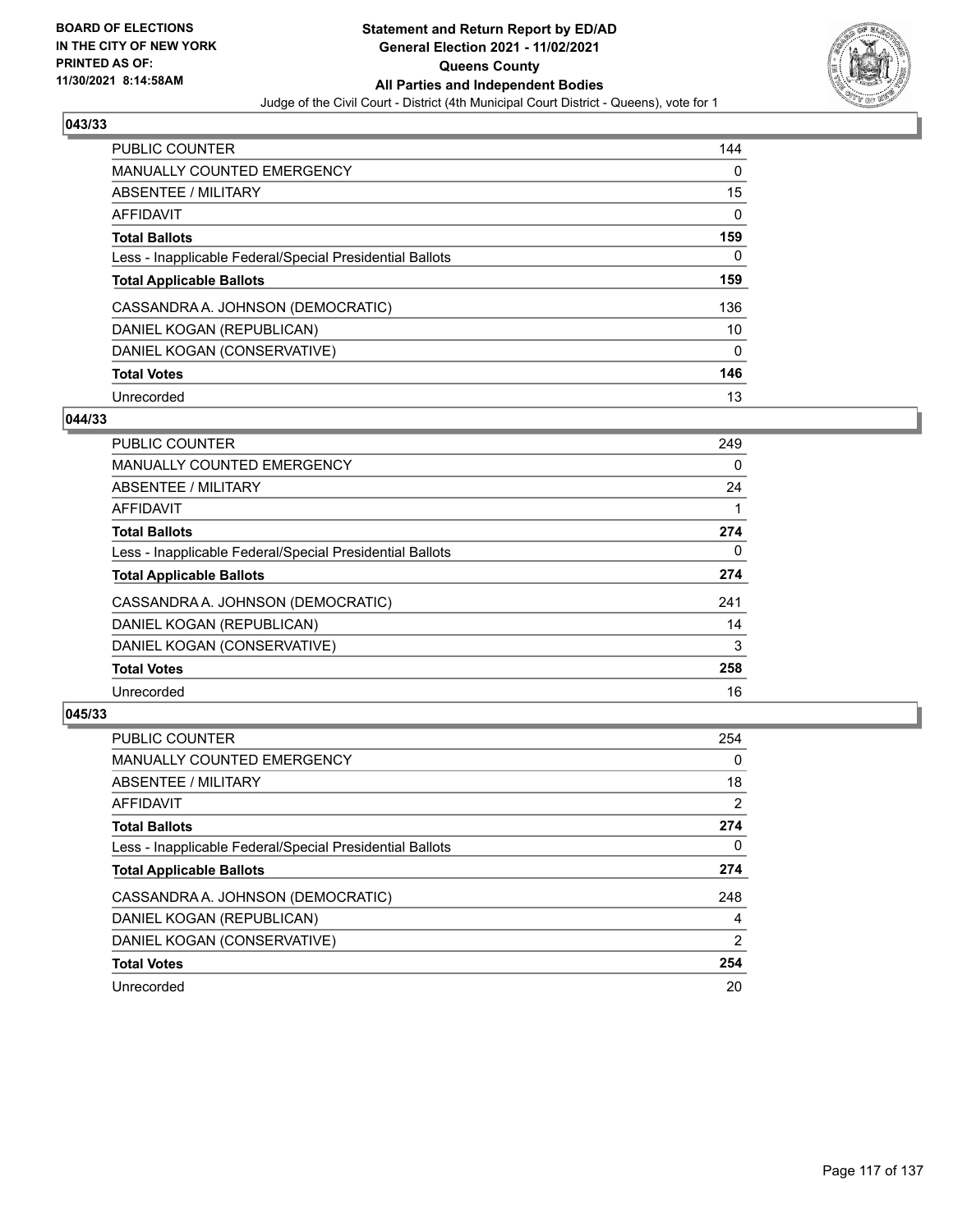**BOARD OF ELECTIONS IN THE CITY OF NEW YORK PRINTED AS OF: 11/30/2021 8:14:58AM**

# Statement and Return Report by ED/AD
## General Election 2021 - 11/02/2021
## Queens County
## All Parties and Independent Bodies
Judge of the Civil Court - District (4th Municipal Court District - Queens), vote for 1

### 043/33

| | |
|---|---|
| PUBLIC COUNTER | 144 |
| MANUALLY COUNTED EMERGENCY | 0 |
| ABSENTEE / MILITARY | 15 |
| AFFIDAVIT | 0 |
| **Total Ballots** | **159** |
| Less - Inapplicable Federal/Special Presidential Ballots | 0 |
| **Total Applicable Ballots** | **159** |
| CASSANDRA A. JOHNSON (DEMOCRATIC) | 136 |
| DANIEL KOGAN (REPUBLICAN) | 10 |
| DANIEL KOGAN (CONSERVATIVE) | 0 |
| **Total Votes** | **146** |
| Unrecorded | 13 |

### 044/33

| | |
|---|---|
| PUBLIC COUNTER | 249 |
| MANUALLY COUNTED EMERGENCY | 0 |
| ABSENTEE / MILITARY | 24 |
| AFFIDAVIT | 1 |
| **Total Ballots** | **274** |
| Less - Inapplicable Federal/Special Presidential Ballots | 0 |
| **Total Applicable Ballots** | **274** |
| CASSANDRA A. JOHNSON (DEMOCRATIC) | 241 |
| DANIEL KOGAN (REPUBLICAN) | 14 |
| DANIEL KOGAN (CONSERVATIVE) | 3 |
| **Total Votes** | **258** |
| Unrecorded | 16 |

### 045/33

| | |
|---|---|
| PUBLIC COUNTER | 254 |
| MANUALLY COUNTED EMERGENCY | 0 |
| ABSENTEE / MILITARY | 18 |
| AFFIDAVIT | 2 |
| **Total Ballots** | **274** |
| Less - Inapplicable Federal/Special Presidential Ballots | 0 |
| **Total Applicable Ballots** | **274** |
| CASSANDRA A. JOHNSON (DEMOCRATIC) | 248 |
| DANIEL KOGAN (REPUBLICAN) | 4 |
| DANIEL KOGAN (CONSERVATIVE) | 2 |
| **Total Votes** | **254** |
| Unrecorded | 20 |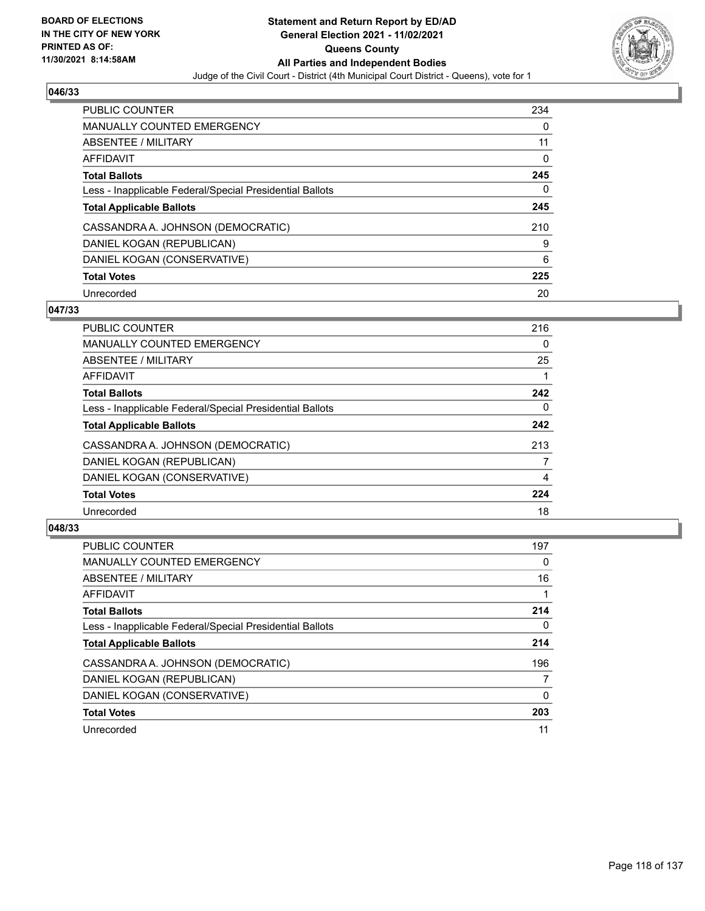**BOARD OF ELECTIONS IN THE CITY OF NEW YORK PRINTED AS OF: 11/30/2021 8:14:58AM**

# Statement and Return Report by ED/AD
## General Election 2021 - 11/02/2021
## Queens County
## All Parties and Independent Bodies

Judge of the Civil Court - District (4th Municipal Court District - Queens), vote for 1

### 046/33

| | |
|---|---|
| PUBLIC COUNTER | 234 |
| MANUALLY COUNTED EMERGENCY | 0 |
| ABSENTEE / MILITARY | 11 |
| AFFIDAVIT | 0 |
| **Total Ballots** | **245** |
| Less - Inapplicable Federal/Special Presidential Ballots | 0 |
| **Total Applicable Ballots** | **245** |
| CASSANDRA A. JOHNSON (DEMOCRATIC) | 210 |
| DANIEL KOGAN (REPUBLICAN) | 9 |
| DANIEL KOGAN (CONSERVATIVE) | 6 |
| **Total Votes** | **225** |
| Unrecorded | 20 |

### 047/33

| | |
|---|---|
| PUBLIC COUNTER | 216 |
| MANUALLY COUNTED EMERGENCY | 0 |
| ABSENTEE / MILITARY | 25 |
| AFFIDAVIT | 1 |
| **Total Ballots** | **242** |
| Less - Inapplicable Federal/Special Presidential Ballots | 0 |
| **Total Applicable Ballots** | **242** |
| CASSANDRA A. JOHNSON (DEMOCRATIC) | 213 |
| DANIEL KOGAN (REPUBLICAN) | 7 |
| DANIEL KOGAN (CONSERVATIVE) | 4 |
| **Total Votes** | **224** |
| Unrecorded | 18 |

### 048/33

| | |
|---|---|
| PUBLIC COUNTER | 197 |
| MANUALLY COUNTED EMERGENCY | 0 |
| ABSENTEE / MILITARY | 16 |
| AFFIDAVIT | 1 |
| **Total Ballots** | **214** |
| Less - Inapplicable Federal/Special Presidential Ballots | 0 |
| **Total Applicable Ballots** | **214** |
| CASSANDRA A. JOHNSON (DEMOCRATIC) | 196 |
| DANIEL KOGAN (REPUBLICAN) | 7 |
| DANIEL KOGAN (CONSERVATIVE) | 0 |
| **Total Votes** | **203** |
| Unrecorded | 11 |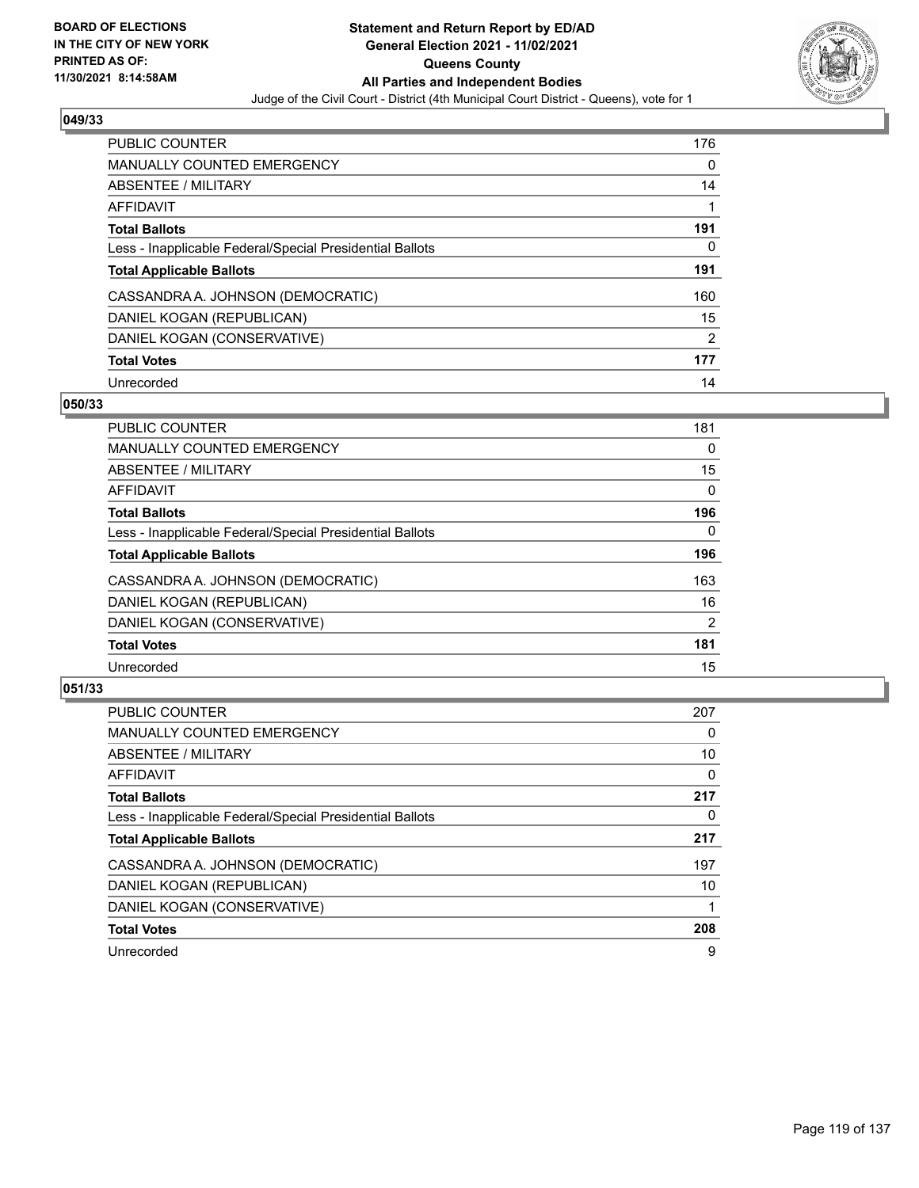**BOARD OF ELECTIONS IN THE CITY OF NEW YORK PRINTED AS OF: 11/30/2021 8:14:58AM**

**Statement and Return Report by ED/AD General Election 2021 - 11/02/2021 Queens County All Parties and Independent Bodies**

Judge of the Civil Court - District (4th Municipal Court District - Queens), vote for 1

### 049/33

| | |
|---|---|
| PUBLIC COUNTER | 176 |
| MANUALLY COUNTED EMERGENCY | 0 |
| ABSENTEE / MILITARY | 14 |
| AFFIDAVIT | 1 |
| **Total Ballots** | **191** |
| Less - Inapplicable Federal/Special Presidential Ballots | 0 |
| **Total Applicable Ballots** | **191** |
| CASSANDRA A. JOHNSON (DEMOCRATIC) | 160 |
| DANIEL KOGAN (REPUBLICAN) | 15 |
| DANIEL KOGAN (CONSERVATIVE) | 2 |
| **Total Votes** | **177** |
| Unrecorded | 14 |

### 050/33

| | |
|---|---|
| PUBLIC COUNTER | 181 |
| MANUALLY COUNTED EMERGENCY | 0 |
| ABSENTEE / MILITARY | 15 |
| AFFIDAVIT | 0 |
| **Total Ballots** | **196** |
| Less - Inapplicable Federal/Special Presidential Ballots | 0 |
| **Total Applicable Ballots** | **196** |
| CASSANDRA A. JOHNSON (DEMOCRATIC) | 163 |
| DANIEL KOGAN (REPUBLICAN) | 16 |
| DANIEL KOGAN (CONSERVATIVE) | 2 |
| **Total Votes** | **181** |
| Unrecorded | 15 |

### 051/33

| | |
|---|---|
| PUBLIC COUNTER | 207 |
| MANUALLY COUNTED EMERGENCY | 0 |
| ABSENTEE / MILITARY | 10 |
| AFFIDAVIT | 0 |
| **Total Ballots** | **217** |
| Less - Inapplicable Federal/Special Presidential Ballots | 0 |
| **Total Applicable Ballots** | **217** |
| CASSANDRA A. JOHNSON (DEMOCRATIC) | 197 |
| DANIEL KOGAN (REPUBLICAN) | 10 |
| DANIEL KOGAN (CONSERVATIVE) | 1 |
| **Total Votes** | **208** |
| Unrecorded | 9 |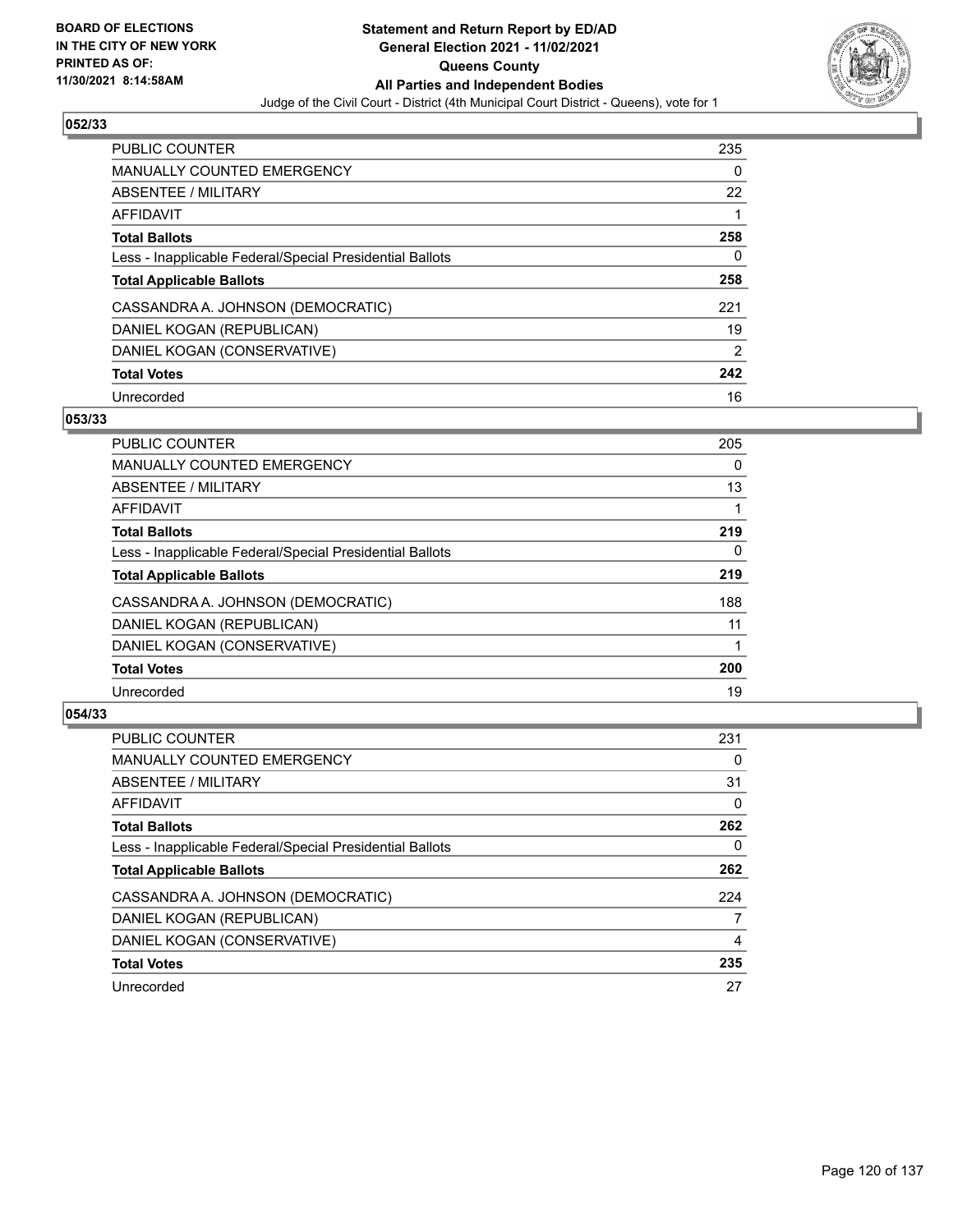**BOARD OF ELECTIONS IN THE CITY OF NEW YORK PRINTED AS OF: 11/30/2021 8:14:58AM**

**Statement and Return Report by ED/AD General Election 2021 - 11/02/2021 Queens County All Parties and Independent Bodies**

Judge of the Civil Court - District (4th Municipal Court District - Queens), vote for 1

## 052/33

| | |
|---|---|
| PUBLIC COUNTER | 235 |
| MANUALLY COUNTED EMERGENCY | 0 |
| ABSENTEE / MILITARY | 22 |
| AFFIDAVIT | 1 |
| **Total Ballots** | **258** |
| Less - Inapplicable Federal/Special Presidential Ballots | 0 |
| **Total Applicable Ballots** | **258** |
| CASSANDRA A. JOHNSON (DEMOCRATIC) | 221 |
| DANIEL KOGAN (REPUBLICAN) | 19 |
| DANIEL KOGAN (CONSERVATIVE) | 2 |
| **Total Votes** | **242** |
| Unrecorded | 16 |

## 053/33

| | |
|---|---|
| PUBLIC COUNTER | 205 |
| MANUALLY COUNTED EMERGENCY | 0 |
| ABSENTEE / MILITARY | 13 |
| AFFIDAVIT | 1 |
| **Total Ballots** | **219** |
| Less - Inapplicable Federal/Special Presidential Ballots | 0 |
| **Total Applicable Ballots** | **219** |
| CASSANDRA A. JOHNSON (DEMOCRATIC) | 188 |
| DANIEL KOGAN (REPUBLICAN) | 11 |
| DANIEL KOGAN (CONSERVATIVE) | 1 |
| **Total Votes** | **200** |
| Unrecorded | 19 |

## 054/33

| | |
|---|---|
| PUBLIC COUNTER | 231 |
| MANUALLY COUNTED EMERGENCY | 0 |
| ABSENTEE / MILITARY | 31 |
| AFFIDAVIT | 0 |
| **Total Ballots** | **262** |
| Less - Inapplicable Federal/Special Presidential Ballots | 0 |
| **Total Applicable Ballots** | **262** |
| CASSANDRA A. JOHNSON (DEMOCRATIC) | 224 |
| DANIEL KOGAN (REPUBLICAN) | 7 |
| DANIEL KOGAN (CONSERVATIVE) | 4 |
| **Total Votes** | **235** |
| Unrecorded | 27 |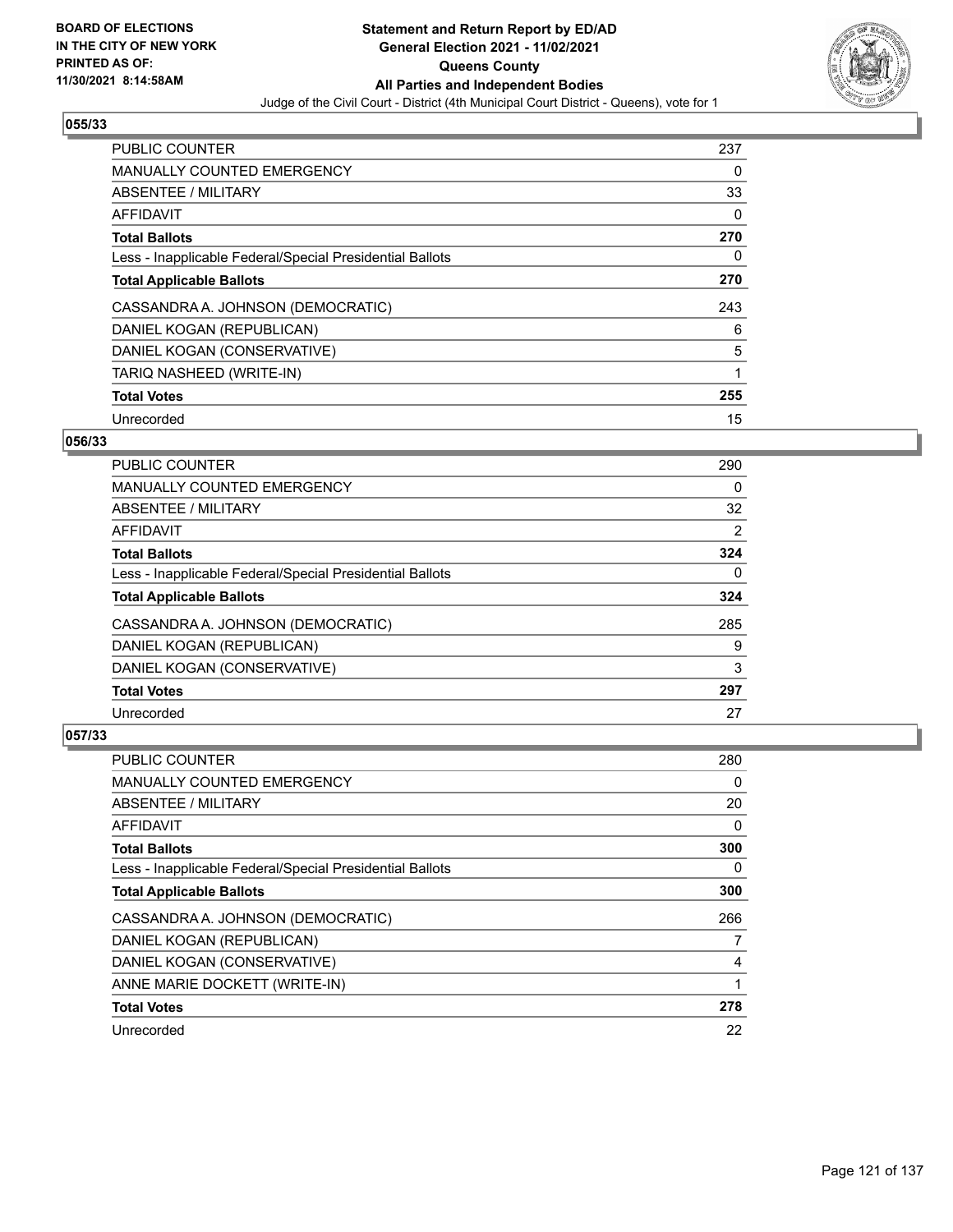### 055/33

| | |
|---|---|
| PUBLIC COUNTER | 237 |
| MANUALLY COUNTED EMERGENCY | 0 |
| ABSENTEE / MILITARY | 33 |
| AFFIDAVIT | 0 |
| **Total Ballots** | **270** |
| Less - Inapplicable Federal/Special Presidential Ballots | 0 |
| **Total Applicable Ballots** | **270** |
| CASSANDRA A. JOHNSON (DEMOCRATIC) | 243 |
| DANIEL KOGAN (REPUBLICAN) | 6 |
| DANIEL KOGAN (CONSERVATIVE) | 5 |
| TARIQ NASHEED (WRITE-IN) | 1 |
| **Total Votes** | **255** |
| Unrecorded | 15 |

### 056/33

| | |
|---|---|
| PUBLIC COUNTER | 290 |
| MANUALLY COUNTED EMERGENCY | 0 |
| ABSENTEE / MILITARY | 32 |
| AFFIDAVIT | 2 |
| **Total Ballots** | **324** |
| Less - Inapplicable Federal/Special Presidential Ballots | 0 |
| **Total Applicable Ballots** | **324** |
| CASSANDRA A. JOHNSON (DEMOCRATIC) | 285 |
| DANIEL KOGAN (REPUBLICAN) | 9 |
| DANIEL KOGAN (CONSERVATIVE) | 3 |
| **Total Votes** | **297** |
| Unrecorded | 27 |

### 057/33

| | |
|---|---|
| PUBLIC COUNTER | 280 |
| MANUALLY COUNTED EMERGENCY | 0 |
| ABSENTEE / MILITARY | 20 |
| AFFIDAVIT | 0 |
| **Total Ballots** | **300** |
| Less - Inapplicable Federal/Special Presidential Ballots | 0 |
| **Total Applicable Ballots** | **300** |
| CASSANDRA A. JOHNSON (DEMOCRATIC) | 266 |
| DANIEL KOGAN (REPUBLICAN) | 7 |
| DANIEL KOGAN (CONSERVATIVE) | 4 |
| ANNE MARIE DOCKETT (WRITE-IN) | 1 |
| **Total Votes** | **278** |
| Unrecorded | 22 |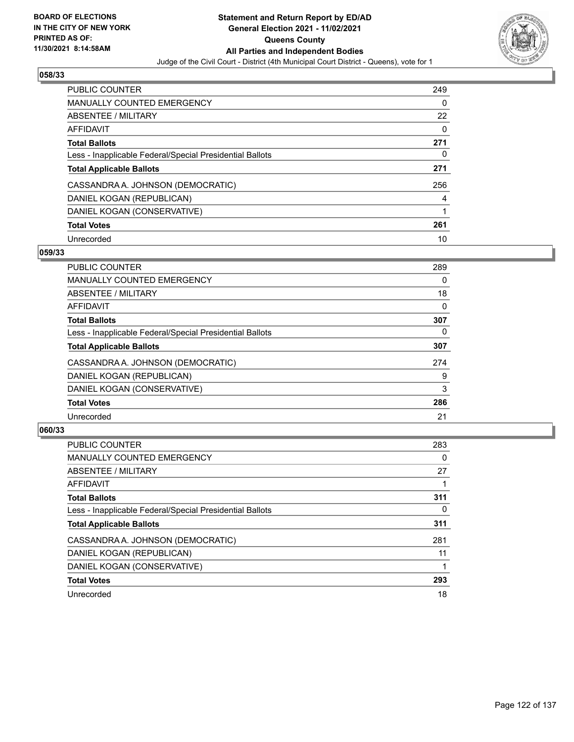**BOARD OF ELECTIONS IN THE CITY OF NEW YORK PRINTED AS OF: 11/30/2021 8:14:58AM**

# Statement and Return Report by ED/AD
## General Election 2021 - 11/02/2021
## Queens County
## All Parties and Independent Bodies
Judge of the Civil Court - District (4th Municipal Court District - Queens), vote for 1

### 058/33

| | |
|---|---|
| PUBLIC COUNTER | 249 |
| MANUALLY COUNTED EMERGENCY | 0 |
| ABSENTEE / MILITARY | 22 |
| AFFIDAVIT | 0 |
| **Total Ballots** | **271** |
| Less - Inapplicable Federal/Special Presidential Ballots | 0 |
| **Total Applicable Ballots** | **271** |
| CASSANDRA A. JOHNSON (DEMOCRATIC) | 256 |
| DANIEL KOGAN (REPUBLICAN) | 4 |
| DANIEL KOGAN (CONSERVATIVE) | 1 |
| **Total Votes** | **261** |
| Unrecorded | 10 |

### 059/33

| | |
|---|---|
| PUBLIC COUNTER | 289 |
| MANUALLY COUNTED EMERGENCY | 0 |
| ABSENTEE / MILITARY | 18 |
| AFFIDAVIT | 0 |
| **Total Ballots** | **307** |
| Less - Inapplicable Federal/Special Presidential Ballots | 0 |
| **Total Applicable Ballots** | **307** |
| CASSANDRA A. JOHNSON (DEMOCRATIC) | 274 |
| DANIEL KOGAN (REPUBLICAN) | 9 |
| DANIEL KOGAN (CONSERVATIVE) | 3 |
| **Total Votes** | **286** |
| Unrecorded | 21 |

### 060/33

| | |
|---|---|
| PUBLIC COUNTER | 283 |
| MANUALLY COUNTED EMERGENCY | 0 |
| ABSENTEE / MILITARY | 27 |
| AFFIDAVIT | 1 |
| **Total Ballots** | **311** |
| Less - Inapplicable Federal/Special Presidential Ballots | 0 |
| **Total Applicable Ballots** | **311** |
| CASSANDRA A. JOHNSON (DEMOCRATIC) | 281 |
| DANIEL KOGAN (REPUBLICAN) | 11 |
| DANIEL KOGAN (CONSERVATIVE) | 1 |
| **Total Votes** | **293** |
| Unrecorded | 18 |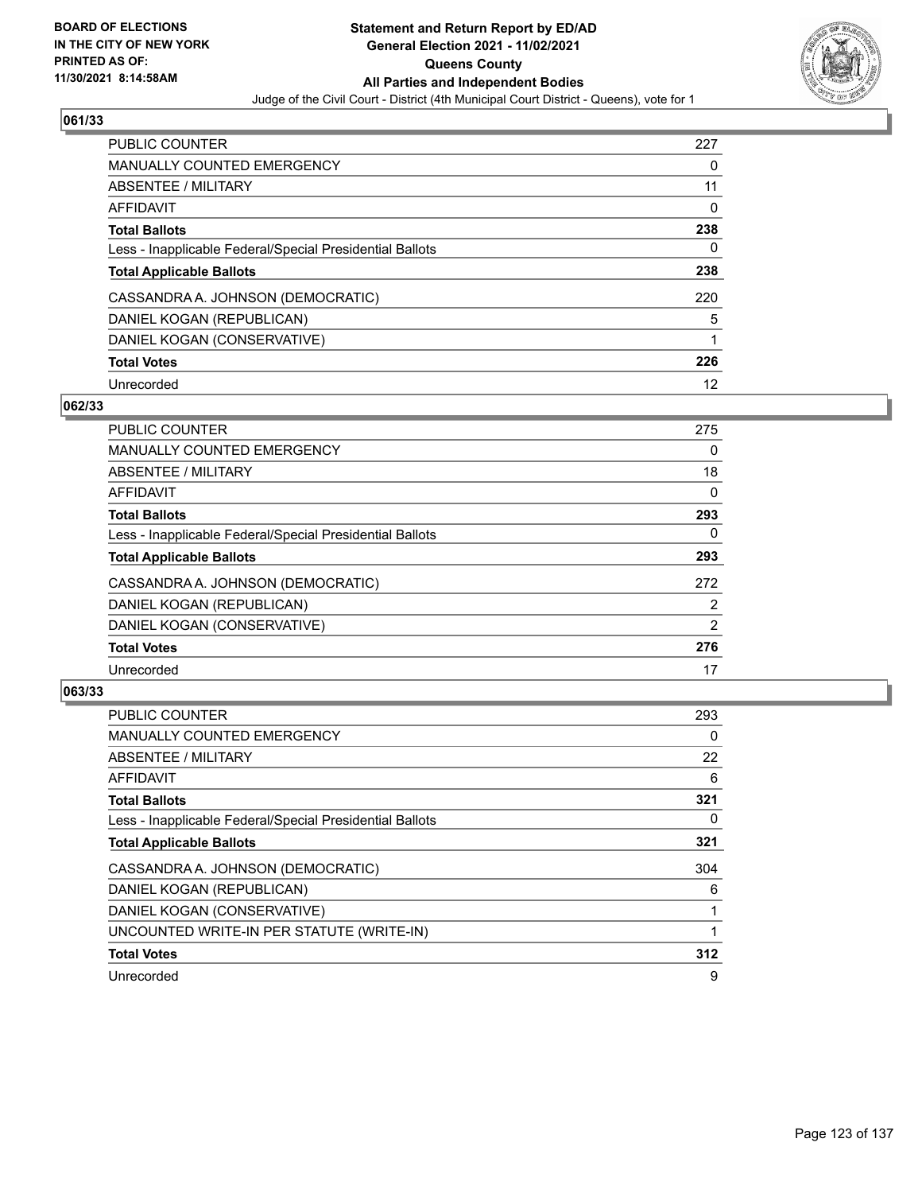**BOARD OF ELECTIONS IN THE CITY OF NEW YORK PRINTED AS OF: 11/30/2021 8:14:58AM**

# Statement and Return Report by ED/AD
## General Election 2021 - 11/02/2021
## Queens County
## All Parties and Independent Bodies
### Judge of the Civil Court - District (4th Municipal Court District - Queens), vote for 1

### 061/33

| | |
|---|---|
| PUBLIC COUNTER | 227 |
| MANUALLY COUNTED EMERGENCY | 0 |
| ABSENTEE / MILITARY | 11 |
| AFFIDAVIT | 0 |
| **Total Ballots** | **238** |
| Less - Inapplicable Federal/Special Presidential Ballots | 0 |
| **Total Applicable Ballots** | **238** |
| CASSANDRA A. JOHNSON (DEMOCRATIC) | 220 |
| DANIEL KOGAN (REPUBLICAN) | 5 |
| DANIEL KOGAN (CONSERVATIVE) | 1 |
| **Total Votes** | **226** |
| Unrecorded | 12 |

### 062/33

| | |
|---|---|
| PUBLIC COUNTER | 275 |
| MANUALLY COUNTED EMERGENCY | 0 |
| ABSENTEE / MILITARY | 18 |
| AFFIDAVIT | 0 |
| **Total Ballots** | **293** |
| Less - Inapplicable Federal/Special Presidential Ballots | 0 |
| **Total Applicable Ballots** | **293** |
| CASSANDRA A. JOHNSON (DEMOCRATIC) | 272 |
| DANIEL KOGAN (REPUBLICAN) | 2 |
| DANIEL KOGAN (CONSERVATIVE) | 2 |
| **Total Votes** | **276** |
| Unrecorded | 17 |

### 063/33

| | |
|---|---|
| PUBLIC COUNTER | 293 |
| MANUALLY COUNTED EMERGENCY | 0 |
| ABSENTEE / MILITARY | 22 |
| AFFIDAVIT | 6 |
| **Total Ballots** | **321** |
| Less - Inapplicable Federal/Special Presidential Ballots | 0 |
| **Total Applicable Ballots** | **321** |
| CASSANDRA A. JOHNSON (DEMOCRATIC) | 304 |
| DANIEL KOGAN (REPUBLICAN) | 6 |
| DANIEL KOGAN (CONSERVATIVE) | 1 |
| UNCOUNTED WRITE-IN PER STATUTE (WRITE-IN) | 1 |
| **Total Votes** | **312** |
| Unrecorded | 9 |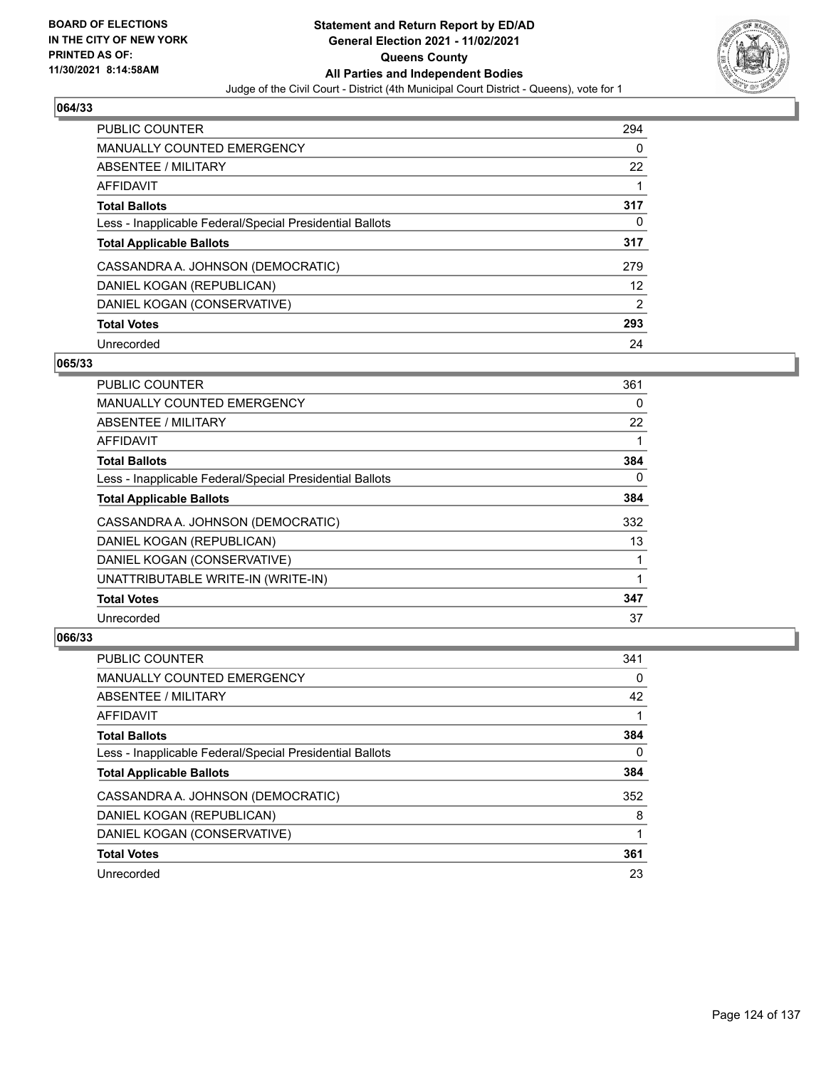### 064/33

| | |
|---|---|
| PUBLIC COUNTER | 294 |
| MANUALLY COUNTED EMERGENCY | 0 |
| ABSENTEE / MILITARY | 22 |
| AFFIDAVIT | 1 |
| **Total Ballots** | **317** |
| Less - Inapplicable Federal/Special Presidential Ballots | 0 |
| **Total Applicable Ballots** | **317** |
| CASSANDRA A. JOHNSON (DEMOCRATIC) | 279 |
| DANIEL KOGAN (REPUBLICAN) | 12 |
| DANIEL KOGAN (CONSERVATIVE) | 2 |
| **Total Votes** | **293** |
| Unrecorded | 24 |

### 065/33

| | |
|---|---|
| PUBLIC COUNTER | 361 |
| MANUALLY COUNTED EMERGENCY | 0 |
| ABSENTEE / MILITARY | 22 |
| AFFIDAVIT | 1 |
| **Total Ballots** | **384** |
| Less - Inapplicable Federal/Special Presidential Ballots | 0 |
| **Total Applicable Ballots** | **384** |
| CASSANDRA A. JOHNSON (DEMOCRATIC) | 332 |
| DANIEL KOGAN (REPUBLICAN) | 13 |
| DANIEL KOGAN (CONSERVATIVE) | 1 |
| UNATTRIBUTABLE WRITE-IN (WRITE-IN) | 1 |
| **Total Votes** | **347** |
| Unrecorded | 37 |

### 066/33

| | |
|---|---|
| PUBLIC COUNTER | 341 |
| MANUALLY COUNTED EMERGENCY | 0 |
| ABSENTEE / MILITARY | 42 |
| AFFIDAVIT | 1 |
| **Total Ballots** | **384** |
| Less - Inapplicable Federal/Special Presidential Ballots | 0 |
| **Total Applicable Ballots** | **384** |
| CASSANDRA A. JOHNSON (DEMOCRATIC) | 352 |
| DANIEL KOGAN (REPUBLICAN) | 8 |
| DANIEL KOGAN (CONSERVATIVE) | 1 |
| **Total Votes** | **361** |
| Unrecorded | 23 |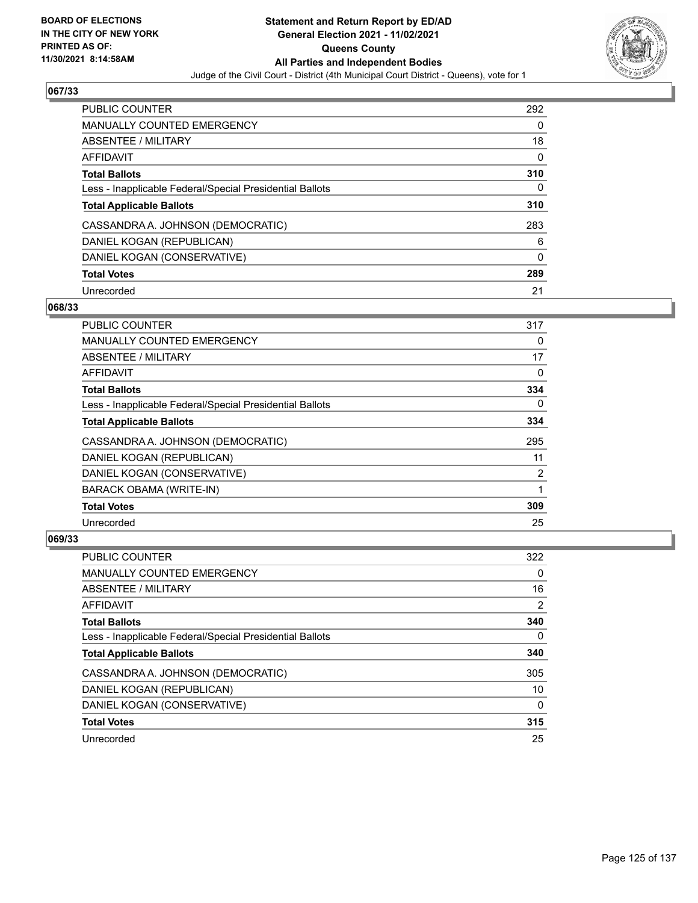BOARD OF ELECTIONS
IN THE CITY OF NEW YORK
PRINTED AS OF:
11/30/2021 8:14:58AM

**Statement and Return Report by ED/AD**
**General Election 2021 - 11/02/2021**
**Queens County**
**All Parties and Independent Bodies**
Judge of the Civil Court - District (4th Municipal Court District - Queens), vote for 1

### 067/33

| | |
|---|---|
| PUBLIC COUNTER | 292 |
| MANUALLY COUNTED EMERGENCY | 0 |
| ABSENTEE / MILITARY | 18 |
| AFFIDAVIT | 0 |
| **Total Ballots** | **310** |
| Less - Inapplicable Federal/Special Presidential Ballots | 0 |
| **Total Applicable Ballots** | **310** |
| CASSANDRA A. JOHNSON (DEMOCRATIC) | 283 |
| DANIEL KOGAN (REPUBLICAN) | 6 |
| DANIEL KOGAN (CONSERVATIVE) | 0 |
| **Total Votes** | **289** |
| Unrecorded | 21 |

### 068/33

| | |
|---|---|
| PUBLIC COUNTER | 317 |
| MANUALLY COUNTED EMERGENCY | 0 |
| ABSENTEE / MILITARY | 17 |
| AFFIDAVIT | 0 |
| **Total Ballots** | **334** |
| Less - Inapplicable Federal/Special Presidential Ballots | 0 |
| **Total Applicable Ballots** | **334** |
| CASSANDRA A. JOHNSON (DEMOCRATIC) | 295 |
| DANIEL KOGAN (REPUBLICAN) | 11 |
| DANIEL KOGAN (CONSERVATIVE) | 2 |
| BARACK OBAMA (WRITE-IN) | 1 |
| **Total Votes** | **309** |
| Unrecorded | 25 |

### 069/33

| | |
|---|---|
| PUBLIC COUNTER | 322 |
| MANUALLY COUNTED EMERGENCY | 0 |
| ABSENTEE / MILITARY | 16 |
| AFFIDAVIT | 2 |
| **Total Ballots** | **340** |
| Less - Inapplicable Federal/Special Presidential Ballots | 0 |
| **Total Applicable Ballots** | **340** |
| CASSANDRA A. JOHNSON (DEMOCRATIC) | 305 |
| DANIEL KOGAN (REPUBLICAN) | 10 |
| DANIEL KOGAN (CONSERVATIVE) | 0 |
| **Total Votes** | **315** |
| Unrecorded | 25 |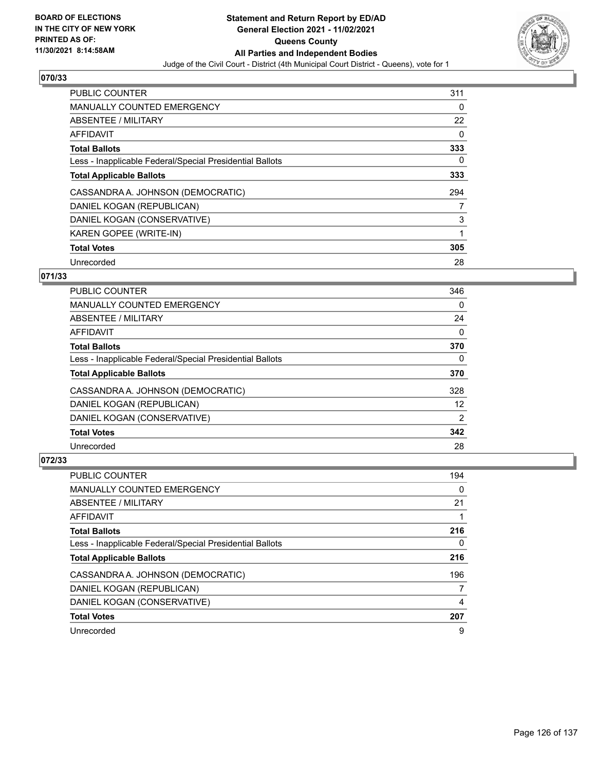**BOARD OF ELECTIONS IN THE CITY OF NEW YORK PRINTED AS OF: 11/30/2021 8:14:58AM**

# Statement and Return Report by ED/AD
## General Election 2021 - 11/02/2021
## Queens County
## All Parties and Independent Bodies

Judge of the Civil Court - District (4th Municipal Court District - Queens), vote for 1

### 070/33

| | |
|---|---|
| PUBLIC COUNTER | 311 |
| MANUALLY COUNTED EMERGENCY | 0 |
| ABSENTEE / MILITARY | 22 |
| AFFIDAVIT | 0 |
| **Total Ballots** | **333** |
| Less - Inapplicable Federal/Special Presidential Ballots | 0 |
| **Total Applicable Ballots** | **333** |
| CASSANDRA A. JOHNSON (DEMOCRATIC) | 294 |
| DANIEL KOGAN (REPUBLICAN) | 7 |
| DANIEL KOGAN (CONSERVATIVE) | 3 |
| KAREN GOPEE (WRITE-IN) | 1 |
| **Total Votes** | **305** |
| Unrecorded | 28 |

### 071/33

| | |
|---|---|
| PUBLIC COUNTER | 346 |
| MANUALLY COUNTED EMERGENCY | 0 |
| ABSENTEE / MILITARY | 24 |
| AFFIDAVIT | 0 |
| **Total Ballots** | **370** |
| Less - Inapplicable Federal/Special Presidential Ballots | 0 |
| **Total Applicable Ballots** | **370** |
| CASSANDRA A. JOHNSON (DEMOCRATIC) | 328 |
| DANIEL KOGAN (REPUBLICAN) | 12 |
| DANIEL KOGAN (CONSERVATIVE) | 2 |
| **Total Votes** | **342** |
| Unrecorded | 28 |

### 072/33

| | |
|---|---|
| PUBLIC COUNTER | 194 |
| MANUALLY COUNTED EMERGENCY | 0 |
| ABSENTEE / MILITARY | 21 |
| AFFIDAVIT | 1 |
| **Total Ballots** | **216** |
| Less - Inapplicable Federal/Special Presidential Ballots | 0 |
| **Total Applicable Ballots** | **216** |
| CASSANDRA A. JOHNSON (DEMOCRATIC) | 196 |
| DANIEL KOGAN (REPUBLICAN) | 7 |
| DANIEL KOGAN (CONSERVATIVE) | 4 |
| **Total Votes** | **207** |
| Unrecorded | 9 |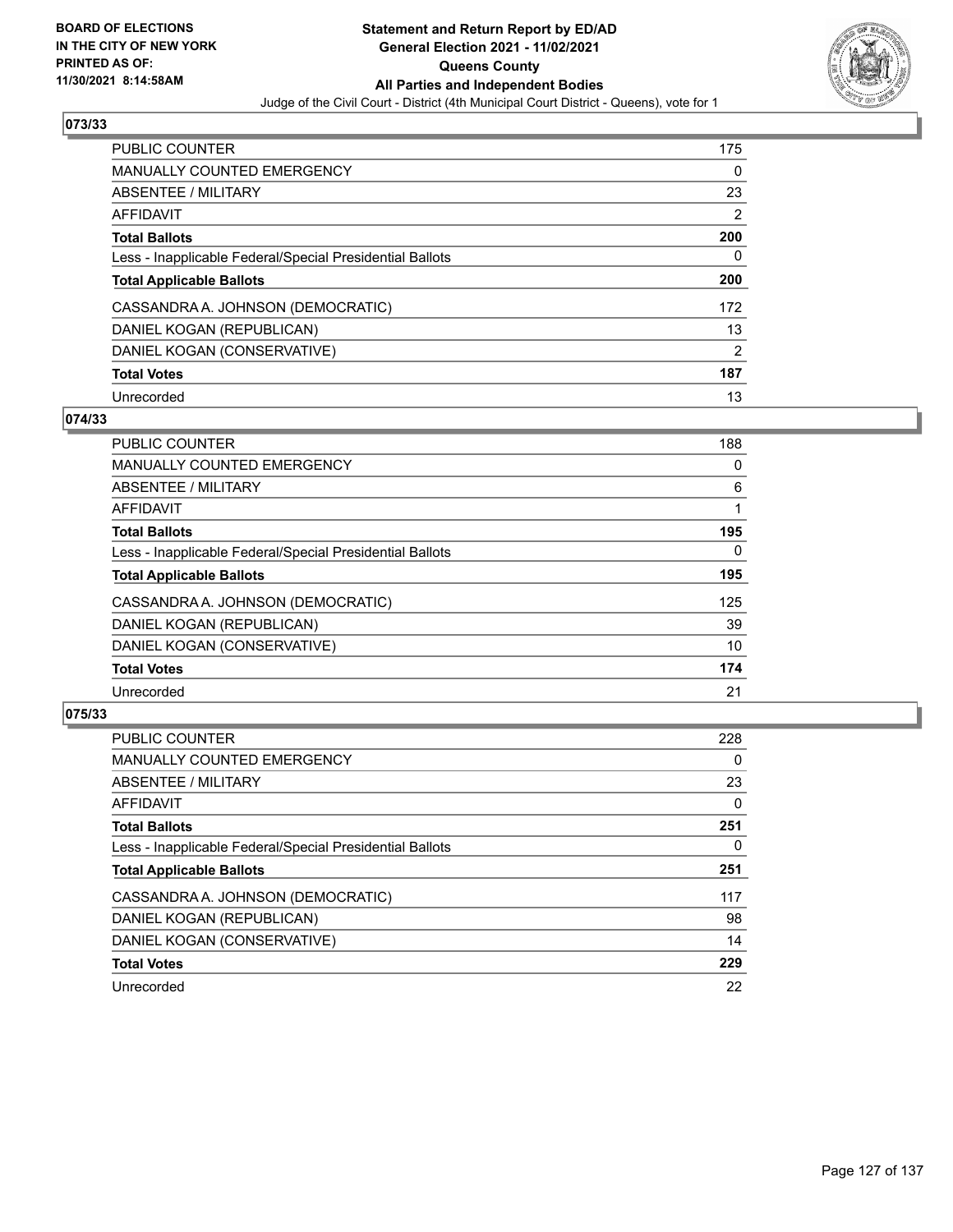BOARD OF ELECTIONS
IN THE CITY OF NEW YORK
PRINTED AS OF:
11/30/2021 8:14:58AM

**Statement and Return Report by ED/AD**
**General Election 2021 - 11/02/2021**
**Queens County**
**All Parties and Independent Bodies**
Judge of the Civil Court - District (4th Municipal Court District - Queens), vote for 1

### 073/33

| | |
|---|---|
| PUBLIC COUNTER | 175 |
| MANUALLY COUNTED EMERGENCY | 0 |
| ABSENTEE / MILITARY | 23 |
| AFFIDAVIT | 2 |
| **Total Ballots** | **200** |
| Less - Inapplicable Federal/Special Presidential Ballots | 0 |
| **Total Applicable Ballots** | **200** |
| CASSANDRA A. JOHNSON (DEMOCRATIC) | 172 |
| DANIEL KOGAN (REPUBLICAN) | 13 |
| DANIEL KOGAN (CONSERVATIVE) | 2 |
| **Total Votes** | **187** |
| Unrecorded | 13 |

### 074/33

| | |
|---|---|
| PUBLIC COUNTER | 188 |
| MANUALLY COUNTED EMERGENCY | 0 |
| ABSENTEE / MILITARY | 6 |
| AFFIDAVIT | 1 |
| **Total Ballots** | **195** |
| Less - Inapplicable Federal/Special Presidential Ballots | 0 |
| **Total Applicable Ballots** | **195** |
| CASSANDRA A. JOHNSON (DEMOCRATIC) | 125 |
| DANIEL KOGAN (REPUBLICAN) | 39 |
| DANIEL KOGAN (CONSERVATIVE) | 10 |
| **Total Votes** | **174** |
| Unrecorded | 21 |

### 075/33

| | |
|---|---|
| PUBLIC COUNTER | 228 |
| MANUALLY COUNTED EMERGENCY | 0 |
| ABSENTEE / MILITARY | 23 |
| AFFIDAVIT | 0 |
| **Total Ballots** | **251** |
| Less - Inapplicable Federal/Special Presidential Ballots | 0 |
| **Total Applicable Ballots** | **251** |
| CASSANDRA A. JOHNSON (DEMOCRATIC) | 117 |
| DANIEL KOGAN (REPUBLICAN) | 98 |
| DANIEL KOGAN (CONSERVATIVE) | 14 |
| **Total Votes** | **229** |
| Unrecorded | 22 |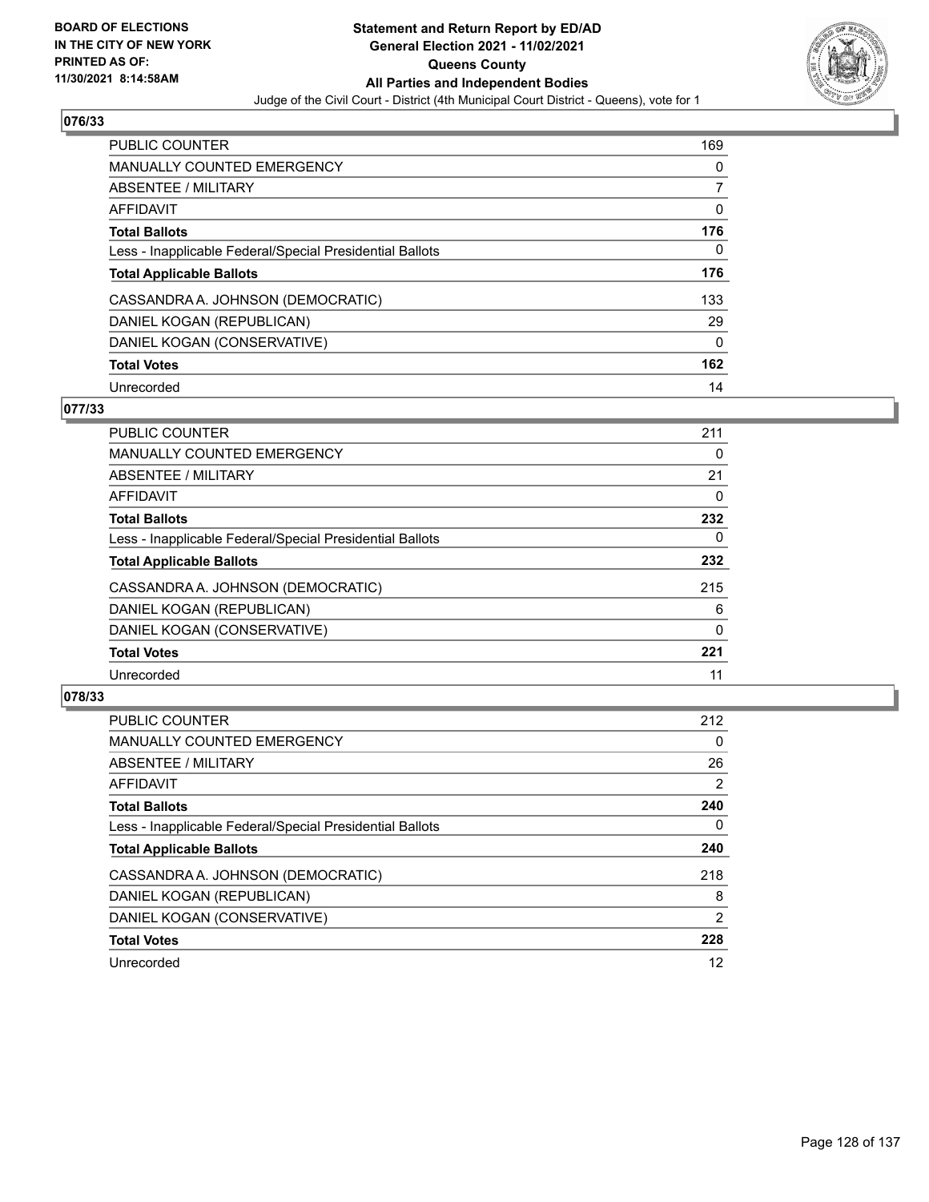**BOARD OF ELECTIONS IN THE CITY OF NEW YORK PRINTED AS OF: 11/30/2021 8:14:58AM**

**Statement and Return Report by ED/AD General Election 2021 - 11/02/2021 Queens County All Parties and Independent Bodies**

Judge of the Civil Court - District (4th Municipal Court District - Queens), vote for 1

## 076/33

| | |
|---|---|
| PUBLIC COUNTER | 169 |
| MANUALLY COUNTED EMERGENCY | 0 |
| ABSENTEE / MILITARY | 7 |
| AFFIDAVIT | 0 |
| **Total Ballots** | **176** |
| Less - Inapplicable Federal/Special Presidential Ballots | 0 |
| **Total Applicable Ballots** | **176** |
| CASSANDRA A. JOHNSON (DEMOCRATIC) | 133 |
| DANIEL KOGAN (REPUBLICAN) | 29 |
| DANIEL KOGAN (CONSERVATIVE) | 0 |
| **Total Votes** | **162** |
| Unrecorded | 14 |

## 077/33

| | |
|---|---|
| PUBLIC COUNTER | 211 |
| MANUALLY COUNTED EMERGENCY | 0 |
| ABSENTEE / MILITARY | 21 |
| AFFIDAVIT | 0 |
| **Total Ballots** | **232** |
| Less - Inapplicable Federal/Special Presidential Ballots | 0 |
| **Total Applicable Ballots** | **232** |
| CASSANDRA A. JOHNSON (DEMOCRATIC) | 215 |
| DANIEL KOGAN (REPUBLICAN) | 6 |
| DANIEL KOGAN (CONSERVATIVE) | 0 |
| **Total Votes** | **221** |
| Unrecorded | 11 |

## 078/33

| | |
|---|---|
| PUBLIC COUNTER | 212 |
| MANUALLY COUNTED EMERGENCY | 0 |
| ABSENTEE / MILITARY | 26 |
| AFFIDAVIT | 2 |
| **Total Ballots** | **240** |
| Less - Inapplicable Federal/Special Presidential Ballots | 0 |
| **Total Applicable Ballots** | **240** |
| CASSANDRA A. JOHNSON (DEMOCRATIC) | 218 |
| DANIEL KOGAN (REPUBLICAN) | 8 |
| DANIEL KOGAN (CONSERVATIVE) | 2 |
| **Total Votes** | **228** |
| Unrecorded | 12 |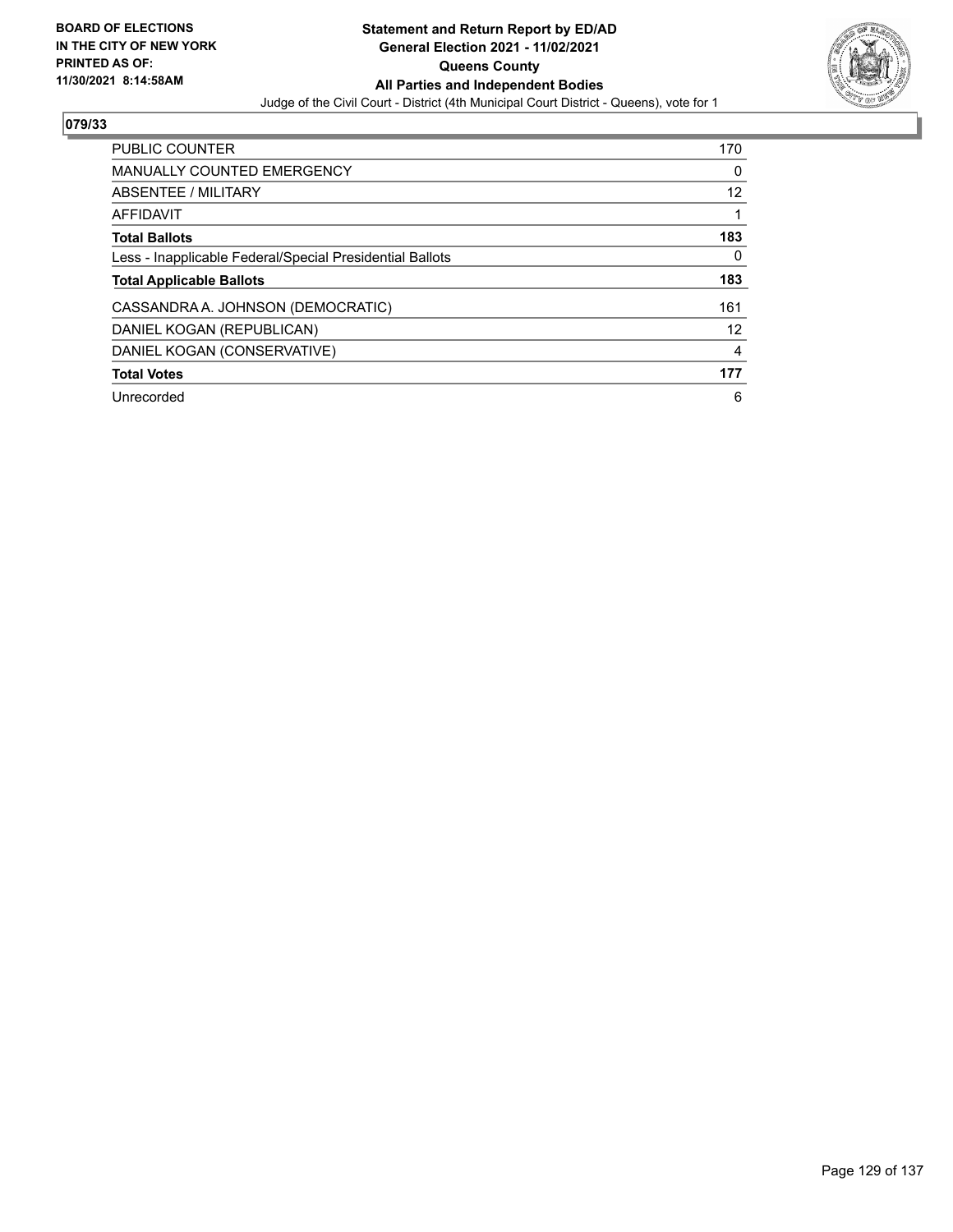**BOARD OF ELECTIONS IN THE CITY OF NEW YORK PRINTED AS OF: 11/30/2021 8:14:58AM**

**Statement and Return Report by ED/AD**
**General Election 2021 - 11/02/2021**
**Queens County**
**All Parties and Independent Bodies**
Judge of the Civil Court - District (4th Municipal Court District - Queens), vote for 1

## 079/33

| | |
|---|---|
| PUBLIC COUNTER | 170 |
| MANUALLY COUNTED EMERGENCY | 0 |
| ABSENTEE / MILITARY | 12 |
| AFFIDAVIT | 1 |
| **Total Ballots** | **183** |
| Less - Inapplicable Federal/Special Presidential Ballots | 0 |
| **Total Applicable Ballots** | **183** |
| CASSANDRA A. JOHNSON (DEMOCRATIC) | 161 |
| DANIEL KOGAN (REPUBLICAN) | 12 |
| DANIEL KOGAN (CONSERVATIVE) | 4 |
| **Total Votes** | **177** |
| Unrecorded | 6 |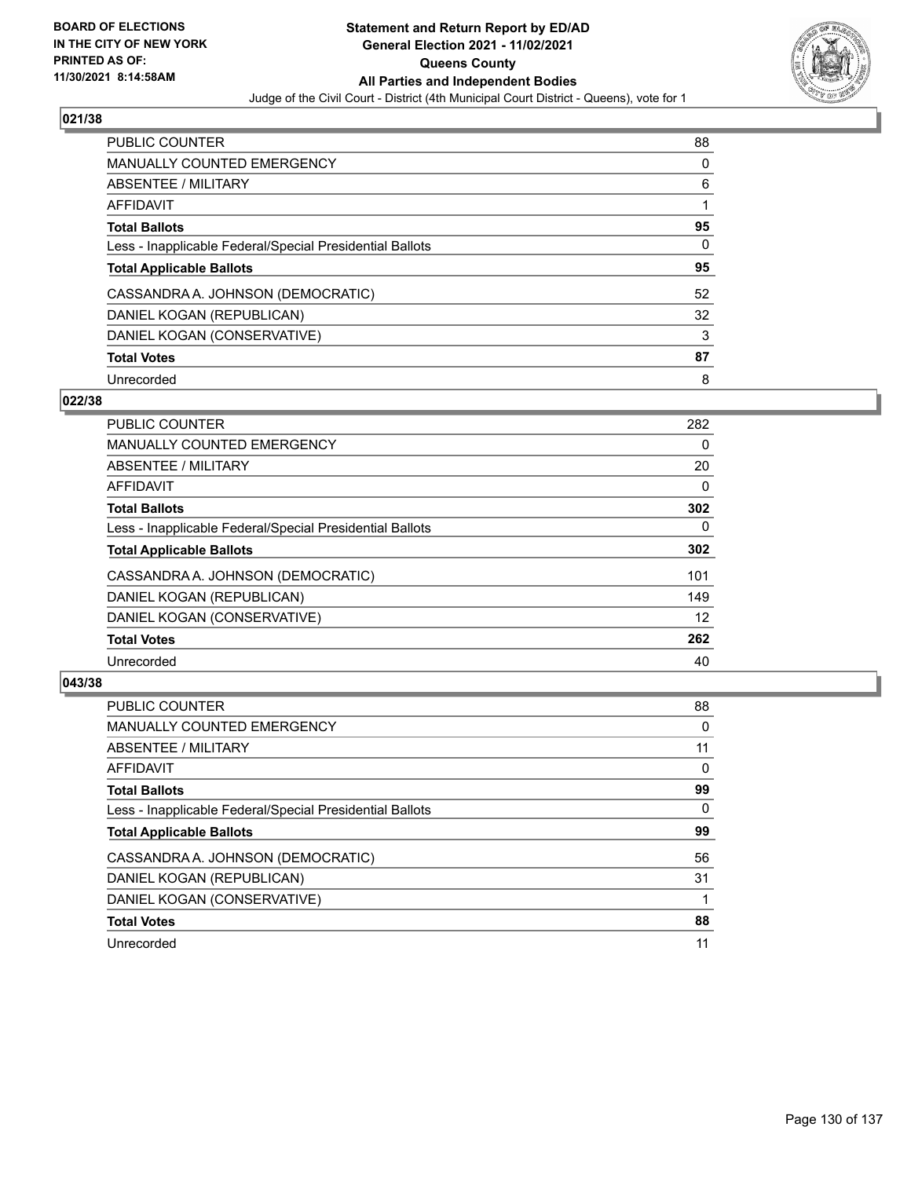## 021/38

| | |
|---|---|
| PUBLIC COUNTER | 88 |
| MANUALLY COUNTED EMERGENCY | 0 |
| ABSENTEE / MILITARY | 6 |
| AFFIDAVIT | 1 |
| **Total Ballots** | **95** |
| Less - Inapplicable Federal/Special Presidential Ballots | 0 |
| **Total Applicable Ballots** | **95** |
| CASSANDRA A. JOHNSON (DEMOCRATIC) | 52 |
| DANIEL KOGAN (REPUBLICAN) | 32 |
| DANIEL KOGAN (CONSERVATIVE) | 3 |
| **Total Votes** | **87** |
| Unrecorded | 8 |

## 022/38

| | |
|---|---|
| PUBLIC COUNTER | 282 |
| MANUALLY COUNTED EMERGENCY | 0 |
| ABSENTEE / MILITARY | 20 |
| AFFIDAVIT | 0 |
| **Total Ballots** | **302** |
| Less - Inapplicable Federal/Special Presidential Ballots | 0 |
| **Total Applicable Ballots** | **302** |
| CASSANDRA A. JOHNSON (DEMOCRATIC) | 101 |
| DANIEL KOGAN (REPUBLICAN) | 149 |
| DANIEL KOGAN (CONSERVATIVE) | 12 |
| **Total Votes** | **262** |
| Unrecorded | 40 |

## 043/38

| | |
|---|---|
| PUBLIC COUNTER | 88 |
| MANUALLY COUNTED EMERGENCY | 0 |
| ABSENTEE / MILITARY | 11 |
| AFFIDAVIT | 0 |
| **Total Ballots** | **99** |
| Less - Inapplicable Federal/Special Presidential Ballots | 0 |
| **Total Applicable Ballots** | **99** |
| CASSANDRA A. JOHNSON (DEMOCRATIC) | 56 |
| DANIEL KOGAN (REPUBLICAN) | 31 |
| DANIEL KOGAN (CONSERVATIVE) | 1 |
| **Total Votes** | **88** |
| Unrecorded | 11 |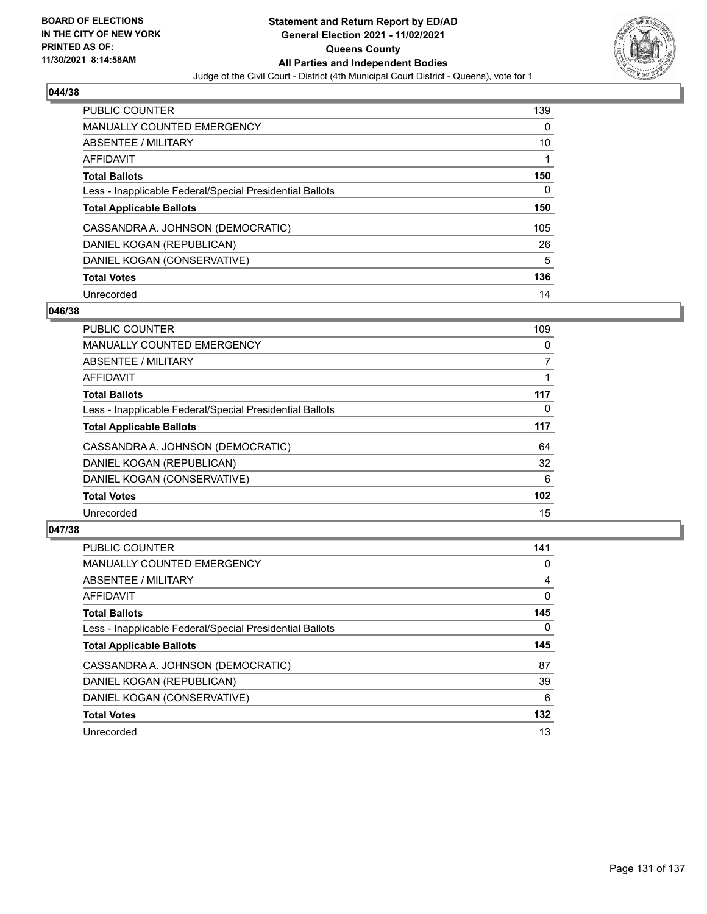BOARD OF ELECTIONS
IN THE CITY OF NEW YORK
PRINTED AS OF:
11/30/2021 8:14:58AM

# Statement and Return Report by ED/AD
## General Election 2021 - 11/02/2021
## Queens County
## All Parties and Independent Bodies

Judge of the Civil Court - District (4th Municipal Court District - Queens), vote for 1

### 044/38

| | |
|---|---|
| PUBLIC COUNTER | 139 |
| MANUALLY COUNTED EMERGENCY | 0 |
| ABSENTEE / MILITARY | 10 |
| AFFIDAVIT | 1 |
| **Total Ballots** | **150** |
| Less - Inapplicable Federal/Special Presidential Ballots | 0 |
| **Total Applicable Ballots** | **150** |
| CASSANDRA A. JOHNSON (DEMOCRATIC) | 105 |
| DANIEL KOGAN (REPUBLICAN) | 26 |
| DANIEL KOGAN (CONSERVATIVE) | 5 |
| **Total Votes** | **136** |
| Unrecorded | 14 |

### 046/38

| | |
|---|---|
| PUBLIC COUNTER | 109 |
| MANUALLY COUNTED EMERGENCY | 0 |
| ABSENTEE / MILITARY | 7 |
| AFFIDAVIT | 1 |
| **Total Ballots** | **117** |
| Less - Inapplicable Federal/Special Presidential Ballots | 0 |
| **Total Applicable Ballots** | **117** |
| CASSANDRA A. JOHNSON (DEMOCRATIC) | 64 |
| DANIEL KOGAN (REPUBLICAN) | 32 |
| DANIEL KOGAN (CONSERVATIVE) | 6 |
| **Total Votes** | **102** |
| Unrecorded | 15 |

### 047/38

| | |
|---|---|
| PUBLIC COUNTER | 141 |
| MANUALLY COUNTED EMERGENCY | 0 |
| ABSENTEE / MILITARY | 4 |
| AFFIDAVIT | 0 |
| **Total Ballots** | **145** |
| Less - Inapplicable Federal/Special Presidential Ballots | 0 |
| **Total Applicable Ballots** | **145** |
| CASSANDRA A. JOHNSON (DEMOCRATIC) | 87 |
| DANIEL KOGAN (REPUBLICAN) | 39 |
| DANIEL KOGAN (CONSERVATIVE) | 6 |
| **Total Votes** | **132** |
| Unrecorded | 13 |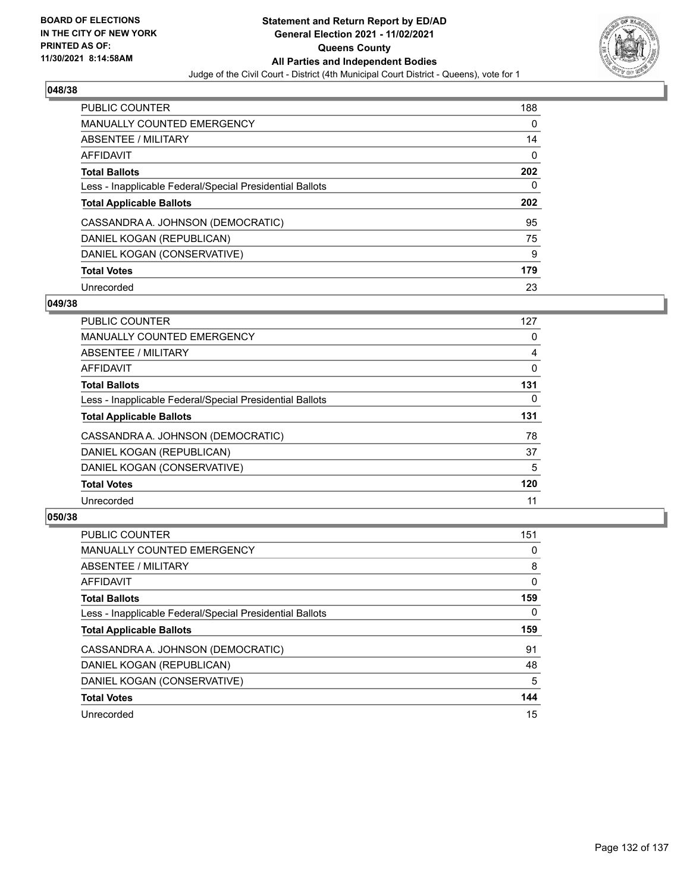## 048/38

| | |
|---|---|
| PUBLIC COUNTER | 188 |
| MANUALLY COUNTED EMERGENCY | 0 |
| ABSENTEE / MILITARY | 14 |
| AFFIDAVIT | 0 |
| **Total Ballots** | **202** |
| Less - Inapplicable Federal/Special Presidential Ballots | 0 |
| **Total Applicable Ballots** | **202** |
| CASSANDRA A. JOHNSON (DEMOCRATIC) | 95 |
| DANIEL KOGAN (REPUBLICAN) | 75 |
| DANIEL KOGAN (CONSERVATIVE) | 9 |
| **Total Votes** | **179** |
| Unrecorded | 23 |

## 049/38

| | |
|---|---|
| PUBLIC COUNTER | 127 |
| MANUALLY COUNTED EMERGENCY | 0 |
| ABSENTEE / MILITARY | 4 |
| AFFIDAVIT | 0 |
| **Total Ballots** | **131** |
| Less - Inapplicable Federal/Special Presidential Ballots | 0 |
| **Total Applicable Ballots** | **131** |
| CASSANDRA A. JOHNSON (DEMOCRATIC) | 78 |
| DANIEL KOGAN (REPUBLICAN) | 37 |
| DANIEL KOGAN (CONSERVATIVE) | 5 |
| **Total Votes** | **120** |
| Unrecorded | 11 |

## 050/38

| | |
|---|---|
| PUBLIC COUNTER | 151 |
| MANUALLY COUNTED EMERGENCY | 0 |
| ABSENTEE / MILITARY | 8 |
| AFFIDAVIT | 0 |
| **Total Ballots** | **159** |
| Less - Inapplicable Federal/Special Presidential Ballots | 0 |
| **Total Applicable Ballots** | **159** |
| CASSANDRA A. JOHNSON (DEMOCRATIC) | 91 |
| DANIEL KOGAN (REPUBLICAN) | 48 |
| DANIEL KOGAN (CONSERVATIVE) | 5 |
| **Total Votes** | **144** |
| Unrecorded | 15 |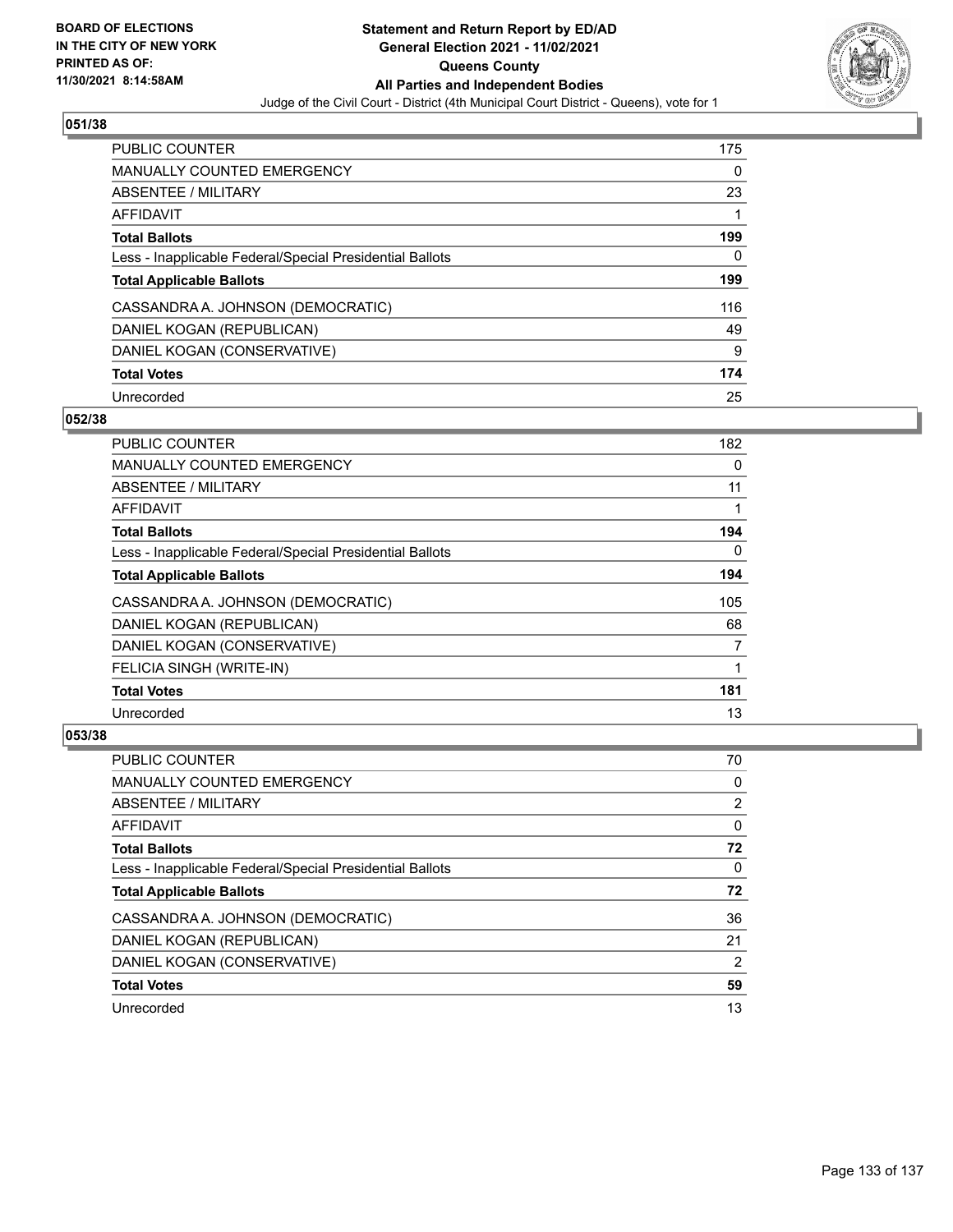**Statement and Return Report by ED/AD**
**General Election 2021 - 11/02/2021**
**Queens County**
**All Parties and Independent Bodies**
Judge of the Civil Court - District (4th Municipal Court District - Queens), vote for 1

BOARD OF ELECTIONS IN THE CITY OF NEW YORK PRINTED AS OF: 11/30/2021 8:14:58AM

### 051/38

| | |
|---|---|
| PUBLIC COUNTER | 175 |
| MANUALLY COUNTED EMERGENCY | 0 |
| ABSENTEE / MILITARY | 23 |
| AFFIDAVIT | 1 |
| **Total Ballots** | **199** |
| Less - Inapplicable Federal/Special Presidential Ballots | 0 |
| **Total Applicable Ballots** | **199** |
| CASSANDRA A. JOHNSON (DEMOCRATIC) | 116 |
| DANIEL KOGAN (REPUBLICAN) | 49 |
| DANIEL KOGAN (CONSERVATIVE) | 9 |
| **Total Votes** | **174** |
| Unrecorded | 25 |

### 052/38

| | |
|---|---|
| PUBLIC COUNTER | 182 |
| MANUALLY COUNTED EMERGENCY | 0 |
| ABSENTEE / MILITARY | 11 |
| AFFIDAVIT | 1 |
| **Total Ballots** | **194** |
| Less - Inapplicable Federal/Special Presidential Ballots | 0 |
| **Total Applicable Ballots** | **194** |
| CASSANDRA A. JOHNSON (DEMOCRATIC) | 105 |
| DANIEL KOGAN (REPUBLICAN) | 68 |
| DANIEL KOGAN (CONSERVATIVE) | 7 |
| FELICIA SINGH (WRITE-IN) | 1 |
| **Total Votes** | **181** |
| Unrecorded | 13 |

### 053/38

| | |
|---|---|
| PUBLIC COUNTER | 70 |
| MANUALLY COUNTED EMERGENCY | 0 |
| ABSENTEE / MILITARY | 2 |
| AFFIDAVIT | 0 |
| **Total Ballots** | **72** |
| Less - Inapplicable Federal/Special Presidential Ballots | 0 |
| **Total Applicable Ballots** | **72** |
| CASSANDRA A. JOHNSON (DEMOCRATIC) | 36 |
| DANIEL KOGAN (REPUBLICAN) | 21 |
| DANIEL KOGAN (CONSERVATIVE) | 2 |
| **Total Votes** | **59** |
| Unrecorded | 13 |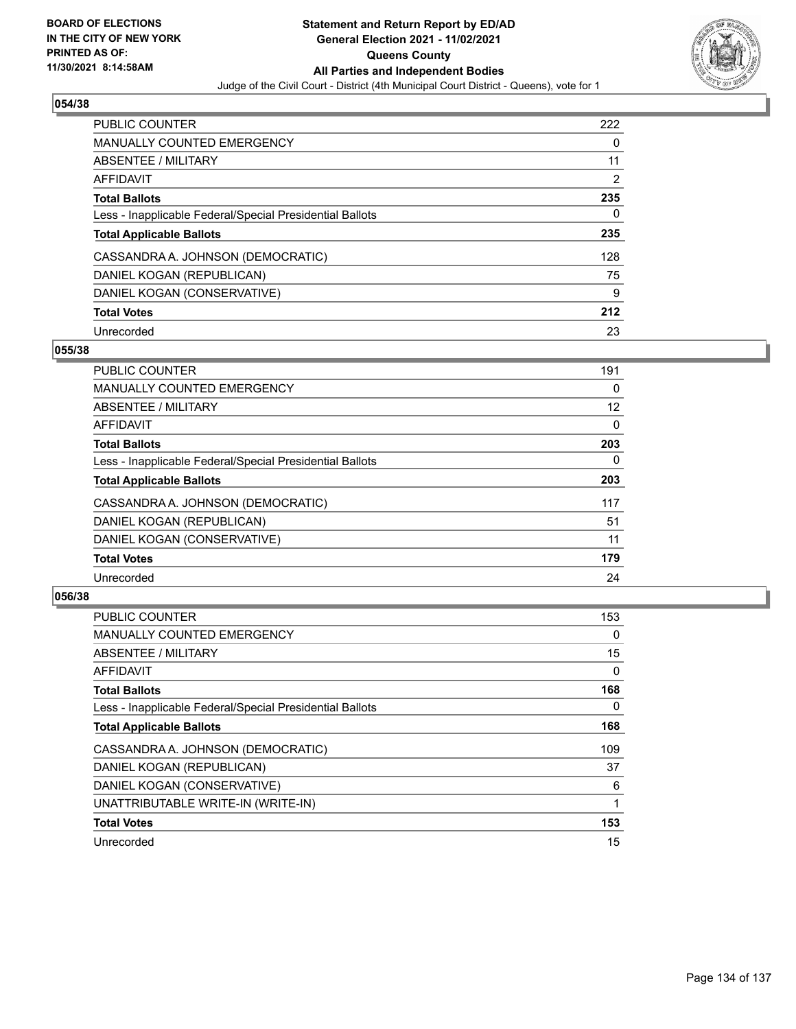**BOARD OF ELECTIONS IN THE CITY OF NEW YORK PRINTED AS OF: 11/30/2021 8:14:58AM**

**Statement and Return Report by ED/AD General Election 2021 - 11/02/2021 Queens County All Parties and Independent Bodies**

Judge of the Civil Court - District (4th Municipal Court District - Queens), vote for 1

## 054/38

| | |
|---|---|
| PUBLIC COUNTER | 222 |
| MANUALLY COUNTED EMERGENCY | 0 |
| ABSENTEE / MILITARY | 11 |
| AFFIDAVIT | 2 |
| **Total Ballots** | **235** |
| Less - Inapplicable Federal/Special Presidential Ballots | 0 |
| **Total Applicable Ballots** | **235** |
| CASSANDRA A. JOHNSON (DEMOCRATIC) | 128 |
| DANIEL KOGAN (REPUBLICAN) | 75 |
| DANIEL KOGAN (CONSERVATIVE) | 9 |
| **Total Votes** | **212** |
| Unrecorded | 23 |

## 055/38

| | |
|---|---|
| PUBLIC COUNTER | 191 |
| MANUALLY COUNTED EMERGENCY | 0 |
| ABSENTEE / MILITARY | 12 |
| AFFIDAVIT | 0 |
| **Total Ballots** | **203** |
| Less - Inapplicable Federal/Special Presidential Ballots | 0 |
| **Total Applicable Ballots** | **203** |
| CASSANDRA A. JOHNSON (DEMOCRATIC) | 117 |
| DANIEL KOGAN (REPUBLICAN) | 51 |
| DANIEL KOGAN (CONSERVATIVE) | 11 |
| **Total Votes** | **179** |
| Unrecorded | 24 |

## 056/38

| | |
|---|---|
| PUBLIC COUNTER | 153 |
| MANUALLY COUNTED EMERGENCY | 0 |
| ABSENTEE / MILITARY | 15 |
| AFFIDAVIT | 0 |
| **Total Ballots** | **168** |
| Less - Inapplicable Federal/Special Presidential Ballots | 0 |
| **Total Applicable Ballots** | **168** |
| CASSANDRA A. JOHNSON (DEMOCRATIC) | 109 |
| DANIEL KOGAN (REPUBLICAN) | 37 |
| DANIEL KOGAN (CONSERVATIVE) | 6 |
| UNATTRIBUTABLE WRITE-IN (WRITE-IN) | 1 |
| **Total Votes** | **153** |
| Unrecorded | 15 |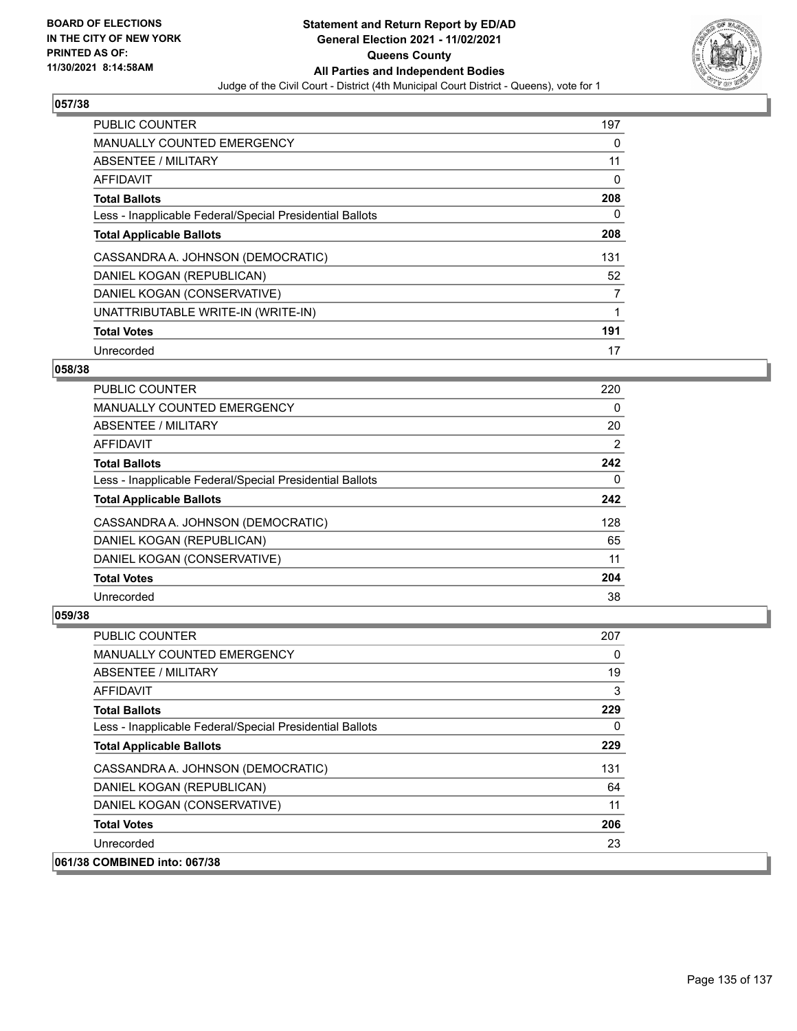**BOARD OF ELECTIONS IN THE CITY OF NEW YORK PRINTED AS OF: 11/30/2021 8:14:58AM**

**Statement and Return Report by ED/AD General Election 2021 - 11/02/2021 Queens County All Parties and Independent Bodies**

Judge of the Civil Court - District (4th Municipal Court District - Queens), vote for 1

## 057/38

| | |
|---|---|
| PUBLIC COUNTER | 197 |
| MANUALLY COUNTED EMERGENCY | 0 |
| ABSENTEE / MILITARY | 11 |
| AFFIDAVIT | 0 |
| **Total Ballots** | **208** |
| Less - Inapplicable Federal/Special Presidential Ballots | 0 |
| **Total Applicable Ballots** | **208** |
| CASSANDRA A. JOHNSON (DEMOCRATIC) | 131 |
| DANIEL KOGAN (REPUBLICAN) | 52 |
| DANIEL KOGAN (CONSERVATIVE) | 7 |
| UNATTRIBUTABLE WRITE-IN (WRITE-IN) | 1 |
| **Total Votes** | **191** |
| Unrecorded | 17 |

## 058/38

| | |
|---|---|
| PUBLIC COUNTER | 220 |
| MANUALLY COUNTED EMERGENCY | 0 |
| ABSENTEE / MILITARY | 20 |
| AFFIDAVIT | 2 |
| **Total Ballots** | **242** |
| Less - Inapplicable Federal/Special Presidential Ballots | 0 |
| **Total Applicable Ballots** | **242** |
| CASSANDRA A. JOHNSON (DEMOCRATIC) | 128 |
| DANIEL KOGAN (REPUBLICAN) | 65 |
| DANIEL KOGAN (CONSERVATIVE) | 11 |
| **Total Votes** | **204** |
| Unrecorded | 38 |

## 059/38

| | |
|---|---|
| PUBLIC COUNTER | 207 |
| MANUALLY COUNTED EMERGENCY | 0 |
| ABSENTEE / MILITARY | 19 |
| AFFIDAVIT | 3 |
| **Total Ballots** | **229** |
| Less - Inapplicable Federal/Special Presidential Ballots | 0 |
| **Total Applicable Ballots** | **229** |
| CASSANDRA A. JOHNSON (DEMOCRATIC) | 131 |
| DANIEL KOGAN (REPUBLICAN) | 64 |
| DANIEL KOGAN (CONSERVATIVE) | 11 |
| **Total Votes** | **206** |
| Unrecorded | 23 |

## 061/38 COMBINED into: 067/38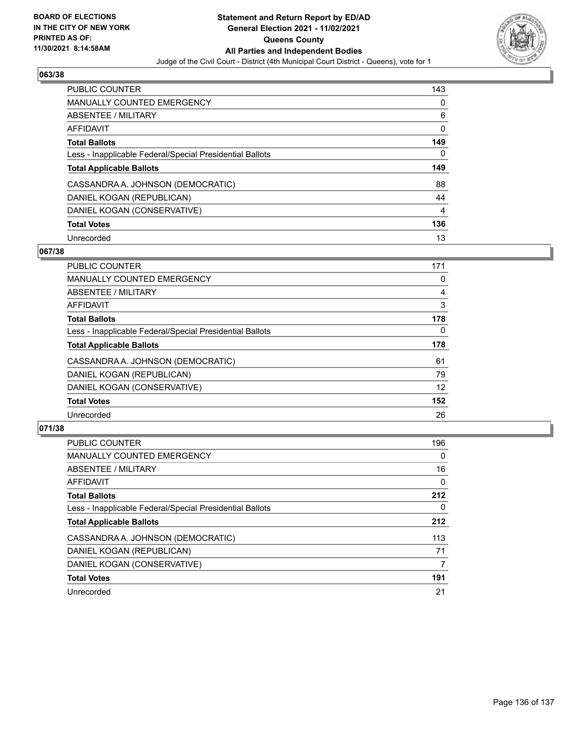## 063/38

| | |
|---|---|
| PUBLIC COUNTER | 143 |
| MANUALLY COUNTED EMERGENCY | 0 |
| ABSENTEE / MILITARY | 6 |
| AFFIDAVIT | 0 |
| **Total Ballots** | **149** |
| Less - Inapplicable Federal/Special Presidential Ballots | 0 |
| **Total Applicable Ballots** | **149** |
| CASSANDRA A. JOHNSON (DEMOCRATIC) | 88 |
| DANIEL KOGAN (REPUBLICAN) | 44 |
| DANIEL KOGAN (CONSERVATIVE) | 4 |
| **Total Votes** | **136** |
| Unrecorded | 13 |

## 067/38

| | |
|---|---|
| PUBLIC COUNTER | 171 |
| MANUALLY COUNTED EMERGENCY | 0 |
| ABSENTEE / MILITARY | 4 |
| AFFIDAVIT | 3 |
| **Total Ballots** | **178** |
| Less - Inapplicable Federal/Special Presidential Ballots | 0 |
| **Total Applicable Ballots** | **178** |
| CASSANDRA A. JOHNSON (DEMOCRATIC) | 61 |
| DANIEL KOGAN (REPUBLICAN) | 79 |
| DANIEL KOGAN (CONSERVATIVE) | 12 |
| **Total Votes** | **152** |
| Unrecorded | 26 |

## 071/38

| | |
|---|---|
| PUBLIC COUNTER | 196 |
| MANUALLY COUNTED EMERGENCY | 0 |
| ABSENTEE / MILITARY | 16 |
| AFFIDAVIT | 0 |
| **Total Ballots** | **212** |
| Less - Inapplicable Federal/Special Presidential Ballots | 0 |
| **Total Applicable Ballots** | **212** |
| CASSANDRA A. JOHNSON (DEMOCRATIC) | 113 |
| DANIEL KOGAN (REPUBLICAN) | 71 |
| DANIEL KOGAN (CONSERVATIVE) | 7 |
| **Total Votes** | **191** |
| Unrecorded | 21 |